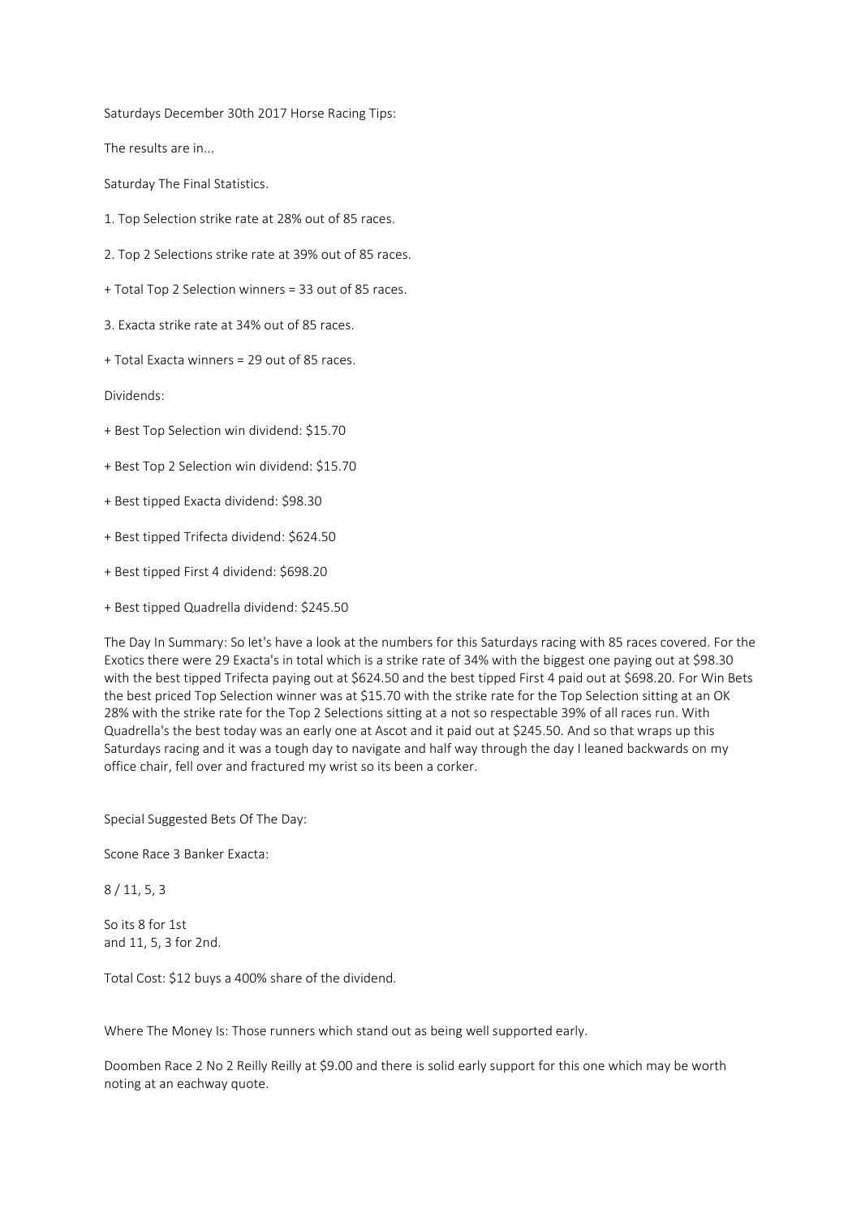Saturdays December 30th 2017 Horse Racing Tips:

The results are in...

Saturday The Final Statistics.

1. Top Selection strike rate at 28% out of 85 races.

2. Top 2 Selections strike rate at 39% out of 85 races.

+ Total Top 2 Selection winners = 33 out of 85 races.

3. Exacta strike rate at 34% out of 85 races.

+ Total Exacta winners = 29 out of 85 races.

Dividends:

+ Best Top Selection win dividend: $15.70

+ Best Top 2 Selection win dividend: $15.70

+ Best tipped Exacta dividend: $98.30

+ Best tipped Trifecta dividend: $624.50

+ Best tipped First 4 dividend: $698.20

+ Best tipped Quadrella dividend: $245.50

The Day In Summary: So let's have a look at the numbers for this Saturdays racing with 85 races covered. For the Exotics there were 29 Exacta's in total which is a strike rate of 34% with the biggest one paying out at $98.30 with the best tipped Trifecta paying out at $624.50 and the best tipped First 4 paid out at $698.20. For Win Bets the best priced Top Selection winner was at $15.70 with the strike rate for the Top Selection sitting at an OK 28% with the strike rate for the Top 2 Selections sitting at a not so respectable 39% of all races run. With Quadrella's the best today was an early one at Ascot and it paid out at $245.50. And so that wraps up this Saturdays racing and it was a tough day to navigate and half way through the day I leaned backwards on my office chair, fell over and fractured my wrist so its been a corker.

Special Suggested Bets Of The Day:

Scone Race 3 Banker Exacta:

8 / 11, 5, 3

So its 8 for 1st
and 11, 5, 3 for 2nd.

Total Cost: $12 buys a 400% share of the dividend.

Where The Money Is: Those runners which stand out as being well supported early.

Doomben Race 2 No 2 Reilly Reilly at $9.00 and there is solid early support for this one which may be worth noting at an eachway quote.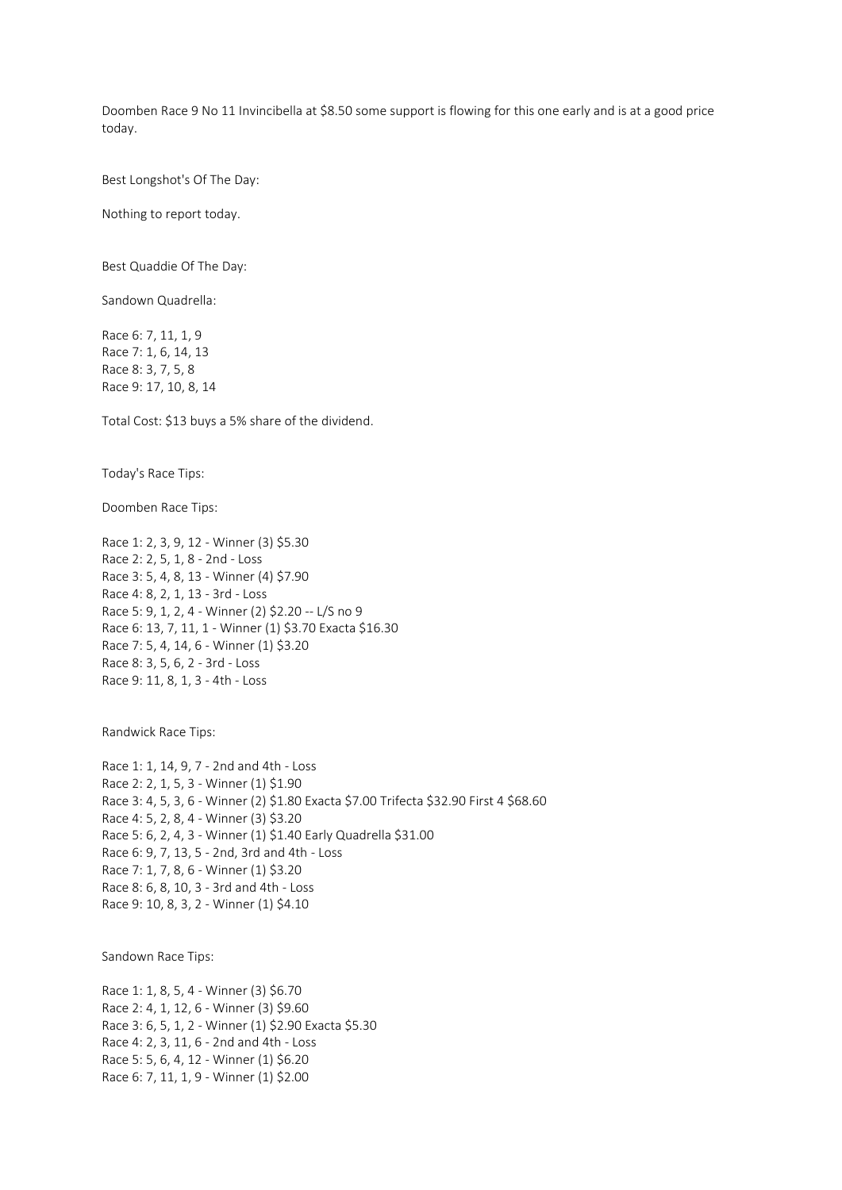Doomben Race 9 No 11 Invincibella at $8.50 some support is flowing for this one early and is at a good price today.

Best Longshot's Of The Day:

Nothing to report today.

Best Quaddie Of The Day:

Sandown Quadrella:

Race 6: 7, 11, 1, 9
Race 7: 1, 6, 14, 13
Race 8: 3, 7, 5, 8
Race 9: 17, 10, 8, 14

Total Cost: $13 buys a 5% share of the dividend.

Today's Race Tips:

Doomben Race Tips:

Race 1: 2, 3, 9, 12 - Winner (3) $5.30
Race 2: 2, 5, 1, 8 - 2nd - Loss
Race 3: 5, 4, 8, 13 - Winner (4) $7.90
Race 4: 8, 2, 1, 13 - 3rd - Loss
Race 5: 9, 1, 2, 4 - Winner (2) $2.20 -- L/S no 9
Race 6: 13, 7, 11, 1 - Winner (1) $3.70 Exacta $16.30
Race 7: 5, 4, 14, 6 - Winner (1) $3.20
Race 8: 3, 5, 6, 2 - 3rd - Loss
Race 9: 11, 8, 1, 3 - 4th - Loss

Randwick Race Tips:

Race 1: 1, 14, 9, 7 - 2nd and 4th - Loss
Race 2: 2, 1, 5, 3 - Winner (1) $1.90
Race 3: 4, 5, 3, 6 - Winner (2) $1.80 Exacta $7.00 Trifecta $32.90 First 4 $68.60
Race 4: 5, 2, 8, 4 - Winner (3) $3.20
Race 5: 6, 2, 4, 3 - Winner (1) $1.40 Early Quadrella $31.00
Race 6: 9, 7, 13, 5 - 2nd, 3rd and 4th - Loss
Race 7: 1, 7, 8, 6 - Winner (1) $3.20
Race 8: 6, 8, 10, 3 - 3rd and 4th - Loss
Race 9: 10, 8, 3, 2 - Winner (1) $4.10

Sandown Race Tips:

Race 1: 1, 8, 5, 4 - Winner (3) $6.70
Race 2: 4, 1, 12, 6 - Winner (3) $9.60
Race 3: 6, 5, 1, 2 - Winner (1) $2.90 Exacta $5.30
Race 4: 2, 3, 11, 6 - 2nd and 4th - Loss
Race 5: 5, 6, 4, 12 - Winner (1) $6.20
Race 6: 7, 11, 1, 9 - Winner (1) $2.00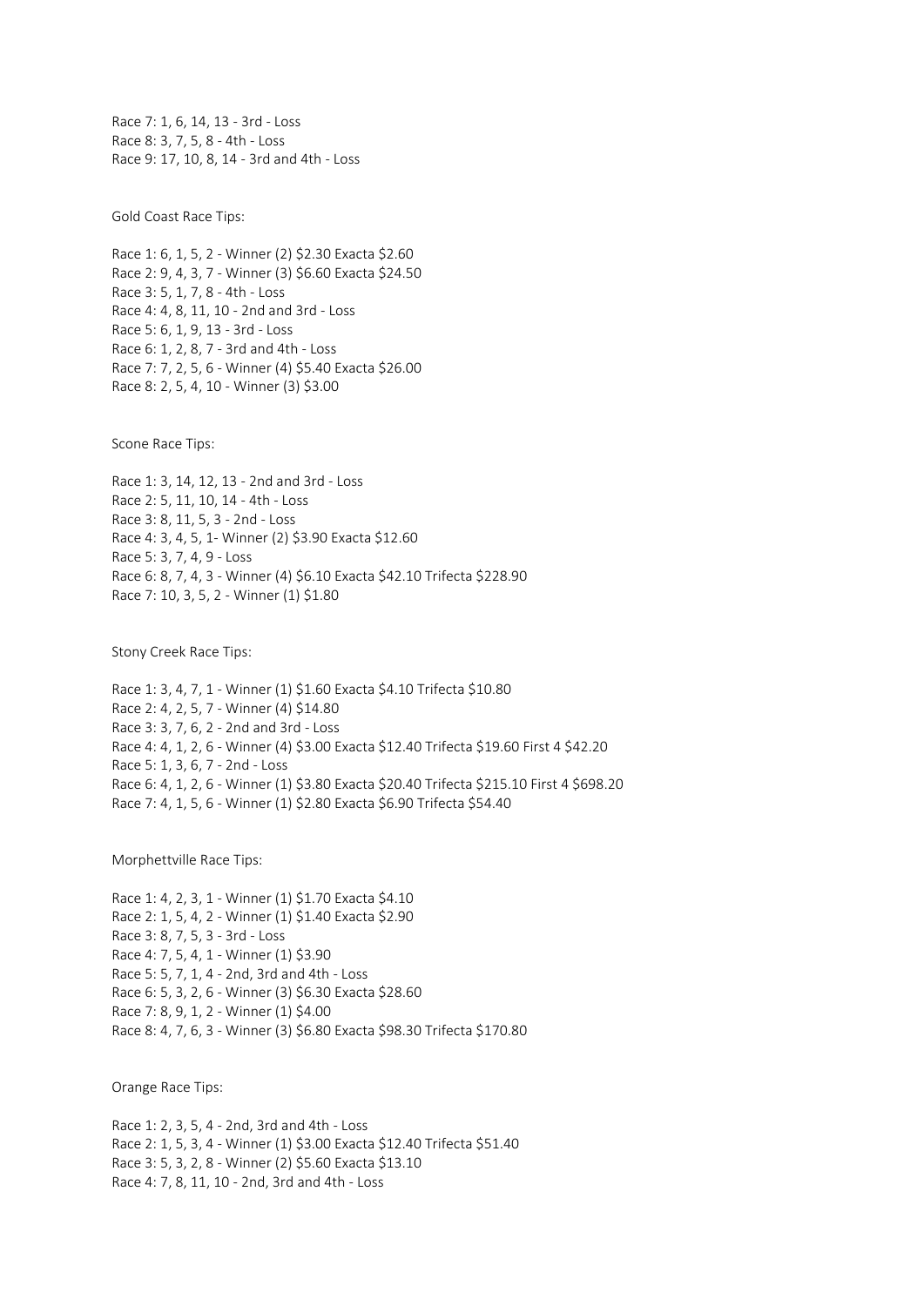Race 7: 1, 6, 14, 13 - 3rd - Loss
Race 8: 3, 7, 5, 8 - 4th - Loss
Race 9: 17, 10, 8, 14 - 3rd and 4th - Loss

Gold Coast Race Tips:

Race 1: 6, 1, 5, 2 - Winner (2) $2.30 Exacta $2.60
Race 2: 9, 4, 3, 7 - Winner (3) $6.60 Exacta $24.50
Race 3: 5, 1, 7, 8 - 4th - Loss
Race 4: 4, 8, 11, 10 - 2nd and 3rd - Loss
Race 5: 6, 1, 9, 13 - 3rd - Loss
Race 6: 1, 2, 8, 7 - 3rd and 4th - Loss
Race 7: 7, 2, 5, 6 - Winner (4) $5.40 Exacta $26.00
Race 8: 2, 5, 4, 10 - Winner (3) $3.00

Scone Race Tips:

Race 1: 3, 14, 12, 13 - 2nd and 3rd - Loss
Race 2: 5, 11, 10, 14 - 4th - Loss
Race 3: 8, 11, 5, 3 - 2nd - Loss
Race 4: 3, 4, 5, 1- Winner (2) $3.90 Exacta $12.60
Race 5: 3, 7, 4, 9 - Loss
Race 6: 8, 7, 4, 3 - Winner (4) $6.10 Exacta $42.10 Trifecta $228.90
Race 7: 10, 3, 5, 2 - Winner (1) $1.80

Stony Creek Race Tips:

Race 1: 3, 4, 7, 1 - Winner (1) $1.60 Exacta $4.10 Trifecta $10.80
Race 2: 4, 2, 5, 7 - Winner (4) $14.80
Race 3: 3, 7, 6, 2 - 2nd and 3rd - Loss
Race 4: 4, 1, 2, 6 - Winner (4) $3.00 Exacta $12.40 Trifecta $19.60 First 4 $42.20
Race 5: 1, 3, 6, 7 - 2nd - Loss
Race 6: 4, 1, 2, 6 - Winner (1) $3.80 Exacta $20.40 Trifecta $215.10 First 4 $698.20
Race 7: 4, 1, 5, 6 - Winner (1) $2.80 Exacta $6.90 Trifecta $54.40

Morphettville Race Tips:

Race 1: 4, 2, 3, 1 - Winner (1) $1.70 Exacta $4.10
Race 2: 1, 5, 4, 2 - Winner (1) $1.40 Exacta $2.90
Race 3: 8, 7, 5, 3 - 3rd - Loss
Race 4: 7, 5, 4, 1 - Winner (1) $3.90
Race 5: 5, 7, 1, 4 - 2nd, 3rd and 4th - Loss
Race 6: 5, 3, 2, 6 - Winner (3) $6.30 Exacta $28.60
Race 7: 8, 9, 1, 2 - Winner (1) $4.00
Race 8: 4, 7, 6, 3 - Winner (3) $6.80 Exacta $98.30 Trifecta $170.80

Orange Race Tips:

Race 1: 2, 3, 5, 4 - 2nd, 3rd and 4th - Loss
Race 2: 1, 5, 3, 4 - Winner (1) $3.00 Exacta $12.40 Trifecta $51.40
Race 3: 5, 3, 2, 8 - Winner (2) $5.60 Exacta $13.10
Race 4: 7, 8, 11, 10 - 2nd, 3rd and 4th - Loss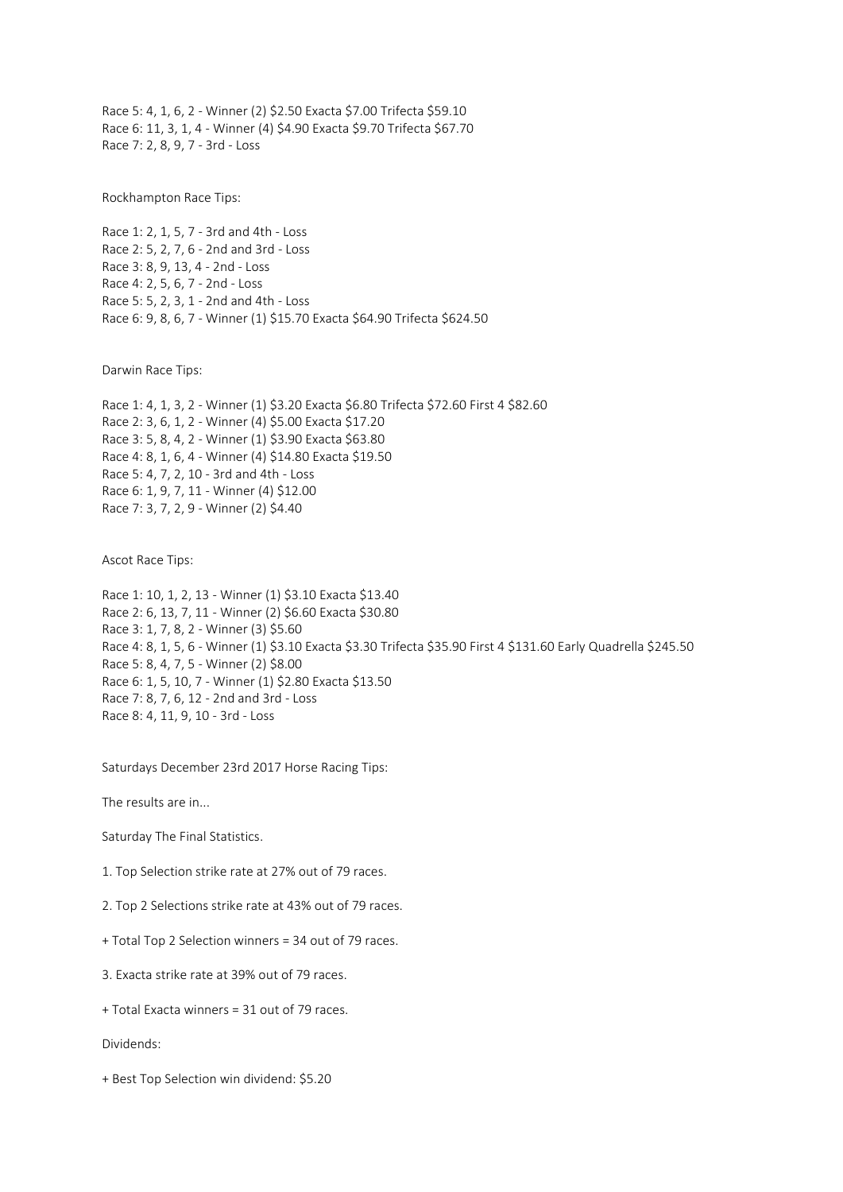Race 5: 4, 1, 6, 2 - Winner (2) $2.50 Exacta $7.00 Trifecta $59.10
Race 6: 11, 3, 1, 4 - Winner (4) $4.90 Exacta $9.70 Trifecta $67.70
Race 7: 2, 8, 9, 7 - 3rd - Loss

Rockhampton Race Tips:

Race 1: 2, 1, 5, 7 - 3rd and 4th - Loss
Race 2: 5, 2, 7, 6 - 2nd and 3rd - Loss
Race 3: 8, 9, 13, 4 - 2nd - Loss
Race 4: 2, 5, 6, 7 - 2nd - Loss
Race 5: 5, 2, 3, 1 - 2nd and 4th - Loss
Race 6: 9, 8, 6, 7 - Winner (1) $15.70 Exacta $64.90 Trifecta $624.50

Darwin Race Tips:

Race 1: 4, 1, 3, 2 - Winner (1) $3.20 Exacta $6.80 Trifecta $72.60 First 4 $82.60
Race 2: 3, 6, 1, 2 - Winner (4) $5.00 Exacta $17.20
Race 3: 5, 8, 4, 2 - Winner (1) $3.90 Exacta $63.80
Race 4: 8, 1, 6, 4 - Winner (4) $14.80 Exacta $19.50
Race 5: 4, 7, 2, 10 - 3rd and 4th - Loss
Race 6: 1, 9, 7, 11 - Winner (4) $12.00
Race 7: 3, 7, 2, 9 - Winner (2) $4.40

Ascot Race Tips:

Race 1: 10, 1, 2, 13 - Winner (1) $3.10 Exacta $13.40
Race 2: 6, 13, 7, 11 - Winner (2) $6.60 Exacta $30.80
Race 3: 1, 7, 8, 2 - Winner (3) $5.60
Race 4: 8, 1, 5, 6 - Winner (1) $3.10 Exacta $3.30 Trifecta $35.90 First 4 $131.60 Early Quadrella $245.50
Race 5: 8, 4, 7, 5 - Winner (2) $8.00
Race 6: 1, 5, 10, 7 - Winner (1) $2.80 Exacta $13.50
Race 7: 8, 7, 6, 12 - 2nd and 3rd - Loss
Race 8: 4, 11, 9, 10 - 3rd - Loss

Saturdays December 23rd 2017 Horse Racing Tips:

The results are in...

Saturday The Final Statistics.

1. Top Selection strike rate at 27% out of 79 races.

2. Top 2 Selections strike rate at 43% out of 79 races.

+ Total Top 2 Selection winners = 34 out of 79 races.

3. Exacta strike rate at 39% out of 79 races.

+ Total Exacta winners = 31 out of 79 races.

Dividends:

+ Best Top Selection win dividend: $5.20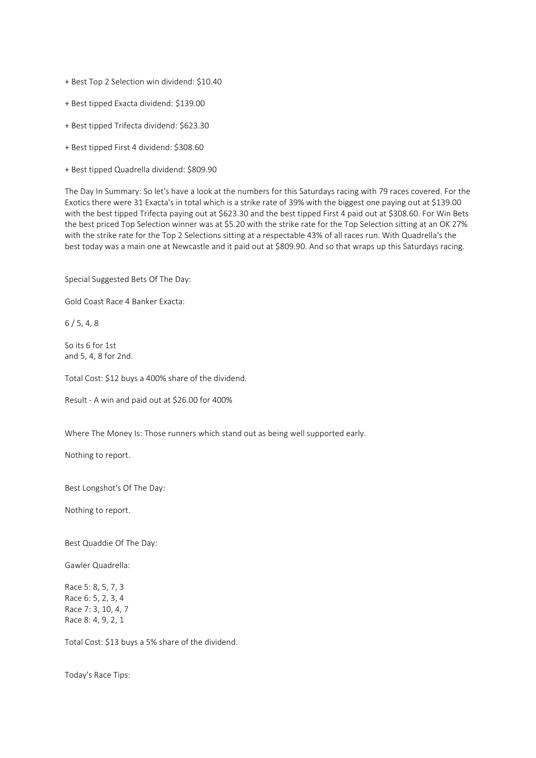+ Best Top 2 Selection win dividend: $10.40

+ Best tipped Exacta dividend: $139.00

+ Best tipped Trifecta dividend: $623.30

+ Best tipped First 4 dividend: $308.60

+ Best tipped Quadrella dividend: $809.90

The Day In Summary: So let's have a look at the numbers for this Saturdays racing with 79 races covered. For the Exotics there were 31 Exacta's in total which is a strike rate of 39% with the biggest one paying out at $139.00 with the best tipped Trifecta paying out at $623.30 and the best tipped First 4 paid out at $308.60. For Win Bets the best priced Top Selection winner was at $5.20 with the strike rate for the Top Selection sitting at an OK 27% with the strike rate for the Top 2 Selections sitting at a respectable 43% of all races run. With Quadrella's the best today was a main one at Newcastle and it paid out at $809.90. And so that wraps up this Saturdays racing.

Special Suggested Bets Of The Day:

Gold Coast Race 4 Banker Exacta:

6 / 5, 4, 8

So its 6 for 1st
and 5, 4, 8 for 2nd.

Total Cost: $12 buys a 400% share of the dividend.

Result - A win and paid out at $26.00 for 400%

Where The Money Is: Those runners which stand out as being well supported early.

Nothing to report.

Best Longshot's Of The Day:

Nothing to report.

Best Quaddie Of The Day:

Gawler Quadrella:

Race 5: 8, 5, 7, 3
Race 6: 5, 2, 3, 4
Race 7: 3, 10, 4, 7
Race 8: 4, 9, 2, 1

Total Cost: $13 buys a 5% share of the dividend.

Today's Race Tips: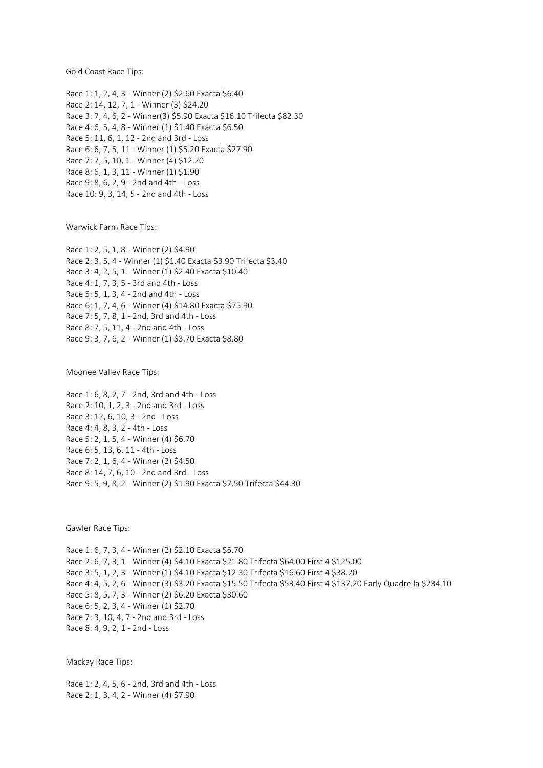Gold Coast Race Tips:

Race 1: 1, 2, 4, 3 - Winner (2) $2.60 Exacta $6.40
Race 2: 14, 12, 7, 1 - Winner (3) $24.20
Race 3: 7, 4, 6, 2 - Winner(3) $5.90 Exacta $16.10 Trifecta $82.30
Race 4: 6, 5, 4, 8 - Winner (1) $1.40 Exacta $6.50
Race 5: 11, 6, 1, 12 - 2nd and 3rd - Loss
Race 6: 6, 7, 5, 11 - Winner (1) $5.20 Exacta $27.90
Race 7: 7, 5, 10, 1 - Winner (4) $12.20
Race 8: 6, 1, 3, 11 - Winner (1) $1.90
Race 9: 8, 6, 2, 9 - 2nd and 4th - Loss
Race 10: 9, 3, 14, 5 - 2nd and 4th - Loss

Warwick Farm Race Tips:

Race 1: 2, 5, 1, 8 - Winner (2) $4.90
Race 2: 3. 5, 4 - Winner (1) $1.40 Exacta $3.90 Trifecta $3.40
Race 3: 4, 2, 5, 1 - Winner (1) $2.40 Exacta $10.40
Race 4: 1, 7, 3, 5 - 3rd and 4th - Loss
Race 5: 5, 1, 3, 4 - 2nd and 4th - Loss
Race 6: 1, 7, 4, 6 - Winner (4) $14.80 Exacta $75.90
Race 7: 5, 7, 8, 1 - 2nd, 3rd and 4th - Loss
Race 8: 7, 5, 11, 4 - 2nd and 4th - Loss
Race 9: 3, 7, 6, 2 - Winner (1) $3.70 Exacta $8.80

Moonee Valley Race Tips:

Race 1: 6, 8, 2, 7 - 2nd, 3rd and 4th - Loss
Race 2: 10, 1, 2, 3 - 2nd and 3rd - Loss
Race 3: 12, 6, 10, 3 - 2nd - Loss
Race 4: 4, 8, 3, 2 - 4th - Loss
Race 5: 2, 1, 5, 4 - Winner (4) $6.70
Race 6: 5, 13, 6, 11 - 4th - Loss
Race 7: 2, 1, 6, 4 - Winner (2) $4.50
Race 8: 14, 7, 6, 10 - 2nd and 3rd - Loss
Race 9: 5, 9, 8, 2 - Winner (2) $1.90 Exacta $7.50 Trifecta $44.30

Gawler Race Tips:

Race 1: 6, 7, 3, 4 - Winner (2) $2.10 Exacta $5.70
Race 2: 6, 7, 3, 1 - Winner (4) $4.10 Exacta $21.80 Trifecta $64.00 First 4 $125.00
Race 3: 5, 1, 2, 3 - Winner (1) $4.10 Exacta $12.30 Trifecta $16.60 First 4 $38.20
Race 4: 4, 5, 2, 6 - Winner (3) $3.20 Exacta $15.50 Trifecta $53.40 First 4 $137.20 Early Quadrella $234.10
Race 5: 8, 5, 7, 3 - Winner (2) $6.20 Exacta $30.60
Race 6: 5, 2, 3, 4 - Winner (1) $2.70
Race 7: 3, 10, 4, 7 - 2nd and 3rd - Loss
Race 8: 4, 9, 2, 1 - 2nd - Loss

Mackay Race Tips:

Race 1: 2, 4, 5, 6 - 2nd, 3rd and 4th - Loss
Race 2: 1, 3, 4, 2 - Winner (4) $7.90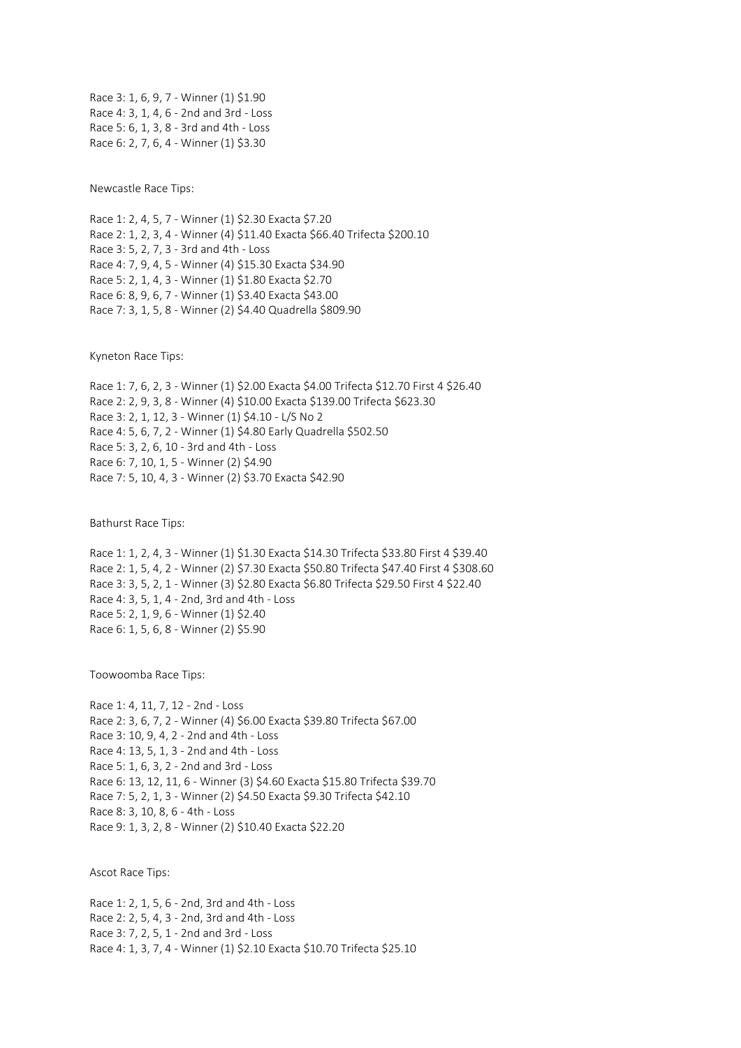Race 3: 1, 6, 9, 7 - Winner (1) $1.90
Race 4: 3, 1, 4, 6 - 2nd and 3rd - Loss
Race 5: 6, 1, 3, 8 - 3rd and 4th - Loss
Race 6: 2, 7, 6, 4 - Winner (1) $3.30

Newcastle Race Tips:

Race 1: 2, 4, 5, 7 - Winner (1) $2.30 Exacta $7.20
Race 2: 1, 2, 3, 4 - Winner (4) $11.40 Exacta $66.40 Trifecta $200.10
Race 3: 5, 2, 7, 3 - 3rd and 4th - Loss
Race 4: 7, 9, 4, 5 - Winner (4) $15.30 Exacta $34.90
Race 5: 2, 1, 4, 3 - Winner (1) $1.80 Exacta $2.70
Race 6: 8, 9, 6, 7 - Winner (1) $3.40 Exacta $43.00
Race 7: 3, 1, 5, 8 - Winner (2) $4.40 Quadrella $809.90

Kyneton Race Tips:

Race 1: 7, 6, 2, 3 - Winner (1) $2.00 Exacta $4.00 Trifecta $12.70 First 4 $26.40
Race 2: 2, 9, 3, 8 - Winner (4) $10.00 Exacta $139.00 Trifecta $623.30
Race 3: 2, 1, 12, 3 - Winner (1) $4.10 - L/S No 2
Race 4: 5, 6, 7, 2 - Winner (1) $4.80 Early Quadrella $502.50
Race 5: 3, 2, 6, 10 - 3rd and 4th - Loss
Race 6: 7, 10, 1, 5 - Winner (2) $4.90
Race 7: 5, 10, 4, 3 - Winner (2) $3.70 Exacta $42.90

Bathurst Race Tips:

Race 1: 1, 2, 4, 3 - Winner (1) $1.30 Exacta $14.30 Trifecta $33.80 First 4 $39.40
Race 2: 1, 5, 4, 2 - Winner (2) $7.30 Exacta $50.80 Trifecta $47.40 First 4 $308.60
Race 3: 3, 5, 2, 1 - Winner (3) $2.80 Exacta $6.80 Trifecta $29.50 First 4 $22.40
Race 4: 3, 5, 1, 4 - 2nd, 3rd and 4th - Loss
Race 5: 2, 1, 9, 6 - Winner (1) $2.40
Race 6: 1, 5, 6, 8 - Winner (2) $5.90

Toowoomba Race Tips:

Race 1: 4, 11, 7, 12 - 2nd - Loss
Race 2: 3, 6, 7, 2 - Winner (4) $6.00 Exacta $39.80 Trifecta $67.00
Race 3: 10, 9, 4, 2 - 2nd and 4th - Loss
Race 4: 13, 5, 1, 3 - 2nd and 4th - Loss
Race 5: 1, 6, 3, 2 - 2nd and 3rd - Loss
Race 6: 13, 12, 11, 6 - Winner (3) $4.60 Exacta $15.80 Trifecta $39.70
Race 7: 5, 2, 1, 3 - Winner (2) $4.50 Exacta $9.30 Trifecta $42.10
Race 8: 3, 10, 8, 6 - 4th - Loss
Race 9: 1, 3, 2, 8 - Winner (2) $10.40 Exacta $22.20

Ascot Race Tips:

Race 1: 2, 1, 5, 6 - 2nd, 3rd and 4th - Loss
Race 2: 2, 5, 4, 3 - 2nd, 3rd and 4th - Loss
Race 3: 7, 2, 5, 1 - 2nd and 3rd - Loss
Race 4: 1, 3, 7, 4 - Winner (1) $2.10 Exacta $10.70 Trifecta $25.10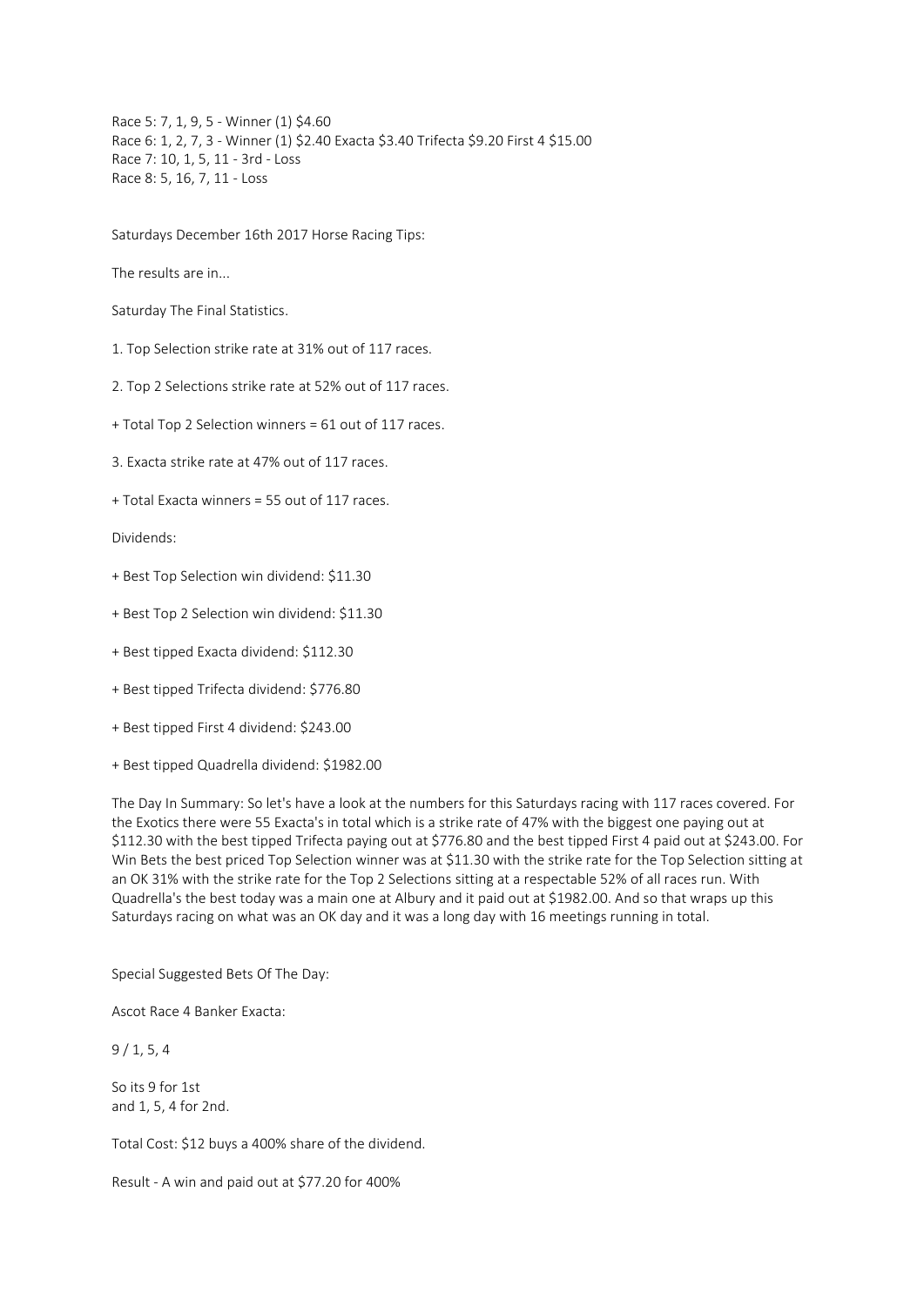Race 5: 7, 1, 9, 5 - Winner (1) $4.60
Race 6: 1, 2, 7, 3 - Winner (1) $2.40 Exacta $3.40 Trifecta $9.20 First 4 $15.00
Race 7: 10, 1, 5, 11 - 3rd - Loss
Race 8: 5, 16, 7, 11 - Loss

Saturdays December 16th 2017 Horse Racing Tips:

The results are in...

Saturday The Final Statistics.

1. Top Selection strike rate at 31% out of 117 races.

2. Top 2 Selections strike rate at 52% out of 117 races.

+ Total Top 2 Selection winners = 61 out of 117 races.

3. Exacta strike rate at 47% out of 117 races.

+ Total Exacta winners = 55 out of 117 races.

Dividends:

+ Best Top Selection win dividend: $11.30

+ Best Top 2 Selection win dividend: $11.30

+ Best tipped Exacta dividend: $112.30

+ Best tipped Trifecta dividend: $776.80

+ Best tipped First 4 dividend: $243.00

+ Best tipped Quadrella dividend: $1982.00

The Day In Summary: So let's have a look at the numbers for this Saturdays racing with 117 races covered. For the Exotics there were 55 Exacta's in total which is a strike rate of 47% with the biggest one paying out at $112.30 with the best tipped Trifecta paying out at $776.80 and the best tipped First 4 paid out at $243.00. For Win Bets the best priced Top Selection winner was at $11.30 with the strike rate for the Top Selection sitting at an OK 31% with the strike rate for the Top 2 Selections sitting at a respectable 52% of all races run. With Quadrella's the best today was a main one at Albury and it paid out at $1982.00. And so that wraps up this Saturdays racing on what was an OK day and it was a long day with 16 meetings running in total.

Special Suggested Bets Of The Day:

Ascot Race 4 Banker Exacta:

9 / 1, 5, 4

So its 9 for 1st
and 1, 5, 4 for 2nd.

Total Cost: $12 buys a 400% share of the dividend.

Result - A win and paid out at $77.20 for 400%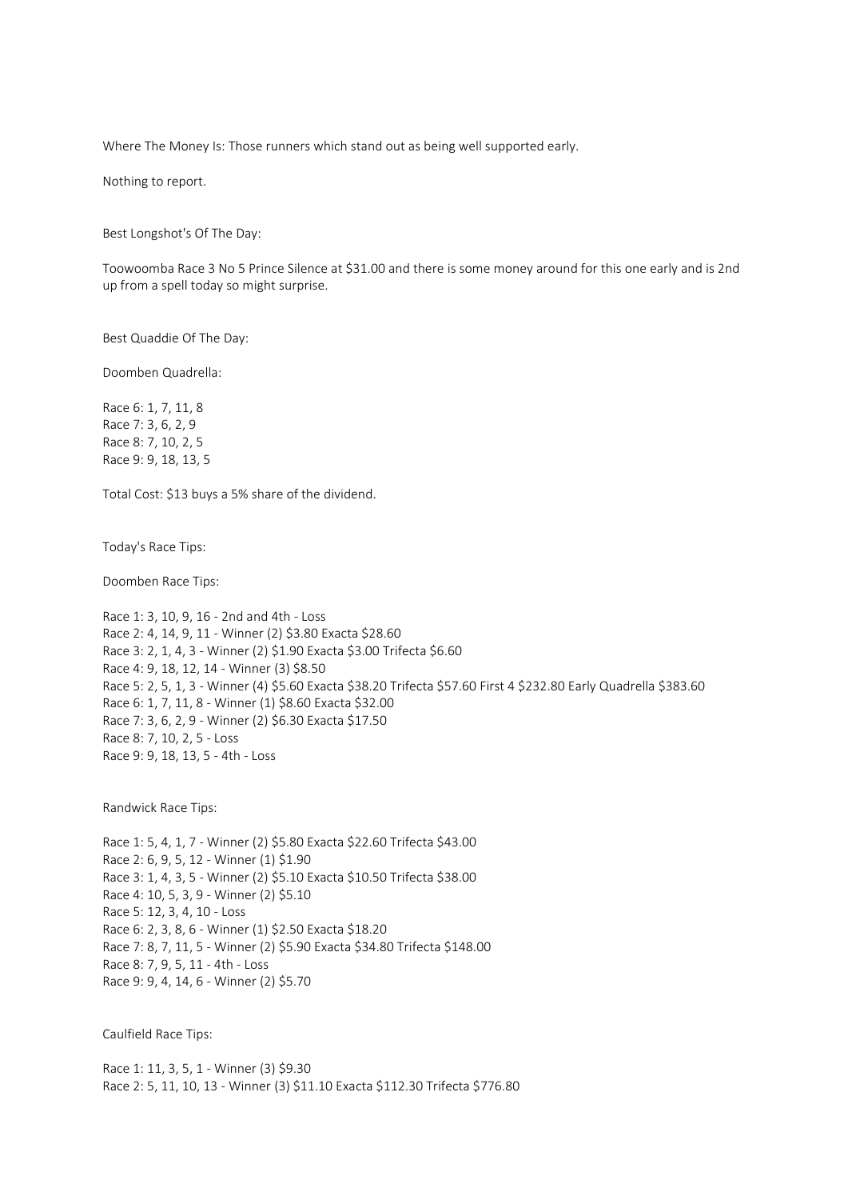Where The Money Is: Those runners which stand out as being well supported early.

Nothing to report.

Best Longshot's Of The Day:

Toowoomba Race 3 No 5 Prince Silence at $31.00 and there is some money around for this one early and is 2nd up from a spell today so might surprise.

Best Quaddie Of The Day:

Doomben Quadrella:

Race 6: 1, 7, 11, 8
Race 7: 3, 6, 2, 9
Race 8: 7, 10, 2, 5
Race 9: 9, 18, 13, 5

Total Cost: $13 buys a 5% share of the dividend.

Today's Race Tips:

Doomben Race Tips:

Race 1: 3, 10, 9, 16 - 2nd and 4th - Loss
Race 2: 4, 14, 9, 11 - Winner (2) $3.80 Exacta $28.60
Race 3: 2, 1, 4, 3 - Winner (2) $1.90 Exacta $3.00 Trifecta $6.60
Race 4: 9, 18, 12, 14 - Winner (3) $8.50
Race 5: 2, 5, 1, 3 - Winner (4) $5.60 Exacta $38.20 Trifecta $57.60 First 4 $232.80 Early Quadrella $383.60
Race 6: 1, 7, 11, 8 - Winner (1) $8.60 Exacta $32.00
Race 7: 3, 6, 2, 9 - Winner (2) $6.30 Exacta $17.50
Race 8: 7, 10, 2, 5 - Loss
Race 9: 9, 18, 13, 5 - 4th - Loss

Randwick Race Tips:

Race 1: 5, 4, 1, 7 - Winner (2) $5.80 Exacta $22.60 Trifecta $43.00
Race 2: 6, 9, 5, 12 - Winner (1) $1.90
Race 3: 1, 4, 3, 5 - Winner (2) $5.10 Exacta $10.50 Trifecta $38.00
Race 4: 10, 5, 3, 9 - Winner (2) $5.10
Race 5: 12, 3, 4, 10 - Loss
Race 6: 2, 3, 8, 6 - Winner (1) $2.50 Exacta $18.20
Race 7: 8, 7, 11, 5 - Winner (2) $5.90 Exacta $34.80 Trifecta $148.00
Race 8: 7, 9, 5, 11 - 4th - Loss
Race 9: 9, 4, 14, 6 - Winner (2) $5.70

Caulfield Race Tips:

Race 1: 11, 3, 5, 1 - Winner (3) $9.30
Race 2: 5, 11, 10, 13 - Winner (3) $11.10 Exacta $112.30 Trifecta $776.80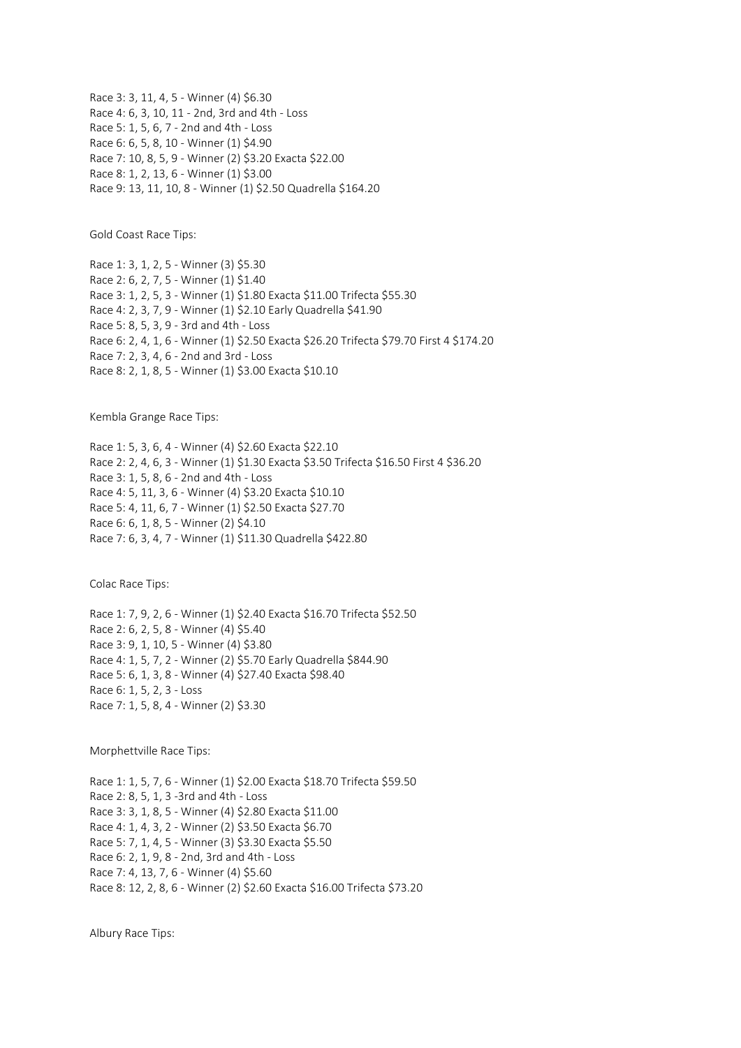Race 3: 3, 11, 4, 5 - Winner (4) $6.30

Race 4: 6, 3, 10, 11 - 2nd, 3rd and 4th - Loss

Race 5: 1, 5, 6, 7 - 2nd and 4th - Loss

Race 6: 6, 5, 8, 10 - Winner (1) $4.90

Race 7: 10, 8, 5, 9 - Winner (2) $3.20 Exacta $22.00

Race 8: 1, 2, 13, 6 - Winner (1) $3.00

Race 9: 13, 11, 10, 8 - Winner (1) $2.50 Quadrella $164.20

Gold Coast Race Tips:

Race 1: 3, 1, 2, 5 - Winner (3) $5.30

Race 2: 6, 2, 7, 5 - Winner (1) $1.40

Race 3: 1, 2, 5, 3 - Winner (1) $1.80 Exacta $11.00 Trifecta $55.30

Race 4: 2, 3, 7, 9 - Winner (1) $2.10 Early Quadrella $41.90

Race 5: 8, 5, 3, 9 - 3rd and 4th - Loss

Race 6: 2, 4, 1, 6 - Winner (1) $2.50 Exacta $26.20 Trifecta $79.70 First 4 $174.20

Race 7: 2, 3, 4, 6 - 2nd and 3rd - Loss

Race 8: 2, 1, 8, 5 - Winner (1) $3.00 Exacta $10.10

Kembla Grange Race Tips:

Race 1: 5, 3, 6, 4 - Winner (4) $2.60 Exacta $22.10

Race 2: 2, 4, 6, 3 - Winner (1) $1.30 Exacta $3.50 Trifecta $16.50 First 4 $36.20

Race 3: 1, 5, 8, 6 - 2nd and 4th - Loss

Race 4: 5, 11, 3, 6 - Winner (4) $3.20 Exacta $10.10

Race 5: 4, 11, 6, 7 - Winner (1) $2.50 Exacta $27.70

Race 6: 6, 1, 8, 5 - Winner (2) $4.10

Race 7: 6, 3, 4, 7 - Winner (1) $11.30 Quadrella $422.80

Colac Race Tips:

Race 1: 7, 9, 2, 6 - Winner (1) $2.40 Exacta $16.70 Trifecta $52.50

Race 2: 6, 2, 5, 8 - Winner (4) $5.40

Race 3: 9, 1, 10, 5 - Winner (4) $3.80

Race 4: 1, 5, 7, 2 - Winner (2) $5.70 Early Quadrella $844.90

Race 5: 6, 1, 3, 8 - Winner (4) $27.40 Exacta $98.40

Race 6: 1, 5, 2, 3 - Loss

Race 7: 1, 5, 8, 4 - Winner (2) $3.30

Morphettville Race Tips:

Race 1: 1, 5, 7, 6 - Winner (1) $2.00 Exacta $18.70 Trifecta $59.50

Race 2: 8, 5, 1, 3 -3rd and 4th - Loss

Race 3: 3, 1, 8, 5 - Winner (4) $2.80 Exacta $11.00

Race 4: 1, 4, 3, 2 - Winner (2) $3.50 Exacta $6.70

Race 5: 7, 1, 4, 5 - Winner (3) $3.30 Exacta $5.50

Race 6: 2, 1, 9, 8 - 2nd, 3rd and 4th - Loss

Race 7: 4, 13, 7, 6 - Winner (4) $5.60

Race 8: 12, 2, 8, 6 - Winner (2) $2.60 Exacta $16.00 Trifecta $73.20

Albury Race Tips: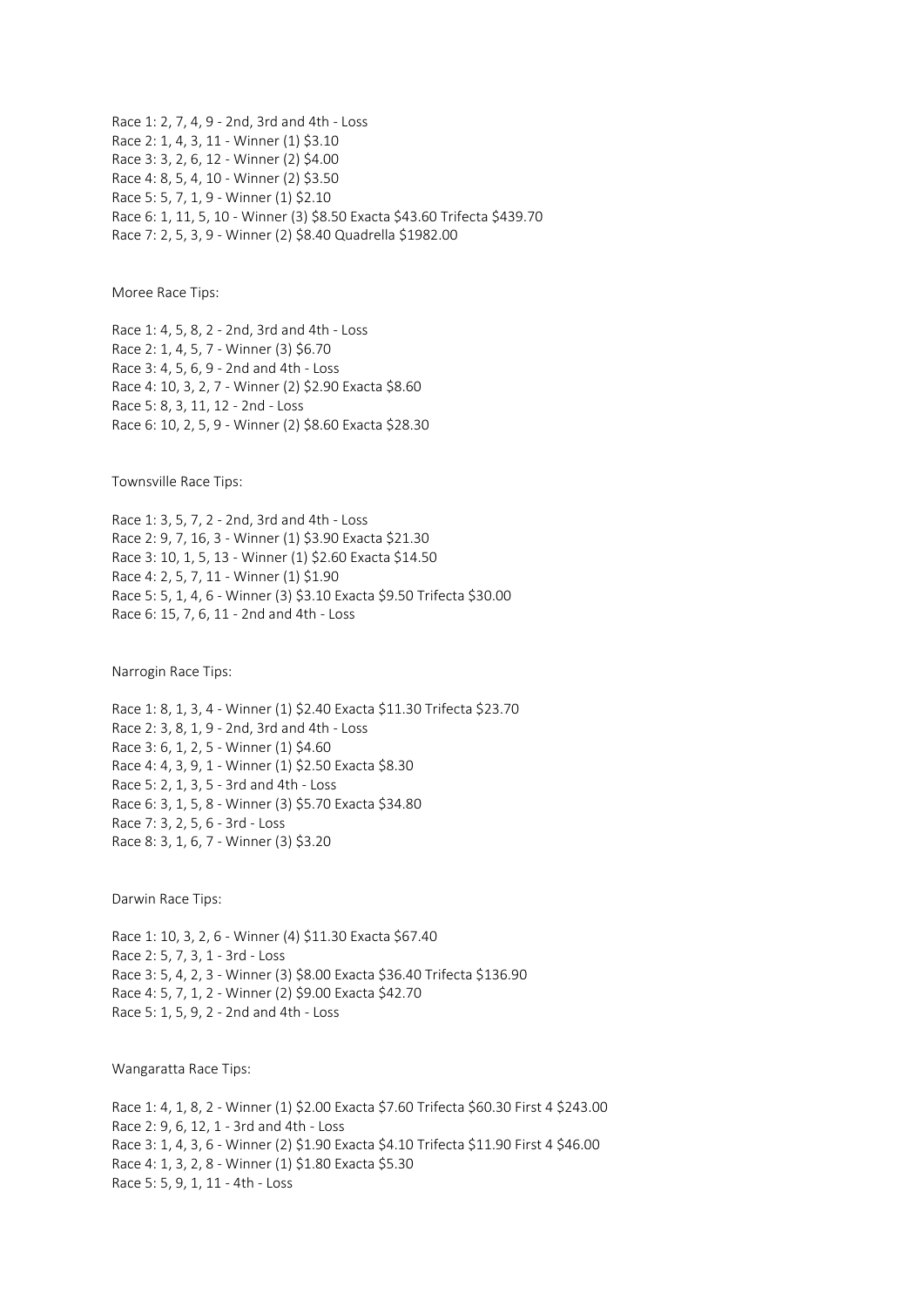Race 1: 2, 7, 4, 9 - 2nd, 3rd and 4th - Loss
Race 2: 1, 4, 3, 11 - Winner (1) $3.10
Race 3: 3, 2, 6, 12 - Winner (2) $4.00
Race 4: 8, 5, 4, 10 - Winner (2) $3.50
Race 5: 5, 7, 1, 9 - Winner (1) $2.10
Race 6: 1, 11, 5, 10 - Winner (3) $8.50 Exacta $43.60 Trifecta $439.70
Race 7: 2, 5, 3, 9 - Winner (2) $8.40 Quadrella $1982.00

Moree Race Tips:

Race 1: 4, 5, 8, 2 - 2nd, 3rd and 4th - Loss
Race 2: 1, 4, 5, 7 - Winner (3) $6.70
Race 3: 4, 5, 6, 9 - 2nd and 4th - Loss
Race 4: 10, 3, 2, 7 - Winner (2) $2.90 Exacta $8.60
Race 5: 8, 3, 11, 12 - 2nd - Loss
Race 6: 10, 2, 5, 9 - Winner (2) $8.60 Exacta $28.30

Townsville Race Tips:

Race 1: 3, 5, 7, 2 - 2nd, 3rd and 4th - Loss
Race 2: 9, 7, 16, 3 - Winner (1) $3.90 Exacta $21.30
Race 3: 10, 1, 5, 13 - Winner (1) $2.60 Exacta $14.50
Race 4: 2, 5, 7, 11 - Winner (1) $1.90
Race 5: 5, 1, 4, 6 - Winner (3) $3.10 Exacta $9.50 Trifecta $30.00
Race 6: 15, 7, 6, 11 - 2nd and 4th - Loss

Narrogin Race Tips:

Race 1: 8, 1, 3, 4 - Winner (1) $2.40 Exacta $11.30 Trifecta $23.70
Race 2: 3, 8, 1, 9 - 2nd, 3rd and 4th - Loss
Race 3: 6, 1, 2, 5 - Winner (1) $4.60
Race 4: 4, 3, 9, 1 - Winner (1) $2.50 Exacta $8.30
Race 5: 2, 1, 3, 5 - 3rd and 4th - Loss
Race 6: 3, 1, 5, 8 - Winner (3) $5.70 Exacta $34.80
Race 7: 3, 2, 5, 6 - 3rd - Loss
Race 8: 3, 1, 6, 7 - Winner (3) $3.20

Darwin Race Tips:

Race 1: 10, 3, 2, 6 - Winner (4) $11.30 Exacta $67.40
Race 2: 5, 7, 3, 1 - 3rd - Loss
Race 3: 5, 4, 2, 3 - Winner (3) $8.00 Exacta $36.40 Trifecta $136.90
Race 4: 5, 7, 1, 2 - Winner (2) $9.00 Exacta $42.70
Race 5: 1, 5, 9, 2 - 2nd and 4th - Loss

Wangaratta Race Tips:

Race 1: 4, 1, 8, 2 - Winner (1) $2.00 Exacta $7.60 Trifecta $60.30 First 4 $243.00
Race 2: 9, 6, 12, 1 - 3rd and 4th - Loss
Race 3: 1, 4, 3, 6 - Winner (2) $1.90 Exacta $4.10 Trifecta $11.90 First 4 $46.00
Race 4: 1, 3, 2, 8 - Winner (1) $1.80 Exacta $5.30
Race 5: 5, 9, 1, 11 - 4th - Loss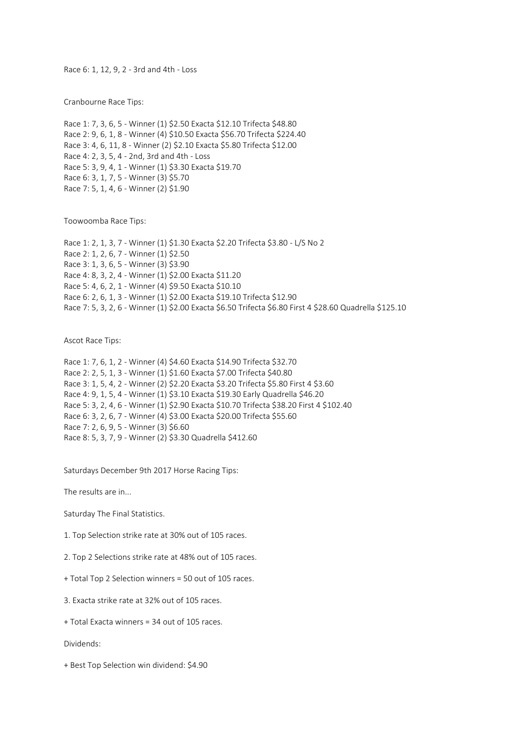Race 6: 1, 12, 9, 2 - 3rd and 4th - Loss

Cranbourne Race Tips:

Race 1: 7, 3, 6, 5 - Winner (1) $2.50 Exacta $12.10 Trifecta $48.80
Race 2: 9, 6, 1, 8 - Winner (4) $10.50 Exacta $56.70 Trifecta $224.40
Race 3: 4, 6, 11, 8 - Winner (2) $2.10 Exacta $5.80 Trifecta $12.00
Race 4: 2, 3, 5, 4 - 2nd, 3rd and 4th - Loss
Race 5: 3, 9, 4, 1 - Winner (1) $3.30 Exacta $19.70
Race 6: 3, 1, 7, 5 - Winner (3) $5.70
Race 7: 5, 1, 4, 6 - Winner (2) $1.90

Toowoomba Race Tips:

Race 1: 2, 1, 3, 7 - Winner (1) $1.30 Exacta $2.20 Trifecta $3.80 - L/S No 2
Race 2: 1, 2, 6, 7 - Winner (1) $2.50
Race 3: 1, 3, 6, 5 - Winner (3) $3.90
Race 4: 8, 3, 2, 4 - Winner (1) $2.00 Exacta $11.20
Race 5: 4, 6, 2, 1 - Winner (4) $9.50 Exacta $10.10
Race 6: 2, 6, 1, 3 - Winner (1) $2.00 Exacta $19.10 Trifecta $12.90
Race 7: 5, 3, 2, 6 - Winner (1) $2.00 Exacta $6.50 Trifecta $6.80 First 4 $28.60 Quadrella $125.10

Ascot Race Tips:

Race 1: 7, 6, 1, 2 - Winner (4) $4.60 Exacta $14.90 Trifecta $32.70
Race 2: 2, 5, 1, 3 - Winner (1) $1.60 Exacta $7.00 Trifecta $40.80
Race 3: 1, 5, 4, 2 - Winner (2) $2.20 Exacta $3.20 Trifecta $5.80 First 4 $3.60
Race 4: 9, 1, 5, 4 - Winner (1) $3.10 Exacta $19.30 Early Quadrella $46.20
Race 5: 3, 2, 4, 6 - Winner (1) $2.90 Exacta $10.70 Trifecta $38.20 First 4 $102.40
Race 6: 3, 2, 6, 7 - Winner (4) $3.00 Exacta $20.00 Trifecta $55.60
Race 7: 2, 6, 9, 5 - Winner (3) $6.60
Race 8: 5, 3, 7, 9 - Winner (2) $3.30 Quadrella $412.60

Saturdays December 9th 2017 Horse Racing Tips:

The results are in...

Saturday The Final Statistics.

1. Top Selection strike rate at 30% out of 105 races.

2. Top 2 Selections strike rate at 48% out of 105 races.

+ Total Top 2 Selection winners = 50 out of 105 races.

3. Exacta strike rate at 32% out of 105 races.

+ Total Exacta winners = 34 out of 105 races.

Dividends:

+ Best Top Selection win dividend: $4.90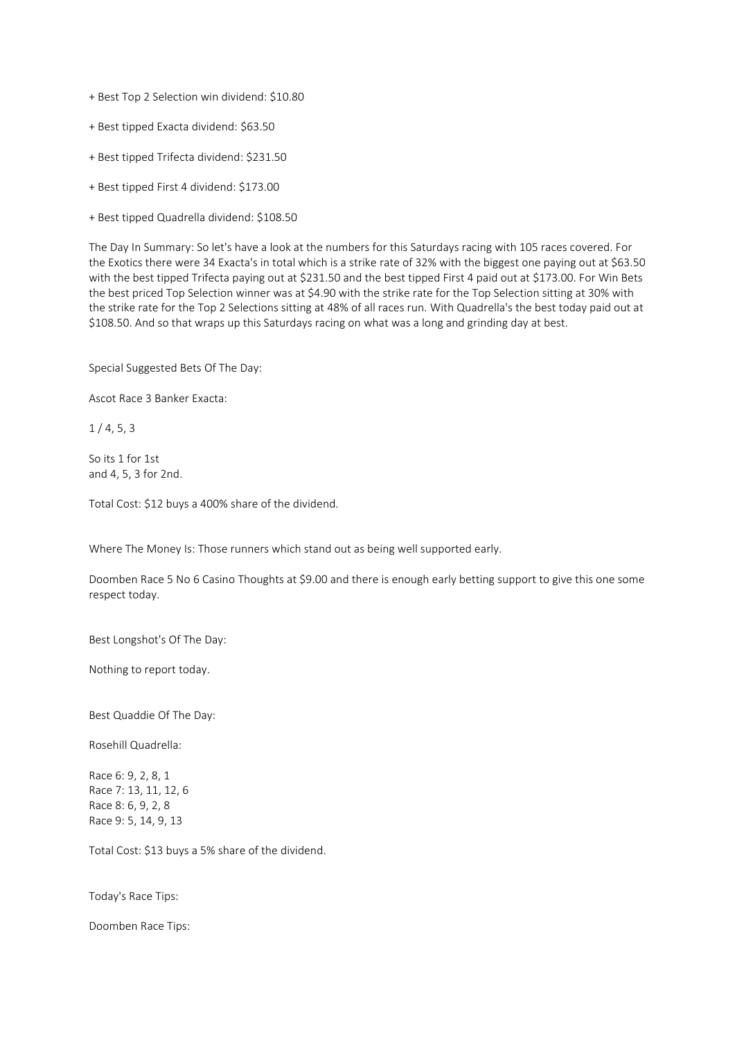+ Best Top 2 Selection win dividend: $10.80

+ Best tipped Exacta dividend: $63.50

+ Best tipped Trifecta dividend: $231.50

+ Best tipped First 4 dividend: $173.00

+ Best tipped Quadrella dividend: $108.50

The Day In Summary: So let's have a look at the numbers for this Saturdays racing with 105 races covered. For the Exotics there were 34 Exacta's in total which is a strike rate of 32% with the biggest one paying out at $63.50 with the best tipped Trifecta paying out at $231.50 and the best tipped First 4 paid out at $173.00. For Win Bets the best priced Top Selection winner was at $4.90 with the strike rate for the Top Selection sitting at 30% with the strike rate for the Top 2 Selections sitting at 48% of all races run. With Quadrella's the best today paid out at $108.50. And so that wraps up this Saturdays racing on what was a long and grinding day at best.

Special Suggested Bets Of The Day:

Ascot Race 3 Banker Exacta:

1 / 4, 5, 3

So its 1 for 1st
and 4, 5, 3 for 2nd.

Total Cost: $12 buys a 400% share of the dividend.

Where The Money Is: Those runners which stand out as being well supported early.

Doomben Race 5 No 6 Casino Thoughts at $9.00 and there is enough early betting support to give this one some respect today.

Best Longshot's Of The Day:

Nothing to report today.

Best Quaddie Of The Day:

Rosehill Quadrella:

Race 6: 9, 2, 8, 1
Race 7: 13, 11, 12, 6
Race 8: 6, 9, 2, 8
Race 9: 5, 14, 9, 13

Total Cost: $13 buys a 5% share of the dividend.

Today's Race Tips:

Doomben Race Tips: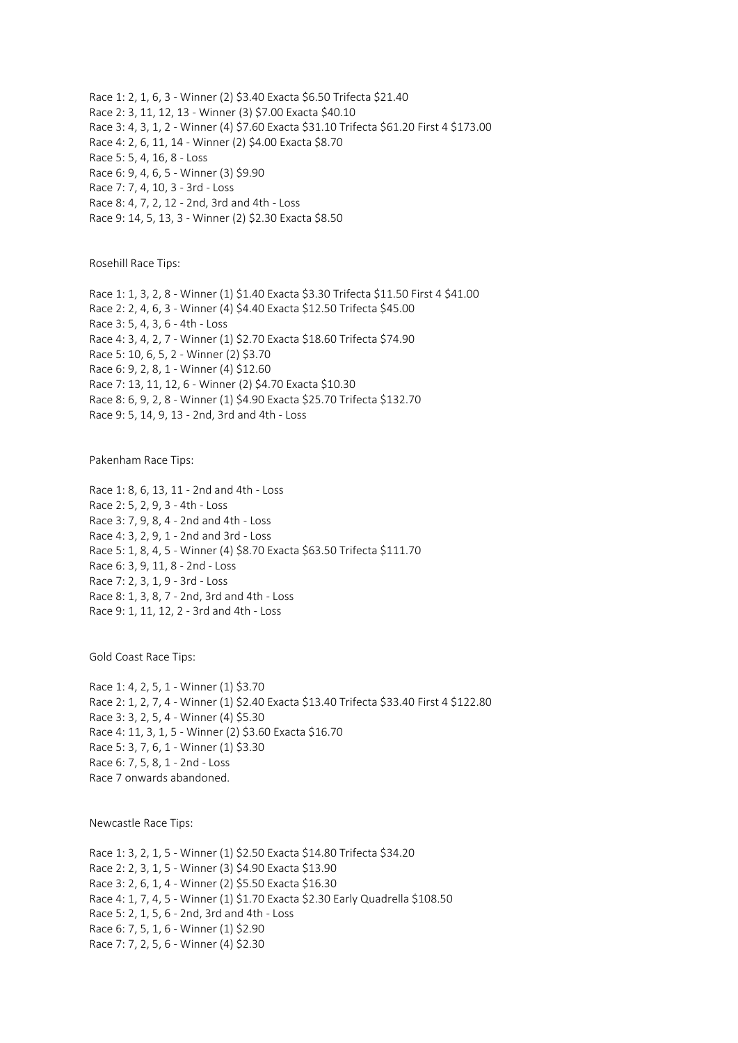Race 1: 2, 1, 6, 3 - Winner (2) $3.40 Exacta $6.50 Trifecta $21.40
Race 2: 3, 11, 12, 13 - Winner (3) $7.00 Exacta $40.10
Race 3: 4, 3, 1, 2 - Winner (4) $7.60 Exacta $31.10 Trifecta $61.20 First 4 $173.00
Race 4: 2, 6, 11, 14 - Winner (2) $4.00 Exacta $8.70
Race 5: 5, 4, 16, 8 - Loss
Race 6: 9, 4, 6, 5 - Winner (3) $9.90
Race 7: 7, 4, 10, 3 - 3rd - Loss
Race 8: 4, 7, 2, 12 - 2nd, 3rd and 4th - Loss
Race 9: 14, 5, 13, 3 - Winner (2) $2.30 Exacta $8.50

Rosehill Race Tips:

Race 1: 1, 3, 2, 8 - Winner (1) $1.40 Exacta $3.30 Trifecta $11.50 First 4 $41.00
Race 2: 2, 4, 6, 3 - Winner (4) $4.40 Exacta $12.50 Trifecta $45.00
Race 3: 5, 4, 3, 6 - 4th - Loss
Race 4: 3, 4, 2, 7 - Winner (1) $2.70 Exacta $18.60 Trifecta $74.90
Race 5: 10, 6, 5, 2 - Winner (2) $3.70
Race 6: 9, 2, 8, 1 - Winner (4) $12.60
Race 7: 13, 11, 12, 6 - Winner (2) $4.70 Exacta $10.30
Race 8: 6, 9, 2, 8 - Winner (1) $4.90 Exacta $25.70 Trifecta $132.70
Race 9: 5, 14, 9, 13 - 2nd, 3rd and 4th - Loss

Pakenham Race Tips:

Race 1: 8, 6, 13, 11 - 2nd and 4th - Loss
Race 2: 5, 2, 9, 3 - 4th - Loss
Race 3: 7, 9, 8, 4 - 2nd and 4th - Loss
Race 4: 3, 2, 9, 1 - 2nd and 3rd - Loss
Race 5: 1, 8, 4, 5 - Winner (4) $8.70 Exacta $63.50 Trifecta $111.70
Race 6: 3, 9, 11, 8 - 2nd - Loss
Race 7: 2, 3, 1, 9 - 3rd - Loss
Race 8: 1, 3, 8, 7 - 2nd, 3rd and 4th - Loss
Race 9: 1, 11, 12, 2 - 3rd and 4th - Loss

Gold Coast Race Tips:

Race 1: 4, 2, 5, 1 - Winner (1) $3.70
Race 2: 1, 2, 7, 4 - Winner (1) $2.40 Exacta $13.40 Trifecta $33.40 First 4 $122.80
Race 3: 3, 2, 5, 4 - Winner (4) $5.30
Race 4: 11, 3, 1, 5 - Winner (2) $3.60 Exacta $16.70
Race 5: 3, 7, 6, 1 - Winner (1) $3.30
Race 6: 7, 5, 8, 1 - 2nd - Loss
Race 7 onwards abandoned.

Newcastle Race Tips:

Race 1: 3, 2, 1, 5 - Winner (1) $2.50 Exacta $14.80 Trifecta $34.20
Race 2: 2, 3, 1, 5 - Winner (3) $4.90 Exacta $13.90
Race 3: 2, 6, 1, 4 - Winner (2) $5.50 Exacta $16.30
Race 4: 1, 7, 4, 5 - Winner (1) $1.70 Exacta $2.30 Early Quadrella $108.50
Race 5: 2, 1, 5, 6 - 2nd, 3rd and 4th - Loss
Race 6: 7, 5, 1, 6 - Winner (1) $2.90
Race 7: 7, 2, 5, 6 - Winner (4) $2.30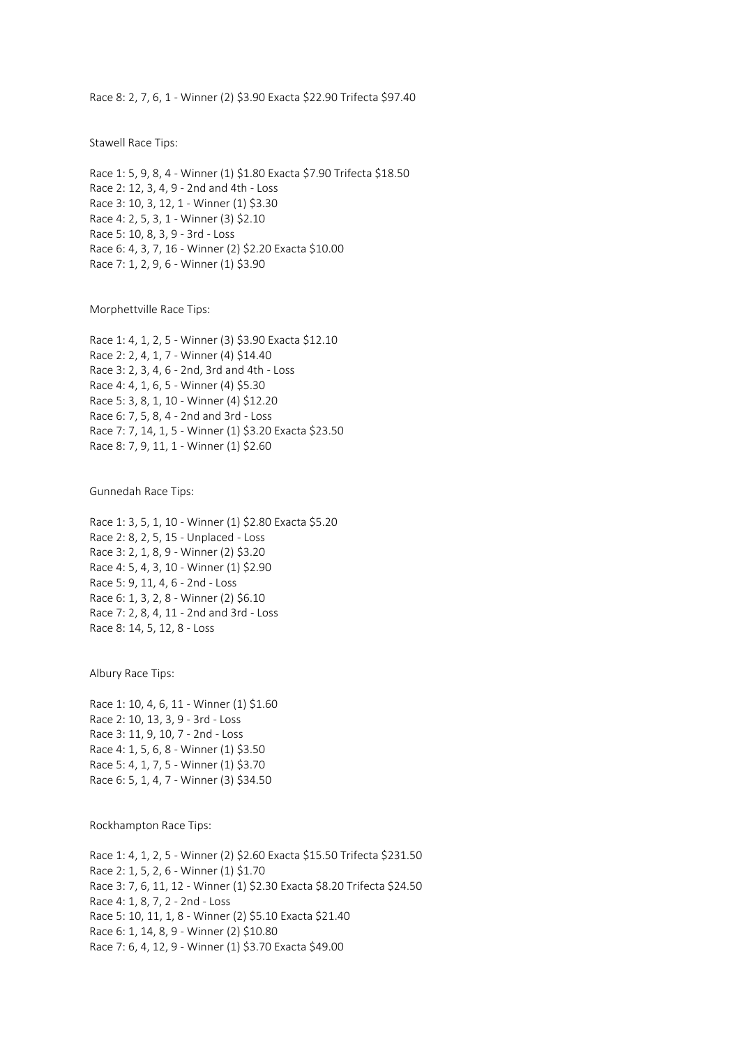Race 8: 2, 7, 6, 1 - Winner (2) $3.90 Exacta $22.90 Trifecta $97.40

Stawell Race Tips:

Race 1: 5, 9, 8, 4 - Winner (1) $1.80 Exacta $7.90 Trifecta $18.50
Race 2: 12, 3, 4, 9 - 2nd and 4th - Loss
Race 3: 10, 3, 12, 1 - Winner (1) $3.30
Race 4: 2, 5, 3, 1 - Winner (3) $2.10
Race 5: 10, 8, 3, 9 - 3rd - Loss
Race 6: 4, 3, 7, 16 - Winner (2) $2.20 Exacta $10.00
Race 7: 1, 2, 9, 6 - Winner (1) $3.90

Morphettville Race Tips:

Race 1: 4, 1, 2, 5 - Winner (3) $3.90 Exacta $12.10
Race 2: 2, 4, 1, 7 - Winner (4) $14.40
Race 3: 2, 3, 4, 6 - 2nd, 3rd and 4th - Loss
Race 4: 4, 1, 6, 5 - Winner (4) $5.30
Race 5: 3, 8, 1, 10 - Winner (4) $12.20
Race 6: 7, 5, 8, 4 - 2nd and 3rd - Loss
Race 7: 7, 14, 1, 5 - Winner (1) $3.20 Exacta $23.50
Race 8: 7, 9, 11, 1 - Winner (1) $2.60

Gunnedah Race Tips:

Race 1: 3, 5, 1, 10 - Winner (1) $2.80 Exacta $5.20
Race 2: 8, 2, 5, 15 - Unplaced - Loss
Race 3: 2, 1, 8, 9 - Winner (2) $3.20
Race 4: 5, 4, 3, 10 - Winner (1) $2.90
Race 5: 9, 11, 4, 6 - 2nd - Loss
Race 6: 1, 3, 2, 8 - Winner (2) $6.10
Race 7: 2, 8, 4, 11 - 2nd and 3rd - Loss
Race 8: 14, 5, 12, 8 - Loss

Albury Race Tips:

Race 1: 10, 4, 6, 11 - Winner (1) $1.60
Race 2: 10, 13, 3, 9 - 3rd - Loss
Race 3: 11, 9, 10, 7 - 2nd - Loss
Race 4: 1, 5, 6, 8 - Winner (1) $3.50
Race 5: 4, 1, 7, 5 - Winner (1) $3.70
Race 6: 5, 1, 4, 7 - Winner (3) $34.50

Rockhampton Race Tips:

Race 1: 4, 1, 2, 5 - Winner (2) $2.60 Exacta $15.50 Trifecta $231.50
Race 2: 1, 5, 2, 6 - Winner (1) $1.70
Race 3: 7, 6, 11, 12 - Winner (1) $2.30 Exacta $8.20 Trifecta $24.50
Race 4: 1, 8, 7, 2 - 2nd - Loss
Race 5: 10, 11, 1, 8 - Winner (2) $5.10 Exacta $21.40
Race 6: 1, 14, 8, 9 - Winner (2) $10.80
Race 7: 6, 4, 12, 9 - Winner (1) $3.70 Exacta $49.00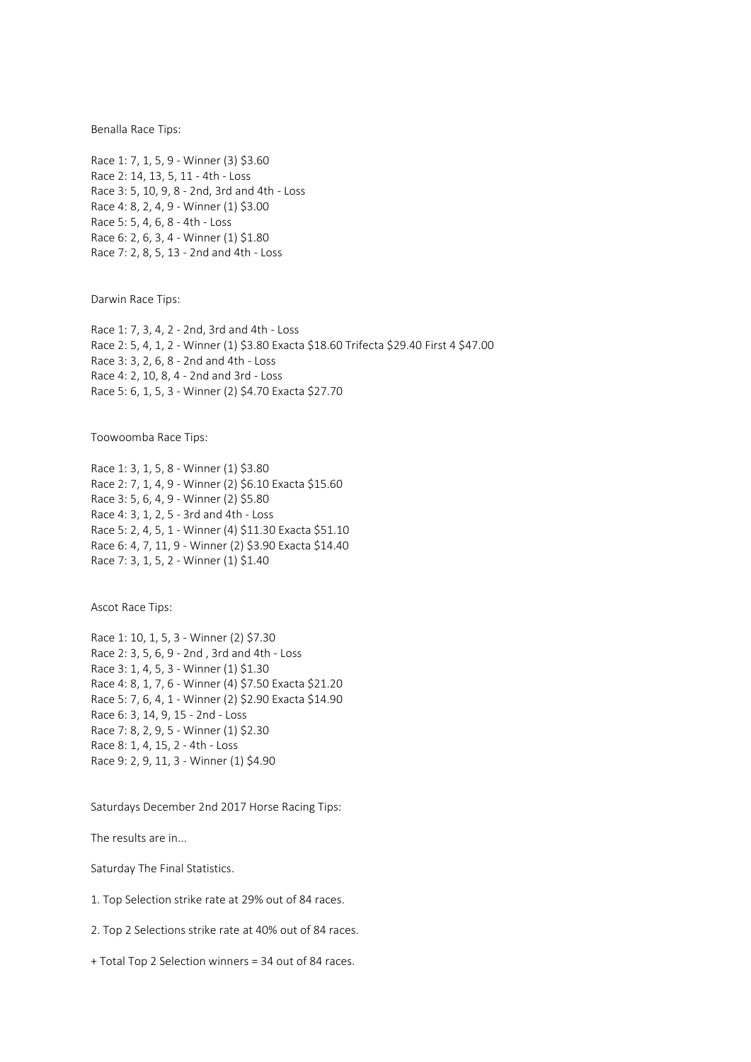Benalla Race Tips:

Race 1: 7, 1, 5, 9 - Winner (3) $3.60
Race 2: 14, 13, 5, 11 - 4th - Loss
Race 3: 5, 10, 9, 8 - 2nd, 3rd and 4th - Loss
Race 4: 8, 2, 4, 9 - Winner (1) $3.00
Race 5: 5, 4, 6, 8 - 4th - Loss
Race 6: 2, 6, 3, 4 - Winner (1) $1.80
Race 7: 2, 8, 5, 13 - 2nd and 4th - Loss

Darwin Race Tips:

Race 1: 7, 3, 4, 2 - 2nd, 3rd and 4th - Loss
Race 2: 5, 4, 1, 2 - Winner (1) $3.80 Exacta $18.60 Trifecta $29.40 First 4 $47.00
Race 3: 3, 2, 6, 8 - 2nd and 4th - Loss
Race 4: 2, 10, 8, 4 - 2nd and 3rd - Loss
Race 5: 6, 1, 5, 3 - Winner (2) $4.70 Exacta $27.70

Toowoomba Race Tips:

Race 1: 3, 1, 5, 8 - Winner (1) $3.80
Race 2: 7, 1, 4, 9 - Winner (2) $6.10 Exacta $15.60
Race 3: 5, 6, 4, 9 - Winner (2) $5.80
Race 4: 3, 1, 2, 5 - 3rd and 4th - Loss
Race 5: 2, 4, 5, 1 - Winner (4) $11.30 Exacta $51.10
Race 6: 4, 7, 11, 9 - Winner (2) $3.90 Exacta $14.40
Race 7: 3, 1, 5, 2 - Winner (1) $1.40

Ascot Race Tips:

Race 1: 10, 1, 5, 3 - Winner (2) $7.30
Race 2: 3, 5, 6, 9 - 2nd , 3rd and 4th - Loss
Race 3: 1, 4, 5, 3 - Winner (1) $1.30
Race 4: 8, 1, 7, 6 - Winner (4) $7.50 Exacta $21.20
Race 5: 7, 6, 4, 1 - Winner (2) $2.90 Exacta $14.90
Race 6: 3, 14, 9, 15 - 2nd - Loss
Race 7: 8, 2, 9, 5 - Winner (1) $2.30
Race 8: 1, 4, 15, 2 - 4th - Loss
Race 9: 2, 9, 11, 3 - Winner (1) $4.90

Saturdays December 2nd 2017 Horse Racing Tips:

The results are in...

Saturday The Final Statistics.

1. Top Selection strike rate at 29% out of 84 races.

2. Top 2 Selections strike rate at 40% out of 84 races.

+ Total Top 2 Selection winners = 34 out of 84 races.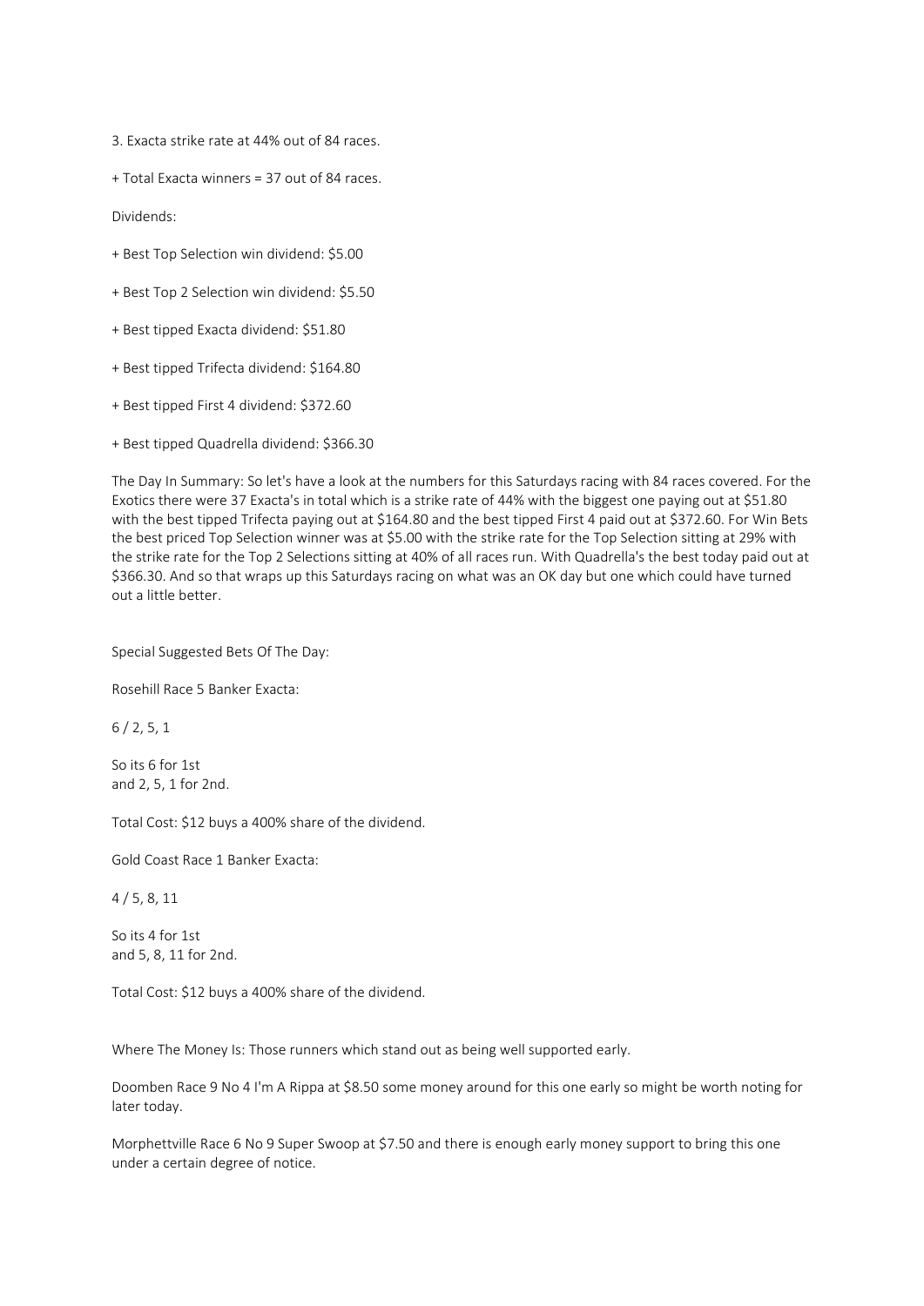3. Exacta strike rate at 44% out of 84 races.

+ Total Exacta winners = 37 out of 84 races.

Dividends:

+ Best Top Selection win dividend: $5.00

+ Best Top 2 Selection win dividend: $5.50

+ Best tipped Exacta dividend: $51.80

+ Best tipped Trifecta dividend: $164.80

+ Best tipped First 4 dividend: $372.60

+ Best tipped Quadrella dividend: $366.30

The Day In Summary: So let's have a look at the numbers for this Saturdays racing with 84 races covered. For the Exotics there were 37 Exacta's in total which is a strike rate of 44% with the biggest one paying out at $51.80 with the best tipped Trifecta paying out at $164.80 and the best tipped First 4 paid out at $372.60. For Win Bets the best priced Top Selection winner was at $5.00 with the strike rate for the Top Selection sitting at 29% with the strike rate for the Top 2 Selections sitting at 40% of all races run. With Quadrella's the best today paid out at $366.30. And so that wraps up this Saturdays racing on what was an OK day but one which could have turned out a little better.

Special Suggested Bets Of The Day:

Rosehill Race 5 Banker Exacta:

6 / 2, 5, 1

So its 6 for 1st
and 2, 5, 1 for 2nd.

Total Cost: $12 buys a 400% share of the dividend.

Gold Coast Race 1 Banker Exacta:

4 / 5, 8, 11

So its 4 for 1st
and 5, 8, 11 for 2nd.

Total Cost: $12 buys a 400% share of the dividend.

Where The Money Is: Those runners which stand out as being well supported early.

Doomben Race 9 No 4 I'm A Rippa at $8.50 some money around for this one early so might be worth noting for later today.

Morphettville Race 6 No 9 Super Swoop at $7.50 and there is enough early money support to bring this one under a certain degree of notice.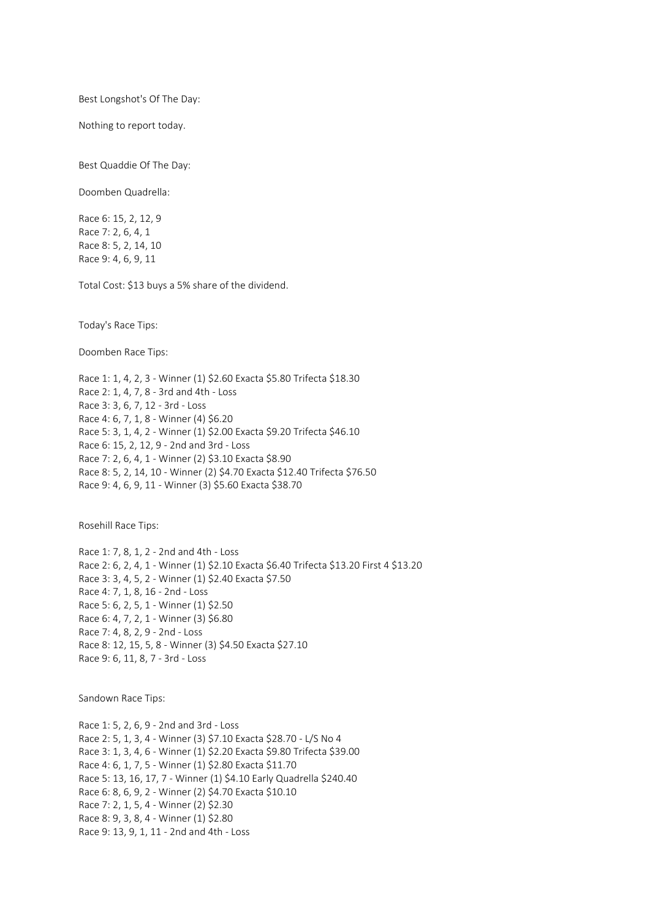Best Longshot's Of The Day:

Nothing to report today.

Best Quaddie Of The Day:

Doomben Quadrella:

Race 6: 15, 2, 12, 9
Race 7: 2, 6, 4, 1
Race 8: 5, 2, 14, 10
Race 9: 4, 6, 9, 11

Total Cost: $13 buys a 5% share of the dividend.

Today's Race Tips:

Doomben Race Tips:

Race 1: 1, 4, 2, 3 - Winner (1) $2.60 Exacta $5.80 Trifecta $18.30
Race 2: 1, 4, 7, 8 - 3rd and 4th - Loss
Race 3: 3, 6, 7, 12 - 3rd - Loss
Race 4: 6, 7, 1, 8 - Winner (4) $6.20
Race 5: 3, 1, 4, 2 - Winner (1) $2.00 Exacta $9.20 Trifecta $46.10
Race 6: 15, 2, 12, 9 - 2nd and 3rd - Loss
Race 7: 2, 6, 4, 1 - Winner (2) $3.10 Exacta $8.90
Race 8: 5, 2, 14, 10 - Winner (2) $4.70 Exacta $12.40 Trifecta $76.50
Race 9: 4, 6, 9, 11 - Winner (3) $5.60 Exacta $38.70

Rosehill Race Tips:

Race 1: 7, 8, 1, 2 - 2nd and 4th - Loss
Race 2: 6, 2, 4, 1 - Winner (1) $2.10 Exacta $6.40 Trifecta $13.20 First 4 $13.20
Race 3: 3, 4, 5, 2 - Winner (1) $2.40 Exacta $7.50
Race 4: 7, 1, 8, 16 - 2nd - Loss
Race 5: 6, 2, 5, 1 - Winner (1) $2.50
Race 6: 4, 7, 2, 1 - Winner (3) $6.80
Race 7: 4, 8, 2, 9 - 2nd - Loss
Race 8: 12, 15, 5, 8 - Winner (3) $4.50 Exacta $27.10
Race 9: 6, 11, 8, 7 - 3rd - Loss

Sandown Race Tips:

Race 1: 5, 2, 6, 9 - 2nd and 3rd - Loss
Race 2: 5, 1, 3, 4 - Winner (3) $7.10 Exacta $28.70 - L/S No 4
Race 3: 1, 3, 4, 6 - Winner (1) $2.20 Exacta $9.80 Trifecta $39.00
Race 4: 6, 1, 7, 5 - Winner (1) $2.80 Exacta $11.70
Race 5: 13, 16, 17, 7 - Winner (1) $4.10 Early Quadrella $240.40
Race 6: 8, 6, 9, 2 - Winner (2) $4.70 Exacta $10.10
Race 7: 2, 1, 5, 4 - Winner (2) $2.30
Race 8: 9, 3, 8, 4 - Winner (1) $2.80
Race 9: 13, 9, 1, 11 - 2nd and 4th - Loss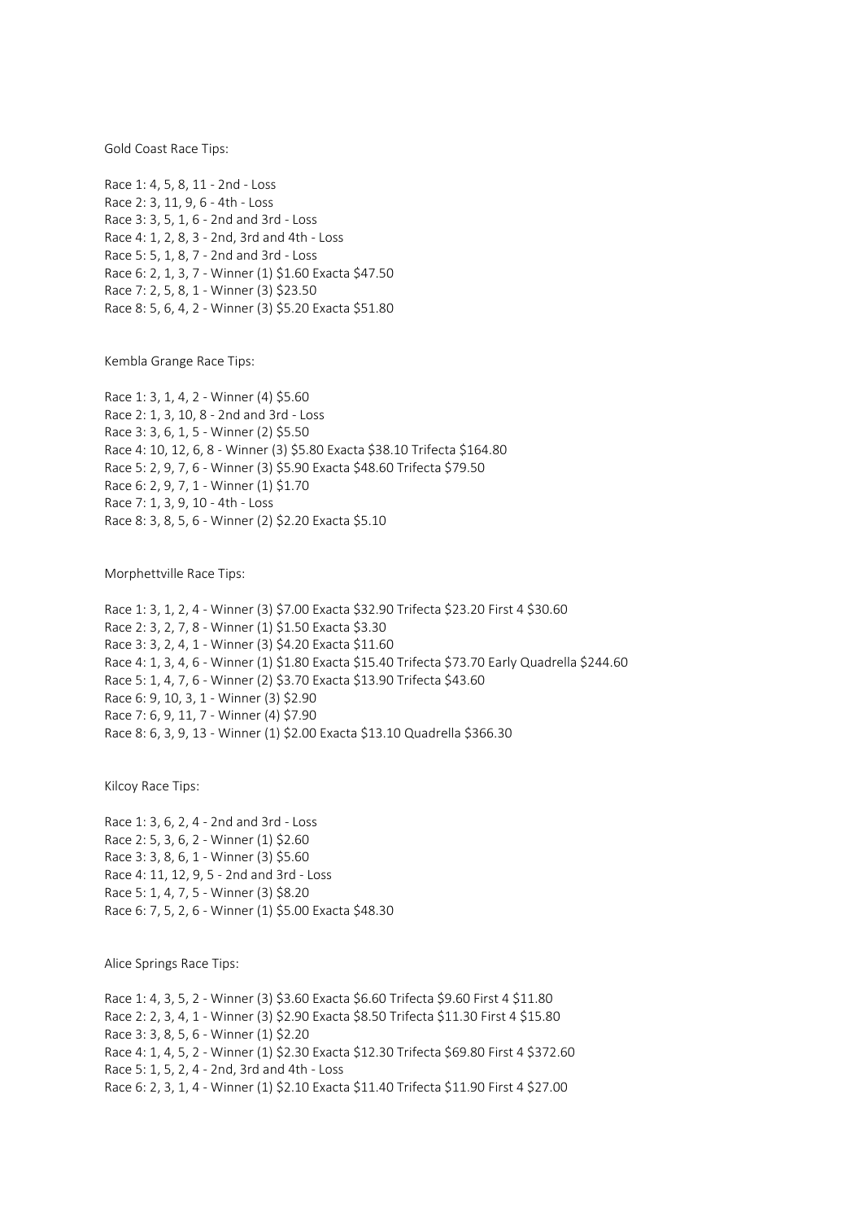Gold Coast Race Tips:

Race 1: 4, 5, 8, 11 - 2nd - Loss
Race 2: 3, 11, 9, 6 - 4th - Loss
Race 3: 3, 5, 1, 6 - 2nd and 3rd - Loss
Race 4: 1, 2, 8, 3 - 2nd, 3rd and 4th - Loss
Race 5: 5, 1, 8, 7 - 2nd and 3rd - Loss
Race 6: 2, 1, 3, 7 - Winner (1) $1.60 Exacta $47.50
Race 7: 2, 5, 8, 1 - Winner (3) $23.50
Race 8: 5, 6, 4, 2 - Winner (3) $5.20 Exacta $51.80

Kembla Grange Race Tips:

Race 1: 3, 1, 4, 2 - Winner (4) $5.60
Race 2: 1, 3, 10, 8 - 2nd and 3rd - Loss
Race 3: 3, 6, 1, 5 - Winner (2) $5.50
Race 4: 10, 12, 6, 8 - Winner (3) $5.80 Exacta $38.10 Trifecta $164.80
Race 5: 2, 9, 7, 6 - Winner (3) $5.90 Exacta $48.60 Trifecta $79.50
Race 6: 2, 9, 7, 1 - Winner (1) $1.70
Race 7: 1, 3, 9, 10 - 4th - Loss
Race 8: 3, 8, 5, 6 - Winner (2) $2.20 Exacta $5.10

Morphettville Race Tips:

Race 1: 3, 1, 2, 4 - Winner (3) $7.00 Exacta $32.90 Trifecta $23.20 First 4 $30.60
Race 2: 3, 2, 7, 8 - Winner (1) $1.50 Exacta $3.30
Race 3: 3, 2, 4, 1 - Winner (3) $4.20 Exacta $11.60
Race 4: 1, 3, 4, 6 - Winner (1) $1.80 Exacta $15.40 Trifecta $73.70 Early Quadrella $244.60
Race 5: 1, 4, 7, 6 - Winner (2) $3.70 Exacta $13.90 Trifecta $43.60
Race 6: 9, 10, 3, 1 - Winner (3) $2.90
Race 7: 6, 9, 11, 7 - Winner (4) $7.90
Race 8: 6, 3, 9, 13 - Winner (1) $2.00 Exacta $13.10 Quadrella $366.30

Kilcoy Race Tips:

Race 1: 3, 6, 2, 4 - 2nd and 3rd - Loss
Race 2: 5, 3, 6, 2 - Winner (1) $2.60
Race 3: 3, 8, 6, 1 - Winner (3) $5.60
Race 4: 11, 12, 9, 5 - 2nd and 3rd - Loss
Race 5: 1, 4, 7, 5 - Winner (3) $8.20
Race 6: 7, 5, 2, 6 - Winner (1) $5.00 Exacta $48.30

Alice Springs Race Tips:

Race 1: 4, 3, 5, 2 - Winner (3) $3.60 Exacta $6.60 Trifecta $9.60 First 4 $11.80
Race 2: 2, 3, 4, 1 - Winner (3) $2.90 Exacta $8.50 Trifecta $11.30 First 4 $15.80
Race 3: 3, 8, 5, 6 - Winner (1) $2.20
Race 4: 1, 4, 5, 2 - Winner (1) $2.30 Exacta $12.30 Trifecta $69.80 First 4 $372.60
Race 5: 1, 5, 2, 4 - 2nd, 3rd and 4th - Loss
Race 6: 2, 3, 1, 4 - Winner (1) $2.10 Exacta $11.40 Trifecta $11.90 First 4 $27.00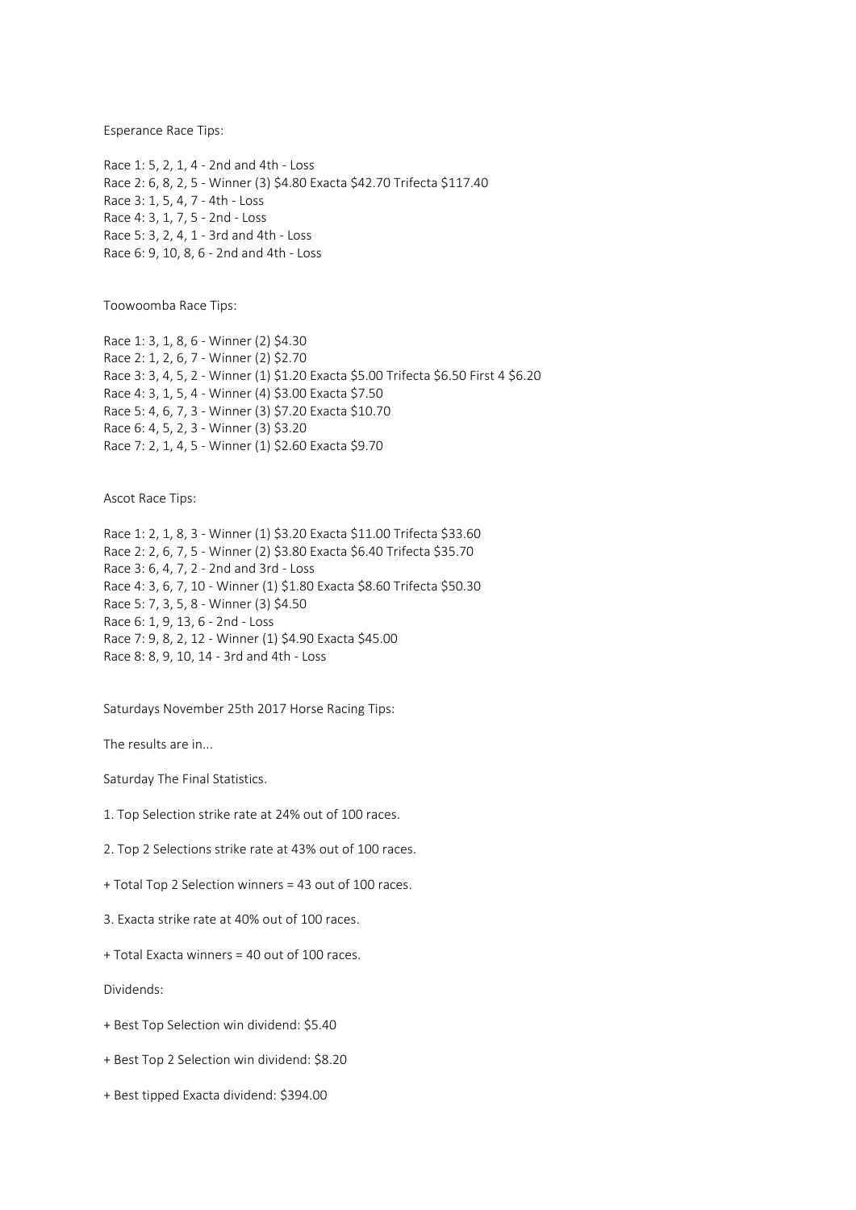Esperance Race Tips:

Race 1: 5, 2, 1, 4 - 2nd and 4th - Loss
Race 2: 6, 8, 2, 5 - Winner (3) $4.80 Exacta $42.70 Trifecta $117.40
Race 3: 1, 5, 4, 7 - 4th - Loss
Race 4: 3, 1, 7, 5 - 2nd - Loss
Race 5: 3, 2, 4, 1 - 3rd and 4th - Loss
Race 6: 9, 10, 8, 6 - 2nd and 4th - Loss

Toowoomba Race Tips:

Race 1: 3, 1, 8, 6 - Winner (2) $4.30
Race 2: 1, 2, 6, 7 - Winner (2) $2.70
Race 3: 3, 4, 5, 2 - Winner (1) $1.20 Exacta $5.00 Trifecta $6.50 First 4 $6.20
Race 4: 3, 1, 5, 4 - Winner (4) $3.00 Exacta $7.50
Race 5: 4, 6, 7, 3 - Winner (3) $7.20 Exacta $10.70
Race 6: 4, 5, 2, 3 - Winner (3) $3.20
Race 7: 2, 1, 4, 5 - Winner (1) $2.60 Exacta $9.70

Ascot Race Tips:

Race 1: 2, 1, 8, 3 - Winner (1) $3.20 Exacta $11.00 Trifecta $33.60
Race 2: 2, 6, 7, 5 - Winner (2) $3.80 Exacta $6.40 Trifecta $35.70
Race 3: 6, 4, 7, 2 - 2nd and 3rd - Loss
Race 4: 3, 6, 7, 10 - Winner (1) $1.80 Exacta $8.60 Trifecta $50.30
Race 5: 7, 3, 5, 8 - Winner (3) $4.50
Race 6: 1, 9, 13, 6 - 2nd - Loss
Race 7: 9, 8, 2, 12 - Winner (1) $4.90 Exacta $45.00
Race 8: 8, 9, 10, 14 - 3rd and 4th - Loss

Saturdays November 25th 2017 Horse Racing Tips:

The results are in...

Saturday The Final Statistics.

1. Top Selection strike rate at 24% out of 100 races.

2. Top 2 Selections strike rate at 43% out of 100 races.

+ Total Top 2 Selection winners = 43 out of 100 races.

3. Exacta strike rate at 40% out of 100 races.

+ Total Exacta winners = 40 out of 100 races.

Dividends:

+ Best Top Selection win dividend: $5.40

+ Best Top 2 Selection win dividend: $8.20

+ Best tipped Exacta dividend: $394.00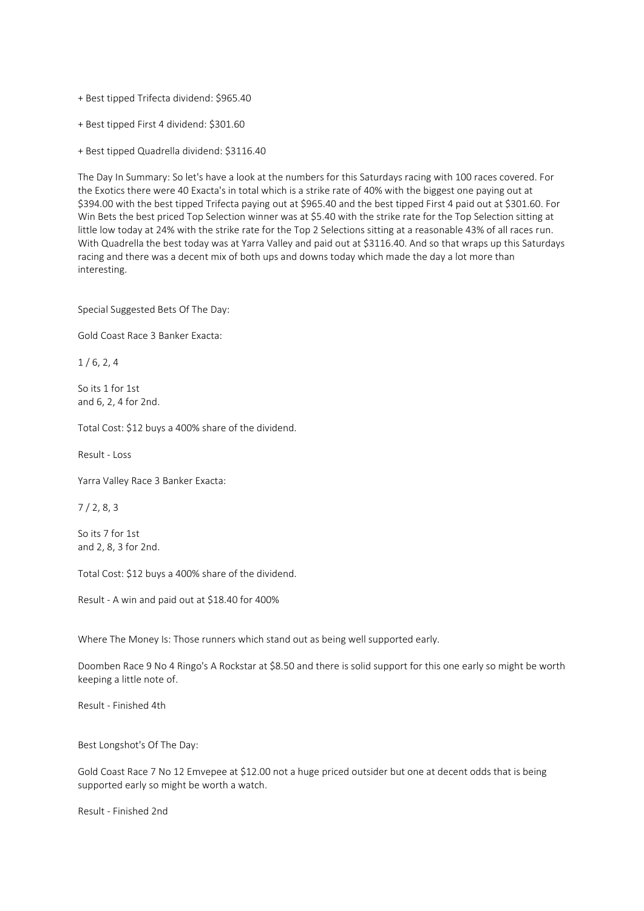+ Best tipped Trifecta dividend: $965.40

+ Best tipped First 4 dividend: $301.60

+ Best tipped Quadrella dividend: $3116.40

The Day In Summary: So let's have a look at the numbers for this Saturdays racing with 100 races covered. For the Exotics there were 40 Exacta's in total which is a strike rate of 40% with the biggest one paying out at $394.00 with the best tipped Trifecta paying out at $965.40 and the best tipped First 4 paid out at $301.60. For Win Bets the best priced Top Selection winner was at $5.40 with the strike rate for the Top Selection sitting at little low today at 24% with the strike rate for the Top 2 Selections sitting at a reasonable 43% of all races run. With Quadrella the best today was at Yarra Valley and paid out at $3116.40. And so that wraps up this Saturdays racing and there was a decent mix of both ups and downs today which made the day a lot more than interesting.

Special Suggested Bets Of The Day:

Gold Coast Race 3 Banker Exacta:

1 / 6, 2, 4

So its 1 for 1st
and 6, 2, 4 for 2nd.

Total Cost: $12 buys a 400% share of the dividend.

Result - Loss

Yarra Valley Race 3 Banker Exacta:

7 / 2, 8, 3

So its 7 for 1st
and 2, 8, 3 for 2nd.

Total Cost: $12 buys a 400% share of the dividend.

Result - A win and paid out at $18.40 for 400%

Where The Money Is: Those runners which stand out as being well supported early.

Doomben Race 9 No 4 Ringo's A Rockstar at $8.50 and there is solid support for this one early so might be worth keeping a little note of.

Result - Finished 4th

Best Longshot's Of The Day:

Gold Coast Race 7 No 12 Emvepee at $12.00 not a huge priced outsider but one at decent odds that is being supported early so might be worth a watch.

Result - Finished 2nd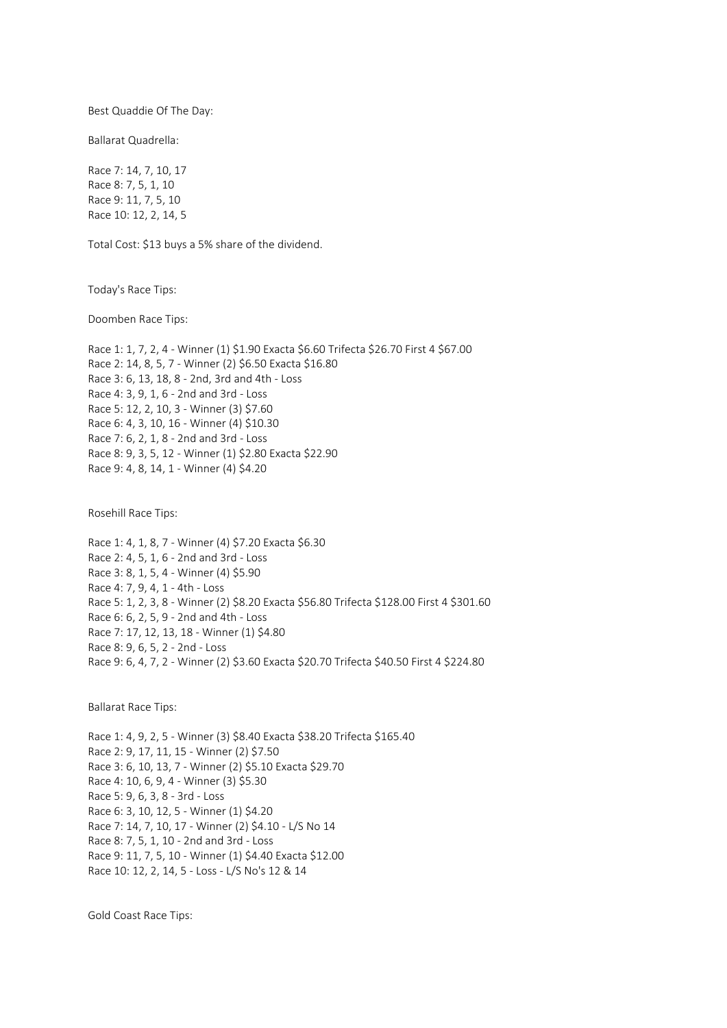Best Quaddie Of The Day:

Ballarat Quadrella:

Race 7: 14, 7, 10, 17
Race 8: 7, 5, 1, 10
Race 9: 11, 7, 5, 10
Race 10: 12, 2, 14, 5

Total Cost: $13 buys a 5% share of the dividend.

Today's Race Tips:

Doomben Race Tips:

Race 1: 1, 7, 2, 4 - Winner (1) $1.90 Exacta $6.60 Trifecta $26.70 First 4 $67.00
Race 2: 14, 8, 5, 7 - Winner (2) $6.50 Exacta $16.80
Race 3: 6, 13, 18, 8 - 2nd, 3rd and 4th - Loss
Race 4: 3, 9, 1, 6 - 2nd and 3rd - Loss
Race 5: 12, 2, 10, 3 - Winner (3) $7.60
Race 6: 4, 3, 10, 16 - Winner (4) $10.30
Race 7: 6, 2, 1, 8 - 2nd and 3rd - Loss
Race 8: 9, 3, 5, 12 - Winner (1) $2.80 Exacta $22.90
Race 9: 4, 8, 14, 1 - Winner (4) $4.20

Rosehill Race Tips:

Race 1: 4, 1, 8, 7 - Winner (4) $7.20 Exacta $6.30
Race 2: 4, 5, 1, 6 - 2nd and 3rd - Loss
Race 3: 8, 1, 5, 4 - Winner (4) $5.90
Race 4: 7, 9, 4, 1 - 4th - Loss
Race 5: 1, 2, 3, 8 - Winner (2) $8.20 Exacta $56.80 Trifecta $128.00 First 4 $301.60
Race 6: 6, 2, 5, 9 - 2nd and 4th - Loss
Race 7: 17, 12, 13, 18 - Winner (1) $4.80
Race 8: 9, 6, 5, 2 - 2nd - Loss
Race 9: 6, 4, 7, 2 - Winner (2) $3.60 Exacta $20.70 Trifecta $40.50 First 4 $224.80

Ballarat Race Tips:

Race 1: 4, 9, 2, 5 - Winner (3) $8.40 Exacta $38.20 Trifecta $165.40
Race 2: 9, 17, 11, 15 - Winner (2) $7.50
Race 3: 6, 10, 13, 7 - Winner (2) $5.10 Exacta $29.70
Race 4: 10, 6, 9, 4 - Winner (3) $5.30
Race 5: 9, 6, 3, 8 - 3rd - Loss
Race 6: 3, 10, 12, 5 - Winner (1) $4.20
Race 7: 14, 7, 10, 17 - Winner (2) $4.10 - L/S No 14
Race 8: 7, 5, 1, 10 - 2nd and 3rd - Loss
Race 9: 11, 7, 5, 10 - Winner (1) $4.40 Exacta $12.00
Race 10: 12, 2, 14, 5 - Loss - L/S No's 12 & 14

Gold Coast Race Tips: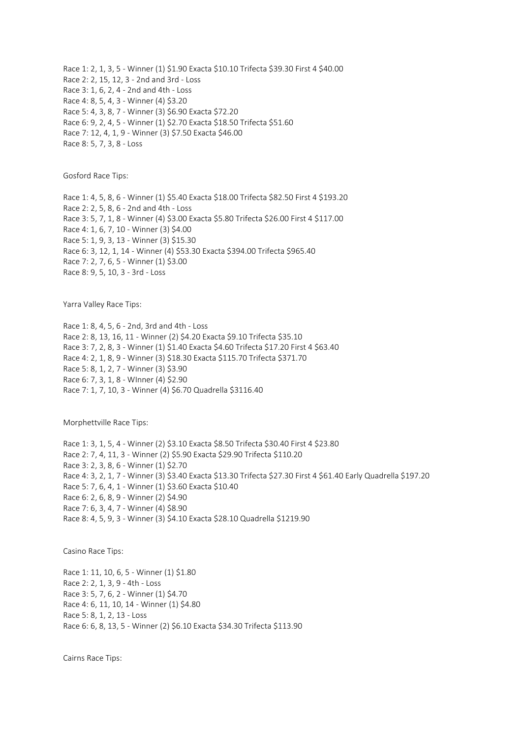Race 1: 2, 1, 3, 5 - Winner (1) $1.90 Exacta $10.10 Trifecta $39.30 First 4 $40.00
Race 2: 2, 15, 12, 3 - 2nd and 3rd - Loss
Race 3: 1, 6, 2, 4 - 2nd and 4th - Loss
Race 4: 8, 5, 4, 3 - Winner (4) $3.20
Race 5: 4, 3, 8, 7 - Winner (3) $6.90 Exacta $72.20
Race 6: 9, 2, 4, 5 - Winner (1) $2.70 Exacta $18.50 Trifecta $51.60
Race 7: 12, 4, 1, 9 - Winner (3) $7.50 Exacta $46.00
Race 8: 5, 7, 3, 8 - Loss

Gosford Race Tips:

Race 1: 4, 5, 8, 6 - Winner (1) $5.40 Exacta $18.00 Trifecta $82.50 First 4 $193.20
Race 2: 2, 5, 8, 6 - 2nd and 4th - Loss
Race 3: 5, 7, 1, 8 - Winner (4) $3.00 Exacta $5.80 Trifecta $26.00 First 4 $117.00
Race 4: 1, 6, 7, 10 - Winner (3) $4.00
Race 5: 1, 9, 3, 13 - Winner (3) $15.30
Race 6: 3, 12, 1, 14 - Winner (4) $53.30 Exacta $394.00 Trifecta $965.40
Race 7: 2, 7, 6, 5 - Winner (1) $3.00
Race 8: 9, 5, 10, 3 - 3rd - Loss

Yarra Valley Race Tips:

Race 1: 8, 4, 5, 6 - 2nd, 3rd and 4th - Loss
Race 2: 8, 13, 16, 11 - Winner (2) $4.20 Exacta $9.10 Trifecta $35.10
Race 3: 7, 2, 8, 3 - Winner (1) $1.40 Exacta $4.60 Trifecta $17.20 First 4 $63.40
Race 4: 2, 1, 8, 9 - Winner (3) $18.30 Exacta $115.70 Trifecta $371.70
Race 5: 8, 1, 2, 7 - Winner (3) $3.90
Race 6: 7, 3, 1, 8 - WInner (4) $2.90
Race 7: 1, 7, 10, 3 - Winner (4) $6.70 Quadrella $3116.40

Morphettville Race Tips:

Race 1: 3, 1, 5, 4 - Winner (2) $3.10 Exacta $8.50 Trifecta $30.40 First 4 $23.80
Race 2: 7, 4, 11, 3 - Winner (2) $5.90 Exacta $29.90 Trifecta $110.20
Race 3: 2, 3, 8, 6 - Winner (1) $2.70
Race 4: 3, 2, 1, 7 - Winner (3) $3.40 Exacta $13.30 Trifecta $27.30 First 4 $61.40 Early Quadrella $197.20
Race 5: 7, 6, 4, 1 - Winner (1) $3.60 Exacta $10.40
Race 6: 2, 6, 8, 9 - Winner (2) $4.90
Race 7: 6, 3, 4, 7 - Winner (4) $8.90
Race 8: 4, 5, 9, 3 - Winner (3) $4.10 Exacta $28.10 Quadrella $1219.90

Casino Race Tips:

Race 1: 11, 10, 6, 5 - Winner (1) $1.80
Race 2: 2, 1, 3, 9 - 4th - Loss
Race 3: 5, 7, 6, 2 - Winner (1) $4.70
Race 4: 6, 11, 10, 14 - Winner (1) $4.80
Race 5: 8, 1, 2, 13 - Loss
Race 6: 6, 8, 13, 5 - Winner (2) $6.10 Exacta $34.30 Trifecta $113.90

Cairns Race Tips: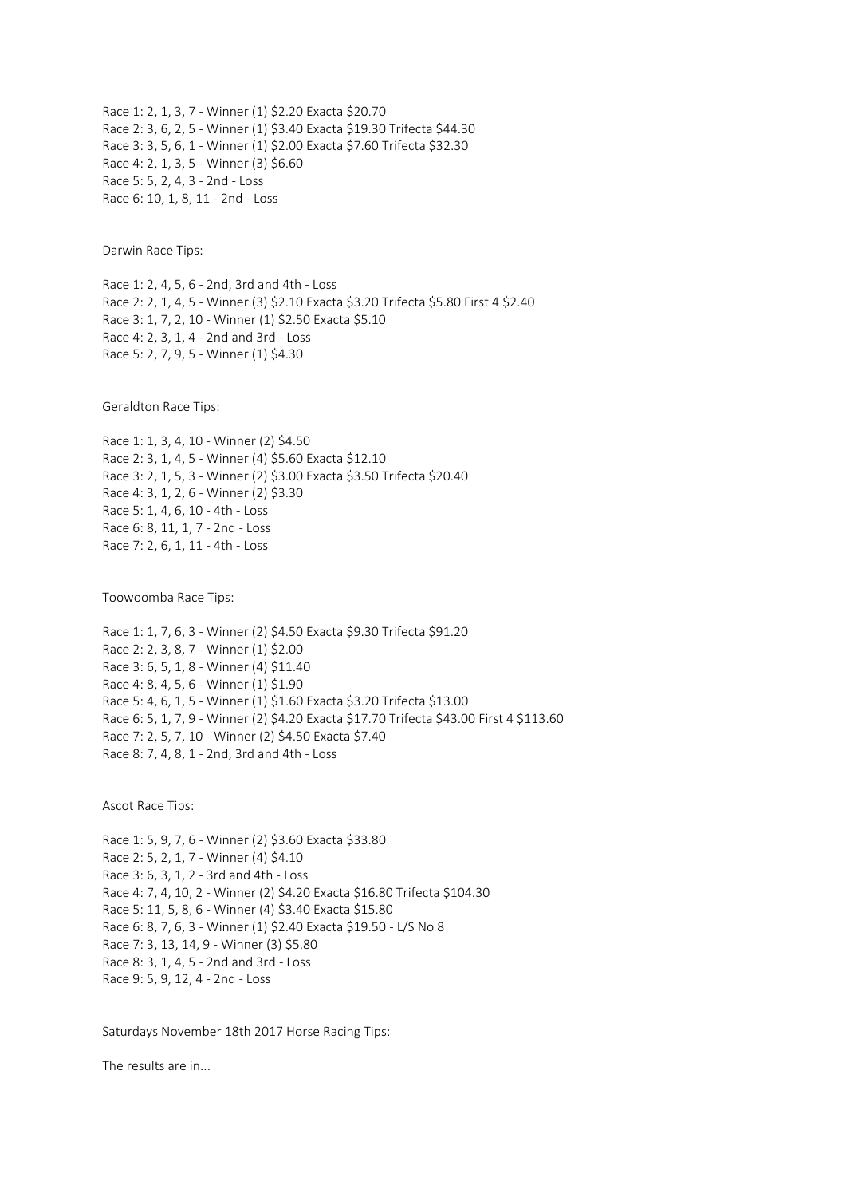Race 1: 2, 1, 3, 7 - Winner (1) $2.20 Exacta $20.70
Race 2: 3, 6, 2, 5 - Winner (1) $3.40 Exacta $19.30 Trifecta $44.30
Race 3: 3, 5, 6, 1 - Winner (1) $2.00 Exacta $7.60 Trifecta $32.30
Race 4: 2, 1, 3, 5 - Winner (3) $6.60
Race 5: 5, 2, 4, 3 - 2nd - Loss
Race 6: 10, 1, 8, 11 - 2nd - Loss

Darwin Race Tips:

Race 1: 2, 4, 5, 6 - 2nd, 3rd and 4th - Loss
Race 2: 2, 1, 4, 5 - Winner (3) $2.10 Exacta $3.20 Trifecta $5.80 First 4 $2.40
Race 3: 1, 7, 2, 10 - Winner (1) $2.50 Exacta $5.10
Race 4: 2, 3, 1, 4 - 2nd and 3rd - Loss
Race 5: 2, 7, 9, 5 - Winner (1) $4.30

Geraldton Race Tips:

Race 1: 1, 3, 4, 10 - Winner (2) $4.50
Race 2: 3, 1, 4, 5 - Winner (4) $5.60 Exacta $12.10
Race 3: 2, 1, 5, 3 - Winner (2) $3.00 Exacta $3.50 Trifecta $20.40
Race 4: 3, 1, 2, 6 - Winner (2) $3.30
Race 5: 1, 4, 6, 10 - 4th - Loss
Race 6: 8, 11, 1, 7 - 2nd - Loss
Race 7: 2, 6, 1, 11 - 4th - Loss

Toowoomba Race Tips:

Race 1: 1, 7, 6, 3 - Winner (2) $4.50 Exacta $9.30 Trifecta $91.20
Race 2: 2, 3, 8, 7 - Winner (1) $2.00
Race 3: 6, 5, 1, 8 - Winner (4) $11.40
Race 4: 8, 4, 5, 6 - Winner (1) $1.90
Race 5: 4, 6, 1, 5 - Winner (1) $1.60 Exacta $3.20 Trifecta $13.00
Race 6: 5, 1, 7, 9 - Winner (2) $4.20 Exacta $17.70 Trifecta $43.00 First 4 $113.60
Race 7: 2, 5, 7, 10 - Winner (2) $4.50 Exacta $7.40
Race 8: 7, 4, 8, 1 - 2nd, 3rd and 4th - Loss

Ascot Race Tips:

Race 1: 5, 9, 7, 6 - Winner (2) $3.60 Exacta $33.80
Race 2: 5, 2, 1, 7 - Winner (4) $4.10
Race 3: 6, 3, 1, 2 - 3rd and 4th - Loss
Race 4: 7, 4, 10, 2 - Winner (2) $4.20 Exacta $16.80 Trifecta $104.30
Race 5: 11, 5, 8, 6 - Winner (4) $3.40 Exacta $15.80
Race 6: 8, 7, 6, 3 - Winner (1) $2.40 Exacta $19.50 - L/S No 8
Race 7: 3, 13, 14, 9 - Winner (3) $5.80
Race 8: 3, 1, 4, 5 - 2nd and 3rd - Loss
Race 9: 5, 9, 12, 4 - 2nd - Loss

Saturdays November 18th 2017 Horse Racing Tips:

The results are in...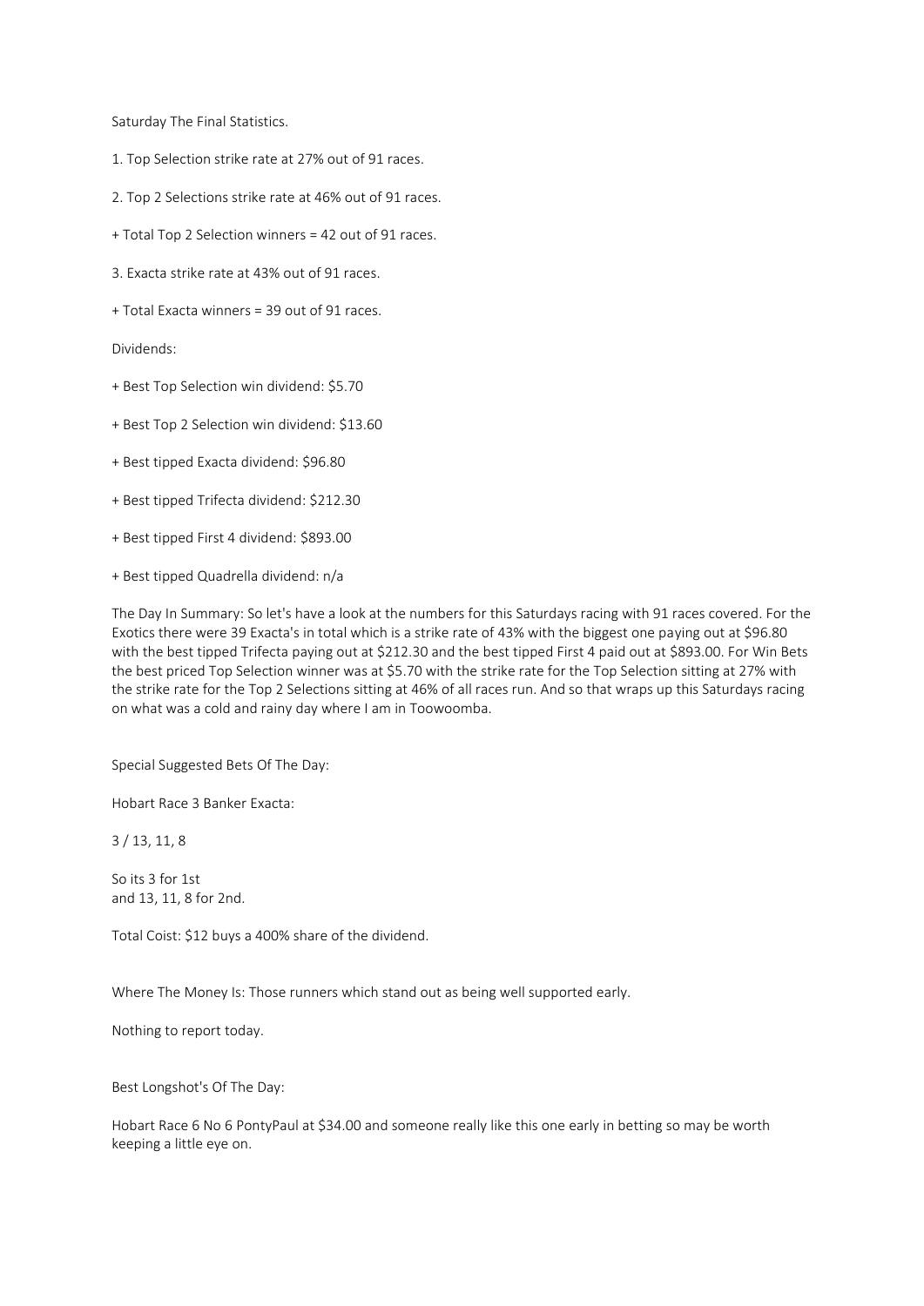Saturday The Final Statistics.

1. Top Selection strike rate at 27% out of 91 races.

2. Top 2 Selections strike rate at 46% out of 91 races.

+ Total Top 2 Selection winners = 42 out of 91 races.

3. Exacta strike rate at 43% out of 91 races.

+ Total Exacta winners = 39 out of 91 races.

Dividends:

+ Best Top Selection win dividend: $5.70

+ Best Top 2 Selection win dividend: $13.60

+ Best tipped Exacta dividend: $96.80

+ Best tipped Trifecta dividend: $212.30

+ Best tipped First 4 dividend: $893.00

+ Best tipped Quadrella dividend: n/a

The Day In Summary: So let's have a look at the numbers for this Saturdays racing with 91 races covered. For the Exotics there were 39 Exacta's in total which is a strike rate of 43% with the biggest one paying out at $96.80 with the best tipped Trifecta paying out at $212.30 and the best tipped First 4 paid out at $893.00. For Win Bets the best priced Top Selection winner was at $5.70 with the strike rate for the Top Selection sitting at 27% with the strike rate for the Top 2 Selections sitting at 46% of all races run. And so that wraps up this Saturdays racing on what was a cold and rainy day where I am in Toowoomba.

Special Suggested Bets Of The Day:

Hobart Race 3 Banker Exacta:

3 / 13, 11, 8

So its 3 for 1st
and 13, 11, 8 for 2nd.

Total Coist: $12 buys a 400% share of the dividend.

Where The Money Is: Those runners which stand out as being well supported early.

Nothing to report today.

Best Longshot's Of The Day:

Hobart Race 6 No 6 PontyPaul at $34.00 and someone really like this one early in betting so may be worth keeping a little eye on.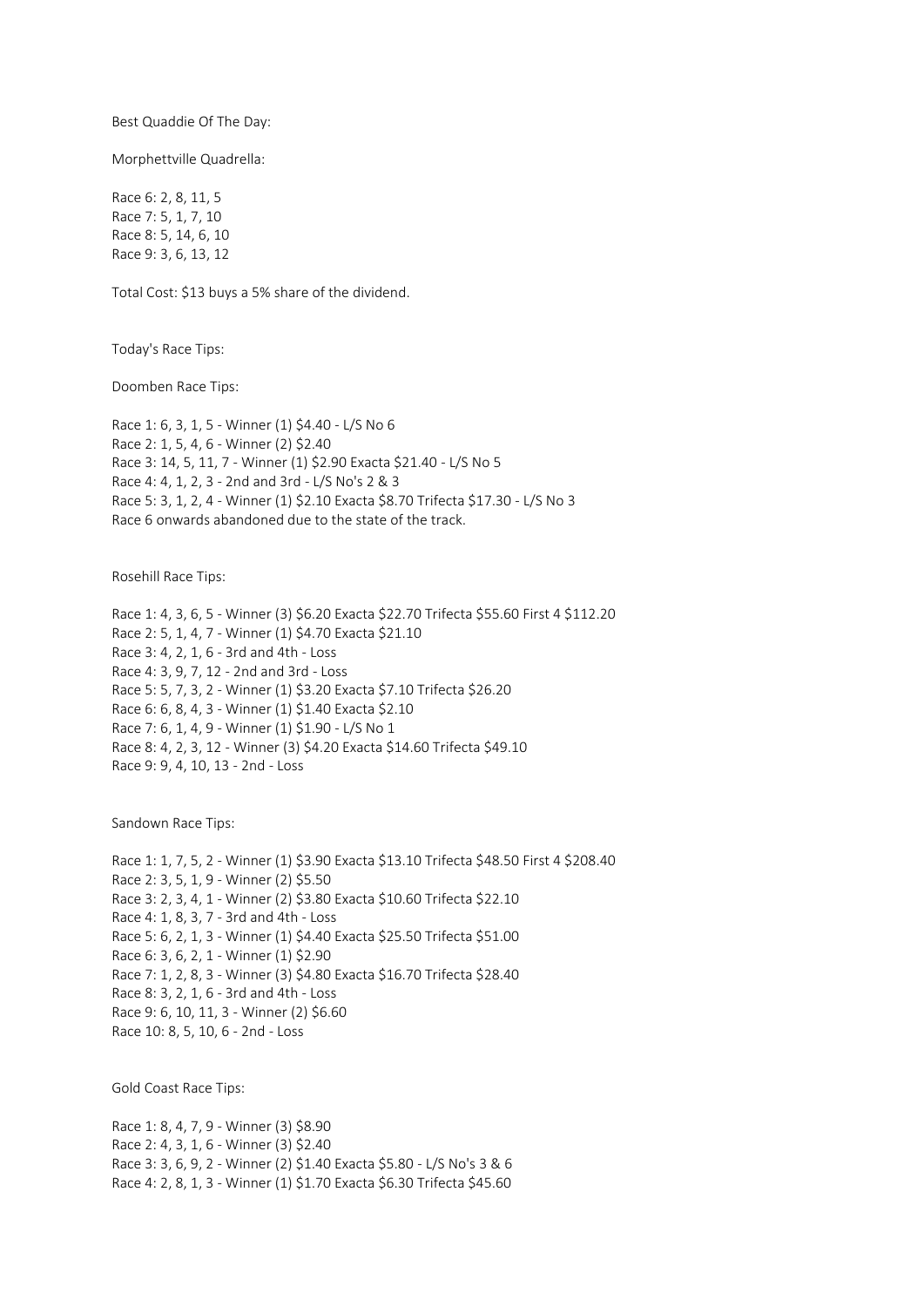Best Quaddie Of The Day:

Morphettville Quadrella:

Race 6: 2, 8, 11, 5
Race 7: 5, 1, 7, 10
Race 8: 5, 14, 6, 10
Race 9: 3, 6, 13, 12

Total Cost: $13 buys a 5% share of the dividend.

Today's Race Tips:

Doomben Race Tips:

Race 1: 6, 3, 1, 5 - Winner (1) $4.40 - L/S No 6
Race 2: 1, 5, 4, 6 - Winner (2) $2.40
Race 3: 14, 5, 11, 7 - Winner (1) $2.90 Exacta $21.40 - L/S No 5
Race 4: 4, 1, 2, 3 - 2nd and 3rd - L/S No's 2 & 3
Race 5: 3, 1, 2, 4 - Winner (1) $2.10 Exacta $8.70 Trifecta $17.30 - L/S No 3
Race 6 onwards abandoned due to the state of the track.

Rosehill Race Tips:

Race 1: 4, 3, 6, 5 - Winner (3) $6.20 Exacta $22.70 Trifecta $55.60 First 4 $112.20
Race 2: 5, 1, 4, 7 - Winner (1) $4.70 Exacta $21.10
Race 3: 4, 2, 1, 6 - 3rd and 4th - Loss
Race 4: 3, 9, 7, 12 - 2nd and 3rd - Loss
Race 5: 5, 7, 3, 2 - Winner (1) $3.20 Exacta $7.10 Trifecta $26.20
Race 6: 6, 8, 4, 3 - Winner (1) $1.40 Exacta $2.10
Race 7: 6, 1, 4, 9 - Winner (1) $1.90 - L/S No 1
Race 8: 4, 2, 3, 12 - Winner (3) $4.20 Exacta $14.60 Trifecta $49.10
Race 9: 9, 4, 10, 13 - 2nd - Loss

Sandown Race Tips:

Race 1: 1, 7, 5, 2 - Winner (1) $3.90 Exacta $13.10 Trifecta $48.50 First 4 $208.40
Race 2: 3, 5, 1, 9 - Winner (2) $5.50
Race 3: 2, 3, 4, 1 - Winner (2) $3.80 Exacta $10.60 Trifecta $22.10
Race 4: 1, 8, 3, 7 - 3rd and 4th - Loss
Race 5: 6, 2, 1, 3 - Winner (1) $4.40 Exacta $25.50 Trifecta $51.00
Race 6: 3, 6, 2, 1 - Winner (1) $2.90
Race 7: 1, 2, 8, 3 - Winner (3) $4.80 Exacta $16.70 Trifecta $28.40
Race 8: 3, 2, 1, 6 - 3rd and 4th - Loss
Race 9: 6, 10, 11, 3 - Winner (2) $6.60
Race 10: 8, 5, 10, 6 - 2nd - Loss

Gold Coast Race Tips:

Race 1: 8, 4, 7, 9 - Winner (3) $8.90
Race 2: 4, 3, 1, 6 - Winner (3) $2.40
Race 3: 3, 6, 9, 2 - Winner (2) $1.40 Exacta $5.80 - L/S No's 3 & 6
Race 4: 2, 8, 1, 3 - Winner (1) $1.70 Exacta $6.30 Trifecta $45.60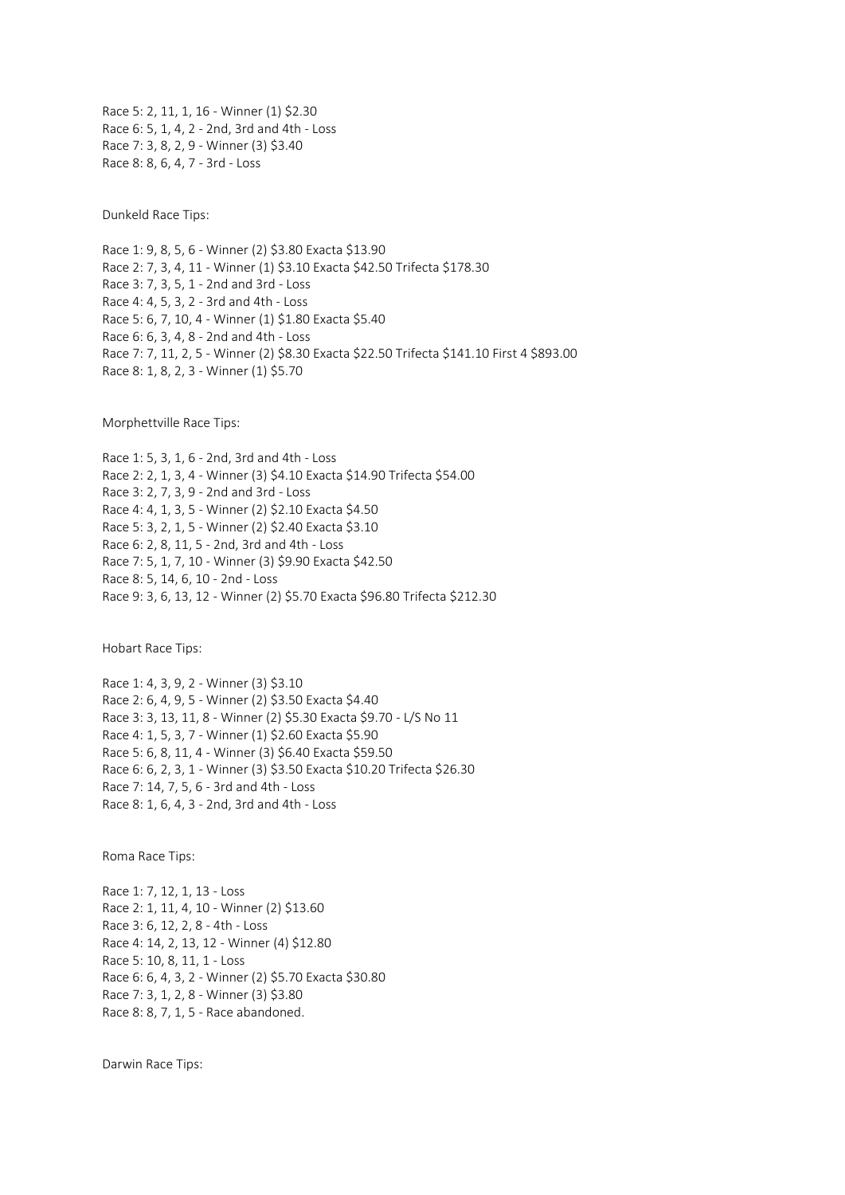Race 5: 2, 11, 1, 16 - Winner (1) $2.30
Race 6: 5, 1, 4, 2 - 2nd, 3rd and 4th - Loss
Race 7: 3, 8, 2, 9 - Winner (3) $3.40
Race 8: 8, 6, 4, 7 - 3rd - Loss

Dunkeld Race Tips:

Race 1: 9, 8, 5, 6 - Winner (2) $3.80 Exacta $13.90
Race 2: 7, 3, 4, 11 - Winner (1) $3.10 Exacta $42.50 Trifecta $178.30
Race 3: 7, 3, 5, 1 - 2nd and 3rd - Loss
Race 4: 4, 5, 3, 2 - 3rd and 4th - Loss
Race 5: 6, 7, 10, 4 - Winner (1) $1.80 Exacta $5.40
Race 6: 6, 3, 4, 8 - 2nd and 4th - Loss
Race 7: 7, 11, 2, 5 - Winner (2) $8.30 Exacta $22.50 Trifecta $141.10 First 4 $893.00
Race 8: 1, 8, 2, 3 - Winner (1) $5.70

Morphettville Race Tips:

Race 1: 5, 3, 1, 6 - 2nd, 3rd and 4th - Loss
Race 2: 2, 1, 3, 4 - Winner (3) $4.10 Exacta $14.90 Trifecta $54.00
Race 3: 2, 7, 3, 9 - 2nd and 3rd - Loss
Race 4: 4, 1, 3, 5 - Winner (2) $2.10 Exacta $4.50
Race 5: 3, 2, 1, 5 - Winner (2) $2.40 Exacta $3.10
Race 6: 2, 8, 11, 5 - 2nd, 3rd and 4th - Loss
Race 7: 5, 1, 7, 10 - Winner (3) $9.90 Exacta $42.50
Race 8: 5, 14, 6, 10 - 2nd - Loss
Race 9: 3, 6, 13, 12 - Winner (2) $5.70 Exacta $96.80 Trifecta $212.30

Hobart Race Tips:

Race 1: 4, 3, 9, 2 - Winner (3) $3.10
Race 2: 6, 4, 9, 5 - Winner (2) $3.50 Exacta $4.40
Race 3: 3, 13, 11, 8 - Winner (2) $5.30 Exacta $9.70 - L/S No 11
Race 4: 1, 5, 3, 7 - Winner (1) $2.60 Exacta $5.90
Race 5: 6, 8, 11, 4 - Winner (3) $6.40 Exacta $59.50
Race 6: 6, 2, 3, 1 - Winner (3) $3.50 Exacta $10.20 Trifecta $26.30
Race 7: 14, 7, 5, 6 - 3rd and 4th - Loss
Race 8: 1, 6, 4, 3 - 2nd, 3rd and 4th - Loss

Roma Race Tips:

Race 1: 7, 12, 1, 13 - Loss
Race 2: 1, 11, 4, 10 - Winner (2) $13.60
Race 3: 6, 12, 2, 8 - 4th - Loss
Race 4: 14, 2, 13, 12 - Winner (4) $12.80
Race 5: 10, 8, 11, 1 - Loss
Race 6: 6, 4, 3, 2 - Winner (2) $5.70 Exacta $30.80
Race 7: 3, 1, 2, 8 - Winner (3) $3.80
Race 8: 8, 7, 1, 5 - Race abandoned.

Darwin Race Tips: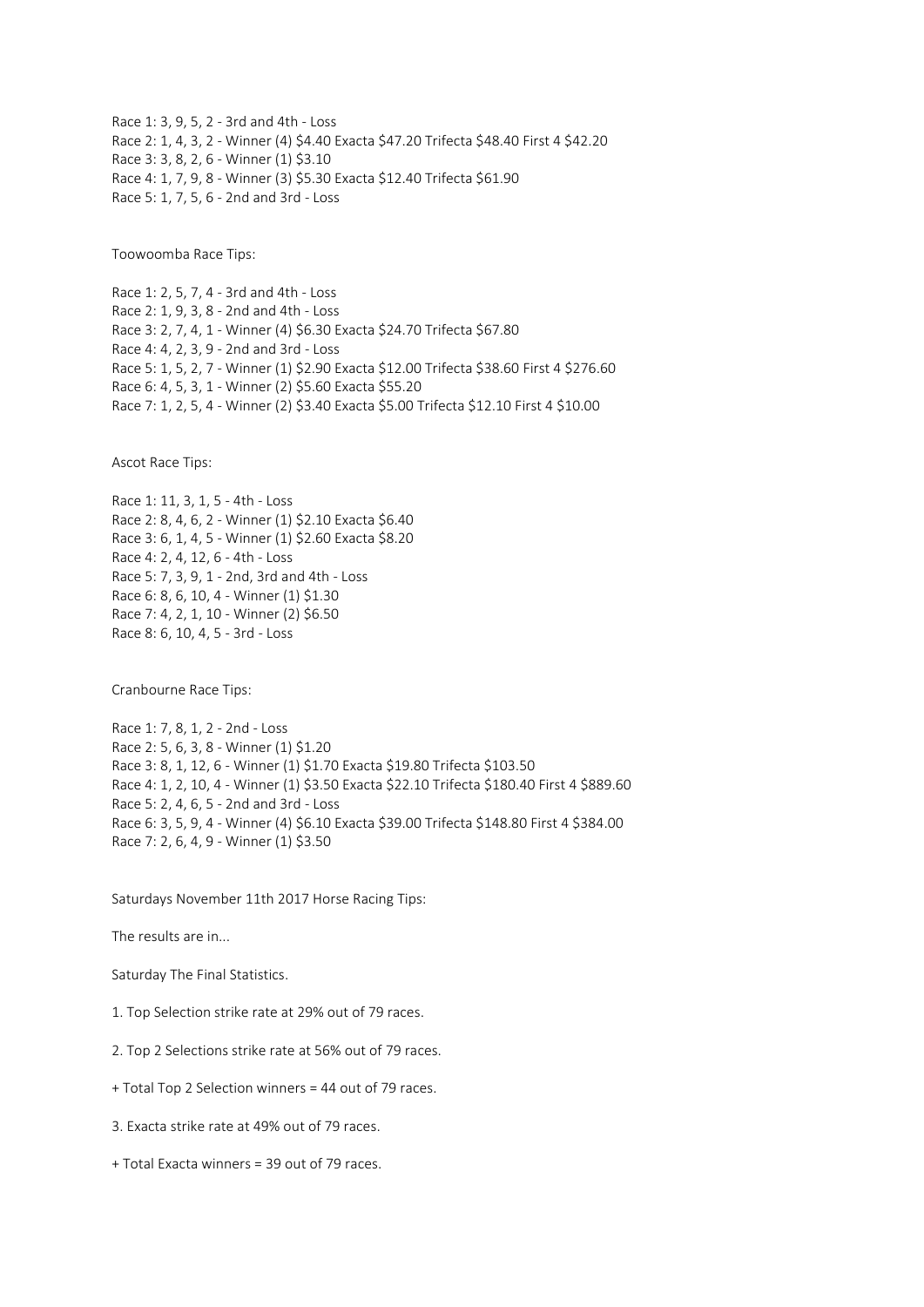Race 1: 3, 9, 5, 2 - 3rd and 4th - Loss
Race 2: 1, 4, 3, 2 - Winner (4) $4.40 Exacta $47.20 Trifecta $48.40 First 4 $42.20
Race 3: 3, 8, 2, 6 - Winner (1) $3.10
Race 4: 1, 7, 9, 8 - Winner (3) $5.30 Exacta $12.40 Trifecta $61.90
Race 5: 1, 7, 5, 6 - 2nd and 3rd - Loss

Toowoomba Race Tips:

Race 1: 2, 5, 7, 4 - 3rd and 4th - Loss
Race 2: 1, 9, 3, 8 - 2nd and 4th - Loss
Race 3: 2, 7, 4, 1 - Winner (4) $6.30 Exacta $24.70 Trifecta $67.80
Race 4: 4, 2, 3, 9 - 2nd and 3rd - Loss
Race 5: 1, 5, 2, 7 - Winner (1) $2.90 Exacta $12.00 Trifecta $38.60 First 4 $276.60
Race 6: 4, 5, 3, 1 - Winner (2) $5.60 Exacta $55.20
Race 7: 1, 2, 5, 4 - Winner (2) $3.40 Exacta $5.00 Trifecta $12.10 First 4 $10.00

Ascot Race Tips:

Race 1: 11, 3, 1, 5 - 4th - Loss
Race 2: 8, 4, 6, 2 - Winner (1) $2.10 Exacta $6.40
Race 3: 6, 1, 4, 5 - Winner (1) $2.60 Exacta $8.20
Race 4: 2, 4, 12, 6 - 4th - Loss
Race 5: 7, 3, 9, 1 - 2nd, 3rd and 4th - Loss
Race 6: 8, 6, 10, 4 - Winner (1) $1.30
Race 7: 4, 2, 1, 10 - Winner (2) $6.50
Race 8: 6, 10, 4, 5 - 3rd - Loss

Cranbourne Race Tips:

Race 1: 7, 8, 1, 2 - 2nd - Loss
Race 2: 5, 6, 3, 8 - Winner (1) $1.20
Race 3: 8, 1, 12, 6 - Winner (1) $1.70 Exacta $19.80 Trifecta $103.50
Race 4: 1, 2, 10, 4 - Winner (1) $3.50 Exacta $22.10 Trifecta $180.40 First 4 $889.60
Race 5: 2, 4, 6, 5 - 2nd and 3rd - Loss
Race 6: 3, 5, 9, 4 - Winner (4) $6.10 Exacta $39.00 Trifecta $148.80 First 4 $384.00
Race 7: 2, 6, 4, 9 - Winner (1) $3.50

Saturdays November 11th 2017 Horse Racing Tips:

The results are in...

Saturday The Final Statistics.

1. Top Selection strike rate at 29% out of 79 races.

2. Top 2 Selections strike rate at 56% out of 79 races.

+ Total Top 2 Selection winners = 44 out of 79 races.

3. Exacta strike rate at 49% out of 79 races.

+ Total Exacta winners = 39 out of 79 races.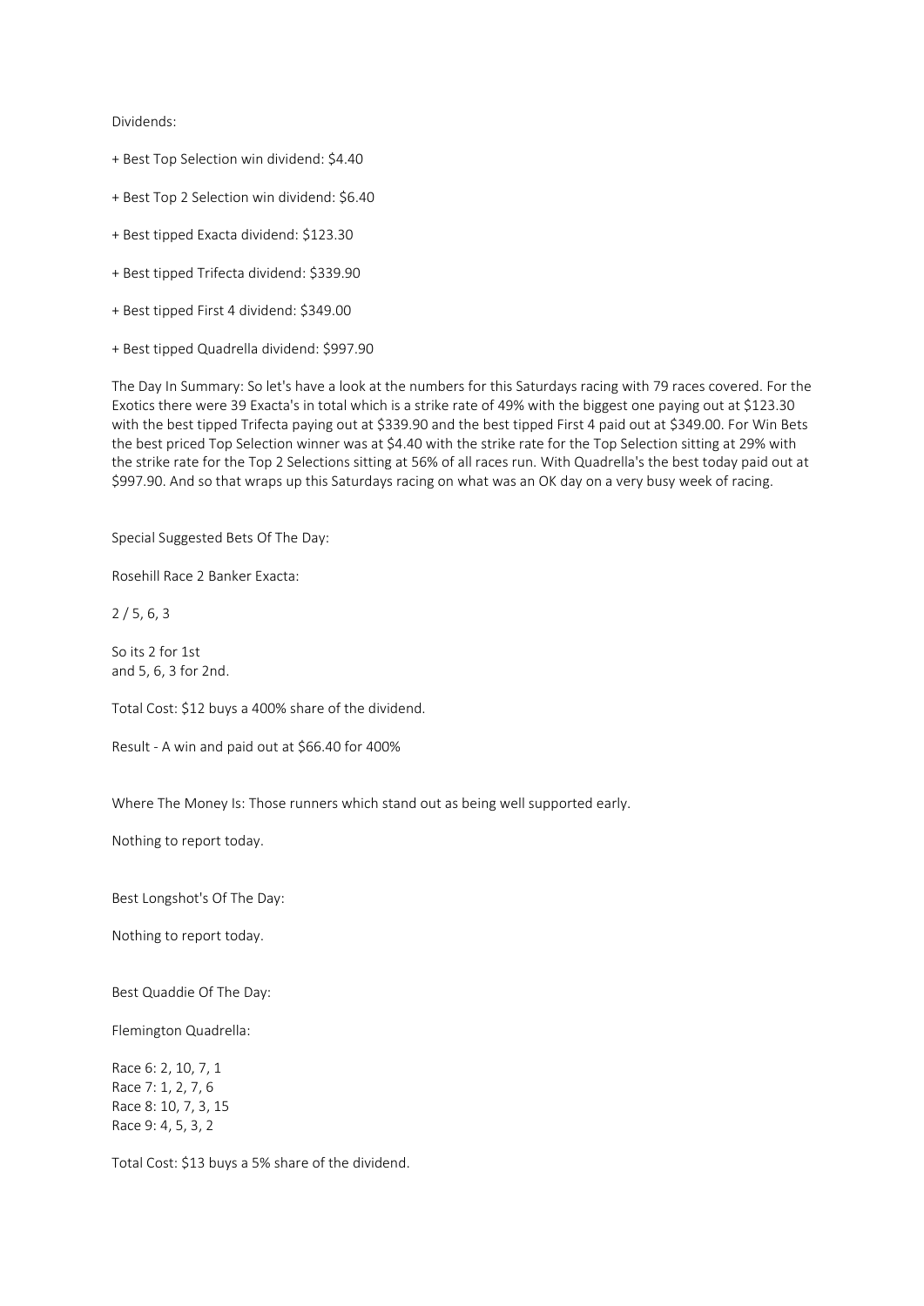Dividends:

+ Best Top Selection win dividend: $4.40

+ Best Top 2 Selection win dividend: $6.40

+ Best tipped Exacta dividend: $123.30

+ Best tipped Trifecta dividend: $339.90

+ Best tipped First 4 dividend: $349.00

+ Best tipped Quadrella dividend: $997.90

The Day In Summary: So let's have a look at the numbers for this Saturdays racing with 79 races covered. For the Exotics there were 39 Exacta's in total which is a strike rate of 49% with the biggest one paying out at $123.30 with the best tipped Trifecta paying out at $339.90 and the best tipped First 4 paid out at $349.00. For Win Bets the best priced Top Selection winner was at $4.40 with the strike rate for the Top Selection sitting at 29% with the strike rate for the Top 2 Selections sitting at 56% of all races run. With Quadrella's the best today paid out at $997.90. And so that wraps up this Saturdays racing on what was an OK day on a very busy week of racing.

Special Suggested Bets Of The Day:

Rosehill Race 2 Banker Exacta:

2 / 5, 6, 3

So its 2 for 1st
and 5, 6, 3 for 2nd.

Total Cost: $12 buys a 400% share of the dividend.

Result - A win and paid out at $66.40 for 400%

Where The Money Is: Those runners which stand out as being well supported early.

Nothing to report today.

Best Longshot's Of The Day:

Nothing to report today.

Best Quaddie Of The Day:

Flemington Quadrella:

Race 6: 2, 10, 7, 1
Race 7: 1, 2, 7, 6
Race 8: 10, 7, 3, 15
Race 9: 4, 5, 3, 2

Total Cost: $13 buys a 5% share of the dividend.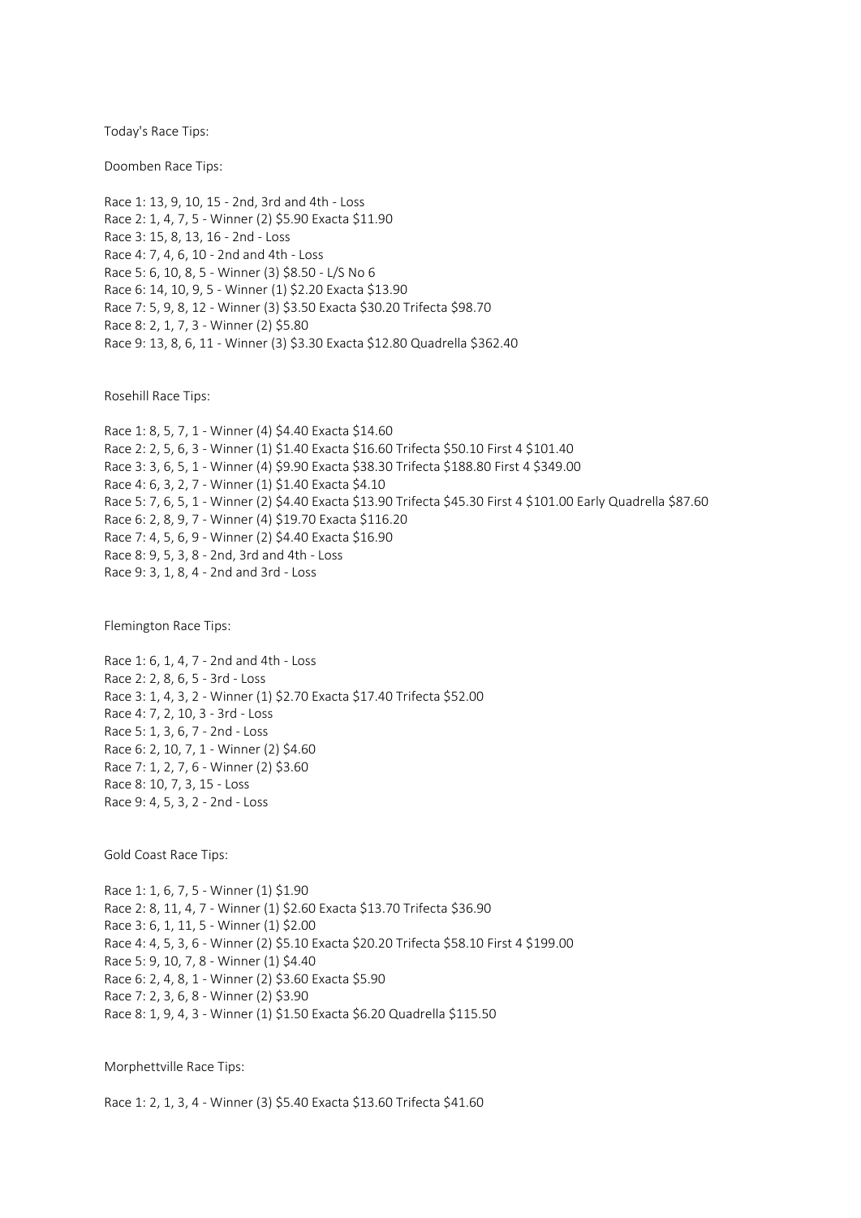Today's Race Tips:

Doomben Race Tips:

Race 1: 13, 9, 10, 15 - 2nd, 3rd and 4th - Loss
Race 2: 1, 4, 7, 5 - Winner (2) $5.90 Exacta $11.90
Race 3: 15, 8, 13, 16 - 2nd - Loss
Race 4: 7, 4, 6, 10 - 2nd and 4th - Loss
Race 5: 6, 10, 8, 5 - Winner (3) $8.50 - L/S No 6
Race 6: 14, 10, 9, 5 - Winner (1) $2.20 Exacta $13.90
Race 7: 5, 9, 8, 12 - Winner (3) $3.50 Exacta $30.20 Trifecta $98.70
Race 8: 2, 1, 7, 3 - Winner (2) $5.80
Race 9: 13, 8, 6, 11 - Winner (3) $3.30 Exacta $12.80 Quadrella $362.40

Rosehill Race Tips:

Race 1: 8, 5, 7, 1 - Winner (4) $4.40 Exacta $14.60
Race 2: 2, 5, 6, 3 - Winner (1) $1.40 Exacta $16.60 Trifecta $50.10 First 4 $101.40
Race 3: 3, 6, 5, 1 - Winner (4) $9.90 Exacta $38.30 Trifecta $188.80 First 4 $349.00
Race 4: 6, 3, 2, 7 - Winner (1) $1.40 Exacta $4.10
Race 5: 7, 6, 5, 1 - Winner (2) $4.40 Exacta $13.90 Trifecta $45.30 First 4 $101.00 Early Quadrella $87.60
Race 6: 2, 8, 9, 7 - Winner (4) $19.70 Exacta $116.20
Race 7: 4, 5, 6, 9 - Winner (2) $4.40 Exacta $16.90
Race 8: 9, 5, 3, 8 - 2nd, 3rd and 4th - Loss
Race 9: 3, 1, 8, 4 - 2nd and 3rd - Loss

Flemington Race Tips:

Race 1: 6, 1, 4, 7 - 2nd and 4th - Loss
Race 2: 2, 8, 6, 5 - 3rd - Loss
Race 3: 1, 4, 3, 2 - Winner (1) $2.70 Exacta $17.40 Trifecta $52.00
Race 4: 7, 2, 10, 3 - 3rd - Loss
Race 5: 1, 3, 6, 7 - 2nd - Loss
Race 6: 2, 10, 7, 1 - Winner (2) $4.60
Race 7: 1, 2, 7, 6 - Winner (2) $3.60
Race 8: 10, 7, 3, 15 - Loss
Race 9: 4, 5, 3, 2 - 2nd - Loss

Gold Coast Race Tips:

Race 1: 1, 6, 7, 5 - Winner (1) $1.90
Race 2: 8, 11, 4, 7 - Winner (1) $2.60 Exacta $13.70 Trifecta $36.90
Race 3: 6, 1, 11, 5 - Winner (1) $2.00
Race 4: 4, 5, 3, 6 - Winner (2) $5.10 Exacta $20.20 Trifecta $58.10 First 4 $199.00
Race 5: 9, 10, 7, 8 - Winner (1) $4.40
Race 6: 2, 4, 8, 1 - Winner (2) $3.60 Exacta $5.90
Race 7: 2, 3, 6, 8 - Winner (2) $3.90
Race 8: 1, 9, 4, 3 - Winner (1) $1.50 Exacta $6.20 Quadrella $115.50

Morphettville Race Tips:

Race 1: 2, 1, 3, 4 - Winner (3) $5.40 Exacta $13.60 Trifecta $41.60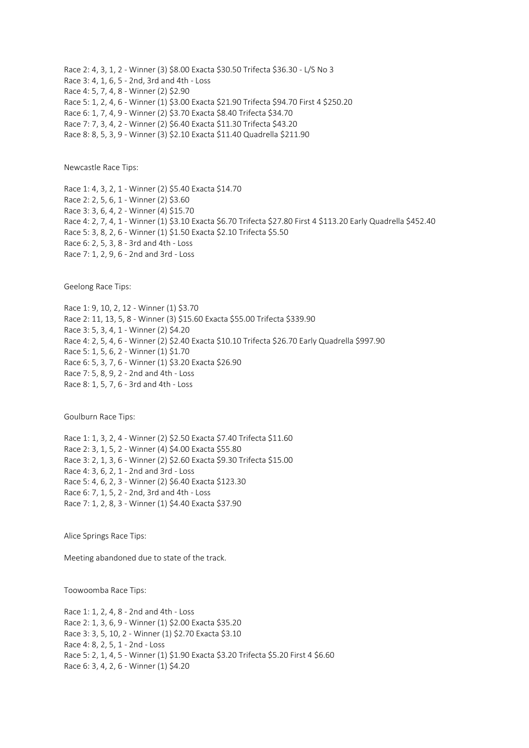Race 2: 4, 3, 1, 2 - Winner (3) $8.00 Exacta $30.50 Trifecta $36.30 - L/S No 3
Race 3: 4, 1, 6, 5 - 2nd, 3rd and 4th - Loss
Race 4: 5, 7, 4, 8 - Winner (2) $2.90
Race 5: 1, 2, 4, 6 - Winner (1) $3.00 Exacta $21.90 Trifecta $94.70 First 4 $250.20
Race 6: 1, 7, 4, 9 - Winner (2) $3.70 Exacta $8.40 Trifecta $34.70
Race 7: 7, 3, 4, 2 - Winner (2) $6.40 Exacta $11.30 Trifecta $43.20
Race 8: 8, 5, 3, 9 - Winner (3) $2.10 Exacta $11.40 Quadrella $211.90

Newcastle Race Tips:

Race 1: 4, 3, 2, 1 - Winner (2) $5.40 Exacta $14.70
Race 2: 2, 5, 6, 1 - Winner (2) $3.60
Race 3: 3, 6, 4, 2 - Winner (4) $15.70
Race 4: 2, 7, 4, 1 - Winner (1) $3.10 Exacta $6.70 Trifecta $27.80 First 4 $113.20 Early Quadrella $452.40
Race 5: 3, 8, 2, 6 - Winner (1) $1.50 Exacta $2.10 Trifecta $5.50
Race 6: 2, 5, 3, 8 - 3rd and 4th - Loss
Race 7: 1, 2, 9, 6 - 2nd and 3rd - Loss

Geelong Race Tips:

Race 1: 9, 10, 2, 12 - Winner (1) $3.70
Race 2: 11, 13, 5, 8 - Winner (3) $15.60 Exacta $55.00 Trifecta $339.90
Race 3: 5, 3, 4, 1 - Winner (2) $4.20
Race 4: 2, 5, 4, 6 - Winner (2) $2.40 Exacta $10.10 Trifecta $26.70 Early Quadrella $997.90
Race 5: 1, 5, 6, 2 - Winner (1) $1.70
Race 6: 5, 3, 7, 6 - Winner (1) $3.20 Exacta $26.90
Race 7: 5, 8, 9, 2 - 2nd and 4th - Loss
Race 8: 1, 5, 7, 6 - 3rd and 4th - Loss

Goulburn Race Tips:

Race 1: 1, 3, 2, 4 - Winner (2) $2.50 Exacta $7.40 Trifecta $11.60
Race 2: 3, 1, 5, 2 - Winner (4) $4.00 Exacta $55.80
Race 3: 2, 1, 3, 6 - Winner (2) $2.60 Exacta $9.30 Trifecta $15.00
Race 4: 3, 6, 2, 1 - 2nd and 3rd - Loss
Race 5: 4, 6, 2, 3 - Winner (2) $6.40 Exacta $123.30
Race 6: 7, 1, 5, 2 - 2nd, 3rd and 4th - Loss
Race 7: 1, 2, 8, 3 - Winner (1) $4.40 Exacta $37.90

Alice Springs Race Tips:

Meeting abandoned due to state of the track.

Toowoomba Race Tips:

Race 1: 1, 2, 4, 8 - 2nd and 4th - Loss
Race 2: 1, 3, 6, 9 - Winner (1) $2.00 Exacta $35.20
Race 3: 3, 5, 10, 2 - Winner (1) $2.70 Exacta $3.10
Race 4: 8, 2, 5, 1 - 2nd - Loss
Race 5: 2, 1, 4, 5 - Winner (1) $1.90 Exacta $3.20 Trifecta $5.20 First 4 $6.60
Race 6: 3, 4, 2, 6 - Winner (1) $4.20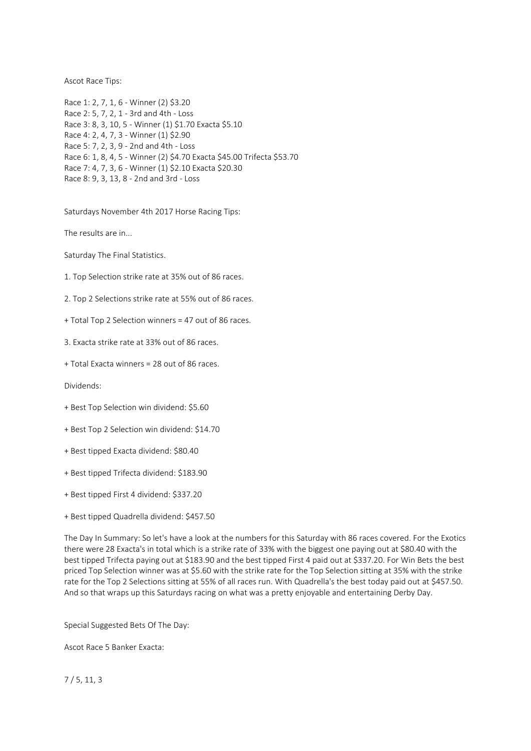Ascot Race Tips:

Race 1: 2, 7, 1, 6 - Winner (2) $3.20
Race 2: 5, 7, 2, 1 - 3rd and 4th - Loss
Race 3: 8, 3, 10, 5 - Winner (1) $1.70 Exacta $5.10
Race 4: 2, 4, 7, 3 - Winner (1) $2.90
Race 5: 7, 2, 3, 9 - 2nd and 4th - Loss
Race 6: 1, 8, 4, 5 - Winner (2) $4.70 Exacta $45.00 Trifecta $53.70
Race 7: 4, 7, 3, 6 - Winner (1) $2.10 Exacta $20.30
Race 8: 9, 3, 13, 8 - 2nd and 3rd - Loss

Saturdays November 4th 2017 Horse Racing Tips:

The results are in...

Saturday The Final Statistics.

1. Top Selection strike rate at 35% out of 86 races.

2. Top 2 Selections strike rate at 55% out of 86 races.

+ Total Top 2 Selection winners = 47 out of 86 races.

3. Exacta strike rate at 33% out of 86 races.

+ Total Exacta winners = 28 out of 86 races.

Dividends:

+ Best Top Selection win dividend: $5.60

+ Best Top 2 Selection win dividend: $14.70

+ Best tipped Exacta dividend: $80.40

+ Best tipped Trifecta dividend: $183.90

+ Best tipped First 4 dividend: $337.20

+ Best tipped Quadrella dividend: $457.50

The Day In Summary: So let's have a look at the numbers for this Saturday with 86 races covered. For the Exotics there were 28 Exacta's in total which is a strike rate of 33% with the biggest one paying out at $80.40 with the best tipped Trifecta paying out at $183.90 and the best tipped First 4 paid out at $337.20. For Win Bets the best priced Top Selection winner was at $5.60 with the strike rate for the Top Selection sitting at 35% with the strike rate for the Top 2 Selections sitting at 55% of all races run. With Quadrella's the best today paid out at $457.50. And so that wraps up this Saturdays racing on what was a pretty enjoyable and entertaining Derby Day.

Special Suggested Bets Of The Day:

Ascot Race 5 Banker Exacta:

7 / 5, 11, 3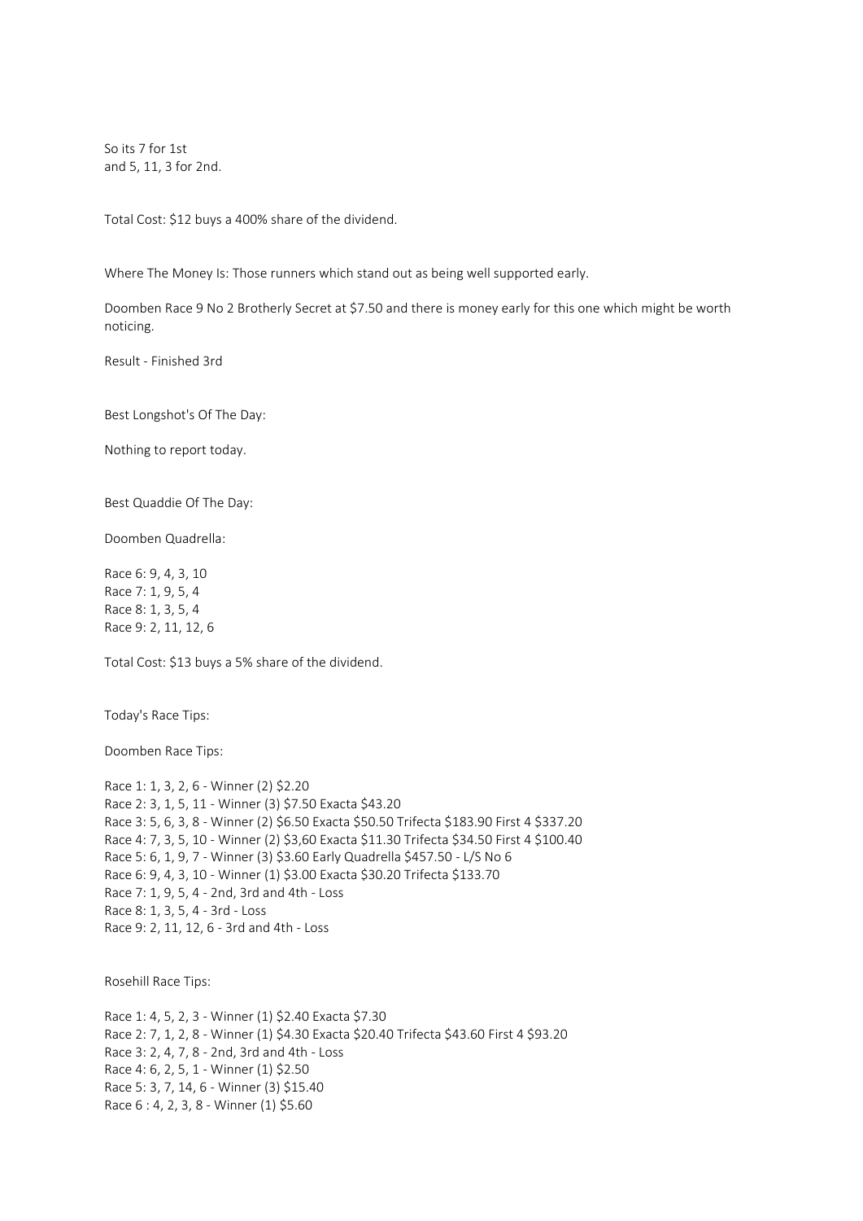So its 7 for 1st
and 5, 11, 3 for 2nd.

Total Cost: $12 buys a 400% share of the dividend.

Where The Money Is: Those runners which stand out as being well supported early.

Doomben Race 9 No 2 Brotherly Secret at $7.50 and there is money early for this one which might be worth noticing.

Result - Finished 3rd

Best Longshot's Of The Day:

Nothing to report today.

Best Quaddie Of The Day:

Doomben Quadrella:

Race 6: 9, 4, 3, 10
Race 7: 1, 9, 5, 4
Race 8: 1, 3, 5, 4
Race 9: 2, 11, 12, 6

Total Cost: $13 buys a 5% share of the dividend.

Today's Race Tips:

Doomben Race Tips:

Race 1: 1, 3, 2, 6 - Winner (2) $2.20
Race 2: 3, 1, 5, 11 - Winner (3) $7.50 Exacta $43.20
Race 3: 5, 6, 3, 8 - Winner (2) $6.50 Exacta $50.50 Trifecta $183.90 First 4 $337.20
Race 4: 7, 3, 5, 10 - Winner (2) $3,60 Exacta $11.30 Trifecta $34.50 First 4 $100.40
Race 5: 6, 1, 9, 7 - Winner (3) $3.60 Early Quadrella $457.50 - L/S No 6
Race 6: 9, 4, 3, 10 - Winner (1) $3.00 Exacta $30.20 Trifecta $133.70
Race 7: 1, 9, 5, 4 - 2nd, 3rd and 4th - Loss
Race 8: 1, 3, 5, 4 - 3rd - Loss
Race 9: 2, 11, 12, 6 - 3rd and 4th - Loss

Rosehill Race Tips:

Race 1: 4, 5, 2, 3 - Winner (1) $2.40 Exacta $7.30
Race 2: 7, 1, 2, 8 - Winner (1) $4.30 Exacta $20.40 Trifecta $43.60 First 4 $93.20
Race 3: 2, 4, 7, 8 - 2nd, 3rd and 4th - Loss
Race 4: 6, 2, 5, 1 - Winner (1) $2.50
Race 5: 3, 7, 14, 6 - Winner (3) $15.40
Race 6 : 4, 2, 3, 8 - Winner (1) $5.60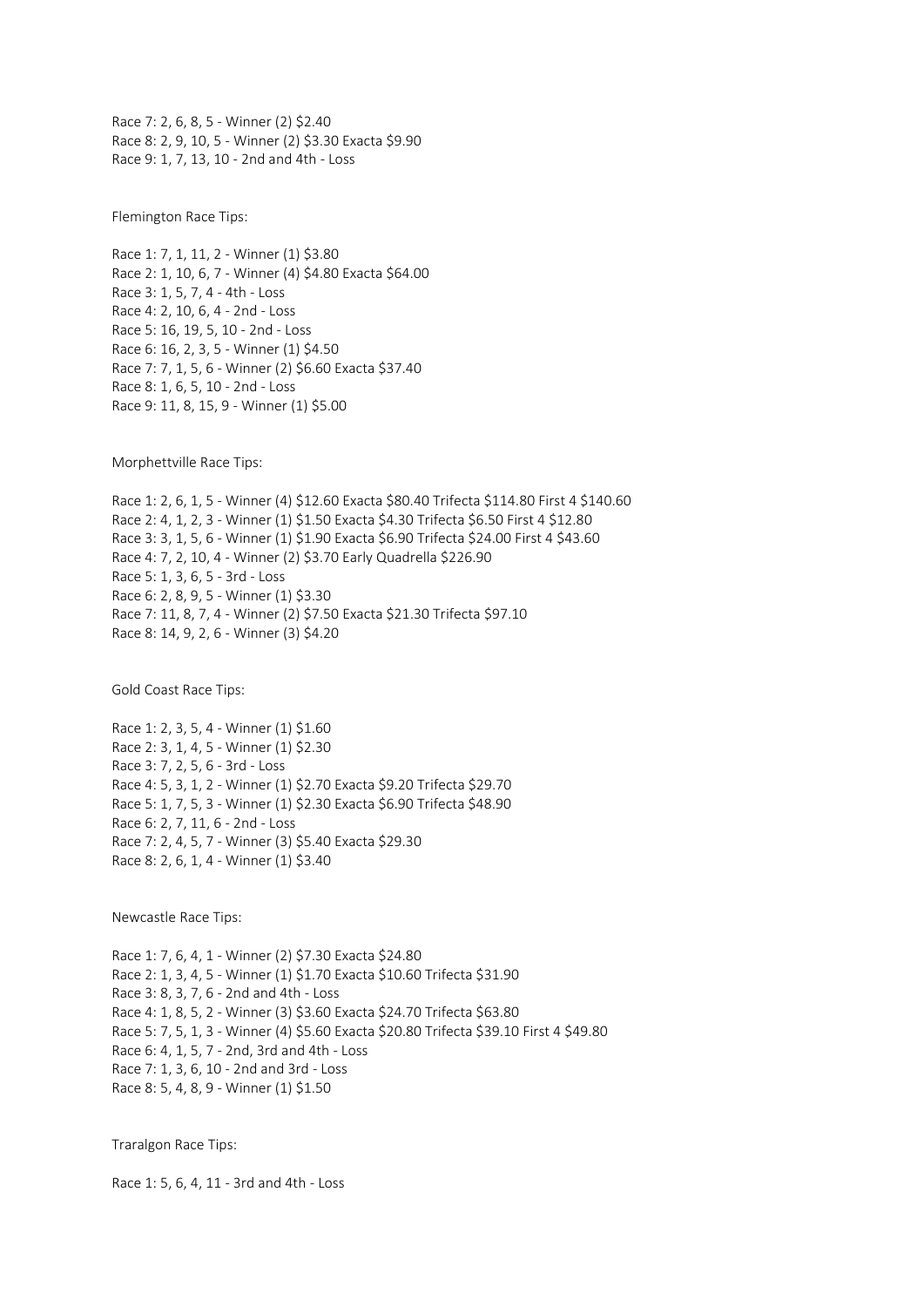Race 7: 2, 6, 8, 5 - Winner (2) $2.40
Race 8: 2, 9, 10, 5 - Winner (2) $3.30 Exacta $9.90
Race 9: 1, 7, 13, 10 - 2nd and 4th - Loss

Flemington Race Tips:

Race 1: 7, 1, 11, 2 - Winner (1) $3.80
Race 2: 1, 10, 6, 7 - Winner (4) $4.80 Exacta $64.00
Race 3: 1, 5, 7, 4 - 4th - Loss
Race 4: 2, 10, 6, 4 - 2nd - Loss
Race 5: 16, 19, 5, 10 - 2nd - Loss
Race 6: 16, 2, 3, 5 - Winner (1) $4.50
Race 7: 7, 1, 5, 6 - Winner (2) $6.60 Exacta $37.40
Race 8: 1, 6, 5, 10 - 2nd - Loss
Race 9: 11, 8, 15, 9 - Winner (1) $5.00

Morphettville Race Tips:

Race 1: 2, 6, 1, 5 - Winner (4) $12.60 Exacta $80.40 Trifecta $114.80 First 4 $140.60
Race 2: 4, 1, 2, 3 - Winner (1) $1.50 Exacta $4.30 Trifecta $6.50 First 4 $12.80
Race 3: 3, 1, 5, 6 - Winner (1) $1.90 Exacta $6.90 Trifecta $24.00 First 4 $43.60
Race 4: 7, 2, 10, 4 - Winner (2) $3.70 Early Quadrella $226.90
Race 5: 1, 3, 6, 5 - 3rd - Loss
Race 6: 2, 8, 9, 5 - Winner (1) $3.30
Race 7: 11, 8, 7, 4 - Winner (2) $7.50 Exacta $21.30 Trifecta $97.10
Race 8: 14, 9, 2, 6 - Winner (3) $4.20

Gold Coast Race Tips:

Race 1: 2, 3, 5, 4 - Winner (1) $1.60
Race 2: 3, 1, 4, 5 - Winner (1) $2.30
Race 3: 7, 2, 5, 6 - 3rd - Loss
Race 4: 5, 3, 1, 2 - Winner (1) $2.70 Exacta $9.20 Trifecta $29.70
Race 5: 1, 7, 5, 3 - Winner (1) $2.30 Exacta $6.90 Trifecta $48.90
Race 6: 2, 7, 11, 6 - 2nd - Loss
Race 7: 2, 4, 5, 7 - Winner (3) $5.40 Exacta $29.30
Race 8: 2, 6, 1, 4 - Winner (1) $3.40

Newcastle Race Tips:

Race 1: 7, 6, 4, 1 - Winner (2) $7.30 Exacta $24.80
Race 2: 1, 3, 4, 5 - Winner (1) $1.70 Exacta $10.60 Trifecta $31.90
Race 3: 8, 3, 7, 6 - 2nd and 4th - Loss
Race 4: 1, 8, 5, 2 - Winner (3) $3.60 Exacta $24.70 Trifecta $63.80
Race 5: 7, 5, 1, 3 - Winner (4) $5.60 Exacta $20.80 Trifecta $39.10 First 4 $49.80
Race 6: 4, 1, 5, 7 - 2nd, 3rd and 4th - Loss
Race 7: 1, 3, 6, 10 - 2nd and 3rd - Loss
Race 8: 5, 4, 8, 9 - Winner (1) $1.50

Traralgon Race Tips:

Race 1: 5, 6, 4, 11 - 3rd and 4th - Loss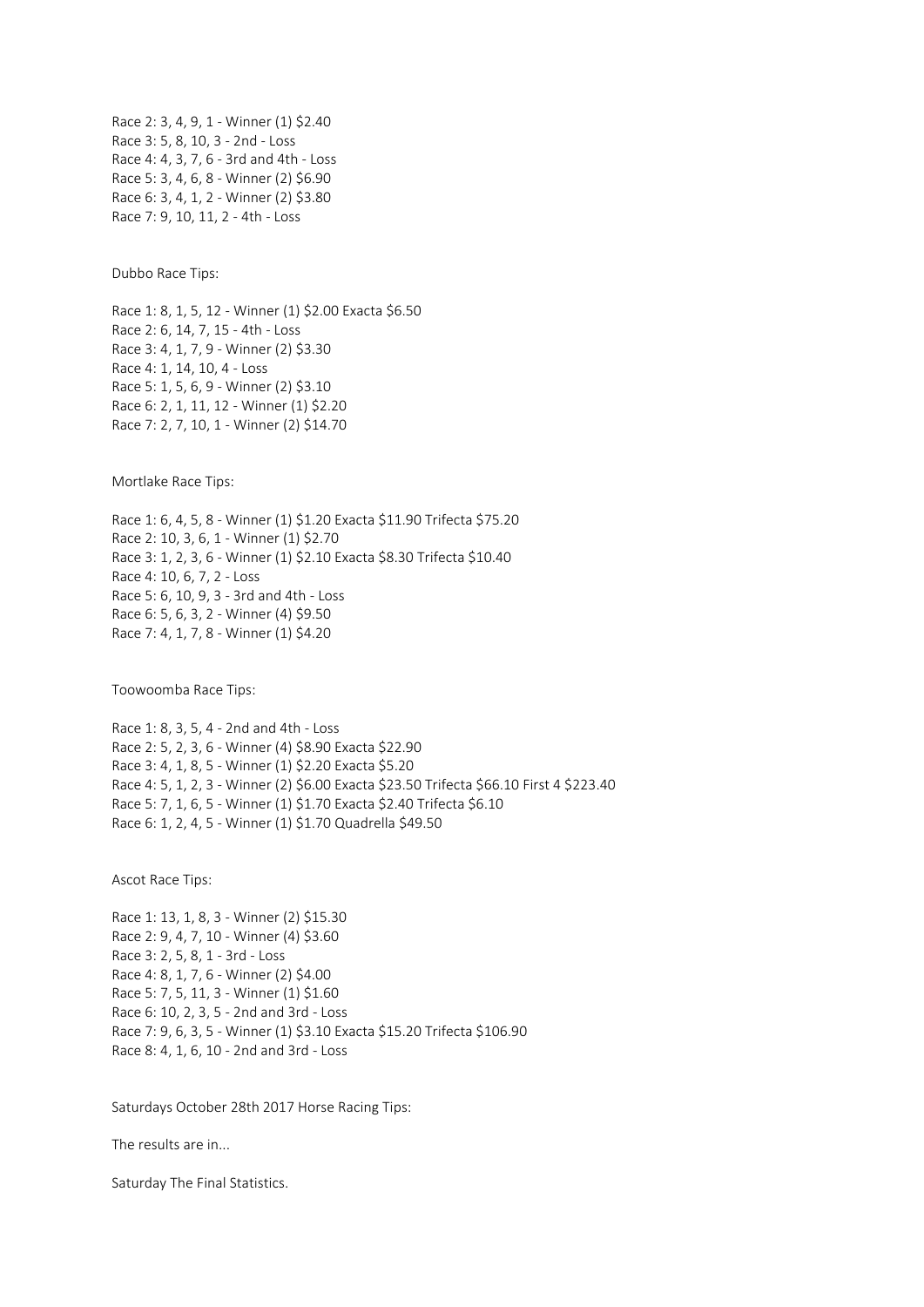Race 2: 3, 4, 9, 1 - Winner (1) $2.40
Race 3: 5, 8, 10, 3 - 2nd - Loss
Race 4: 4, 3, 7, 6 - 3rd and 4th - Loss
Race 5: 3, 4, 6, 8 - Winner (2) $6.90
Race 6: 3, 4, 1, 2 - Winner (2) $3.80
Race 7: 9, 10, 11, 2 - 4th - Loss

Dubbo Race Tips:

Race 1: 8, 1, 5, 12 - Winner (1) $2.00 Exacta $6.50
Race 2: 6, 14, 7, 15 - 4th - Loss
Race 3: 4, 1, 7, 9 - Winner (2) $3.30
Race 4: 1, 14, 10, 4 - Loss
Race 5: 1, 5, 6, 9 - Winner (2) $3.10
Race 6: 2, 1, 11, 12 - Winner (1) $2.20
Race 7: 2, 7, 10, 1 - Winner (2) $14.70

Mortlake Race Tips:

Race 1: 6, 4, 5, 8 - Winner (1) $1.20 Exacta $11.90 Trifecta $75.20
Race 2: 10, 3, 6, 1 - Winner (1) $2.70
Race 3: 1, 2, 3, 6 - Winner (1) $2.10 Exacta $8.30 Trifecta $10.40
Race 4: 10, 6, 7, 2 - Loss
Race 5: 6, 10, 9, 3 - 3rd and 4th - Loss
Race 6: 5, 6, 3, 2 - Winner (4) $9.50
Race 7: 4, 1, 7, 8 - Winner (1) $4.20

Toowoomba Race Tips:

Race 1: 8, 3, 5, 4 - 2nd and 4th - Loss
Race 2: 5, 2, 3, 6 - Winner (4) $8.90 Exacta $22.90
Race 3: 4, 1, 8, 5 - Winner (1) $2.20 Exacta $5.20
Race 4: 5, 1, 2, 3 - Winner (2) $6.00 Exacta $23.50 Trifecta $66.10 First 4 $223.40
Race 5: 7, 1, 6, 5 - Winner (1) $1.70 Exacta $2.40 Trifecta $6.10
Race 6: 1, 2, 4, 5 - Winner (1) $1.70 Quadrella $49.50

Ascot Race Tips:

Race 1: 13, 1, 8, 3 - Winner (2) $15.30
Race 2: 9, 4, 7, 10 - Winner (4) $3.60
Race 3: 2, 5, 8, 1 - 3rd - Loss
Race 4: 8, 1, 7, 6 - Winner (2) $4.00
Race 5: 7, 5, 11, 3 - Winner (1) $1.60
Race 6: 10, 2, 3, 5 - 2nd and 3rd - Loss
Race 7: 9, 6, 3, 5 - Winner (1) $3.10 Exacta $15.20 Trifecta $106.90
Race 8: 4, 1, 6, 10 - 2nd and 3rd - Loss

Saturdays October 28th 2017 Horse Racing Tips:

The results are in...

Saturday The Final Statistics.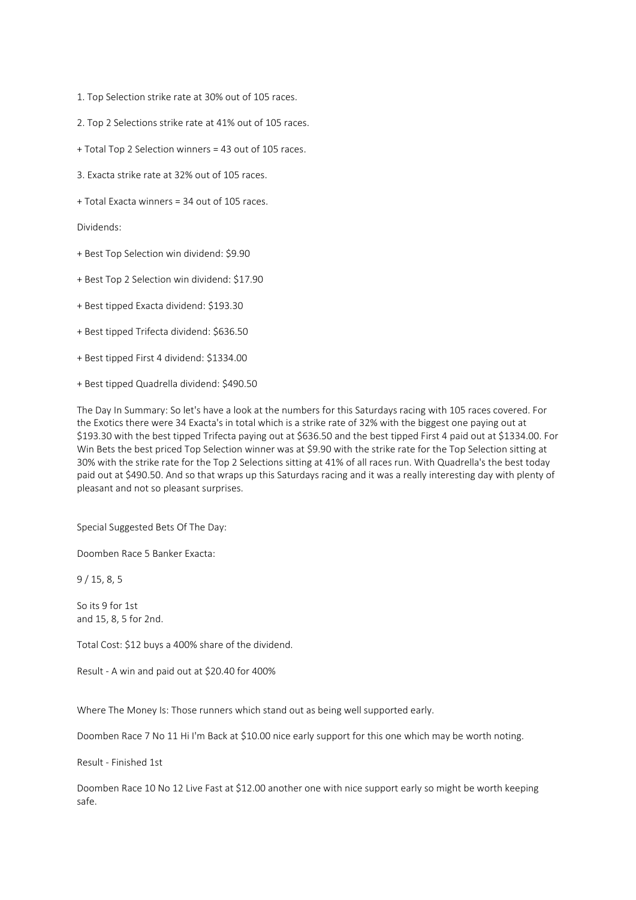1. Top Selection strike rate at 30% out of 105 races.

2. Top 2 Selections strike rate at 41% out of 105 races.

+ Total Top 2 Selection winners = 43 out of 105 races.

3. Exacta strike rate at 32% out of 105 races.

+ Total Exacta winners = 34 out of 105 races.

Dividends:

+ Best Top Selection win dividend: $9.90

+ Best Top 2 Selection win dividend: $17.90

+ Best tipped Exacta dividend: $193.30

+ Best tipped Trifecta dividend: $636.50

+ Best tipped First 4 dividend: $1334.00

+ Best tipped Quadrella dividend: $490.50

The Day In Summary: So let's have a look at the numbers for this Saturdays racing with 105 races covered. For the Exotics there were 34 Exacta's in total which is a strike rate of 32% with the biggest one paying out at $193.30 with the best tipped Trifecta paying out at $636.50 and the best tipped First 4 paid out at $1334.00. For Win Bets the best priced Top Selection winner was at $9.90 with the strike rate for the Top Selection sitting at 30% with the strike rate for the Top 2 Selections sitting at 41% of all races run. With Quadrella's the best today paid out at $490.50. And so that wraps up this Saturdays racing and it was a really interesting day with plenty of pleasant and not so pleasant surprises.

Special Suggested Bets Of The Day:

Doomben Race 5 Banker Exacta:

9 / 15, 8, 5

So its 9 for 1st
and 15, 8, 5 for 2nd.

Total Cost: $12 buys a 400% share of the dividend.

Result - A win and paid out at $20.40 for 400%

Where The Money Is: Those runners which stand out as being well supported early.

Doomben Race 7 No 11 Hi I'm Back at $10.00 nice early support for this one which may be worth noting.

Result - Finished 1st

Doomben Race 10 No 12 Live Fast at $12.00 another one with nice support early so might be worth keeping safe.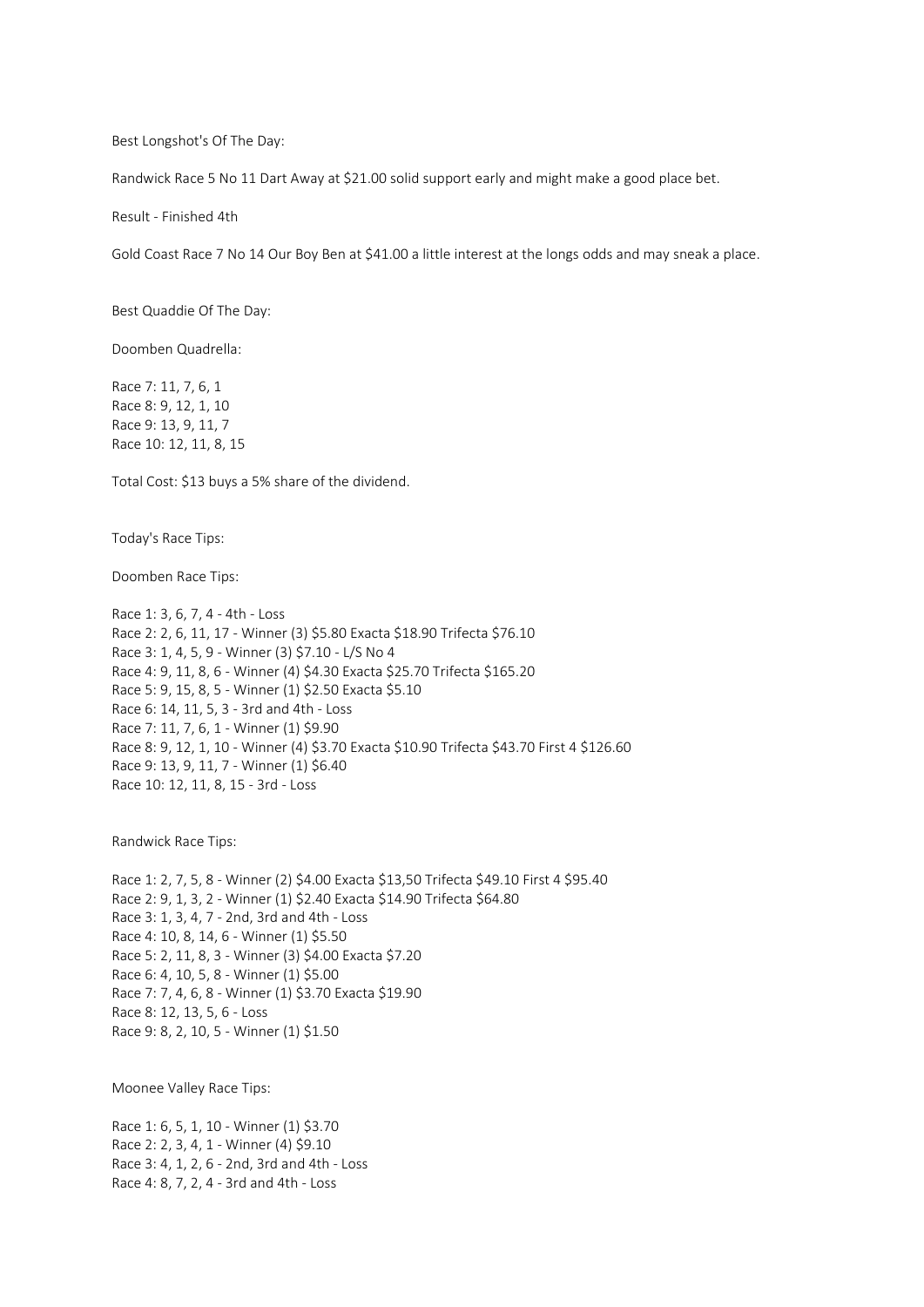Best Longshot's Of The Day:

Randwick Race 5 No 11 Dart Away at $21.00 solid support early and might make a good place bet.

Result - Finished 4th

Gold Coast Race 7 No 14 Our Boy Ben at $41.00 a little interest at the longs odds and may sneak a place.

Best Quaddie Of The Day:

Doomben Quadrella:

Race 7: 11, 7, 6, 1  
Race 8: 9, 12, 1, 10  
Race 9: 13, 9, 11, 7  
Race 10: 12, 11, 8, 15

Total Cost: $13 buys a 5% share of the dividend.

Today's Race Tips:

Doomben Race Tips:

Race 1: 3, 6, 7, 4 - 4th - Loss  
Race 2: 2, 6, 11, 17 - Winner (3) $5.80 Exacta $18.90 Trifecta $76.10  
Race 3: 1, 4, 5, 9 - Winner (3) $7.10 - L/S No 4  
Race 4: 9, 11, 8, 6 - Winner (4) $4.30 Exacta $25.70 Trifecta $165.20  
Race 5: 9, 15, 8, 5 - Winner (1) $2.50 Exacta $5.10  
Race 6: 14, 11, 5, 3 - 3rd and 4th - Loss  
Race 7: 11, 7, 6, 1 - Winner (1) $9.90  
Race 8: 9, 12, 1, 10 - Winner (4) $3.70 Exacta $10.90 Trifecta $43.70 First 4 $126.60  
Race 9: 13, 9, 11, 7 - Winner (1) $6.40  
Race 10: 12, 11, 8, 15 - 3rd - Loss

Randwick Race Tips:

Race 1: 2, 7, 5, 8 - Winner (2) $4.00 Exacta $13,50 Trifecta $49.10 First 4 $95.40  
Race 2: 9, 1, 3, 2 - Winner (1) $2.40 Exacta $14.90 Trifecta $64.80  
Race 3: 1, 3, 4, 7 - 2nd, 3rd and 4th - Loss  
Race 4: 10, 8, 14, 6 - Winner (1) $5.50  
Race 5: 2, 11, 8, 3 - Winner (3) $4.00 Exacta $7.20  
Race 6: 4, 10, 5, 8 - Winner (1) $5.00  
Race 7: 7, 4, 6, 8 - Winner (1) $3.70 Exacta $19.90  
Race 8: 12, 13, 5, 6 - Loss  
Race 9: 8, 2, 10, 5 - Winner (1) $1.50

Moonee Valley Race Tips:

Race 1: 6, 5, 1, 10 - Winner (1) $3.70  
Race 2: 2, 3, 4, 1 - Winner (4) $9.10  
Race 3: 4, 1, 2, 6 - 2nd, 3rd and 4th - Loss  
Race 4: 8, 7, 2, 4 - 3rd and 4th - Loss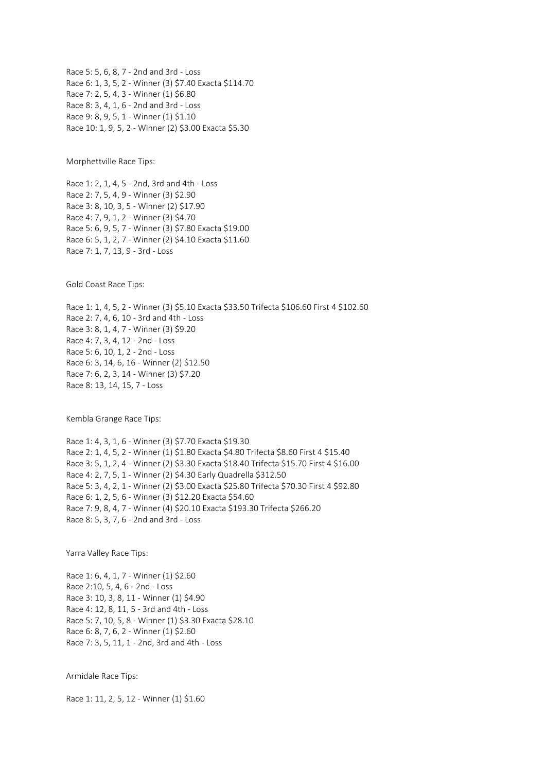Race 5: 5, 6, 8, 7 - 2nd and 3rd - Loss
Race 6: 1, 3, 5, 2 - Winner (3) $7.40 Exacta $114.70
Race 7: 2, 5, 4, 3 - Winner (1) $6.80
Race 8: 3, 4, 1, 6 - 2nd and 3rd - Loss
Race 9: 8, 9, 5, 1 - Winner (1) $1.10
Race 10: 1, 9, 5, 2 - Winner (2) $3.00 Exacta $5.30

Morphettville Race Tips:

Race 1: 2, 1, 4, 5 - 2nd, 3rd and 4th - Loss
Race 2: 7, 5, 4, 9 - Winner (3) $2.90
Race 3: 8, 10, 3, 5 - Winner (2) $17.90
Race 4: 7, 9, 1, 2 - Winner (3) $4.70
Race 5: 6, 9, 5, 7 - Winner (3) $7.80 Exacta $19.00
Race 6: 5, 1, 2, 7 - Winner (2) $4.10 Exacta $11.60
Race 7: 1, 7, 13, 9 - 3rd - Loss

Gold Coast Race Tips:

Race 1: 1, 4, 5, 2 - Winner (3) $5.10 Exacta $33.50 Trifecta $106.60 First 4 $102.60
Race 2: 7, 4, 6, 10 - 3rd and 4th - Loss
Race 3: 8, 1, 4, 7 - Winner (3) $9.20
Race 4: 7, 3, 4, 12 - 2nd - Loss
Race 5: 6, 10, 1, 2 - 2nd - Loss
Race 6: 3, 14, 6, 16 - Winner (2) $12.50
Race 7: 6, 2, 3, 14 - Winner (3) $7.20
Race 8: 13, 14, 15, 7 - Loss

Kembla Grange Race Tips:

Race 1: 4, 3, 1, 6 - Winner (3) $7.70 Exacta $19.30
Race 2: 1, 4, 5, 2 - Winner (1) $1.80 Exacta $4.80 Trifecta $8.60 First 4 $15.40
Race 3: 5, 1, 2, 4 - Winner (2) $3.30 Exacta $18.40 Trifecta $15.70 First 4 $16.00
Race 4: 2, 7, 5, 1 - Winner (2) $4.30 Early Quadrella $312.50
Race 5: 3, 4, 2, 1 - Winner (2) $3.00 Exacta $25.80 Trifecta $70.30 First 4 $92.80
Race 6: 1, 2, 5, 6 - Winner (3) $12.20 Exacta $54.60
Race 7: 9, 8, 4, 7 - Winner (4) $20.10 Exacta $193.30 Trifecta $266.20
Race 8: 5, 3, 7, 6 - 2nd and 3rd - Loss

Yarra Valley Race Tips:

Race 1: 6, 4, 1, 7 - Winner (1) $2.60
Race 2:10, 5, 4, 6 - 2nd - Loss
Race 3: 10, 3, 8, 11 - Winner (1) $4.90
Race 4: 12, 8, 11, 5 - 3rd and 4th - Loss
Race 5: 7, 10, 5, 8 - Winner (1) $3.30 Exacta $28.10
Race 6: 8, 7, 6, 2 - Winner (1) $2.60
Race 7: 3, 5, 11, 1 - 2nd, 3rd and 4th - Loss

Armidale Race Tips:

Race 1: 11, 2, 5, 12 - Winner (1) $1.60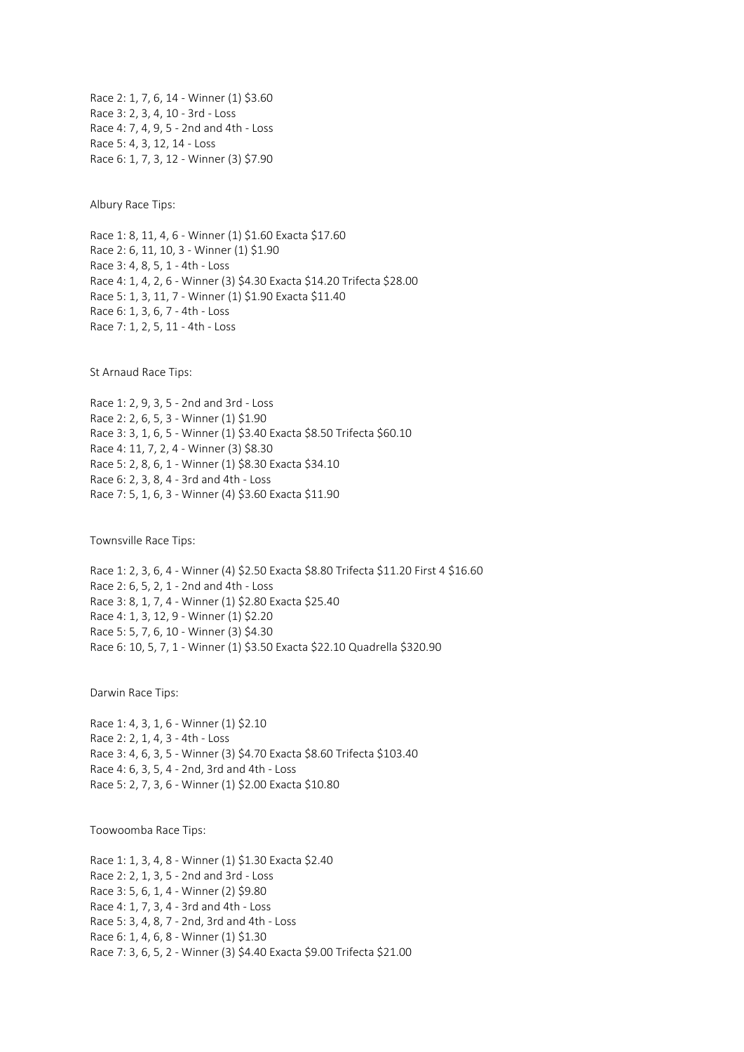Race 2: 1, 7, 6, 14 - Winner (1) $3.60
Race 3: 2, 3, 4, 10 - 3rd - Loss
Race 4: 7, 4, 9, 5 - 2nd and 4th - Loss
Race 5: 4, 3, 12, 14 - Loss
Race 6: 1, 7, 3, 12 - Winner (3) $7.90

Albury Race Tips:

Race 1: 8, 11, 4, 6 - Winner (1) $1.60 Exacta $17.60
Race 2: 6, 11, 10, 3 - Winner (1) $1.90
Race 3: 4, 8, 5, 1 - 4th - Loss
Race 4: 1, 4, 2, 6 - Winner (3) $4.30 Exacta $14.20 Trifecta $28.00
Race 5: 1, 3, 11, 7 - Winner (1) $1.90 Exacta $11.40
Race 6: 1, 3, 6, 7 - 4th - Loss
Race 7: 1, 2, 5, 11 - 4th - Loss

St Arnaud Race Tips:

Race 1: 2, 9, 3, 5 - 2nd and 3rd - Loss
Race 2: 2, 6, 5, 3 - Winner (1) $1.90
Race 3: 3, 1, 6, 5 - Winner (1) $3.40 Exacta $8.50 Trifecta $60.10
Race 4: 11, 7, 2, 4 - Winner (3) $8.30
Race 5: 2, 8, 6, 1 - Winner (1) $8.30 Exacta $34.10
Race 6: 2, 3, 8, 4 - 3rd and 4th - Loss
Race 7: 5, 1, 6, 3 - Winner (4) $3.60 Exacta $11.90

Townsville Race Tips:

Race 1: 2, 3, 6, 4 - Winner (4) $2.50 Exacta $8.80 Trifecta $11.20 First 4 $16.60
Race 2: 6, 5, 2, 1 - 2nd and 4th - Loss
Race 3: 8, 1, 7, 4 - Winner (1) $2.80 Exacta $25.40
Race 4: 1, 3, 12, 9 - Winner (1) $2.20
Race 5: 5, 7, 6, 10 - Winner (3) $4.30
Race 6: 10, 5, 7, 1 - Winner (1) $3.50 Exacta $22.10 Quadrella $320.90

Darwin Race Tips:

Race 1: 4, 3, 1, 6 - Winner (1) $2.10
Race 2: 2, 1, 4, 3 - 4th - Loss
Race 3: 4, 6, 3, 5 - Winner (3) $4.70 Exacta $8.60 Trifecta $103.40
Race 4: 6, 3, 5, 4 - 2nd, 3rd and 4th - Loss
Race 5: 2, 7, 3, 6 - Winner (1) $2.00 Exacta $10.80

Toowoomba Race Tips:

Race 1: 1, 3, 4, 8 - Winner (1) $1.30 Exacta $2.40
Race 2: 2, 1, 3, 5 - 2nd and 3rd - Loss
Race 3: 5, 6, 1, 4 - Winner (2) $9.80
Race 4: 1, 7, 3, 4 - 3rd and 4th - Loss
Race 5: 3, 4, 8, 7 - 2nd, 3rd and 4th - Loss
Race 6: 1, 4, 6, 8 - Winner (1) $1.30
Race 7: 3, 6, 5, 2 - Winner (3) $4.40 Exacta $9.00 Trifecta $21.00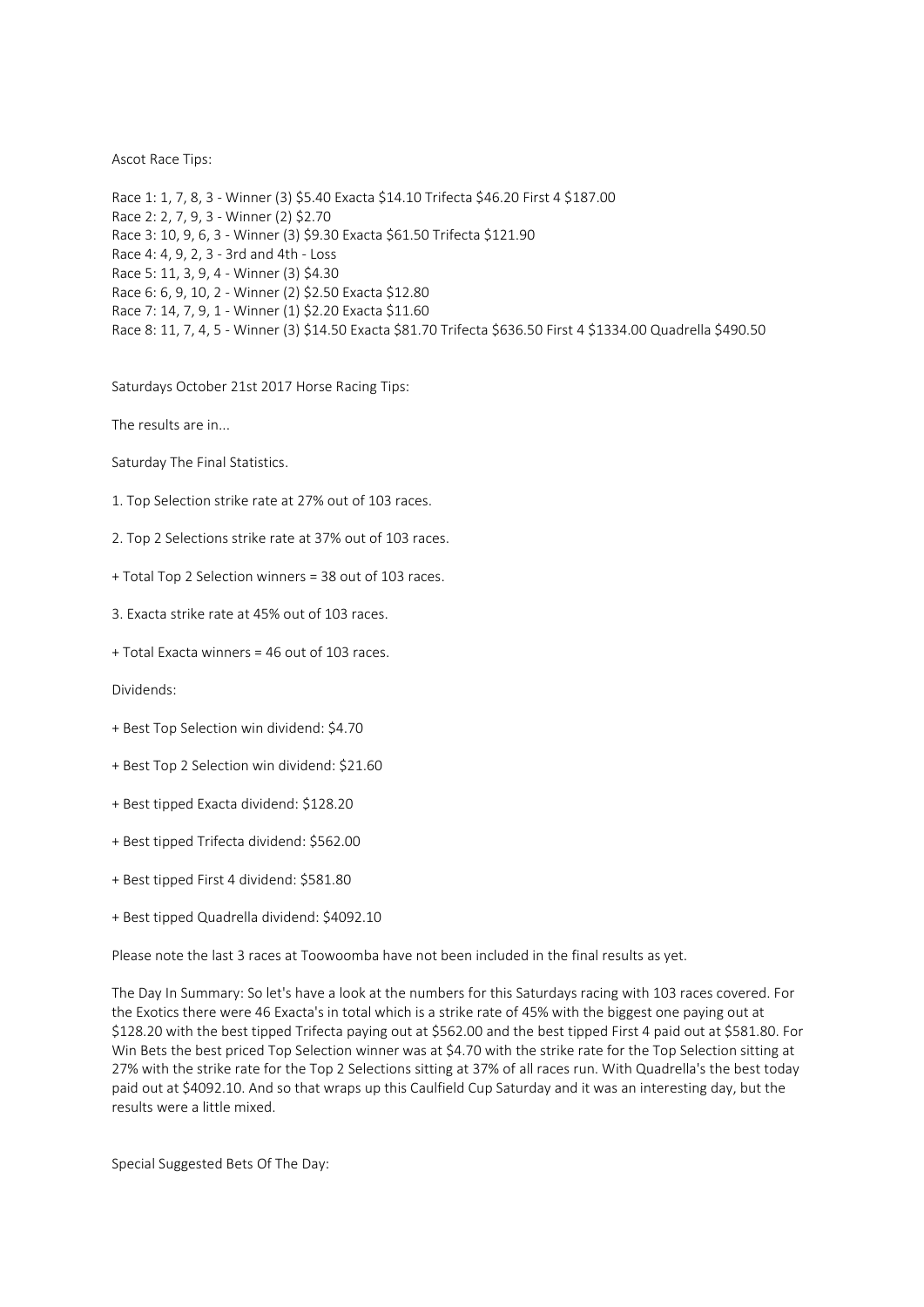Ascot Race Tips:

Race 1: 1, 7, 8, 3 - Winner (3) $5.40 Exacta $14.10 Trifecta $46.20 First 4 $187.00
Race 2: 2, 7, 9, 3 - Winner (2) $2.70
Race 3: 10, 9, 6, 3 - Winner (3) $9.30 Exacta $61.50 Trifecta $121.90
Race 4: 4, 9, 2, 3 - 3rd and 4th - Loss
Race 5: 11, 3, 9, 4 - Winner (3) $4.30
Race 6: 6, 9, 10, 2 - Winner (2) $2.50 Exacta $12.80
Race 7: 14, 7, 9, 1 - Winner (1) $2.20 Exacta $11.60
Race 8: 11, 7, 4, 5 - Winner (3) $14.50 Exacta $81.70 Trifecta $636.50 First 4 $1334.00 Quadrella $490.50

Saturdays October 21st 2017 Horse Racing Tips:

The results are in...

Saturday The Final Statistics.

1. Top Selection strike rate at 27% out of 103 races.

2. Top 2 Selections strike rate at 37% out of 103 races.

+ Total Top 2 Selection winners = 38 out of 103 races.

3. Exacta strike rate at 45% out of 103 races.

+ Total Exacta winners = 46 out of 103 races.

Dividends:

+ Best Top Selection win dividend: $4.70

+ Best Top 2 Selection win dividend: $21.60

+ Best tipped Exacta dividend: $128.20

+ Best tipped Trifecta dividend: $562.00

+ Best tipped First 4 dividend: $581.80

+ Best tipped Quadrella dividend: $4092.10

Please note the last 3 races at Toowoomba have not been included in the final results as yet.

The Day In Summary: So let's have a look at the numbers for this Saturdays racing with 103 races covered. For the Exotics there were 46 Exacta's in total which is a strike rate of 45% with the biggest one paying out at $128.20 with the best tipped Trifecta paying out at $562.00 and the best tipped First 4 paid out at $581.80. For Win Bets the best priced Top Selection winner was at $4.70 with the strike rate for the Top Selection sitting at 27% with the strike rate for the Top 2 Selections sitting at 37% of all races run. With Quadrella's the best today paid out at $4092.10. And so that wraps up this Caulfield Cup Saturday and it was an interesting day, but the results were a little mixed.

Special Suggested Bets Of The Day: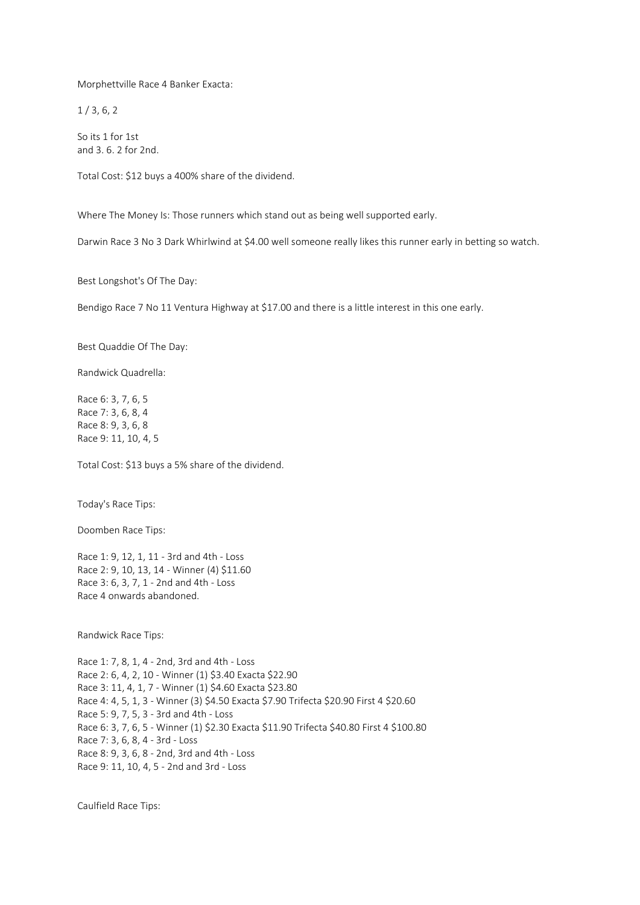Morphettville Race 4 Banker Exacta:

1 / 3, 6, 2

So its 1 for 1st
and 3. 6. 2 for 2nd.

Total Cost: $12 buys a 400% share of the dividend.

Where The Money Is: Those runners which stand out as being well supported early.

Darwin Race 3 No 3 Dark Whirlwind at $4.00 well someone really likes this runner early in betting so watch.

Best Longshot's Of The Day:

Bendigo Race 7 No 11 Ventura Highway at $17.00 and there is a little interest in this one early.

Best Quaddie Of The Day:

Randwick Quadrella:

Race 6: 3, 7, 6, 5
Race 7: 3, 6, 8, 4
Race 8: 9, 3, 6, 8
Race 9: 11, 10, 4, 5

Total Cost: $13 buys a 5% share of the dividend.

Today's Race Tips:

Doomben Race Tips:

Race 1: 9, 12, 1, 11 - 3rd and 4th - Loss
Race 2: 9, 10, 13, 14 - Winner (4) $11.60
Race 3: 6, 3, 7, 1 - 2nd and 4th - Loss
Race 4 onwards abandoned.

Randwick Race Tips:

Race 1: 7, 8, 1, 4 - 2nd, 3rd and 4th - Loss
Race 2: 6, 4, 2, 10 - Winner (1) $3.40 Exacta $22.90
Race 3: 11, 4, 1, 7 - Winner (1) $4.60 Exacta $23.80
Race 4: 4, 5, 1, 3 - Winner (3) $4.50 Exacta $7.90 Trifecta $20.90 First 4 $20.60
Race 5: 9, 7, 5, 3 - 3rd and 4th - Loss
Race 6: 3, 7, 6, 5 - Winner (1) $2.30 Exacta $11.90 Trifecta $40.80 First 4 $100.80
Race 7: 3, 6, 8, 4 - 3rd - Loss
Race 8: 9, 3, 6, 8 - 2nd, 3rd and 4th - Loss
Race 9: 11, 10, 4, 5 - 2nd and 3rd - Loss

Caulfield Race Tips: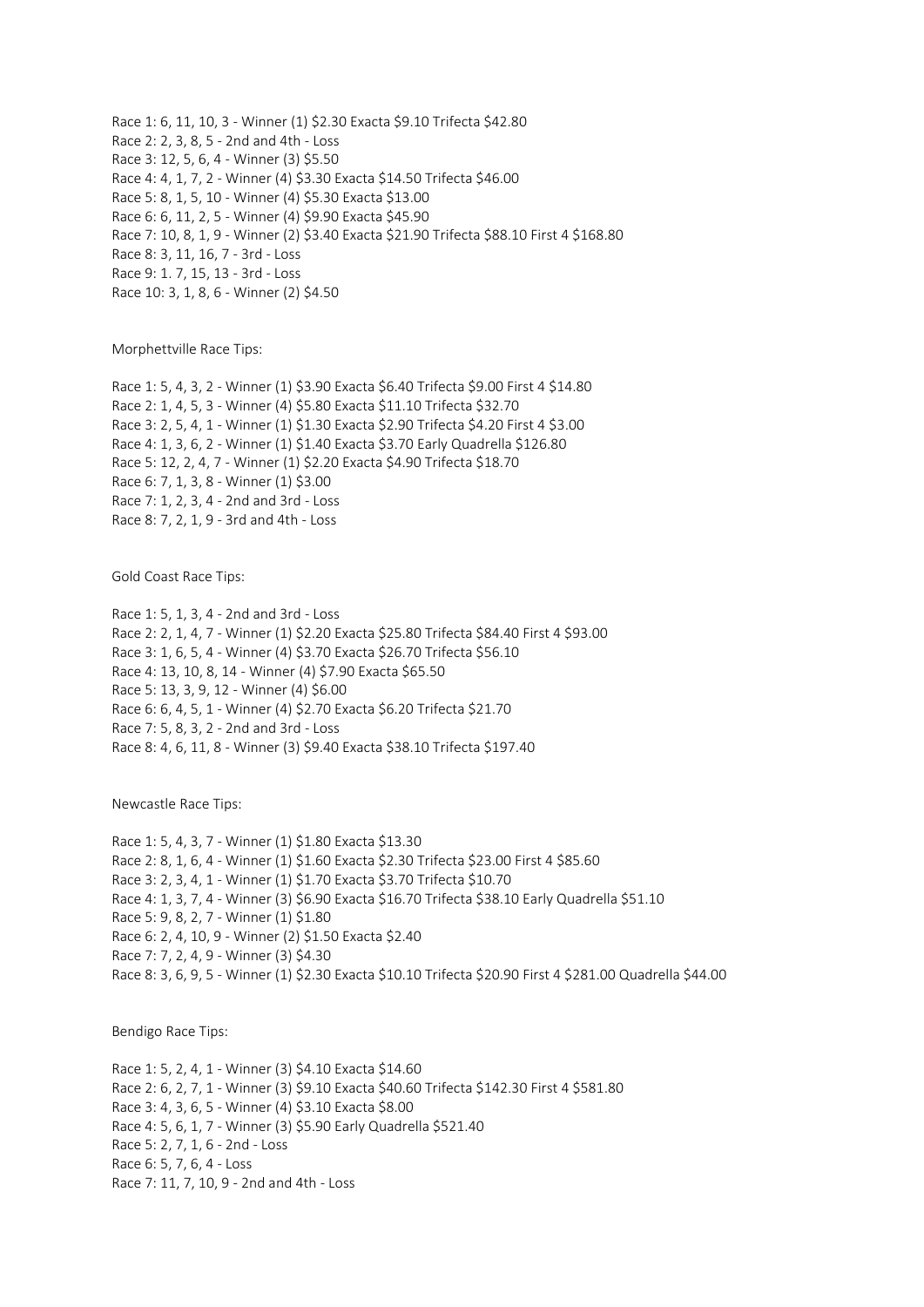Race 1: 6, 11, 10, 3 - Winner (1) $2.30 Exacta $9.10 Trifecta $42.80
Race 2: 2, 3, 8, 5 - 2nd and 4th - Loss
Race 3: 12, 5, 6, 4 - Winner (3) $5.50
Race 4: 4, 1, 7, 2 - Winner (4) $3.30 Exacta $14.50 Trifecta $46.00
Race 5: 8, 1, 5, 10 - Winner (4) $5.30 Exacta $13.00
Race 6: 6, 11, 2, 5 - Winner (4) $9.90 Exacta $45.90
Race 7: 10, 8, 1, 9 - Winner (2) $3.40 Exacta $21.90 Trifecta $88.10 First 4 $168.80
Race 8: 3, 11, 16, 7 - 3rd - Loss
Race 9: 1. 7, 15, 13 - 3rd - Loss
Race 10: 3, 1, 8, 6 - Winner (2) $4.50

Morphettville Race Tips:

Race 1: 5, 4, 3, 2 - Winner (1) $3.90 Exacta $6.40 Trifecta $9.00 First 4 $14.80
Race 2: 1, 4, 5, 3 - Winner (4) $5.80 Exacta $11.10 Trifecta $32.70
Race 3: 2, 5, 4, 1 - Winner (1) $1.30 Exacta $2.90 Trifecta $4.20 First 4 $3.00
Race 4: 1, 3, 6, 2 - Winner (1) $1.40 Exacta $3.70 Early Quadrella $126.80
Race 5: 12, 2, 4, 7 - Winner (1) $2.20 Exacta $4.90 Trifecta $18.70
Race 6: 7, 1, 3, 8 - Winner (1) $3.00
Race 7: 1, 2, 3, 4 - 2nd and 3rd - Loss
Race 8: 7, 2, 1, 9 - 3rd and 4th - Loss

Gold Coast Race Tips:

Race 1: 5, 1, 3, 4 - 2nd and 3rd - Loss
Race 2: 2, 1, 4, 7 - Winner (1) $2.20 Exacta $25.80 Trifecta $84.40 First 4 $93.00
Race 3: 1, 6, 5, 4 - Winner (4) $3.70 Exacta $26.70 Trifecta $56.10
Race 4: 13, 10, 8, 14 - Winner (4) $7.90 Exacta $65.50
Race 5: 13, 3, 9, 12 - Winner (4) $6.00
Race 6: 6, 4, 5, 1 - Winner (4) $2.70 Exacta $6.20 Trifecta $21.70
Race 7: 5, 8, 3, 2 - 2nd and 3rd - Loss
Race 8: 4, 6, 11, 8 - Winner (3) $9.40 Exacta $38.10 Trifecta $197.40

Newcastle Race Tips:

Race 1: 5, 4, 3, 7 - Winner (1) $1.80 Exacta $13.30
Race 2: 8, 1, 6, 4 - Winner (1) $1.60 Exacta $2.30 Trifecta $23.00 First 4 $85.60
Race 3: 2, 3, 4, 1 - Winner (1) $1.70 Exacta $3.70 Trifecta $10.70
Race 4: 1, 3, 7, 4 - Winner (3) $6.90 Exacta $16.70 Trifecta $38.10 Early Quadrella $51.10
Race 5: 9, 8, 2, 7 - Winner (1) $1.80
Race 6: 2, 4, 10, 9 - Winner (2) $1.50 Exacta $2.40
Race 7: 7, 2, 4, 9 - Winner (3) $4.30
Race 8: 3, 6, 9, 5 - Winner (1) $2.30 Exacta $10.10 Trifecta $20.90 First 4 $281.00 Quadrella $44.00

Bendigo Race Tips:

Race 1: 5, 2, 4, 1 - Winner (3) $4.10 Exacta $14.60
Race 2: 6, 2, 7, 1 - Winner (3) $9.10 Exacta $40.60 Trifecta $142.30 First 4 $581.80
Race 3: 4, 3, 6, 5 - Winner (4) $3.10 Exacta $8.00
Race 4: 5, 6, 1, 7 - Winner (3) $5.90 Early Quadrella $521.40
Race 5: 2, 7, 1, 6 - 2nd - Loss
Race 6: 5, 7, 6, 4 - Loss
Race 7: 11, 7, 10, 9 - 2nd and 4th - Loss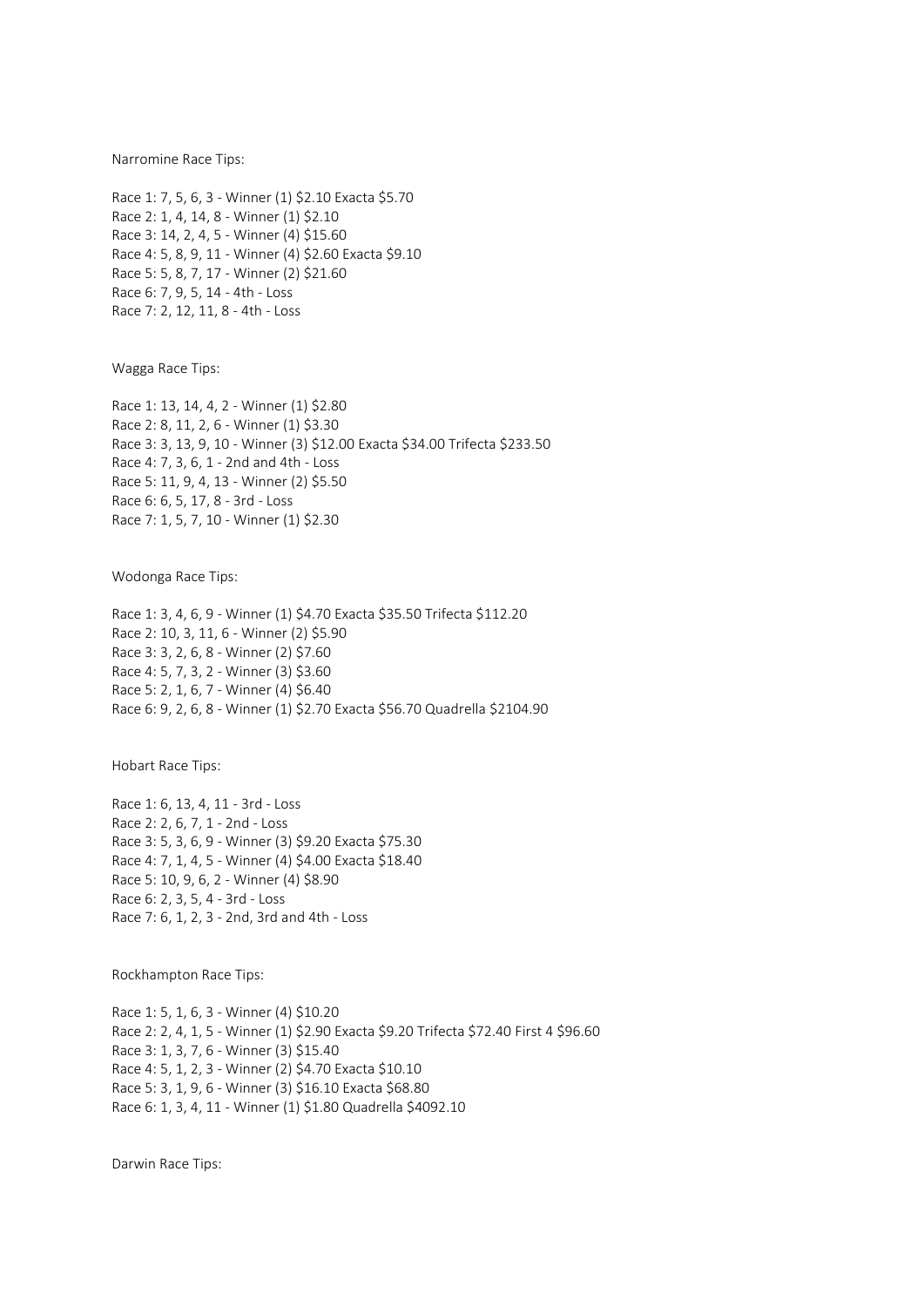Narromine Race Tips:

Race 1: 7, 5, 6, 3 - Winner (1) $2.10 Exacta $5.70
Race 2: 1, 4, 14, 8 - Winner (1) $2.10
Race 3: 14, 2, 4, 5 - Winner (4) $15.60
Race 4: 5, 8, 9, 11 - Winner (4) $2.60 Exacta $9.10
Race 5: 5, 8, 7, 17 - Winner (2) $21.60
Race 6: 7, 9, 5, 14 - 4th - Loss
Race 7: 2, 12, 11, 8 - 4th - Loss

Wagga Race Tips:

Race 1: 13, 14, 4, 2 - Winner (1) $2.80
Race 2: 8, 11, 2, 6 - Winner (1) $3.30
Race 3: 3, 13, 9, 10 - Winner (3) $12.00 Exacta $34.00 Trifecta $233.50
Race 4: 7, 3, 6, 1 - 2nd and 4th - Loss
Race 5: 11, 9, 4, 13 - Winner (2) $5.50
Race 6: 6, 5, 17, 8 - 3rd - Loss
Race 7: 1, 5, 7, 10 - Winner (1) $2.30

Wodonga Race Tips:

Race 1: 3, 4, 6, 9 - Winner (1) $4.70 Exacta $35.50 Trifecta $112.20
Race 2: 10, 3, 11, 6 - Winner (2) $5.90
Race 3: 3, 2, 6, 8 - Winner (2) $7.60
Race 4: 5, 7, 3, 2 - Winner (3) $3.60
Race 5: 2, 1, 6, 7 - Winner (4) $6.40
Race 6: 9, 2, 6, 8 - Winner (1) $2.70 Exacta $56.70 Quadrella $2104.90

Hobart Race Tips:

Race 1: 6, 13, 4, 11 - 3rd - Loss
Race 2: 2, 6, 7, 1 - 2nd - Loss
Race 3: 5, 3, 6, 9 - Winner (3) $9.20 Exacta $75.30
Race 4: 7, 1, 4, 5 - Winner (4) $4.00 Exacta $18.40
Race 5: 10, 9, 6, 2 - Winner (4) $8.90
Race 6: 2, 3, 5, 4 - 3rd - Loss
Race 7: 6, 1, 2, 3 - 2nd, 3rd and 4th - Loss

Rockhampton Race Tips:

Race 1: 5, 1, 6, 3 - Winner (4) $10.20
Race 2: 2, 4, 1, 5 - Winner (1) $2.90 Exacta $9.20 Trifecta $72.40 First 4 $96.60
Race 3: 1, 3, 7, 6 - Winner (3) $15.40
Race 4: 5, 1, 2, 3 - Winner (2) $4.70 Exacta $10.10
Race 5: 3, 1, 9, 6 - Winner (3) $16.10 Exacta $68.80
Race 6: 1, 3, 4, 11 - Winner (1) $1.80 Quadrella $4092.10

Darwin Race Tips: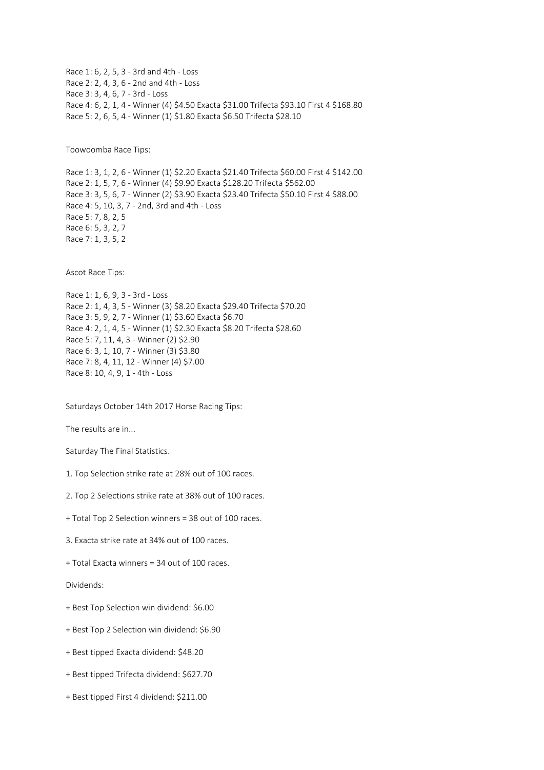Race 1: 6, 2, 5, 3 - 3rd and 4th - Loss
Race 2: 2, 4, 3, 6 - 2nd and 4th - Loss
Race 3: 3, 4, 6, 7 - 3rd - Loss
Race 4: 6, 2, 1, 4 - Winner (4) $4.50 Exacta $31.00 Trifecta $93.10 First 4 $168.80
Race 5: 2, 6, 5, 4 - Winner (1) $1.80 Exacta $6.50 Trifecta $28.10

Toowoomba Race Tips:

Race 1: 3, 1, 2, 6 - Winner (1) $2.20 Exacta $21.40 Trifecta $60.00 First 4 $142.00
Race 2: 1, 5, 7, 6 - Winner (4) $9.90 Exacta $128.20 Trifecta $562.00
Race 3: 3, 5, 6, 7 - Winner (2) $3.90 Exacta $23.40 Trifecta $50.10 First 4 $88.00
Race 4: 5, 10, 3, 7 - 2nd, 3rd and 4th - Loss
Race 5: 7, 8, 2, 5
Race 6: 5, 3, 2, 7
Race 7: 1, 3, 5, 2

Ascot Race Tips:

Race 1: 1, 6, 9, 3 - 3rd - Loss
Race 2: 1, 4, 3, 5 - Winner (3) $8.20 Exacta $29.40 Trifecta $70.20
Race 3: 5, 9, 2, 7 - Winner (1) $3.60 Exacta $6.70
Race 4: 2, 1, 4, 5 - Winner (1) $2.30 Exacta $8.20 Trifecta $28.60
Race 5: 7, 11, 4, 3 - Winner (2) $2.90
Race 6: 3, 1, 10, 7 - Winner (3) $3.80
Race 7: 8, 4, 11, 12 - Winner (4) $7.00
Race 8: 10, 4, 9, 1 - 4th - Loss

Saturdays October 14th 2017 Horse Racing Tips:

The results are in...

Saturday The Final Statistics.

1. Top Selection strike rate at 28% out of 100 races.

2. Top 2 Selections strike rate at 38% out of 100 races.

+ Total Top 2 Selection winners = 38 out of 100 races.

3. Exacta strike rate at 34% out of 100 races.

+ Total Exacta winners = 34 out of 100 races.

Dividends:

+ Best Top Selection win dividend: $6.00

+ Best Top 2 Selection win dividend: $6.90

+ Best tipped Exacta dividend: $48.20

+ Best tipped Trifecta dividend: $627.70

+ Best tipped First 4 dividend: $211.00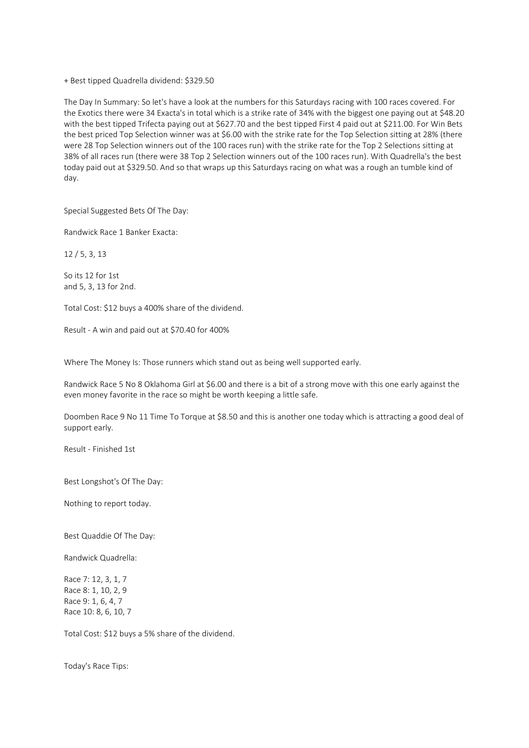+ Best tipped Quadrella dividend: $329.50

The Day In Summary: So let's have a look at the numbers for this Saturdays racing with 100 races covered. For the Exotics there were 34 Exacta's in total which is a strike rate of 34% with the biggest one paying out at $48.20 with the best tipped Trifecta paying out at $627.70 and the best tipped First 4 paid out at $211.00. For Win Bets the best priced Top Selection winner was at $6.00 with the strike rate for the Top Selection sitting at 28% (there were 28 Top Selection winners out of the 100 races run) with the strike rate for the Top 2 Selections sitting at 38% of all races run (there were 38 Top 2 Selection winners out of the 100 races run). With Quadrella's the best today paid out at $329.50. And so that wraps up this Saturdays racing on what was a rough an tumble kind of day.

Special Suggested Bets Of The Day:

Randwick Race 1 Banker Exacta:

12 / 5, 3, 13

So its 12 for 1st
and 5, 3, 13 for 2nd.

Total Cost: $12 buys a 400% share of the dividend.

Result - A win and paid out at $70.40 for 400%

Where The Money Is: Those runners which stand out as being well supported early.

Randwick Race 5 No 8 Oklahoma Girl at $6.00 and there is a bit of a strong move with this one early against the even money favorite in the race so might be worth keeping a little safe.

Doomben Race 9 No 11 Time To Torque at $8.50 and this is another one today which is attracting a good deal of support early.

Result - Finished 1st

Best Longshot's Of The Day:

Nothing to report today.

Best Quaddie Of The Day:

Randwick Quadrella:

Race 7: 12, 3, 1, 7
Race 8: 1, 10, 2, 9
Race 9: 1, 6, 4, 7
Race 10: 8, 6, 10, 7

Total Cost: $12 buys a 5% share of the dividend.

Today's Race Tips: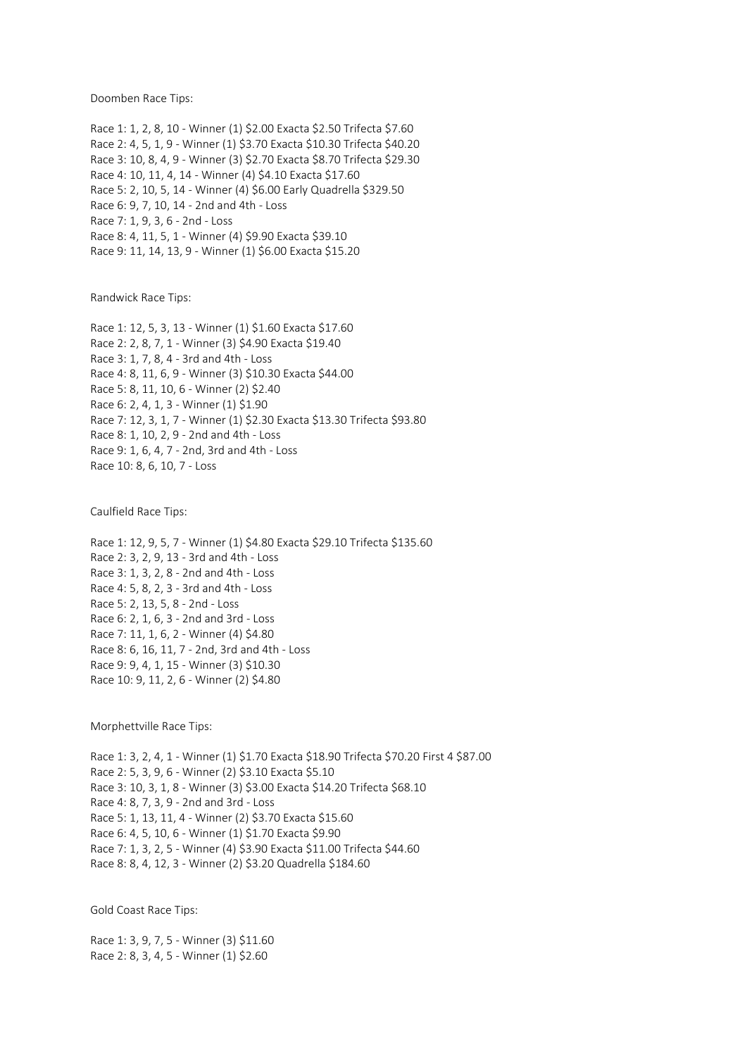Doomben Race Tips:

Race 1: 1, 2, 8, 10 - Winner (1) $2.00 Exacta $2.50 Trifecta $7.60
Race 2: 4, 5, 1, 9 - Winner (1) $3.70 Exacta $10.30 Trifecta $40.20
Race 3: 10, 8, 4, 9 - Winner (3) $2.70 Exacta $8.70 Trifecta $29.30
Race 4: 10, 11, 4, 14 - Winner (4) $4.10 Exacta $17.60
Race 5: 2, 10, 5, 14 - Winner (4) $6.00 Early Quadrella $329.50
Race 6: 9, 7, 10, 14 - 2nd and 4th - Loss
Race 7: 1, 9, 3, 6 - 2nd - Loss
Race 8: 4, 11, 5, 1 - Winner (4) $9.90 Exacta $39.10
Race 9: 11, 14, 13, 9 - Winner (1) $6.00 Exacta $15.20

Randwick Race Tips:

Race 1: 12, 5, 3, 13 - Winner (1) $1.60 Exacta $17.60
Race 2: 2, 8, 7, 1 - Winner (3) $4.90 Exacta $19.40
Race 3: 1, 7, 8, 4 - 3rd and 4th - Loss
Race 4: 8, 11, 6, 9 - Winner (3) $10.30 Exacta $44.00
Race 5: 8, 11, 10, 6 - Winner (2) $2.40
Race 6: 2, 4, 1, 3 - Winner (1) $1.90
Race 7: 12, 3, 1, 7 - Winner (1) $2.30 Exacta $13.30 Trifecta $93.80
Race 8: 1, 10, 2, 9 - 2nd and 4th - Loss
Race 9: 1, 6, 4, 7 - 2nd, 3rd and 4th - Loss
Race 10: 8, 6, 10, 7 - Loss

Caulfield Race Tips:

Race 1: 12, 9, 5, 7 - Winner (1) $4.80 Exacta $29.10 Trifecta $135.60
Race 2: 3, 2, 9, 13 - 3rd and 4th - Loss
Race 3: 1, 3, 2, 8 - 2nd and 4th - Loss
Race 4: 5, 8, 2, 3 - 3rd and 4th - Loss
Race 5: 2, 13, 5, 8 - 2nd - Loss
Race 6: 2, 1, 6, 3 - 2nd and 3rd - Loss
Race 7: 11, 1, 6, 2 - Winner (4) $4.80
Race 8: 6, 16, 11, 7 - 2nd, 3rd and 4th - Loss
Race 9: 9, 4, 1, 15 - Winner (3) $10.30
Race 10: 9, 11, 2, 6 - Winner (2) $4.80

Morphettville Race Tips:

Race 1: 3, 2, 4, 1 - Winner (1) $1.70 Exacta $18.90 Trifecta $70.20 First 4 $87.00
Race 2: 5, 3, 9, 6 - Winner (2) $3.10 Exacta $5.10
Race 3: 10, 3, 1, 8 - Winner (3) $3.00 Exacta $14.20 Trifecta $68.10
Race 4: 8, 7, 3, 9 - 2nd and 3rd - Loss
Race 5: 1, 13, 11, 4 - Winner (2) $3.70 Exacta $15.60
Race 6: 4, 5, 10, 6 - Winner (1) $1.70 Exacta $9.90
Race 7: 1, 3, 2, 5 - Winner (4) $3.90 Exacta $11.00 Trifecta $44.60
Race 8: 8, 4, 12, 3 - Winner (2) $3.20 Quadrella $184.60

Gold Coast Race Tips:

Race 1: 3, 9, 7, 5 - Winner (3) $11.60
Race 2: 8, 3, 4, 5 - Winner (1) $2.60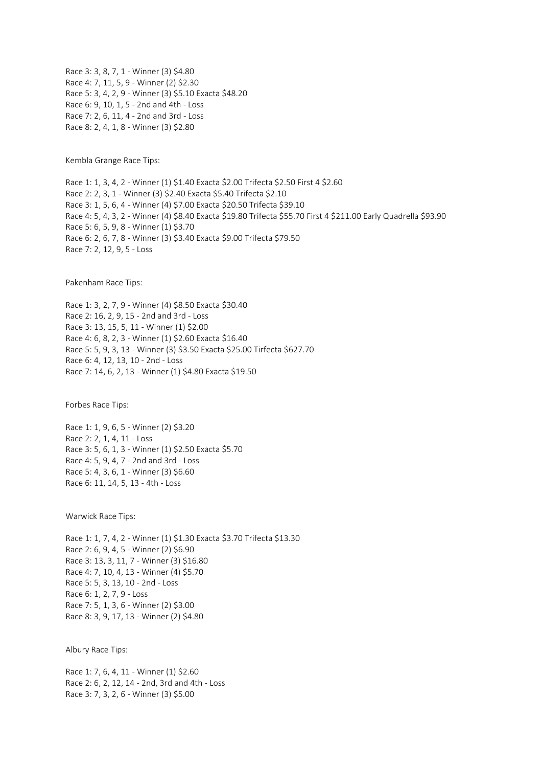Race 3: 3, 8, 7, 1 - Winner (3) $4.80
Race 4: 7, 11, 5, 9 - Winner (2) $2.30
Race 5: 3, 4, 2, 9 - Winner (3) $5.10 Exacta $48.20
Race 6: 9, 10, 1, 5 - 2nd and 4th - Loss
Race 7: 2, 6, 11, 4 - 2nd and 3rd - Loss
Race 8: 2, 4, 1, 8 - Winner (3) $2.80

Kembla Grange Race Tips:

Race 1: 1, 3, 4, 2 - Winner (1) $1.40 Exacta $2.00 Trifecta $2.50 First 4 $2.60
Race 2: 2, 3, 1 - Winner (3) $2.40 Exacta $5.40 Trifecta $2.10
Race 3: 1, 5, 6, 4 - Winner (4) $7.00 Exacta $20.50 Trifecta $39.10
Race 4: 5, 4, 3, 2 - Winner (4) $8.40 Exacta $19.80 Trifecta $55.70 First 4 $211.00 Early Quadrella $93.90
Race 5: 6, 5, 9, 8 - Winner (1) $3.70
Race 6: 2, 6, 7, 8 - Winner (3) $3.40 Exacta $9.00 Trifecta $79.50
Race 7: 2, 12, 9, 5 - Loss

Pakenham Race Tips:

Race 1: 3, 2, 7, 9 - Winner (4) $8.50 Exacta $30.40
Race 2: 16, 2, 9, 15 - 2nd and 3rd - Loss
Race 3: 13, 15, 5, 11 - Winner (1) $2.00
Race 4: 6, 8, 2, 3 - Winner (1) $2.60 Exacta $16.40
Race 5: 5, 9, 3, 13 - Winner (3) $3.50 Exacta $25.00 Tirfecta $627.70
Race 6: 4, 12, 13, 10 - 2nd - Loss
Race 7: 14, 6, 2, 13 - Winner (1) $4.80 Exacta $19.50

Forbes Race Tips:

Race 1: 1, 9, 6, 5 - Winner (2) $3.20
Race 2: 2, 1, 4, 11 - Loss
Race 3: 5, 6, 1, 3 - Winner (1) $2.50 Exacta $5.70
Race 4: 5, 9, 4, 7 - 2nd and 3rd - Loss
Race 5: 4, 3, 6, 1 - Winner (3) $6.60
Race 6: 11, 14, 5, 13 - 4th - Loss

Warwick Race Tips:

Race 1: 1, 7, 4, 2 - Winner (1) $1.30 Exacta $3.70 Trifecta $13.30
Race 2: 6, 9, 4, 5 - Winner (2) $6.90
Race 3: 13, 3, 11, 7 - Winner (3) $16.80
Race 4: 7, 10, 4, 13 - Winner (4) $5.70
Race 5: 5, 3, 13, 10 - 2nd - Loss
Race 6: 1, 2, 7, 9 - Loss
Race 7: 5, 1, 3, 6 - Winner (2) $3.00
Race 8: 3, 9, 17, 13 - Winner (2) $4.80

Albury Race Tips:

Race 1: 7, 6, 4, 11 - Winner (1) $2.60
Race 2: 6, 2, 12, 14 - 2nd, 3rd and 4th - Loss
Race 3: 7, 3, 2, 6 - Winner (3) $5.00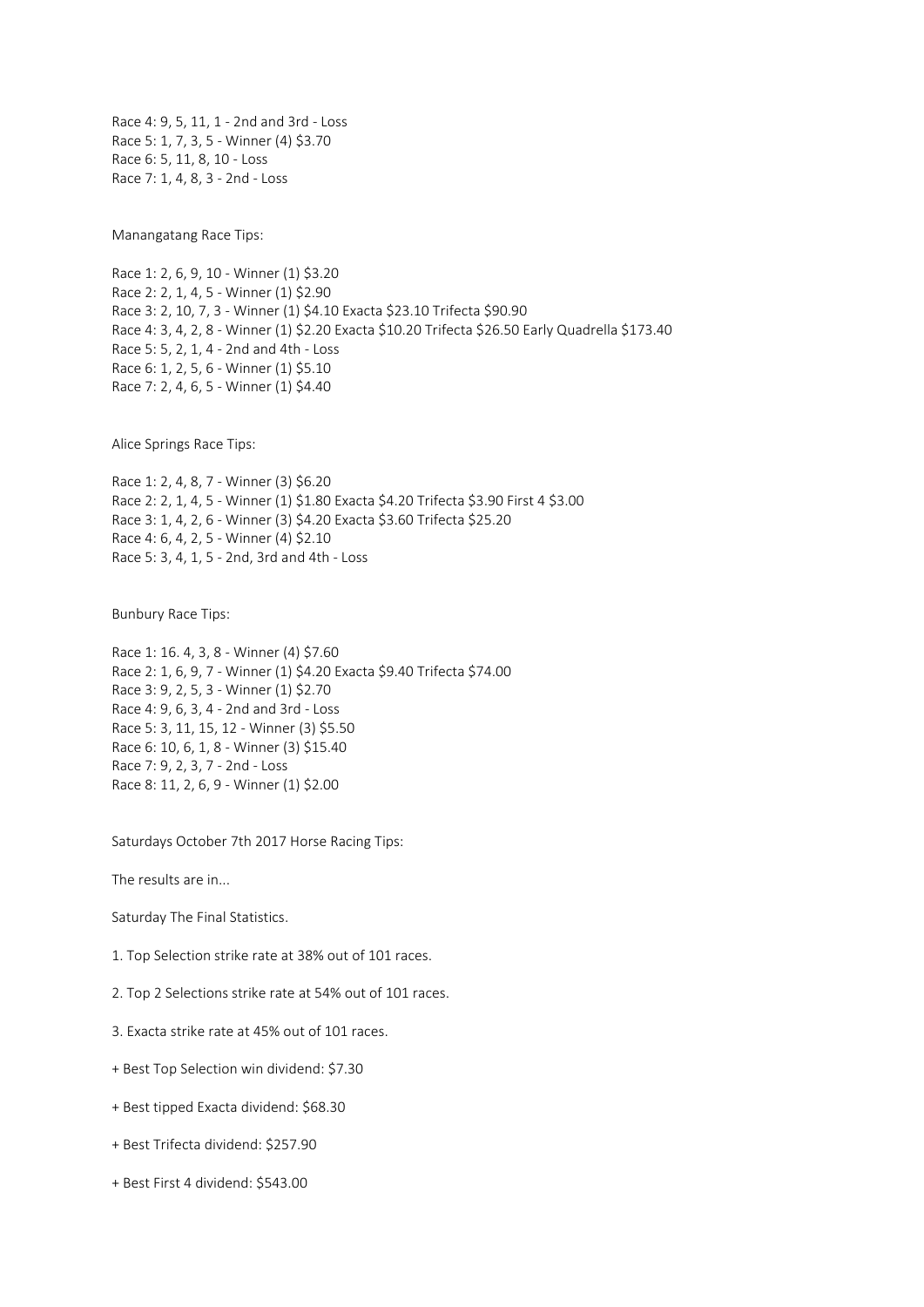Race 4: 9, 5, 11, 1 - 2nd and 3rd - Loss
Race 5: 1, 7, 3, 5 - Winner (4) $3.70
Race 6: 5, 11, 8, 10 - Loss
Race 7: 1, 4, 8, 3 - 2nd - Loss

Manangatang Race Tips:

Race 1: 2, 6, 9, 10 - Winner (1) $3.20
Race 2: 2, 1, 4, 5 - Winner (1) $2.90
Race 3: 2, 10, 7, 3 - Winner (1) $4.10 Exacta $23.10 Trifecta $90.90
Race 4: 3, 4, 2, 8 - Winner (1) $2.20 Exacta $10.20 Trifecta $26.50 Early Quadrella $173.40
Race 5: 5, 2, 1, 4 - 2nd and 4th - Loss
Race 6: 1, 2, 5, 6 - Winner (1) $5.10
Race 7: 2, 4, 6, 5 - Winner (1) $4.40

Alice Springs Race Tips:

Race 1: 2, 4, 8, 7 - Winner (3) $6.20
Race 2: 2, 1, 4, 5 - Winner (1) $1.80 Exacta $4.20 Trifecta $3.90 First 4 $3.00
Race 3: 1, 4, 2, 6 - Winner (3) $4.20 Exacta $3.60 Trifecta $25.20
Race 4: 6, 4, 2, 5 - Winner (4) $2.10
Race 5: 3, 4, 1, 5 - 2nd, 3rd and 4th - Loss

Bunbury Race Tips:

Race 1: 16. 4, 3, 8 - Winner (4) $7.60
Race 2: 1, 6, 9, 7 - Winner (1) $4.20 Exacta $9.40 Trifecta $74.00
Race 3: 9, 2, 5, 3 - Winner (1) $2.70
Race 4: 9, 6, 3, 4 - 2nd and 3rd - Loss
Race 5: 3, 11, 15, 12 - Winner (3) $5.50
Race 6: 10, 6, 1, 8 - Winner (3) $15.40
Race 7: 9, 2, 3, 7 - 2nd - Loss
Race 8: 11, 2, 6, 9 - Winner (1) $2.00

Saturdays October 7th 2017 Horse Racing Tips:

The results are in...

Saturday The Final Statistics.

1. Top Selection strike rate at 38% out of 101 races.

2. Top 2 Selections strike rate at 54% out of 101 races.

3. Exacta strike rate at 45% out of 101 races.

+ Best Top Selection win dividend: $7.30

+ Best tipped Exacta dividend: $68.30

+ Best Trifecta dividend: $257.90

+ Best First 4 dividend: $543.00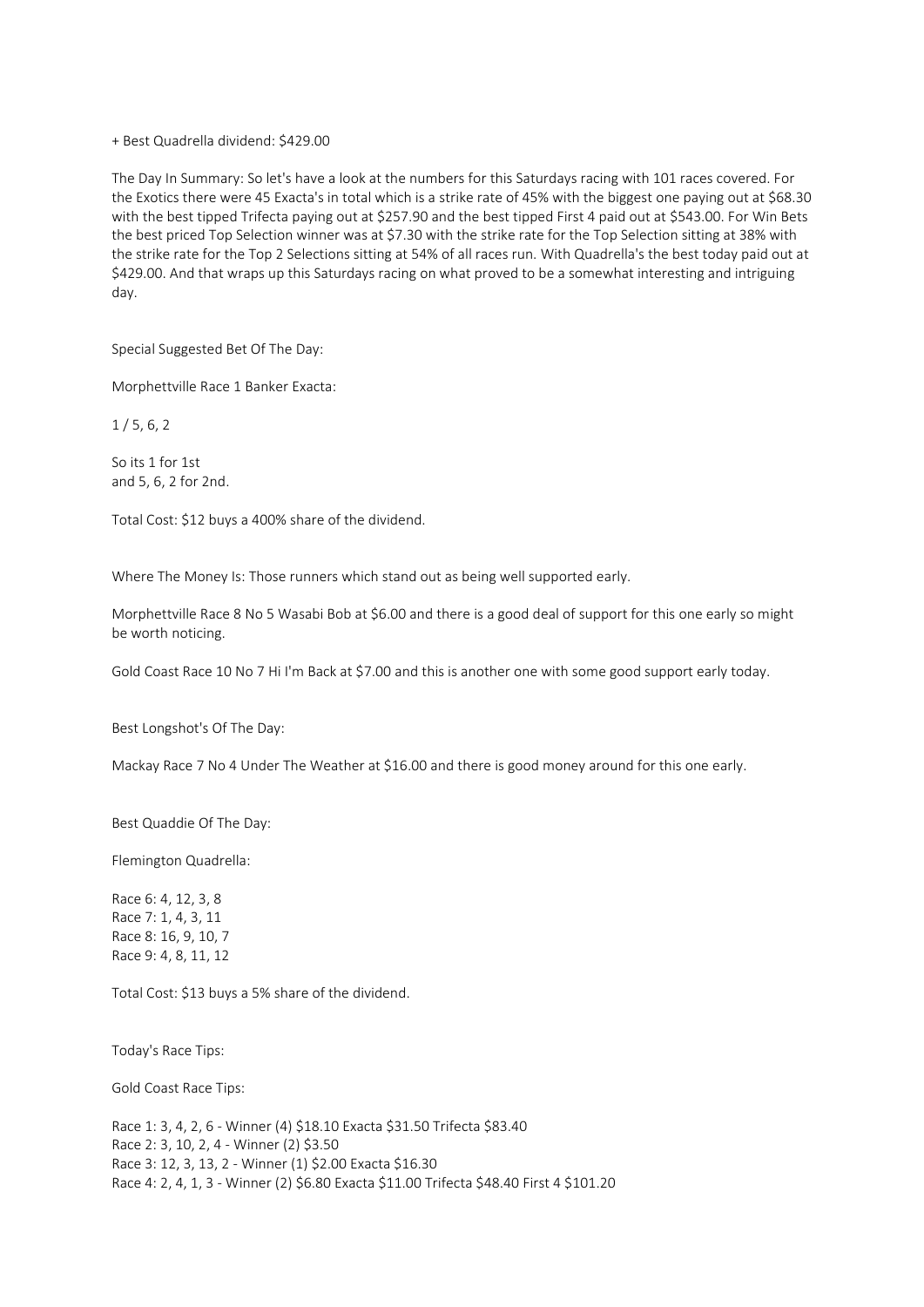+ Best Quadrella dividend: $429.00

The Day In Summary: So let's have a look at the numbers for this Saturdays racing with 101 races covered. For the Exotics there were 45 Exacta's in total which is a strike rate of 45% with the biggest one paying out at $68.30 with the best tipped Trifecta paying out at $257.90 and the best tipped First 4 paid out at $543.00. For Win Bets the best priced Top Selection winner was at $7.30 with the strike rate for the Top Selection sitting at 38% with the strike rate for the Top 2 Selections sitting at 54% of all races run. With Quadrella's the best today paid out at $429.00. And that wraps up this Saturdays racing on what proved to be a somewhat interesting and intriguing day.

Special Suggested Bet Of The Day:

Morphettville Race 1 Banker Exacta:

1 / 5, 6, 2

So its 1 for 1st
and 5, 6, 2 for 2nd.

Total Cost: $12 buys a 400% share of the dividend.

Where The Money Is: Those runners which stand out as being well supported early.

Morphettville Race 8 No 5 Wasabi Bob at $6.00 and there is a good deal of support for this one early so might be worth noticing.

Gold Coast Race 10 No 7 Hi I'm Back at $7.00 and this is another one with some good support early today.

Best Longshot's Of The Day:

Mackay Race 7 No 4 Under The Weather at $16.00 and there is good money around for this one early.

Best Quaddie Of The Day:

Flemington Quadrella:

Race 6: 4, 12, 3, 8
Race 7: 1, 4, 3, 11
Race 8: 16, 9, 10, 7
Race 9: 4, 8, 11, 12

Total Cost: $13 buys a 5% share of the dividend.

Today's Race Tips:

Gold Coast Race Tips:

Race 1: 3, 4, 2, 6 - Winner (4) $18.10 Exacta $31.50 Trifecta $83.40
Race 2: 3, 10, 2, 4 - Winner (2) $3.50
Race 3: 12, 3, 13, 2 - Winner (1) $2.00 Exacta $16.30
Race 4: 2, 4, 1, 3 - Winner (2) $6.80 Exacta $11.00 Trifecta $48.40 First 4 $101.20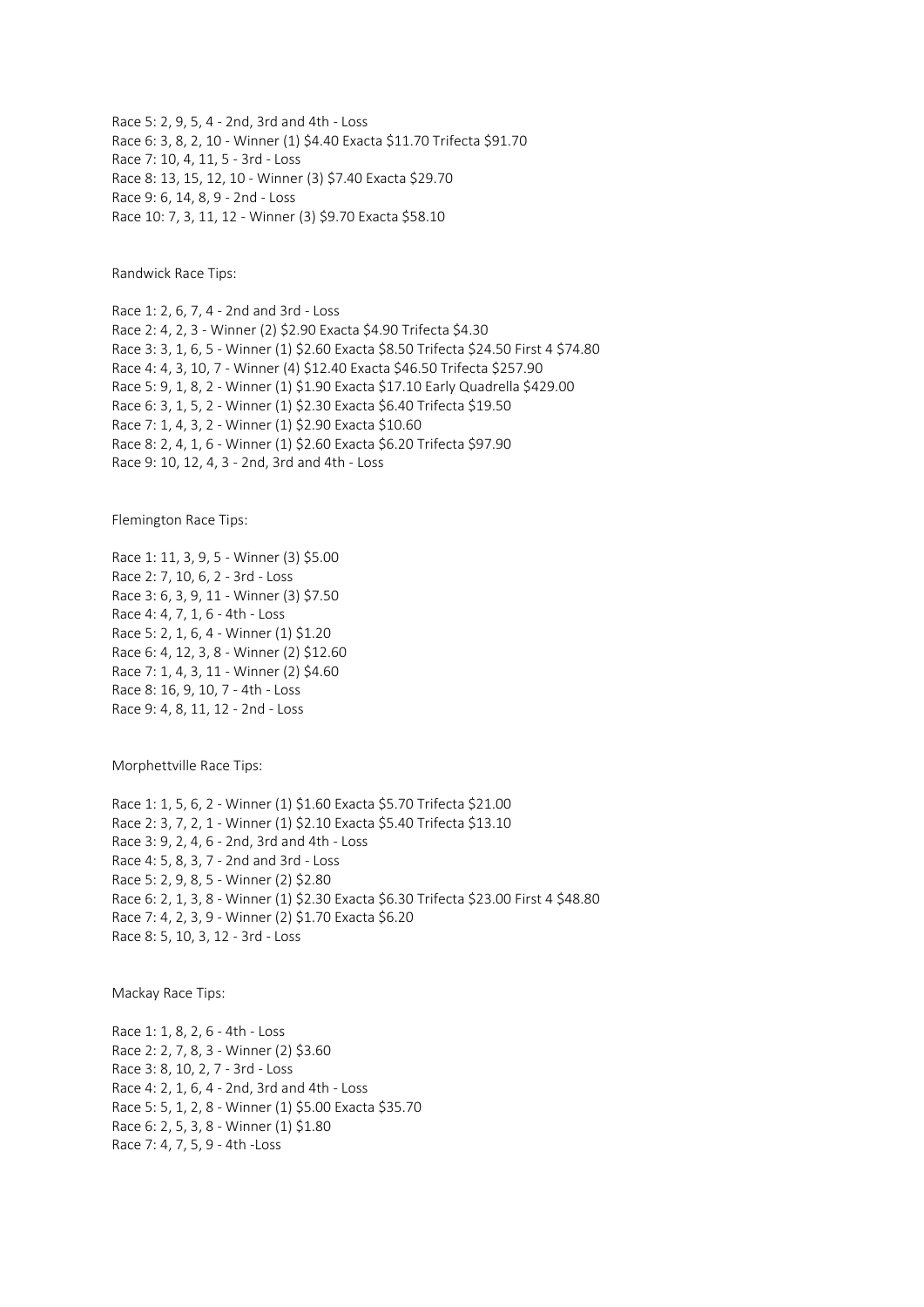Race 5: 2, 9, 5, 4 - 2nd, 3rd and 4th - Loss
Race 6: 3, 8, 2, 10 - Winner (1) $4.40 Exacta $11.70 Trifecta $91.70
Race 7: 10, 4, 11, 5 - 3rd - Loss
Race 8: 13, 15, 12, 10 - Winner (3) $7.40 Exacta $29.70
Race 9: 6, 14, 8, 9 - 2nd - Loss
Race 10: 7, 3, 11, 12 - Winner (3) $9.70 Exacta $58.10

Randwick Race Tips:

Race 1: 2, 6, 7, 4 - 2nd and 3rd - Loss
Race 2: 4, 2, 3 - Winner (2) $2.90 Exacta $4.90 Trifecta $4.30
Race 3: 3, 1, 6, 5 - Winner (1) $2.60 Exacta $8.50 Trifecta $24.50 First 4 $74.80
Race 4: 4, 3, 10, 7 - Winner (4) $12.40 Exacta $46.50 Trifecta $257.90
Race 5: 9, 1, 8, 2 - Winner (1) $1.90 Exacta $17.10 Early Quadrella $429.00
Race 6: 3, 1, 5, 2 - Winner (1) $2.30 Exacta $6.40 Trifecta $19.50
Race 7: 1, 4, 3, 2 - Winner (1) $2.90 Exacta $10.60
Race 8: 2, 4, 1, 6 - Winner (1) $2.60 Exacta $6.20 Trifecta $97.90
Race 9: 10, 12, 4, 3 - 2nd, 3rd and 4th - Loss

Flemington Race Tips:

Race 1: 11, 3, 9, 5 - Winner (3) $5.00
Race 2: 7, 10, 6, 2 - 3rd - Loss
Race 3: 6, 3, 9, 11 - Winner (3) $7.50
Race 4: 4, 7, 1, 6 - 4th - Loss
Race 5: 2, 1, 6, 4 - Winner (1) $1.20
Race 6: 4, 12, 3, 8 - Winner (2) $12.60
Race 7: 1, 4, 3, 11 - Winner (2) $4.60
Race 8: 16, 9, 10, 7 - 4th - Loss
Race 9: 4, 8, 11, 12 - 2nd - Loss

Morphettville Race Tips:

Race 1: 1, 5, 6, 2 - Winner (1) $1.60 Exacta $5.70 Trifecta $21.00
Race 2: 3, 7, 2, 1 - Winner (1) $2.10 Exacta $5.40 Trifecta $13.10
Race 3: 9, 2, 4, 6 - 2nd, 3rd and 4th - Loss
Race 4: 5, 8, 3, 7 - 2nd and 3rd - Loss
Race 5: 2, 9, 8, 5 - Winner (2) $2.80
Race 6: 2, 1, 3, 8 - Winner (1) $2.30 Exacta $6.30 Trifecta $23.00 First 4 $48.80
Race 7: 4, 2, 3, 9 - Winner (2) $1.70 Exacta $6.20
Race 8: 5, 10, 3, 12 - 3rd - Loss

Mackay Race Tips:

Race 1: 1, 8, 2, 6 - 4th - Loss
Race 2: 2, 7, 8, 3 - Winner (2) $3.60
Race 3: 8, 10, 2, 7 - 3rd - Loss
Race 4: 2, 1, 6, 4 - 2nd, 3rd and 4th - Loss
Race 5: 5, 1, 2, 8 - Winner (1) $5.00 Exacta $35.70
Race 6: 2, 5, 3, 8 - Winner (1) $1.80
Race 7: 4, 7, 5, 9 - 4th -Loss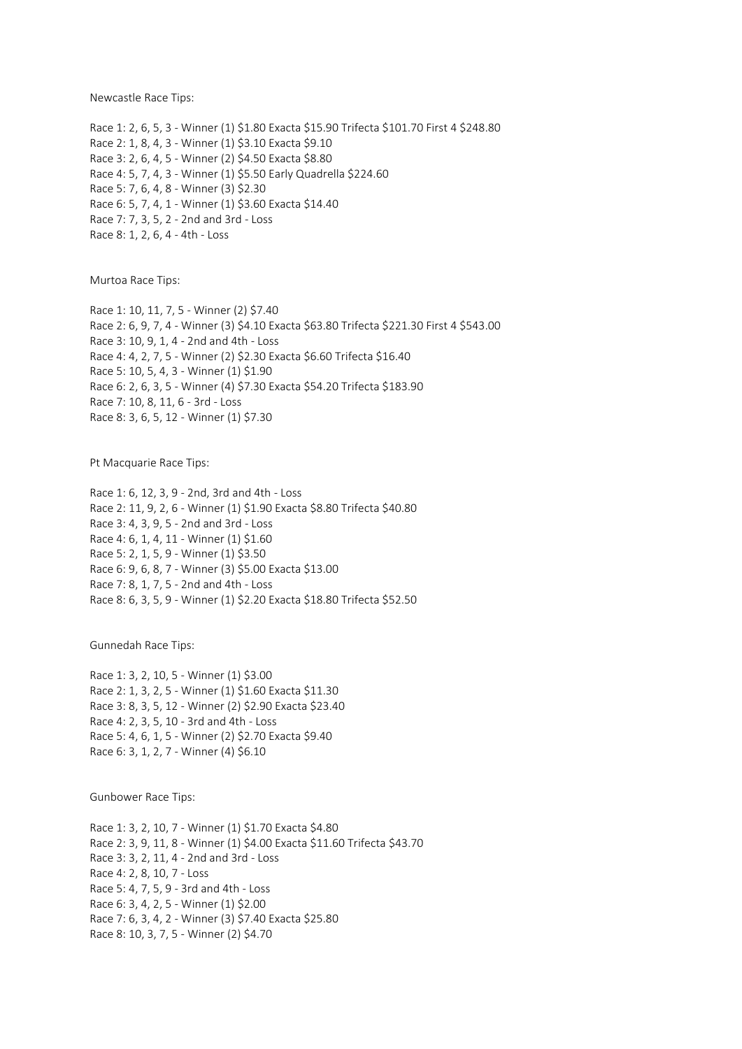Newcastle Race Tips:

Race 1: 2, 6, 5, 3 - Winner (1) $1.80 Exacta $15.90 Trifecta $101.70 First 4 $248.80
Race 2: 1, 8, 4, 3 - Winner (1) $3.10 Exacta $9.10
Race 3: 2, 6, 4, 5 - Winner (2) $4.50 Exacta $8.80
Race 4: 5, 7, 4, 3 - Winner (1) $5.50 Early Quadrella $224.60
Race 5: 7, 6, 4, 8 - Winner (3) $2.30
Race 6: 5, 7, 4, 1 - Winner (1) $3.60 Exacta $14.40
Race 7: 7, 3, 5, 2 - 2nd and 3rd - Loss
Race 8: 1, 2, 6, 4 - 4th - Loss

Murtoa Race Tips:

Race 1: 10, 11, 7, 5 - Winner (2) $7.40
Race 2: 6, 9, 7, 4 - Winner (3) $4.10 Exacta $63.80 Trifecta $221.30 First 4 $543.00
Race 3: 10, 9, 1, 4 - 2nd and 4th - Loss
Race 4: 4, 2, 7, 5 - Winner (2) $2.30 Exacta $6.60 Trifecta $16.40
Race 5: 10, 5, 4, 3 - Winner (1) $1.90
Race 6: 2, 6, 3, 5 - Winner (4) $7.30 Exacta $54.20 Trifecta $183.90
Race 7: 10, 8, 11, 6 - 3rd - Loss
Race 8: 3, 6, 5, 12 - Winner (1) $7.30

Pt Macquarie Race Tips:

Race 1: 6, 12, 3, 9 - 2nd, 3rd and 4th - Loss
Race 2: 11, 9, 2, 6 - Winner (1) $1.90 Exacta $8.80 Trifecta $40.80
Race 3: 4, 3, 9, 5 - 2nd and 3rd - Loss
Race 4: 6, 1, 4, 11 - Winner (1) $1.60
Race 5: 2, 1, 5, 9 - Winner (1) $3.50
Race 6: 9, 6, 8, 7 - Winner (3) $5.00 Exacta $13.00
Race 7: 8, 1, 7, 5 - 2nd and 4th - Loss
Race 8: 6, 3, 5, 9 - Winner (1) $2.20 Exacta $18.80 Trifecta $52.50

Gunnedah Race Tips:

Race 1: 3, 2, 10, 5 - Winner (1) $3.00
Race 2: 1, 3, 2, 5 - Winner (1) $1.60 Exacta $11.30
Race 3: 8, 3, 5, 12 - Winner (2) $2.90 Exacta $23.40
Race 4: 2, 3, 5, 10 - 3rd and 4th - Loss
Race 5: 4, 6, 1, 5 - Winner (2) $2.70 Exacta $9.40
Race 6: 3, 1, 2, 7 - Winner (4) $6.10

Gunbower Race Tips:

Race 1: 3, 2, 10, 7 - Winner (1) $1.70 Exacta $4.80
Race 2: 3, 9, 11, 8 - Winner (1) $4.00 Exacta $11.60 Trifecta $43.70
Race 3: 3, 2, 11, 4 - 2nd and 3rd - Loss
Race 4: 2, 8, 10, 7 - Loss
Race 5: 4, 7, 5, 9 - 3rd and 4th - Loss
Race 6: 3, 4, 2, 5 - Winner (1) $2.00
Race 7: 6, 3, 4, 2 - Winner (3) $7.40 Exacta $25.80
Race 8: 10, 3, 7, 5 - Winner (2) $4.70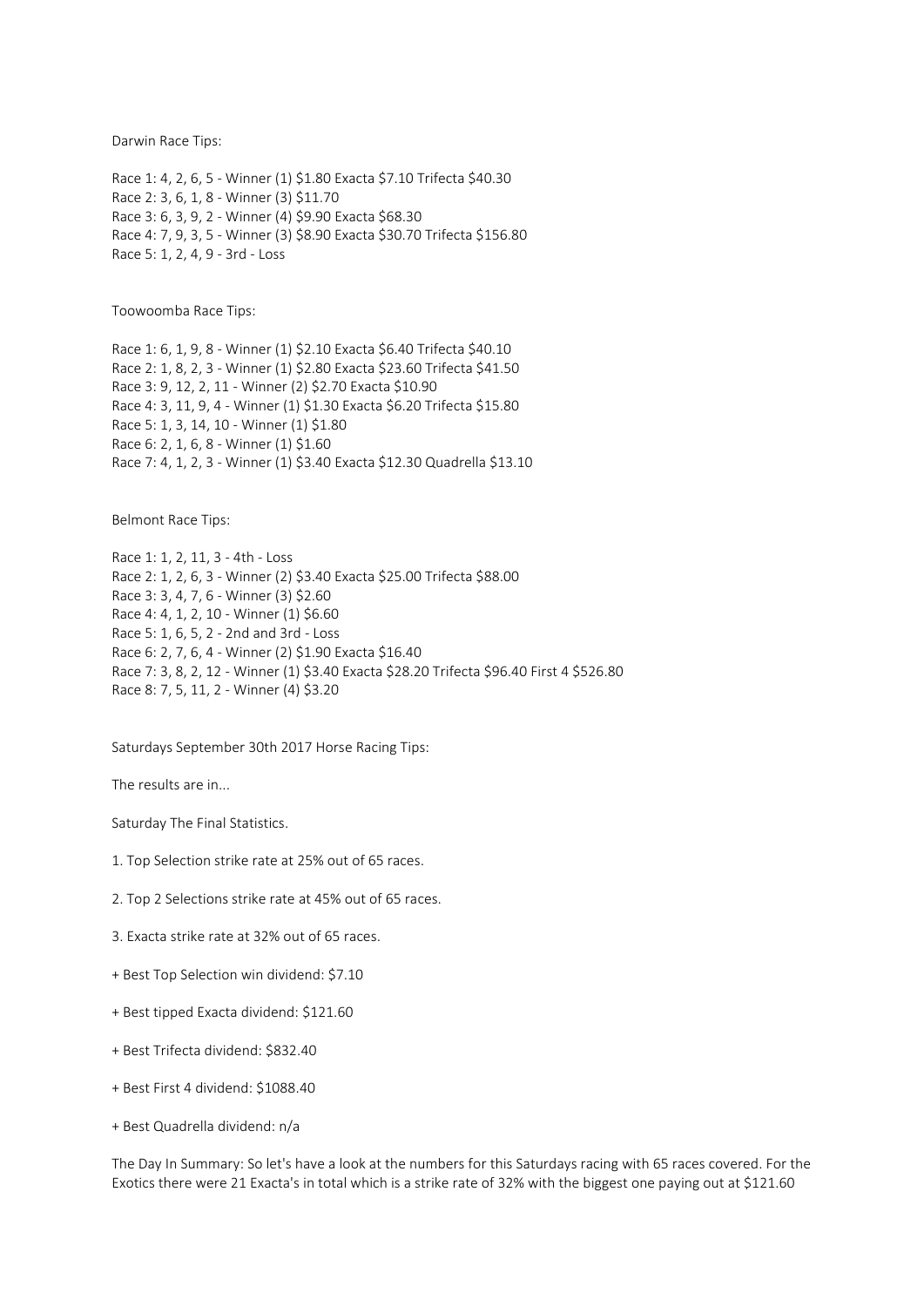Darwin Race Tips:

Race 1: 4, 2, 6, 5 - Winner (1) $1.80 Exacta $7.10 Trifecta $40.30
Race 2: 3, 6, 1, 8 - Winner (3) $11.70
Race 3: 6, 3, 9, 2 - Winner (4) $9.90 Exacta $68.30
Race 4: 7, 9, 3, 5 - Winner (3) $8.90 Exacta $30.70 Trifecta $156.80
Race 5: 1, 2, 4, 9 - 3rd - Loss

Toowoomba Race Tips:

Race 1: 6, 1, 9, 8 - Winner (1) $2.10 Exacta $6.40 Trifecta $40.10
Race 2: 1, 8, 2, 3 - Winner (1) $2.80 Exacta $23.60 Trifecta $41.50
Race 3: 9, 12, 2, 11 - Winner (2) $2.70 Exacta $10.90
Race 4: 3, 11, 9, 4 - Winner (1) $1.30 Exacta $6.20 Trifecta $15.80
Race 5: 1, 3, 14, 10 - Winner (1) $1.80
Race 6: 2, 1, 6, 8 - Winner (1) $1.60
Race 7: 4, 1, 2, 3 - Winner (1) $3.40 Exacta $12.30 Quadrella $13.10

Belmont Race Tips:

Race 1: 1, 2, 11, 3 - 4th - Loss
Race 2: 1, 2, 6, 3 - Winner (2) $3.40 Exacta $25.00 Trifecta $88.00
Race 3: 3, 4, 7, 6 - Winner (3) $2.60
Race 4: 4, 1, 2, 10 - Winner (1) $6.60
Race 5: 1, 6, 5, 2 - 2nd and 3rd - Loss
Race 6: 2, 7, 6, 4 - Winner (2) $1.90 Exacta $16.40
Race 7: 3, 8, 2, 12 - Winner (1) $3.40 Exacta $28.20 Trifecta $96.40 First 4 $526.80
Race 8: 7, 5, 11, 2 - Winner (4) $3.20

Saturdays September 30th 2017 Horse Racing Tips:

The results are in...

Saturday The Final Statistics.

1. Top Selection strike rate at 25% out of 65 races.

2. Top 2 Selections strike rate at 45% out of 65 races.

3. Exacta strike rate at 32% out of 65 races.

+ Best Top Selection win dividend: $7.10

+ Best tipped Exacta dividend: $121.60

+ Best Trifecta dividend: $832.40

+ Best First 4 dividend: $1088.40

+ Best Quadrella dividend: n/a

The Day In Summary: So let's have a look at the numbers for this Saturdays racing with 65 races covered. For the Exotics there were 21 Exacta's in total which is a strike rate of 32% with the biggest one paying out at $121.60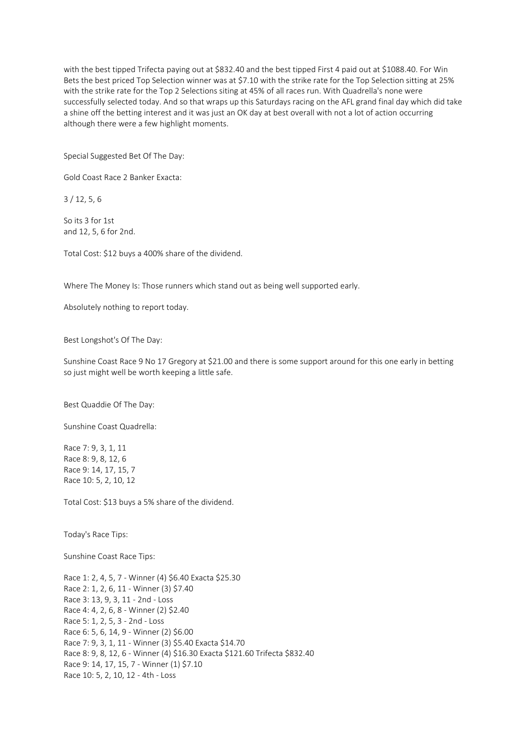with the best tipped Trifecta paying out at $832.40 and the best tipped First 4 paid out at $1088.40. For Win Bets the best priced Top Selection winner was at $7.10 with the strike rate for the Top Selection sitting at 25% with the strike rate for the Top 2 Selections siting at 45% of all races run. With Quadrella's none were successfully selected today. And so that wraps up this Saturdays racing on the AFL grand final day which did take a shine off the betting interest and it was just an OK day at best overall with not a lot of action occurring although there were a few highlight moments.

Special Suggested Bet Of The Day:

Gold Coast Race 2 Banker Exacta:

3 / 12, 5, 6

So its 3 for 1st
and 12, 5, 6 for 2nd.

Total Cost: $12 buys a 400% share of the dividend.

Where The Money Is: Those runners which stand out as being well supported early.

Absolutely nothing to report today.

Best Longshot's Of The Day:

Sunshine Coast Race 9 No 17 Gregory at $21.00 and there is some support around for this one early in betting so just might well be worth keeping a little safe.

Best Quaddie Of The Day:

Sunshine Coast Quadrella:

Race 7: 9, 3, 1, 11
Race 8: 9, 8, 12, 6
Race 9: 14, 17, 15, 7
Race 10: 5, 2, 10, 12

Total Cost: $13 buys a 5% share of the dividend.

Today's Race Tips:

Sunshine Coast Race Tips:

Race 1: 2, 4, 5, 7 - Winner (4) $6.40 Exacta $25.30
Race 2: 1, 2, 6, 11 - Winner (3) $7.40
Race 3: 13, 9, 3, 11 - 2nd - Loss
Race 4: 4, 2, 6, 8 - Winner (2) $2.40
Race 5: 1, 2, 5, 3 - 2nd - Loss
Race 6: 5, 6, 14, 9 - Winner (2) $6.00
Race 7: 9, 3, 1, 11 - Winner (3) $5.40 Exacta $14.70
Race 8: 9, 8, 12, 6 - Winner (4) $16.30 Exacta $121.60 Trifecta $832.40
Race 9: 14, 17, 15, 7 - Winner (1) $7.10
Race 10: 5, 2, 10, 12 - 4th - Loss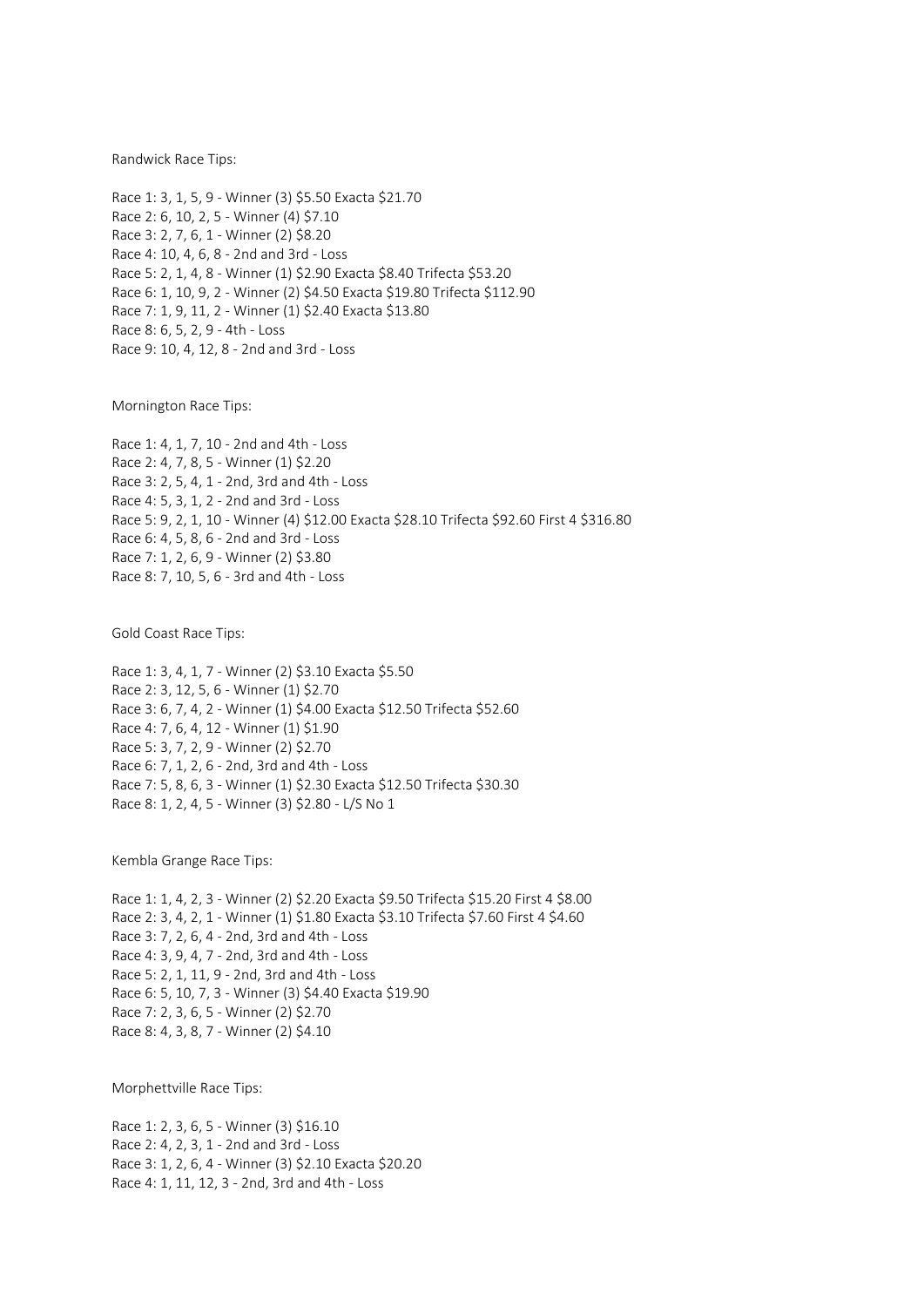Randwick Race Tips:

Race 1: 3, 1, 5, 9 - Winner (3) $5.50 Exacta $21.70
Race 2: 6, 10, 2, 5 - Winner (4) $7.10
Race 3: 2, 7, 6, 1 - Winner (2) $8.20
Race 4: 10, 4, 6, 8 - 2nd and 3rd - Loss
Race 5: 2, 1, 4, 8 - Winner (1) $2.90 Exacta $8.40 Trifecta $53.20
Race 6: 1, 10, 9, 2 - Winner (2) $4.50 Exacta $19.80 Trifecta $112.90
Race 7: 1, 9, 11, 2 - Winner (1) $2.40 Exacta $13.80
Race 8: 6, 5, 2, 9 - 4th - Loss
Race 9: 10, 4, 12, 8 - 2nd and 3rd - Loss

Mornington Race Tips:

Race 1: 4, 1, 7, 10 - 2nd and 4th - Loss
Race 2: 4, 7, 8, 5 - Winner (1) $2.20
Race 3: 2, 5, 4, 1 - 2nd, 3rd and 4th - Loss
Race 4: 5, 3, 1, 2 - 2nd and 3rd - Loss
Race 5: 9, 2, 1, 10 - Winner (4) $12.00 Exacta $28.10 Trifecta $92.60 First 4 $316.80
Race 6: 4, 5, 8, 6 - 2nd and 3rd - Loss
Race 7: 1, 2, 6, 9 - Winner (2) $3.80
Race 8: 7, 10, 5, 6 - 3rd and 4th - Loss

Gold Coast Race Tips:

Race 1: 3, 4, 1, 7 - Winner (2) $3.10 Exacta $5.50
Race 2: 3, 12, 5, 6 - Winner (1) $2.70
Race 3: 6, 7, 4, 2 - Winner (1) $4.00 Exacta $12.50 Trifecta $52.60
Race 4: 7, 6, 4, 12 - Winner (1) $1.90
Race 5: 3, 7, 2, 9 - Winner (2) $2.70
Race 6: 7, 1, 2, 6 - 2nd, 3rd and 4th - Loss
Race 7: 5, 8, 6, 3 - Winner (1) $2.30 Exacta $12.50 Trifecta $30.30
Race 8: 1, 2, 4, 5 - Winner (3) $2.80 - L/S No 1

Kembla Grange Race Tips:

Race 1: 1, 4, 2, 3 - Winner (2) $2.20 Exacta $9.50 Trifecta $15.20 First 4 $8.00
Race 2: 3, 4, 2, 1 - Winner (1) $1.80 Exacta $3.10 Trifecta $7.60 First 4 $4.60
Race 3: 7, 2, 6, 4 - 2nd, 3rd and 4th - Loss
Race 4: 3, 9, 4, 7 - 2nd, 3rd and 4th - Loss
Race 5: 2, 1, 11, 9 - 2nd, 3rd and 4th - Loss
Race 6: 5, 10, 7, 3 - Winner (3) $4.40 Exacta $19.90
Race 7: 2, 3, 6, 5 - Winner (2) $2.70
Race 8: 4, 3, 8, 7 - Winner (2) $4.10

Morphettville Race Tips:

Race 1: 2, 3, 6, 5 - Winner (3) $16.10
Race 2: 4, 2, 3, 1 - 2nd and 3rd - Loss
Race 3: 1, 2, 6, 4 - Winner (3) $2.10 Exacta $20.20
Race 4: 1, 11, 12, 3 - 2nd, 3rd and 4th - Loss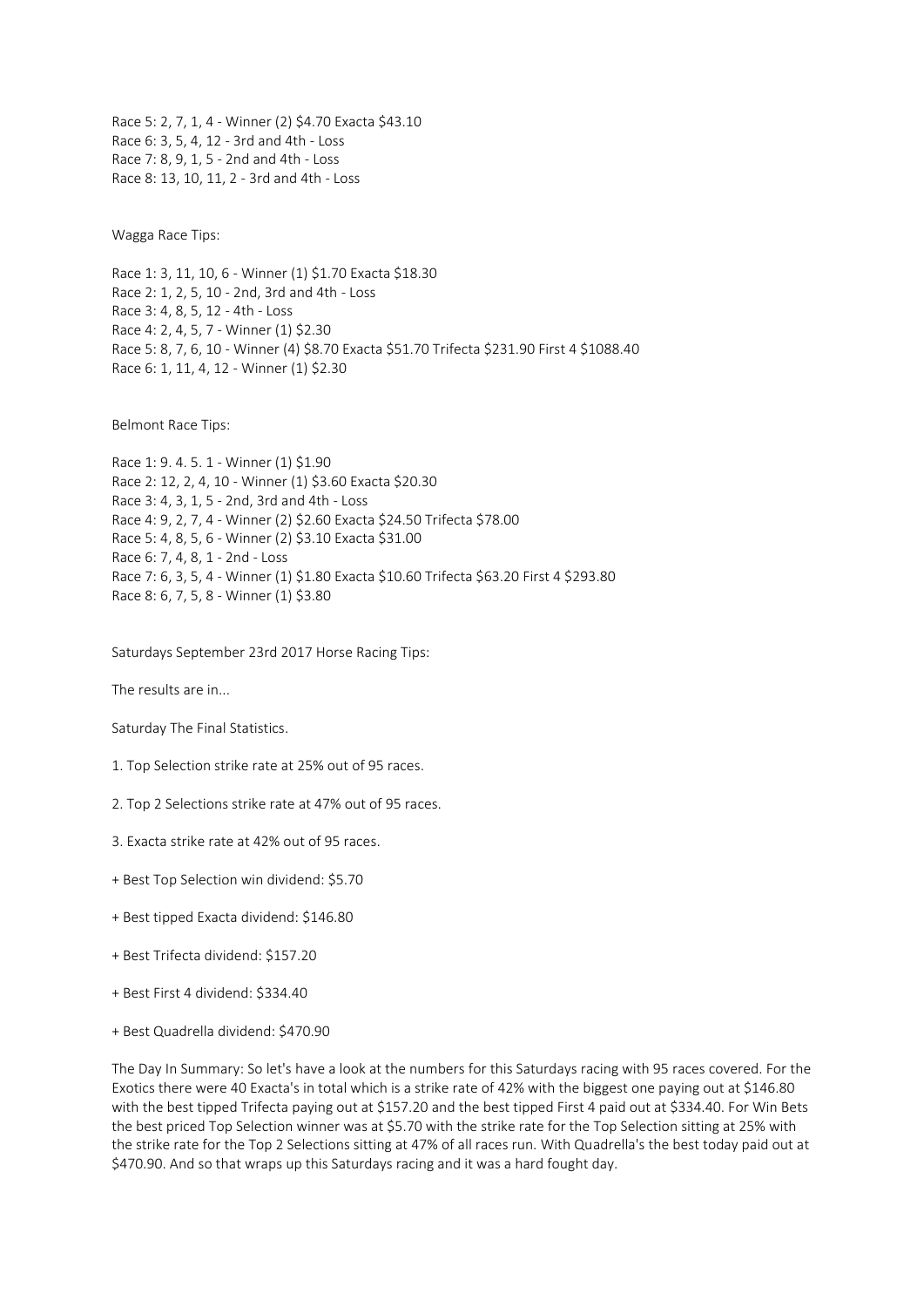Race 5: 2, 7, 1, 4 - Winner (2) $4.70 Exacta $43.10
Race 6: 3, 5, 4, 12 - 3rd and 4th - Loss
Race 7: 8, 9, 1, 5 - 2nd and 4th - Loss
Race 8: 13, 10, 11, 2 - 3rd and 4th - Loss

Wagga Race Tips:

Race 1: 3, 11, 10, 6 - Winner (1) $1.70 Exacta $18.30
Race 2: 1, 2, 5, 10 - 2nd, 3rd and 4th - Loss
Race 3: 4, 8, 5, 12 - 4th - Loss
Race 4: 2, 4, 5, 7 - Winner (1) $2.30
Race 5: 8, 7, 6, 10 - Winner (4) $8.70 Exacta $51.70 Trifecta $231.90 First 4 $1088.40
Race 6: 1, 11, 4, 12 - Winner (1) $2.30

Belmont Race Tips:

Race 1: 9. 4. 5. 1 - Winner (1) $1.90
Race 2: 12, 2, 4, 10 - Winner (1) $3.60 Exacta $20.30
Race 3: 4, 3, 1, 5 - 2nd, 3rd and 4th - Loss
Race 4: 9, 2, 7, 4 - Winner (2) $2.60 Exacta $24.50 Trifecta $78.00
Race 5: 4, 8, 5, 6 - Winner (2) $3.10 Exacta $31.00
Race 6: 7, 4, 8, 1 - 2nd - Loss
Race 7: 6, 3, 5, 4 - Winner (1) $1.80 Exacta $10.60 Trifecta $63.20 First 4 $293.80
Race 8: 6, 7, 5, 8 - Winner (1) $3.80

Saturdays September 23rd 2017 Horse Racing Tips:

The results are in...

Saturday The Final Statistics.

1. Top Selection strike rate at 25% out of 95 races.

2. Top 2 Selections strike rate at 47% out of 95 races.

3. Exacta strike rate at 42% out of 95 races.

+ Best Top Selection win dividend: $5.70

+ Best tipped Exacta dividend: $146.80

+ Best Trifecta dividend: $157.20

+ Best First 4 dividend: $334.40

+ Best Quadrella dividend: $470.90

The Day In Summary: So let's have a look at the numbers for this Saturdays racing with 95 races covered. For the Exotics there were 40 Exacta's in total which is a strike rate of 42% with the biggest one paying out at $146.80 with the best tipped Trifecta paying out at $157.20 and the best tipped First 4 paid out at $334.40. For Win Bets the best priced Top Selection winner was at $5.70 with the strike rate for the Top Selection sitting at 25% with the strike rate for the Top 2 Selections sitting at 47% of all races run. With Quadrella's the best today paid out at $470.90. And so that wraps up this Saturdays racing and it was a hard fought day.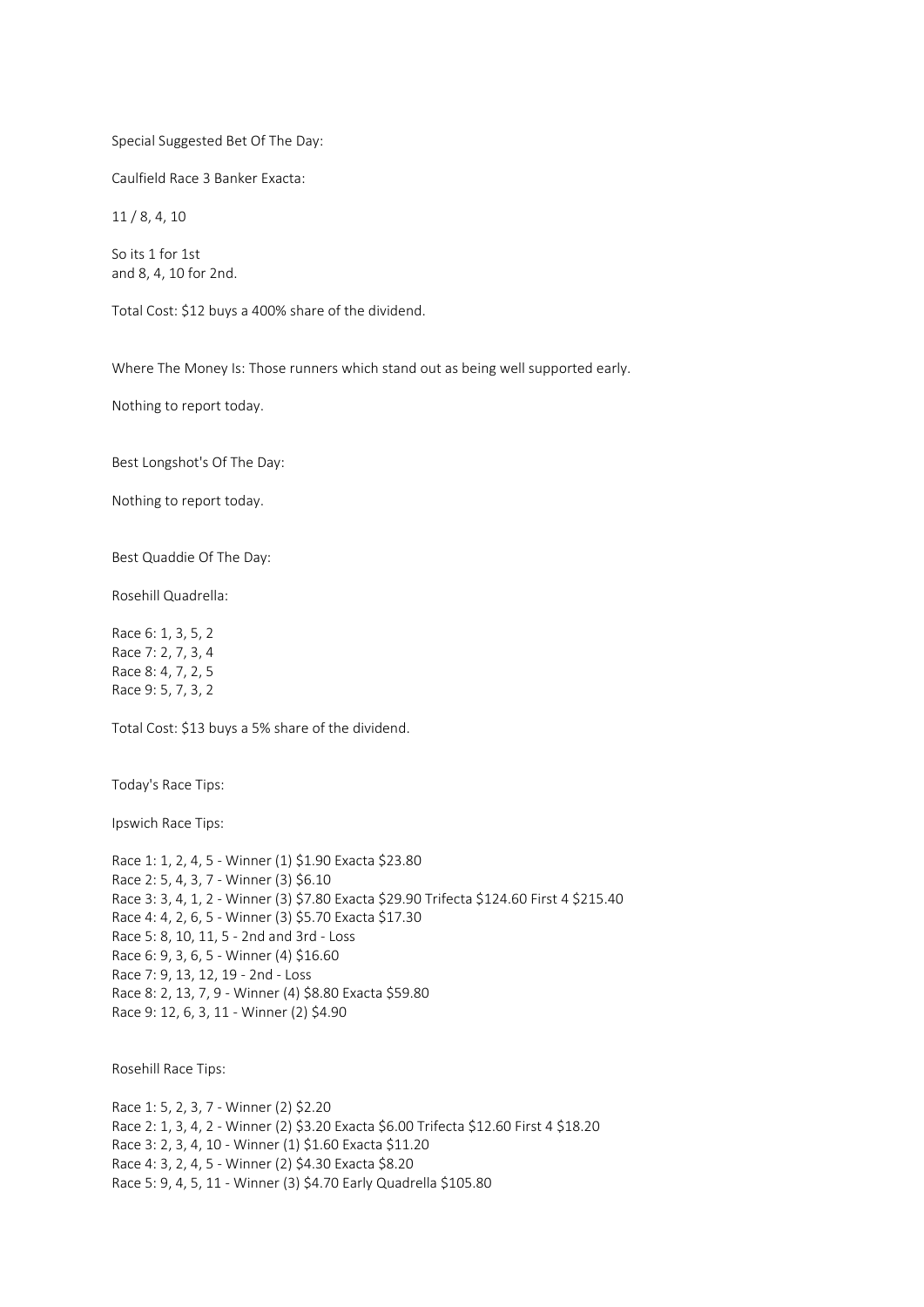Special Suggested Bet Of The Day:

Caulfield Race 3 Banker Exacta:

11 / 8, 4, 10

So its 1 for 1st
and 8, 4, 10 for 2nd.

Total Cost: $12 buys a 400% share of the dividend.

Where The Money Is: Those runners which stand out as being well supported early.

Nothing to report today.

Best Longshot's Of The Day:

Nothing to report today.

Best Quaddie Of The Day:

Rosehill Quadrella:

Race 6: 1, 3, 5, 2
Race 7: 2, 7, 3, 4
Race 8: 4, 7, 2, 5
Race 9: 5, 7, 3, 2

Total Cost: $13 buys a 5% share of the dividend.

Today's Race Tips:

Ipswich Race Tips:

Race 1: 1, 2, 4, 5 - Winner (1) $1.90 Exacta $23.80
Race 2: 5, 4, 3, 7 - Winner (3) $6.10
Race 3: 3, 4, 1, 2 - Winner (3) $7.80 Exacta $29.90 Trifecta $124.60 First 4 $215.40
Race 4: 4, 2, 6, 5 - Winner (3) $5.70 Exacta $17.30
Race 5: 8, 10, 11, 5 - 2nd and 3rd - Loss
Race 6: 9, 3, 6, 5 - Winner (4) $16.60
Race 7: 9, 13, 12, 19 - 2nd - Loss
Race 8: 2, 13, 7, 9 - Winner (4) $8.80 Exacta $59.80
Race 9: 12, 6, 3, 11 - Winner (2) $4.90

Rosehill Race Tips:

Race 1: 5, 2, 3, 7 - Winner (2) $2.20
Race 2: 1, 3, 4, 2 - Winner (2) $3.20 Exacta $6.00 Trifecta $12.60 First 4 $18.20
Race 3: 2, 3, 4, 10 - Winner (1) $1.60 Exacta $11.20
Race 4: 3, 2, 4, 5 - Winner (2) $4.30 Exacta $8.20
Race 5: 9, 4, 5, 11 - Winner (3) $4.70 Early Quadrella $105.80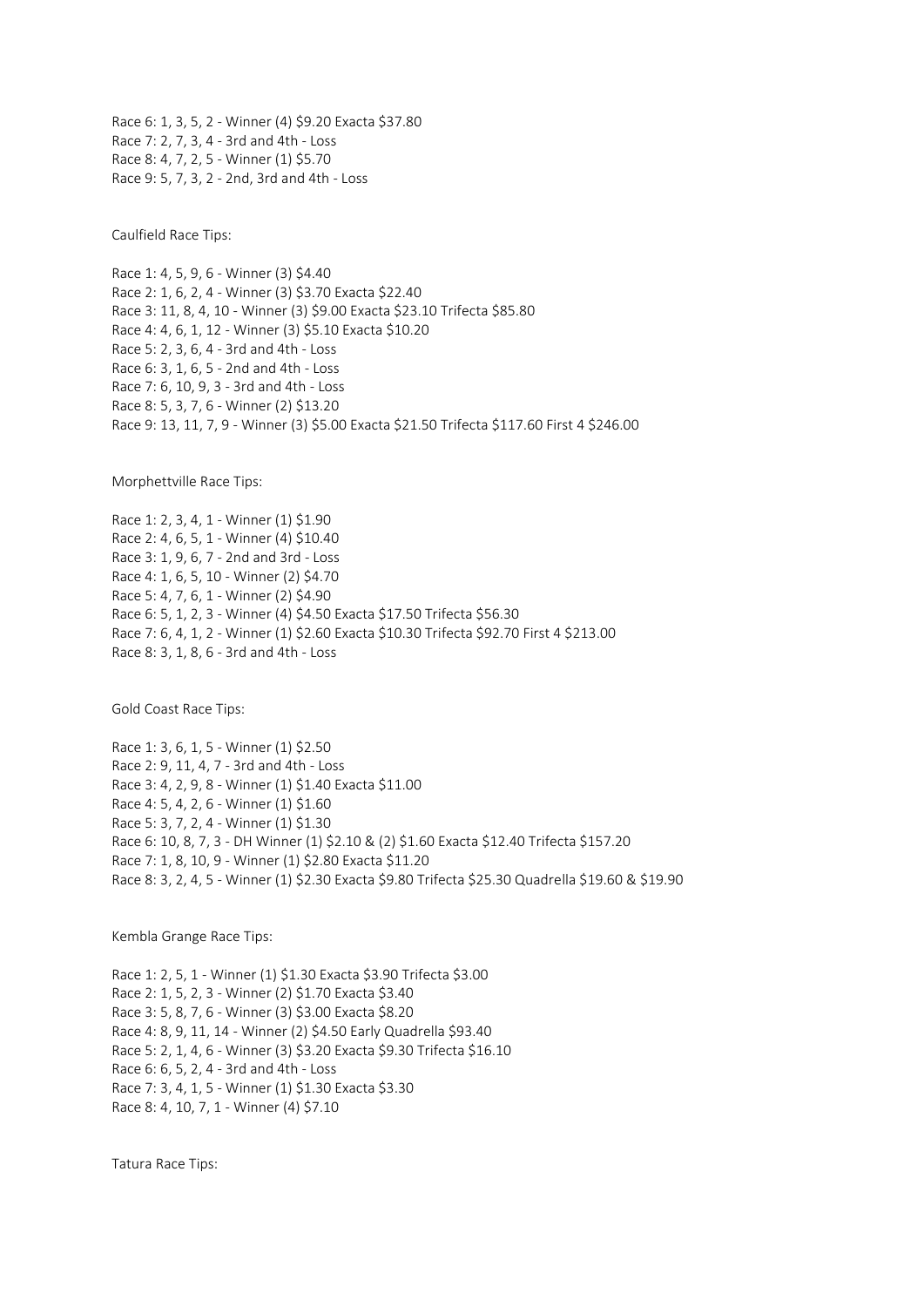Race 6: 1, 3, 5, 2 - Winner (4) $9.20 Exacta $37.80
Race 7: 2, 7, 3, 4 - 3rd and 4th - Loss
Race 8: 4, 7, 2, 5 - Winner (1) $5.70
Race 9: 5, 7, 3, 2 - 2nd, 3rd and 4th - Loss

Caulfield Race Tips:

Race 1: 4, 5, 9, 6 - Winner (3) $4.40
Race 2: 1, 6, 2, 4 - Winner (3) $3.70 Exacta $22.40
Race 3: 11, 8, 4, 10 - Winner (3) $9.00 Exacta $23.10 Trifecta $85.80
Race 4: 4, 6, 1, 12 - Winner (3) $5.10 Exacta $10.20
Race 5: 2, 3, 6, 4 - 3rd and 4th - Loss
Race 6: 3, 1, 6, 5 - 2nd and 4th - Loss
Race 7: 6, 10, 9, 3 - 3rd and 4th - Loss
Race 8: 5, 3, 7, 6 - Winner (2) $13.20
Race 9: 13, 11, 7, 9 - Winner (3) $5.00 Exacta $21.50 Trifecta $117.60 First 4 $246.00

Morphettville Race Tips:

Race 1: 2, 3, 4, 1 - Winner (1) $1.90
Race 2: 4, 6, 5, 1 - Winner (4) $10.40
Race 3: 1, 9, 6, 7 - 2nd and 3rd - Loss
Race 4: 1, 6, 5, 10 - Winner (2) $4.70
Race 5: 4, 7, 6, 1 - Winner (2) $4.90
Race 6: 5, 1, 2, 3 - Winner (4) $4.50 Exacta $17.50 Trifecta $56.30
Race 7: 6, 4, 1, 2 - Winner (1) $2.60 Exacta $10.30 Trifecta $92.70 First 4 $213.00
Race 8: 3, 1, 8, 6 - 3rd and 4th - Loss

Gold Coast Race Tips:

Race 1: 3, 6, 1, 5 - Winner (1) $2.50
Race 2: 9, 11, 4, 7 - 3rd and 4th - Loss
Race 3: 4, 2, 9, 8 - Winner (1) $1.40 Exacta $11.00
Race 4: 5, 4, 2, 6 - Winner (1) $1.60
Race 5: 3, 7, 2, 4 - Winner (1) $1.30
Race 6: 10, 8, 7, 3 - DH Winner (1) $2.10 & (2) $1.60 Exacta $12.40 Trifecta $157.20
Race 7: 1, 8, 10, 9 - Winner (1) $2.80 Exacta $11.20
Race 8: 3, 2, 4, 5 - Winner (1) $2.30 Exacta $9.80 Trifecta $25.30 Quadrella $19.60 & $19.90

Kembla Grange Race Tips:

Race 1: 2, 5, 1 - Winner (1) $1.30 Exacta $3.90 Trifecta $3.00
Race 2: 1, 5, 2, 3 - Winner (2) $1.70 Exacta $3.40
Race 3: 5, 8, 7, 6 - Winner (3) $3.00 Exacta $8.20
Race 4: 8, 9, 11, 14 - Winner (2) $4.50 Early Quadrella $93.40
Race 5: 2, 1, 4, 6 - Winner (3) $3.20 Exacta $9.30 Trifecta $16.10
Race 6: 6, 5, 2, 4 - 3rd and 4th - Loss
Race 7: 3, 4, 1, 5 - Winner (1) $1.30 Exacta $3.30
Race 8: 4, 10, 7, 1 - Winner (4) $7.10

Tatura Race Tips: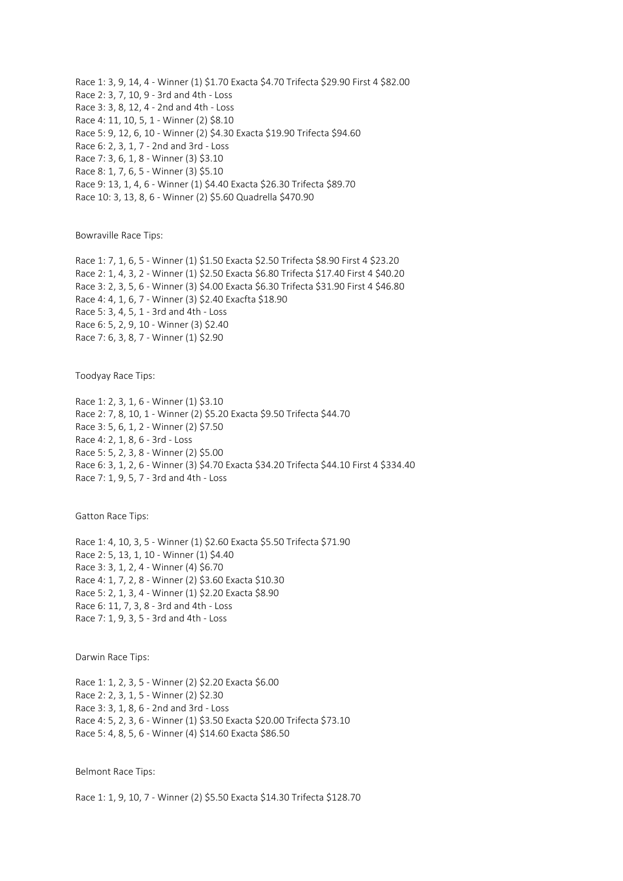Race 1: 3, 9, 14, 4 - Winner (1) $1.70 Exacta $4.70 Trifecta $29.90 First 4 $82.00
Race 2: 3, 7, 10, 9 - 3rd and 4th - Loss
Race 3: 3, 8, 12, 4 - 2nd and 4th - Loss
Race 4: 11, 10, 5, 1 - Winner (2) $8.10
Race 5: 9, 12, 6, 10 - Winner (2) $4.30 Exacta $19.90 Trifecta $94.60
Race 6: 2, 3, 1, 7 - 2nd and 3rd - Loss
Race 7: 3, 6, 1, 8 - Winner (3) $3.10
Race 8: 1, 7, 6, 5 - Winner (3) $5.10
Race 9: 13, 1, 4, 6 - Winner (1) $4.40 Exacta $26.30 Trifecta $89.70
Race 10: 3, 13, 8, 6 - Winner (2) $5.60 Quadrella $470.90

Bowraville Race Tips:

Race 1: 7, 1, 6, 5 - Winner (1) $1.50 Exacta $2.50 Trifecta $8.90 First 4 $23.20
Race 2: 1, 4, 3, 2 - Winner (1) $2.50 Exacta $6.80 Trifecta $17.40 First 4 $40.20
Race 3: 2, 3, 5, 6 - Winner (3) $4.00 Exacta $6.30 Trifecta $31.90 First 4 $46.80
Race 4: 4, 1, 6, 7 - Winner (3) $2.40 Exacfta $18.90
Race 5: 3, 4, 5, 1 - 3rd and 4th - Loss
Race 6: 5, 2, 9, 10 - Winner (3) $2.40
Race 7: 6, 3, 8, 7 - Winner (1) $2.90

Toodyay Race Tips:

Race 1: 2, 3, 1, 6 - Winner (1) $3.10
Race 2: 7, 8, 10, 1 - Winner (2) $5.20 Exacta $9.50 Trifecta $44.70
Race 3: 5, 6, 1, 2 - Winner (2) $7.50
Race 4: 2, 1, 8, 6 - 3rd - Loss
Race 5: 5, 2, 3, 8 - Winner (2) $5.00
Race 6: 3, 1, 2, 6 - Winner (3) $4.70 Exacta $34.20 Trifecta $44.10 First 4 $334.40
Race 7: 1, 9, 5, 7 - 3rd and 4th - Loss

Gatton Race Tips:

Race 1: 4, 10, 3, 5 - Winner (1) $2.60 Exacta $5.50 Trifecta $71.90
Race 2: 5, 13, 1, 10 - Winner (1) $4.40
Race 3: 3, 1, 2, 4 - Winner (4) $6.70
Race 4: 1, 7, 2, 8 - Winner (2) $3.60 Exacta $10.30
Race 5: 2, 1, 3, 4 - Winner (1) $2.20 Exacta $8.90
Race 6: 11, 7, 3, 8 - 3rd and 4th - Loss
Race 7: 1, 9, 3, 5 - 3rd and 4th - Loss

Darwin Race Tips:

Race 1: 1, 2, 3, 5 - Winner (2) $2.20 Exacta $6.00
Race 2: 2, 3, 1, 5 - Winner (2) $2.30
Race 3: 3, 1, 8, 6 - 2nd and 3rd - Loss
Race 4: 5, 2, 3, 6 - Winner (1) $3.50 Exacta $20.00 Trifecta $73.10
Race 5: 4, 8, 5, 6 - Winner (4) $14.60 Exacta $86.50

Belmont Race Tips:

Race 1: 1, 9, 10, 7 - Winner (2) $5.50 Exacta $14.30 Trifecta $128.70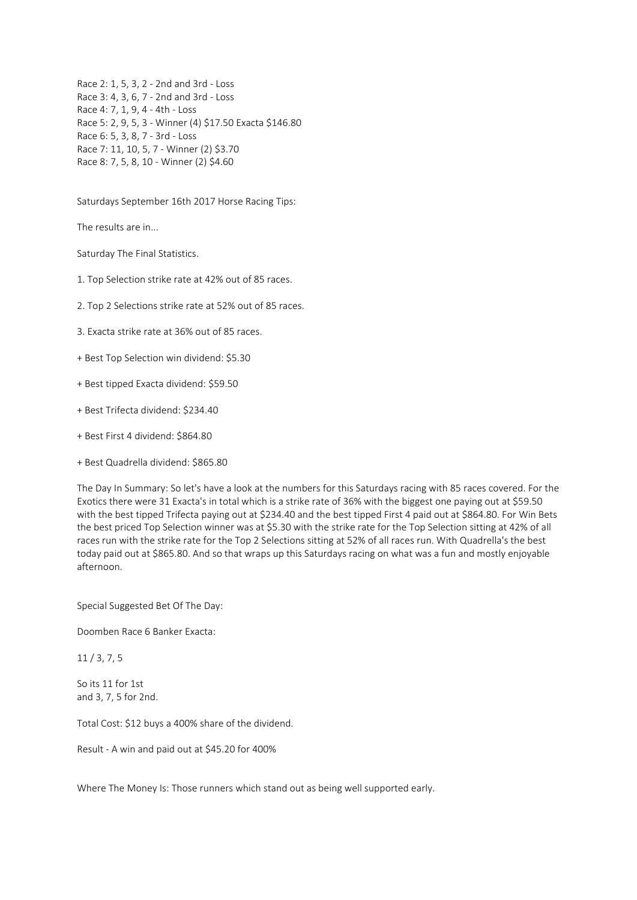Race 2: 1, 5, 3, 2 - 2nd and 3rd - Loss
Race 3: 4, 3, 6, 7 - 2nd and 3rd - Loss
Race 4: 7, 1, 9, 4 - 4th - Loss
Race 5: 2, 9, 5, 3 - Winner (4) $17.50 Exacta $146.80
Race 6: 5, 3, 8, 7 - 3rd - Loss
Race 7: 11, 10, 5, 7 - Winner (2) $3.70
Race 8: 7, 5, 8, 10 - Winner (2) $4.60

Saturdays September 16th 2017 Horse Racing Tips:

The results are in...

Saturday The Final Statistics.

1. Top Selection strike rate at 42% out of 85 races.

2. Top 2 Selections strike rate at 52% out of 85 races.

3. Exacta strike rate at 36% out of 85 races.

+ Best Top Selection win dividend: $5.30

+ Best tipped Exacta dividend: $59.50

+ Best Trifecta dividend: $234.40

+ Best First 4 dividend: $864.80

+ Best Quadrella dividend: $865.80

The Day In Summary: So let's have a look at the numbers for this Saturdays racing with 85 races covered. For the Exotics there were 31 Exacta's in total which is a strike rate of 36% with the biggest one paying out at $59.50 with the best tipped Trifecta paying out at $234.40 and the best tipped First 4 paid out at $864.80. For Win Bets the best priced Top Selection winner was at $5.30 with the strike rate for the Top Selection sitting at 42% of all races run with the strike rate for the Top 2 Selections sitting at 52% of all races run. With Quadrella's the best today paid out at $865.80. And so that wraps up this Saturdays racing on what was a fun and mostly enjoyable afternoon.

Special Suggested Bet Of The Day:

Doomben Race 6 Banker Exacta:

11 / 3, 7, 5

So its 11 for 1st
and 3, 7, 5 for 2nd.

Total Cost: $12 buys a 400% share of the dividend.

Result - A win and paid out at $45.20 for 400%

Where The Money Is: Those runners which stand out as being well supported early.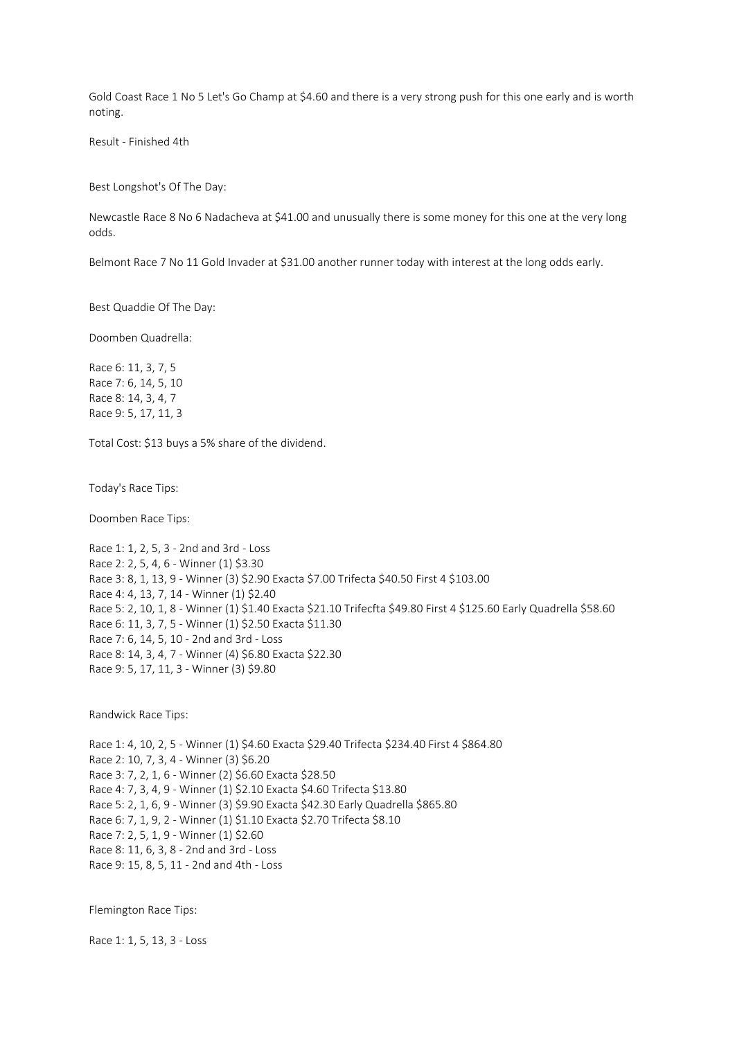Gold Coast Race 1 No 5 Let's Go Champ at $4.60 and there is a very strong push for this one early and is worth noting.

Result - Finished 4th

Best Longshot's Of The Day:

Newcastle Race 8 No 6 Nadacheva at $41.00 and unusually there is some money for this one at the very long odds.

Belmont Race 7 No 11 Gold Invader at $31.00 another runner today with interest at the long odds early.

Best Quaddie Of The Day:

Doomben Quadrella:

Race 6: 11, 3, 7, 5
Race 7: 6, 14, 5, 10
Race 8: 14, 3, 4, 7
Race 9: 5, 17, 11, 3

Total Cost: $13 buys a 5% share of the dividend.

Today's Race Tips:

Doomben Race Tips:

Race 1: 1, 2, 5, 3 - 2nd and 3rd - Loss
Race 2: 2, 5, 4, 6 - Winner (1) $3.30
Race 3: 8, 1, 13, 9 - Winner (3) $2.90 Exacta $7.00 Trifecta $40.50 First 4 $103.00
Race 4: 4, 13, 7, 14 - Winner (1) $2.40
Race 5: 2, 10, 1, 8 - Winner (1) $1.40 Exacta $21.10 Trifecfta $49.80 First 4 $125.60 Early Quadrella $58.60
Race 6: 11, 3, 7, 5 - Winner (1) $2.50 Exacta $11.30
Race 7: 6, 14, 5, 10 - 2nd and 3rd - Loss
Race 8: 14, 3, 4, 7 - Winner (4) $6.80 Exacta $22.30
Race 9: 5, 17, 11, 3 - Winner (3) $9.80

Randwick Race Tips:

Race 1: 4, 10, 2, 5 - Winner (1) $4.60 Exacta $29.40 Trifecta $234.40 First 4 $864.80
Race 2: 10, 7, 3, 4 - Winner (3) $6.20
Race 3: 7, 2, 1, 6 - Winner (2) $6.60 Exacta $28.50
Race 4: 7, 3, 4, 9 - Winner (1) $2.10 Exacta $4.60 Trifecta $13.80
Race 5: 2, 1, 6, 9 - Winner (3) $9.90 Exacta $42.30 Early Quadrella $865.80
Race 6: 7, 1, 9, 2 - Winner (1) $1.10 Exacta $2.70 Trifecta $8.10
Race 7: 2, 5, 1, 9 - Winner (1) $2.60
Race 8: 11, 6, 3, 8 - 2nd and 3rd - Loss
Race 9: 15, 8, 5, 11 - 2nd and 4th - Loss

Flemington Race Tips:

Race 1: 1, 5, 13, 3 - Loss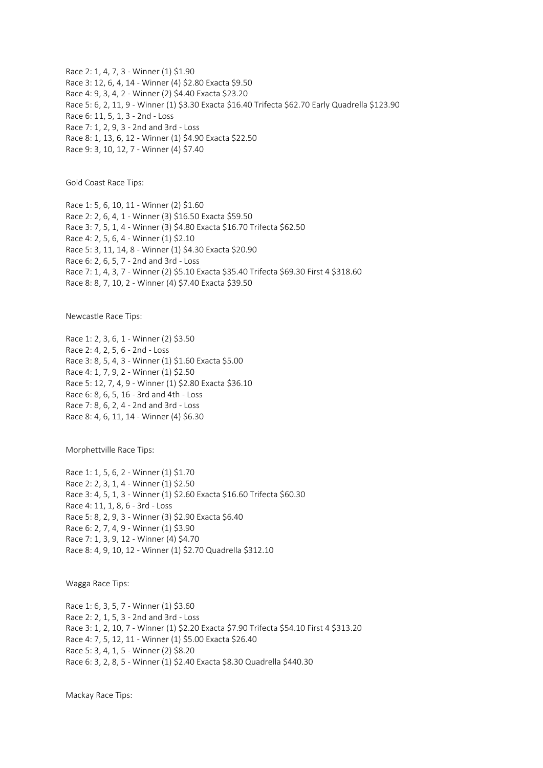Race 2: 1, 4, 7, 3 - Winner (1) $1.90
Race 3: 12, 6, 4, 14 - Winner (4) $2.80 Exacta $9.50
Race 4: 9, 3, 4, 2 - Winner (2) $4.40 Exacta $23.20
Race 5: 6, 2, 11, 9 - Winner (1) $3.30 Exacta $16.40 Trifecta $62.70 Early Quadrella $123.90
Race 6: 11, 5, 1, 3 - 2nd - Loss
Race 7: 1, 2, 9, 3 - 2nd and 3rd - Loss
Race 8: 1, 13, 6, 12 - Winner (1) $4.90 Exacta $22.50
Race 9: 3, 10, 12, 7 - Winner (4) $7.40

Gold Coast Race Tips:

Race 1: 5, 6, 10, 11 - Winner (2) $1.60
Race 2: 2, 6, 4, 1 - Winner (3) $16.50 Exacta $59.50
Race 3: 7, 5, 1, 4 - Winner (3) $4.80 Exacta $16.70 Trifecta $62.50
Race 4: 2, 5, 6, 4 - Winner (1) $2.10
Race 5: 3, 11, 14, 8 - Winner (1) $4.30 Exacta $20.90
Race 6: 2, 6, 5, 7 - 2nd and 3rd - Loss
Race 7: 1, 4, 3, 7 - Winner (2) $5.10 Exacta $35.40 Trifecta $69.30 First 4 $318.60
Race 8: 8, 7, 10, 2 - Winner (4) $7.40 Exacta $39.50

Newcastle Race Tips:

Race 1: 2, 3, 6, 1 - Winner (2) $3.50
Race 2: 4, 2, 5, 6 - 2nd - Loss
Race 3: 8, 5, 4, 3 - Winner (1) $1.60 Exacta $5.00
Race 4: 1, 7, 9, 2 - Winner (1) $2.50
Race 5: 12, 7, 4, 9 - Winner (1) $2.80 Exacta $36.10
Race 6: 8, 6, 5, 16 - 3rd and 4th - Loss
Race 7: 8, 6, 2, 4 - 2nd and 3rd - Loss
Race 8: 4, 6, 11, 14 - Winner (4) $6.30

Morphettville Race Tips:

Race 1: 1, 5, 6, 2 - Winner (1) $1.70
Race 2: 2, 3, 1, 4 - Winner (1) $2.50
Race 3: 4, 5, 1, 3 - Winner (1) $2.60 Exacta $16.60 Trifecta $60.30
Race 4: 11, 1, 8, 6 - 3rd - Loss
Race 5: 8, 2, 9, 3 - Winner (3) $2.90 Exacta $6.40
Race 6: 2, 7, 4, 9 - Winner (1) $3.90
Race 7: 1, 3, 9, 12 - Winner (4) $4.70
Race 8: 4, 9, 10, 12 - Winner (1) $2.70 Quadrella $312.10

Wagga Race Tips:

Race 1: 6, 3, 5, 7 - Winner (1) $3.60
Race 2: 2, 1, 5, 3 - 2nd and 3rd - Loss
Race 3: 1, 2, 10, 7 - Winner (1) $2.20 Exacta $7.90 Trifecta $54.10 First 4 $313.20
Race 4: 7, 5, 12, 11 - Winner (1) $5.00 Exacta $26.40
Race 5: 3, 4, 1, 5 - Winner (2) $8.20
Race 6: 3, 2, 8, 5 - Winner (1) $2.40 Exacta $8.30 Quadrella $440.30

Mackay Race Tips: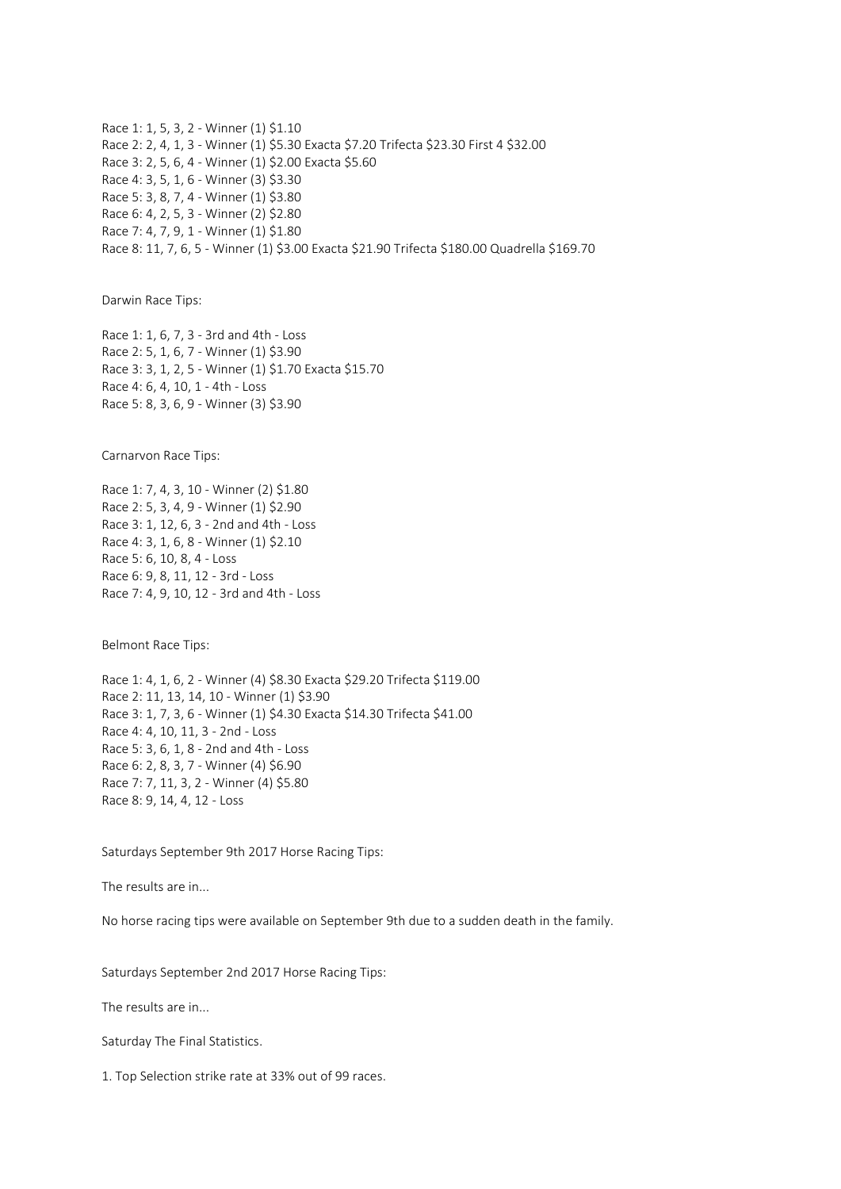Race 1: 1, 5, 3, 2 - Winner (1) $1.10
Race 2: 2, 4, 1, 3 - Winner (1) $5.30 Exacta $7.20 Trifecta $23.30 First 4 $32.00
Race 3: 2, 5, 6, 4 - Winner (1) $2.00 Exacta $5.60
Race 4: 3, 5, 1, 6 - Winner (3) $3.30
Race 5: 3, 8, 7, 4 - Winner (1) $3.80
Race 6: 4, 2, 5, 3 - Winner (2) $2.80
Race 7: 4, 7, 9, 1 - Winner (1) $1.80
Race 8: 11, 7, 6, 5 - Winner (1) $3.00 Exacta $21.90 Trifecta $180.00 Quadrella $169.70

Darwin Race Tips:

Race 1: 1, 6, 7, 3 - 3rd and 4th - Loss
Race 2: 5, 1, 6, 7 - Winner (1) $3.90
Race 3: 3, 1, 2, 5 - Winner (1) $1.70 Exacta $15.70
Race 4: 6, 4, 10, 1 - 4th - Loss
Race 5: 8, 3, 6, 9 - Winner (3) $3.90

Carnarvon Race Tips:

Race 1: 7, 4, 3, 10 - Winner (2) $1.80
Race 2: 5, 3, 4, 9 - Winner (1) $2.90
Race 3: 1, 12, 6, 3 - 2nd and 4th - Loss
Race 4: 3, 1, 6, 8 - Winner (1) $2.10
Race 5: 6, 10, 8, 4 - Loss
Race 6: 9, 8, 11, 12 - 3rd - Loss
Race 7: 4, 9, 10, 12 - 3rd and 4th - Loss

Belmont Race Tips:

Race 1: 4, 1, 6, 2 - Winner (4) $8.30 Exacta $29.20 Trifecta $119.00
Race 2: 11, 13, 14, 10 - Winner (1) $3.90
Race 3: 1, 7, 3, 6 - Winner (1) $4.30 Exacta $14.30 Trifecta $41.00
Race 4: 4, 10, 11, 3 - 2nd - Loss
Race 5: 3, 6, 1, 8 - 2nd and 4th - Loss
Race 6: 2, 8, 3, 7 - Winner (4) $6.90
Race 7: 7, 11, 3, 2 - Winner (4) $5.80
Race 8: 9, 14, 4, 12 - Loss

Saturdays September 9th 2017 Horse Racing Tips:

The results are in...

No horse racing tips were available on September 9th due to a sudden death in the family.

Saturdays September 2nd 2017 Horse Racing Tips:

The results are in...

Saturday The Final Statistics.

1. Top Selection strike rate at 33% out of 99 races.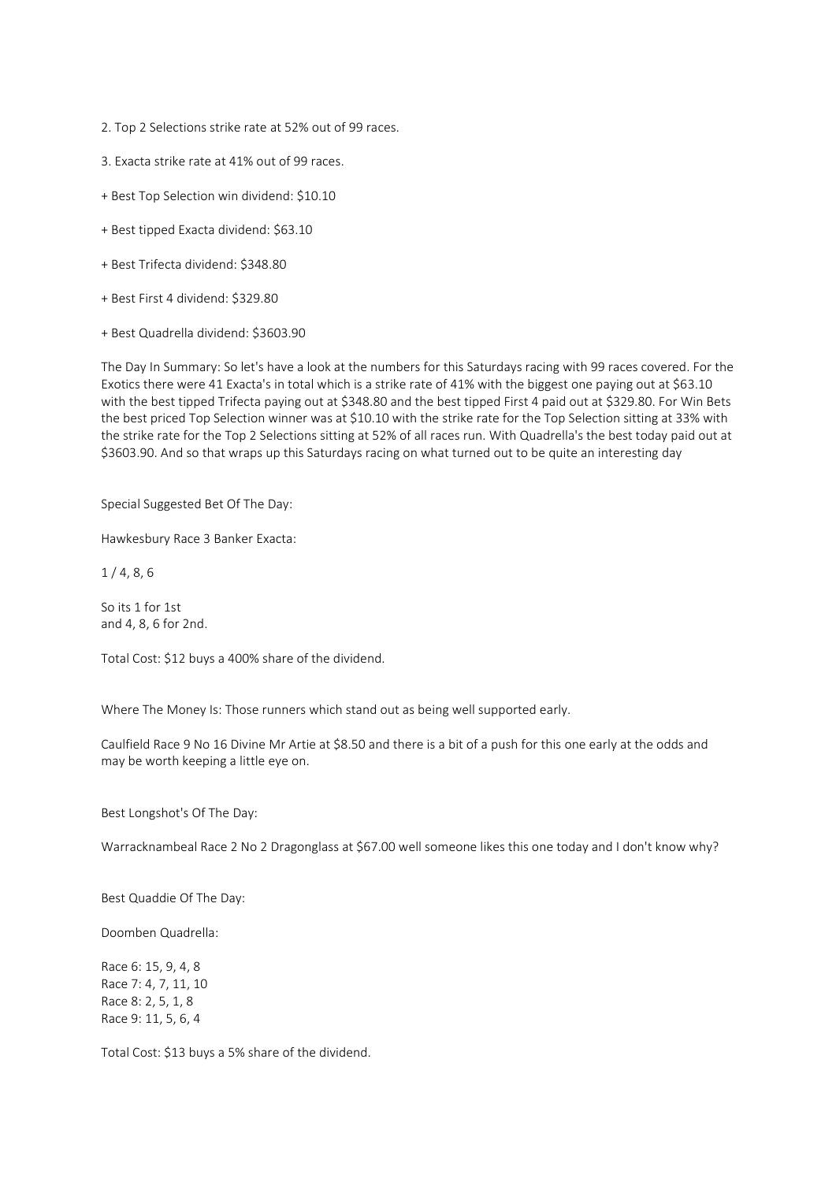2. Top 2 Selections strike rate at 52% out of 99 races.

3. Exacta strike rate at 41% out of 99 races.

+ Best Top Selection win dividend: $10.10

+ Best tipped Exacta dividend: $63.10

+ Best Trifecta dividend: $348.80

+ Best First 4 dividend: $329.80

+ Best Quadrella dividend: $3603.90

The Day In Summary: So let's have a look at the numbers for this Saturdays racing with 99 races covered. For the Exotics there were 41 Exacta's in total which is a strike rate of 41% with the biggest one paying out at $63.10 with the best tipped Trifecta paying out at $348.80 and the best tipped First 4 paid out at $329.80. For Win Bets the best priced Top Selection winner was at $10.10 with the strike rate for the Top Selection sitting at 33% with the strike rate for the Top 2 Selections sitting at 52% of all races run. With Quadrella's the best today paid out at $3603.90. And so that wraps up this Saturdays racing on what turned out to be quite an interesting day

Special Suggested Bet Of The Day:

Hawkesbury Race 3 Banker Exacta:

1 / 4, 8, 6

So its 1 for 1st
and 4, 8, 6 for 2nd.

Total Cost: $12 buys a 400% share of the dividend.

Where The Money Is: Those runners which stand out as being well supported early.

Caulfield Race 9 No 16 Divine Mr Artie at $8.50 and there is a bit of a push for this one early at the odds and may be worth keeping a little eye on.

Best Longshot's Of The Day:

Warracknambeal Race 2 No 2 Dragonglass at $67.00 well someone likes this one today and I don't know why?

Best Quaddie Of The Day:

Doomben Quadrella:

Race 6: 15, 9, 4, 8
Race 7: 4, 7, 11, 10
Race 8: 2, 5, 1, 8
Race 9: 11, 5, 6, 4

Total Cost: $13 buys a 5% share of the dividend.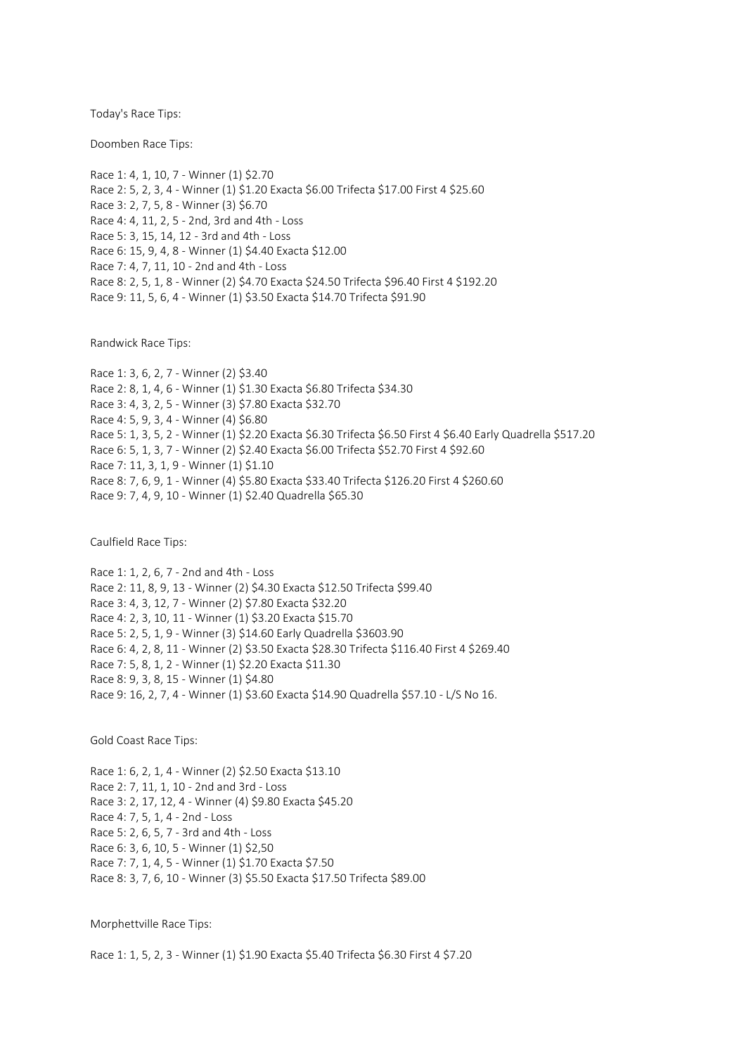Today's Race Tips:

Doomben Race Tips:

Race 1: 4, 1, 10, 7 - Winner (1) $2.70
Race 2: 5, 2, 3, 4 - Winner (1) $1.20 Exacta $6.00 Trifecta $17.00 First 4 $25.60
Race 3: 2, 7, 5, 8 - Winner (3) $6.70
Race 4: 4, 11, 2, 5 - 2nd, 3rd and 4th - Loss
Race 5: 3, 15, 14, 12 - 3rd and 4th - Loss
Race 6: 15, 9, 4, 8 - Winner (1) $4.40 Exacta $12.00
Race 7: 4, 7, 11, 10 - 2nd and 4th - Loss
Race 8: 2, 5, 1, 8 - Winner (2) $4.70 Exacta $24.50 Trifecta $96.40 First 4 $192.20
Race 9: 11, 5, 6, 4 - Winner (1) $3.50 Exacta $14.70 Trifecta $91.90

Randwick Race Tips:

Race 1: 3, 6, 2, 7 - Winner (2) $3.40
Race 2: 8, 1, 4, 6 - Winner (1) $1.30 Exacta $6.80 Trifecta $34.30
Race 3: 4, 3, 2, 5 - Winner (3) $7.80 Exacta $32.70
Race 4: 5, 9, 3, 4 - Winner (4) $6.80
Race 5: 1, 3, 5, 2 - Winner (1) $2.20 Exacta $6.30 Trifecta $6.50 First 4 $6.40 Early Quadrella $517.20
Race 6: 5, 1, 3, 7 - Winner (2) $2.40 Exacta $6.00 Trifecta $52.70 First 4 $92.60
Race 7: 11, 3, 1, 9 - Winner (1) $1.10
Race 8: 7, 6, 9, 1 - Winner (4) $5.80 Exacta $33.40 Trifecta $126.20 First 4 $260.60
Race 9: 7, 4, 9, 10 - Winner (1) $2.40 Quadrella $65.30

Caulfield Race Tips:

Race 1: 1, 2, 6, 7 - 2nd and 4th - Loss
Race 2: 11, 8, 9, 13 - Winner (2) $4.30 Exacta $12.50 Trifecta $99.40
Race 3: 4, 3, 12, 7 - Winner (2) $7.80 Exacta $32.20
Race 4: 2, 3, 10, 11 - Winner (1) $3.20 Exacta $15.70
Race 5: 2, 5, 1, 9 - Winner (3) $14.60 Early Quadrella $3603.90
Race 6: 4, 2, 8, 11 - Winner (2) $3.50 Exacta $28.30 Trifecta $116.40 First 4 $269.40
Race 7: 5, 8, 1, 2 - Winner (1) $2.20 Exacta $11.30
Race 8: 9, 3, 8, 15 - Winner (1) $4.80
Race 9: 16, 2, 7, 4 - Winner (1) $3.60 Exacta $14.90 Quadrella $57.10 - L/S No 16.

Gold Coast Race Tips:

Race 1: 6, 2, 1, 4 - Winner (2) $2.50 Exacta $13.10
Race 2: 7, 11, 1, 10 - 2nd and 3rd - Loss
Race 3: 2, 17, 12, 4 - Winner (4) $9.80 Exacta $45.20
Race 4: 7, 5, 1, 4 - 2nd - Loss
Race 5: 2, 6, 5, 7 - 3rd and 4th - Loss
Race 6: 3, 6, 10, 5 - Winner (1) $2,50
Race 7: 7, 1, 4, 5 - Winner (1) $1.70 Exacta $7.50
Race 8: 3, 7, 6, 10 - Winner (3) $5.50 Exacta $17.50 Trifecta $89.00

Morphettville Race Tips:

Race 1: 1, 5, 2, 3 - Winner (1) $1.90 Exacta $5.40 Trifecta $6.30 First 4 $7.20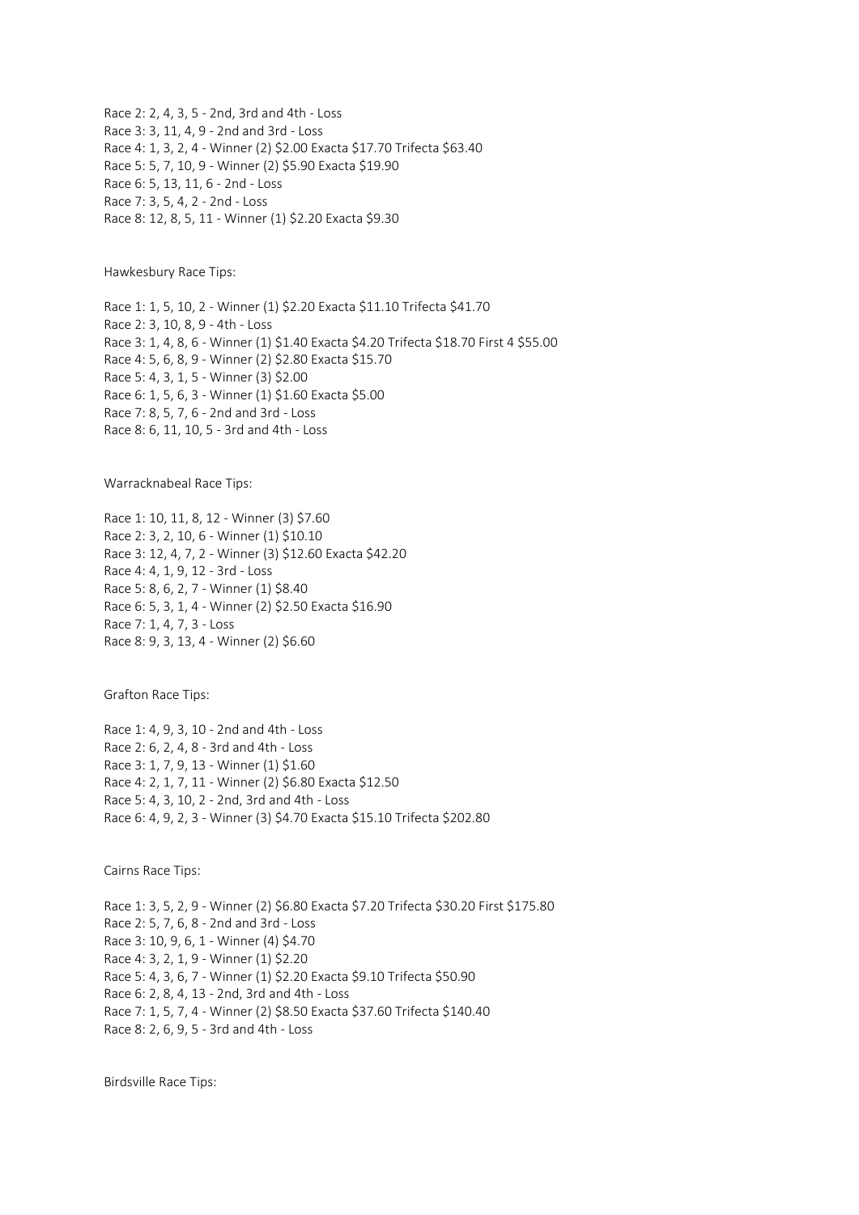Race 2: 2, 4, 3, 5 - 2nd, 3rd and 4th - Loss
Race 3: 3, 11, 4, 9 - 2nd and 3rd - Loss
Race 4: 1, 3, 2, 4 - Winner (2) $2.00 Exacta $17.70 Trifecta $63.40
Race 5: 5, 7, 10, 9 - Winner (2) $5.90 Exacta $19.90
Race 6: 5, 13, 11, 6 - 2nd - Loss
Race 7: 3, 5, 4, 2 - 2nd - Loss
Race 8: 12, 8, 5, 11 - Winner (1) $2.20 Exacta $9.30

Hawkesbury Race Tips:

Race 1: 1, 5, 10, 2 - Winner (1) $2.20 Exacta $11.10 Trifecta $41.70
Race 2: 3, 10, 8, 9 - 4th - Loss
Race 3: 1, 4, 8, 6 - Winner (1) $1.40 Exacta $4.20 Trifecta $18.70 First 4 $55.00
Race 4: 5, 6, 8, 9 - Winner (2) $2.80 Exacta $15.70
Race 5: 4, 3, 1, 5 - Winner (3) $2.00
Race 6: 1, 5, 6, 3 - Winner (1) $1.60 Exacta $5.00
Race 7: 8, 5, 7, 6 - 2nd and 3rd - Loss
Race 8: 6, 11, 10, 5 - 3rd and 4th - Loss

Warracknabeal Race Tips:

Race 1: 10, 11, 8, 12 - Winner (3) $7.60
Race 2: 3, 2, 10, 6 - Winner (1) $10.10
Race 3: 12, 4, 7, 2 - Winner (3) $12.60 Exacta $42.20
Race 4: 4, 1, 9, 12 - 3rd - Loss
Race 5: 8, 6, 2, 7 - Winner (1) $8.40
Race 6: 5, 3, 1, 4 - Winner (2) $2.50 Exacta $16.90
Race 7: 1, 4, 7, 3 - Loss
Race 8: 9, 3, 13, 4 - Winner (2) $6.60

Grafton Race Tips:

Race 1: 4, 9, 3, 10 - 2nd and 4th - Loss
Race 2: 6, 2, 4, 8 - 3rd and 4th - Loss
Race 3: 1, 7, 9, 13 - Winner (1) $1.60
Race 4: 2, 1, 7, 11 - Winner (2) $6.80 Exacta $12.50
Race 5: 4, 3, 10, 2 - 2nd, 3rd and 4th - Loss
Race 6: 4, 9, 2, 3 - Winner (3) $4.70 Exacta $15.10 Trifecta $202.80

Cairns Race Tips:

Race 1: 3, 5, 2, 9 - Winner (2) $6.80 Exacta $7.20 Trifecta $30.20 First $175.80
Race 2: 5, 7, 6, 8 - 2nd and 3rd - Loss
Race 3: 10, 9, 6, 1 - Winner (4) $4.70
Race 4: 3, 2, 1, 9 - Winner (1) $2.20
Race 5: 4, 3, 6, 7 - Winner (1) $2.20 Exacta $9.10 Trifecta $50.90
Race 6: 2, 8, 4, 13 - 2nd, 3rd and 4th - Loss
Race 7: 1, 5, 7, 4 - Winner (2) $8.50 Exacta $37.60 Trifecta $140.40
Race 8: 2, 6, 9, 5 - 3rd and 4th - Loss

Birdsville Race Tips: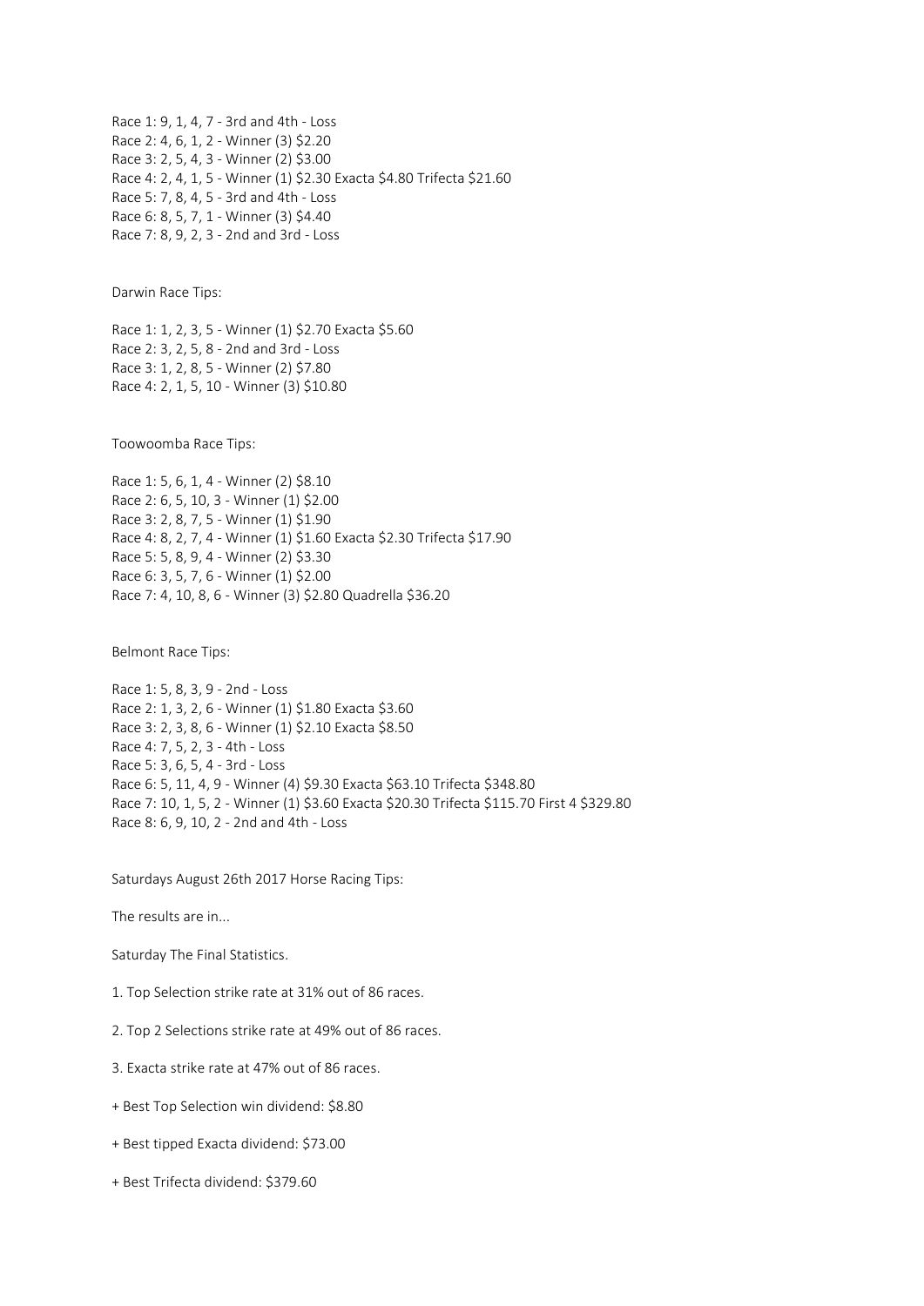Race 1: 9, 1, 4, 7 - 3rd and 4th - Loss
Race 2: 4, 6, 1, 2 - Winner (3) $2.20
Race 3: 2, 5, 4, 3 - Winner (2) $3.00
Race 4: 2, 4, 1, 5 - Winner (1) $2.30 Exacta $4.80 Trifecta $21.60
Race 5: 7, 8, 4, 5 - 3rd and 4th - Loss
Race 6: 8, 5, 7, 1 - Winner (3) $4.40
Race 7: 8, 9, 2, 3 - 2nd and 3rd - Loss

Darwin Race Tips:

Race 1: 1, 2, 3, 5 - Winner (1) $2.70 Exacta $5.60
Race 2: 3, 2, 5, 8 - 2nd and 3rd - Loss
Race 3: 1, 2, 8, 5 - Winner (2) $7.80
Race 4: 2, 1, 5, 10 - Winner (3) $10.80

Toowoomba Race Tips:

Race 1: 5, 6, 1, 4 - Winner (2) $8.10
Race 2: 6, 5, 10, 3 - Winner (1) $2.00
Race 3: 2, 8, 7, 5 - Winner (1) $1.90
Race 4: 8, 2, 7, 4 - Winner (1) $1.60 Exacta $2.30 Trifecta $17.90
Race 5: 5, 8, 9, 4 - Winner (2) $3.30
Race 6: 3, 5, 7, 6 - Winner (1) $2.00
Race 7: 4, 10, 8, 6 - Winner (3) $2.80 Quadrella $36.20

Belmont Race Tips:

Race 1: 5, 8, 3, 9 - 2nd - Loss
Race 2: 1, 3, 2, 6 - Winner (1) $1.80 Exacta $3.60
Race 3: 2, 3, 8, 6 - Winner (1) $2.10 Exacta $8.50
Race 4: 7, 5, 2, 3 - 4th - Loss
Race 5: 3, 6, 5, 4 - 3rd - Loss
Race 6: 5, 11, 4, 9 - Winner (4) $9.30 Exacta $63.10 Trifecta $348.80
Race 7: 10, 1, 5, 2 - Winner (1) $3.60 Exacta $20.30 Trifecta $115.70 First 4 $329.80
Race 8: 6, 9, 10, 2 - 2nd and 4th - Loss

Saturdays August 26th 2017 Horse Racing Tips:

The results are in...

Saturday The Final Statistics.

1. Top Selection strike rate at 31% out of 86 races.

2. Top 2 Selections strike rate at 49% out of 86 races.

3. Exacta strike rate at 47% out of 86 races.

+ Best Top Selection win dividend: $8.80

+ Best tipped Exacta dividend: $73.00

+ Best Trifecta dividend: $379.60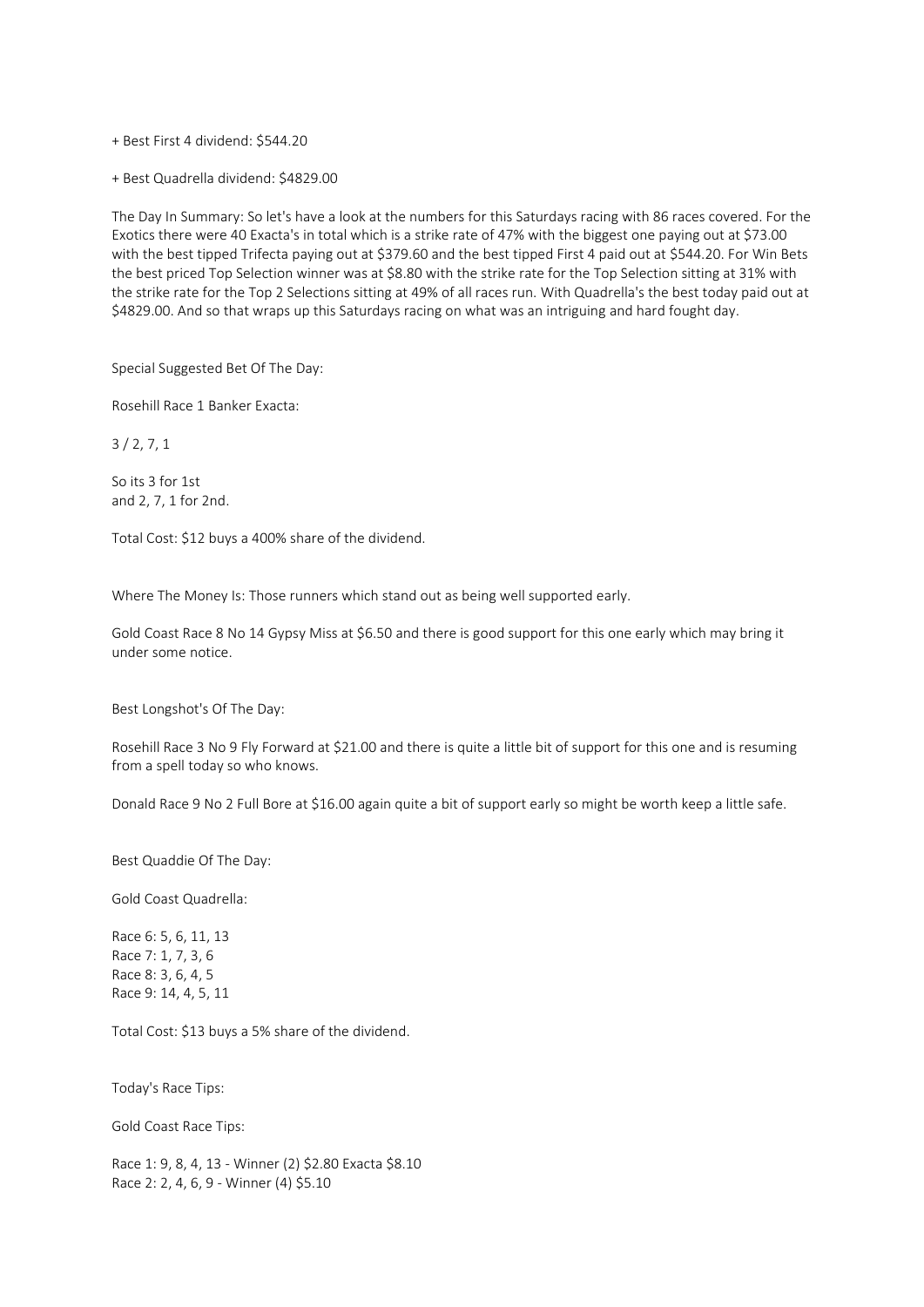+ Best First 4 dividend: $544.20

+ Best Quadrella dividend: $4829.00

The Day In Summary: So let's have a look at the numbers for this Saturdays racing with 86 races covered. For the Exotics there were 40 Exacta's in total which is a strike rate of 47% with the biggest one paying out at $73.00 with the best tipped Trifecta paying out at $379.60 and the best tipped First 4 paid out at $544.20. For Win Bets the best priced Top Selection winner was at $8.80 with the strike rate for the Top Selection sitting at 31% with the strike rate for the Top 2 Selections sitting at 49% of all races run. With Quadrella's the best today paid out at $4829.00. And so that wraps up this Saturdays racing on what was an intriguing and hard fought day.

Special Suggested Bet Of The Day:

Rosehill Race 1 Banker Exacta:

3 / 2, 7, 1

So its 3 for 1st
and 2, 7, 1 for 2nd.

Total Cost: $12 buys a 400% share of the dividend.

Where The Money Is: Those runners which stand out as being well supported early.

Gold Coast Race 8 No 14 Gypsy Miss at $6.50 and there is good support for this one early which may bring it under some notice.

Best Longshot's Of The Day:

Rosehill Race 3 No 9 Fly Forward at $21.00 and there is quite a little bit of support for this one and is resuming from a spell today so who knows.

Donald Race 9 No 2 Full Bore at $16.00 again quite a bit of support early so might be worth keep a little safe.

Best Quaddie Of The Day:

Gold Coast Quadrella:

Race 6: 5, 6, 11, 13
Race 7: 1, 7, 3, 6
Race 8: 3, 6, 4, 5
Race 9: 14, 4, 5, 11

Total Cost: $13 buys a 5% share of the dividend.

Today's Race Tips:

Gold Coast Race Tips:

Race 1: 9, 8, 4, 13 - Winner (2) $2.80 Exacta $8.10
Race 2: 2, 4, 6, 9 - Winner (4) $5.10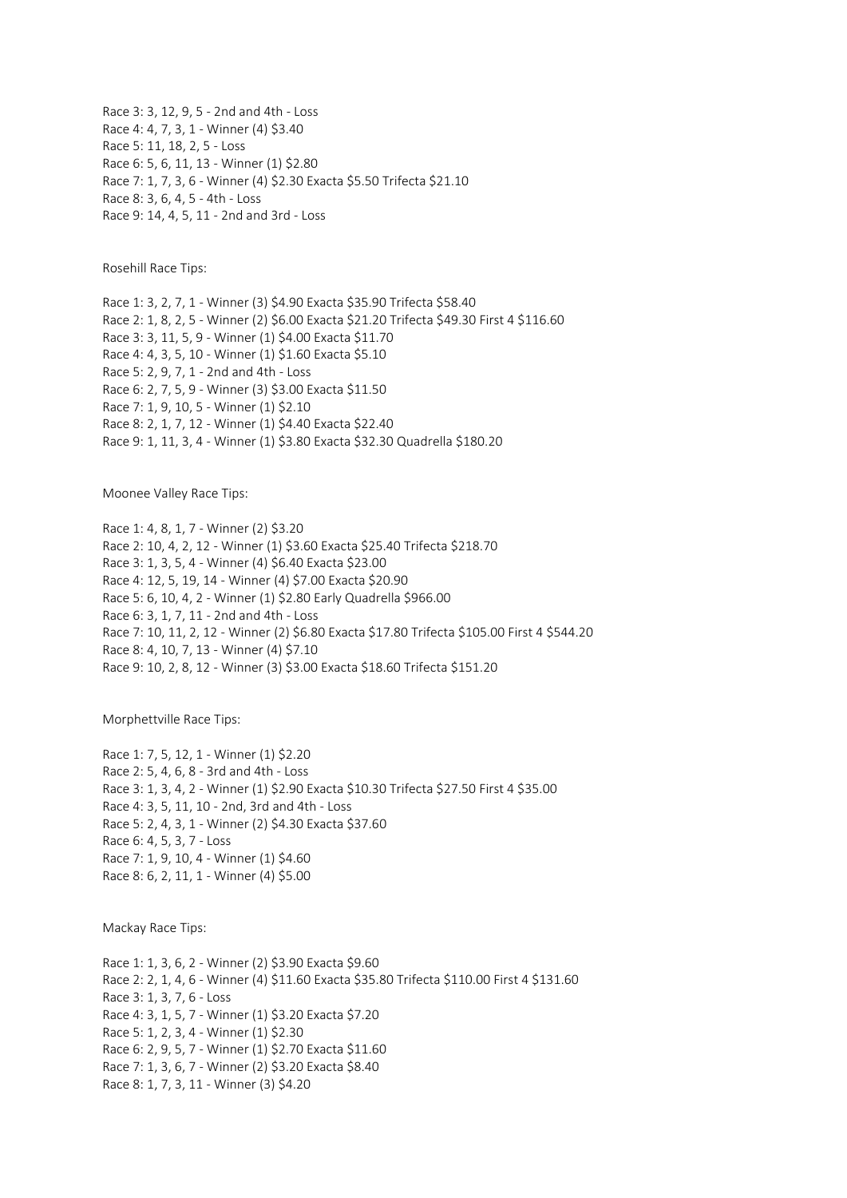Race 3: 3, 12, 9, 5 - 2nd and 4th - Loss
Race 4: 4, 7, 3, 1 - Winner (4) $3.40
Race 5: 11, 18, 2, 5 - Loss
Race 6: 5, 6, 11, 13 - Winner (1) $2.80
Race 7: 1, 7, 3, 6 - Winner (4) $2.30 Exacta $5.50 Trifecta $21.10
Race 8: 3, 6, 4, 5 - 4th - Loss
Race 9: 14, 4, 5, 11 - 2nd and 3rd - Loss

Rosehill Race Tips:

Race 1: 3, 2, 7, 1 - Winner (3) $4.90 Exacta $35.90 Trifecta $58.40
Race 2: 1, 8, 2, 5 - Winner (2) $6.00 Exacta $21.20 Trifecta $49.30 First 4 $116.60
Race 3: 3, 11, 5, 9 - Winner (1) $4.00 Exacta $11.70
Race 4: 4, 3, 5, 10 - Winner (1) $1.60 Exacta $5.10
Race 5: 2, 9, 7, 1 - 2nd and 4th - Loss
Race 6: 2, 7, 5, 9 - Winner (3) $3.00 Exacta $11.50
Race 7: 1, 9, 10, 5 - Winner (1) $2.10
Race 8: 2, 1, 7, 12 - Winner (1) $4.40 Exacta $22.40
Race 9: 1, 11, 3, 4 - Winner (1) $3.80 Exacta $32.30 Quadrella $180.20

Moonee Valley Race Tips:

Race 1: 4, 8, 1, 7 - Winner (2) $3.20
Race 2: 10, 4, 2, 12 - Winner (1) $3.60 Exacta $25.40 Trifecta $218.70
Race 3: 1, 3, 5, 4 - Winner (4) $6.40 Exacta $23.00
Race 4: 12, 5, 19, 14 - Winner (4) $7.00 Exacta $20.90
Race 5: 6, 10, 4, 2 - Winner (1) $2.80 Early Quadrella $966.00
Race 6: 3, 1, 7, 11 - 2nd and 4th - Loss
Race 7: 10, 11, 2, 12 - Winner (2) $6.80 Exacta $17.80 Trifecta $105.00 First 4 $544.20
Race 8: 4, 10, 7, 13 - Winner (4) $7.10
Race 9: 10, 2, 8, 12 - Winner (3) $3.00 Exacta $18.60 Trifecta $151.20

Morphettville Race Tips:

Race 1: 7, 5, 12, 1 - Winner (1) $2.20
Race 2: 5, 4, 6, 8 - 3rd and 4th - Loss
Race 3: 1, 3, 4, 2 - Winner (1) $2.90 Exacta $10.30 Trifecta $27.50 First 4 $35.00
Race 4: 3, 5, 11, 10 - 2nd, 3rd and 4th - Loss
Race 5: 2, 4, 3, 1 - Winner (2) $4.30 Exacta $37.60
Race 6: 4, 5, 3, 7 - Loss
Race 7: 1, 9, 10, 4 - Winner (1) $4.60
Race 8: 6, 2, 11, 1 - Winner (4) $5.00

Mackay Race Tips:

Race 1: 1, 3, 6, 2 - Winner (2) $3.90 Exacta $9.60
Race 2: 2, 1, 4, 6 - Winner (4) $11.60 Exacta $35.80 Trifecta $110.00 First 4 $131.60
Race 3: 1, 3, 7, 6 - Loss
Race 4: 3, 1, 5, 7 - Winner (1) $3.20 Exacta $7.20
Race 5: 1, 2, 3, 4 - Winner (1) $2.30
Race 6: 2, 9, 5, 7 - Winner (1) $2.70 Exacta $11.60
Race 7: 1, 3, 6, 7 - Winner (2) $3.20 Exacta $8.40
Race 8: 1, 7, 3, 11 - Winner (3) $4.20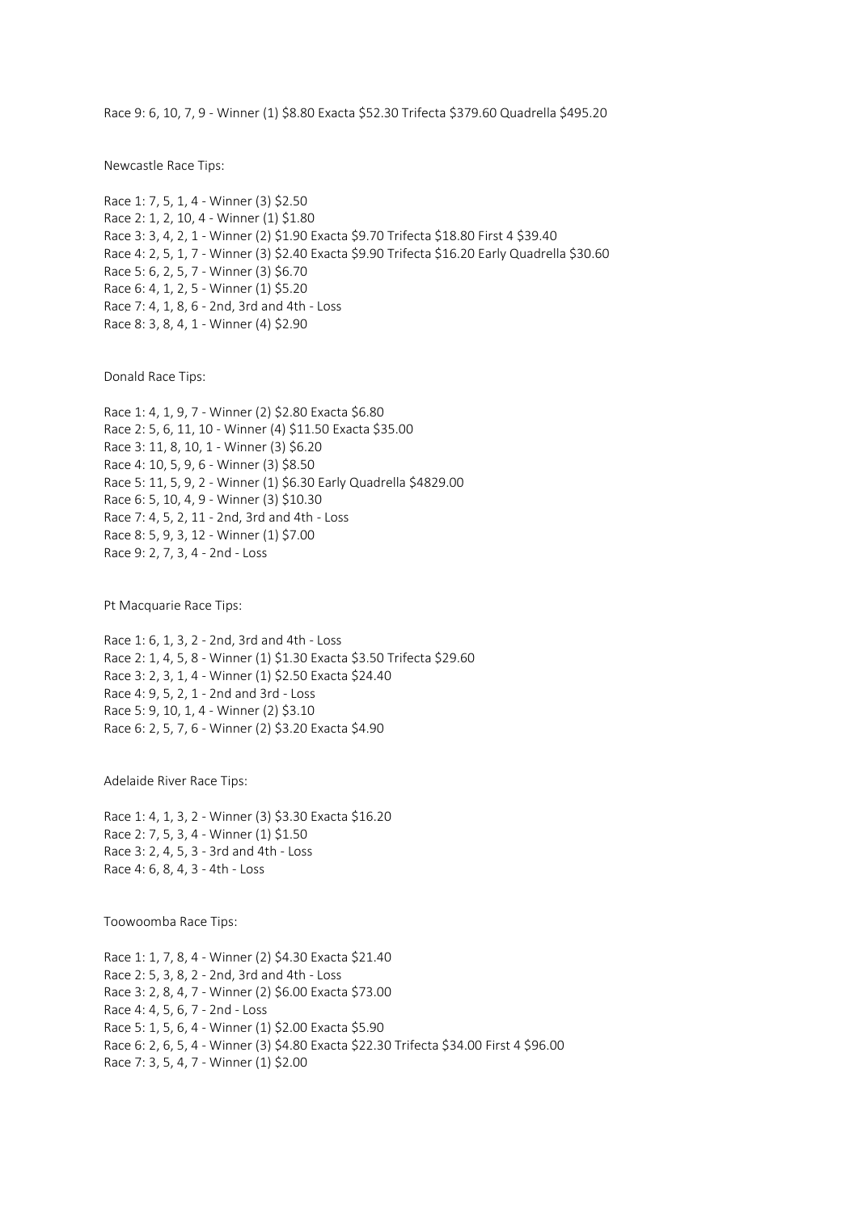Race 9: 6, 10, 7, 9 - Winner (1) $8.80 Exacta $52.30 Trifecta $379.60 Quadrella $495.20

Newcastle Race Tips:

Race 1: 7, 5, 1, 4 - Winner (3) $2.50
Race 2: 1, 2, 10, 4 - Winner (1) $1.80
Race 3: 3, 4, 2, 1 - Winner (2) $1.90 Exacta $9.70 Trifecta $18.80 First 4 $39.40
Race 4: 2, 5, 1, 7 - Winner (3) $2.40 Exacta $9.90 Trifecta $16.20 Early Quadrella $30.60
Race 5: 6, 2, 5, 7 - Winner (3) $6.70
Race 6: 4, 1, 2, 5 - Winner (1) $5.20
Race 7: 4, 1, 8, 6 - 2nd, 3rd and 4th - Loss
Race 8: 3, 8, 4, 1 - Winner (4) $2.90

Donald Race Tips:

Race 1: 4, 1, 9, 7 - Winner (2) $2.80 Exacta $6.80
Race 2: 5, 6, 11, 10 - Winner (4) $11.50 Exacta $35.00
Race 3: 11, 8, 10, 1 - Winner (3) $6.20
Race 4: 10, 5, 9, 6 - Winner (3) $8.50
Race 5: 11, 5, 9, 2 - Winner (1) $6.30 Early Quadrella $4829.00
Race 6: 5, 10, 4, 9 - Winner (3) $10.30
Race 7: 4, 5, 2, 11 - 2nd, 3rd and 4th - Loss
Race 8: 5, 9, 3, 12 - Winner (1) $7.00
Race 9: 2, 7, 3, 4 - 2nd - Loss

Pt Macquarie Race Tips:

Race 1: 6, 1, 3, 2 - 2nd, 3rd and 4th - Loss
Race 2: 1, 4, 5, 8 - Winner (1) $1.30 Exacta $3.50 Trifecta $29.60
Race 3: 2, 3, 1, 4 - Winner (1) $2.50 Exacta $24.40
Race 4: 9, 5, 2, 1 - 2nd and 3rd - Loss
Race 5: 9, 10, 1, 4 - Winner (2) $3.10
Race 6: 2, 5, 7, 6 - Winner (2) $3.20 Exacta $4.90

Adelaide River Race Tips:

Race 1: 4, 1, 3, 2 - Winner (3) $3.30 Exacta $16.20
Race 2: 7, 5, 3, 4 - Winner (1) $1.50
Race 3: 2, 4, 5, 3 - 3rd and 4th - Loss
Race 4: 6, 8, 4, 3 - 4th - Loss

Toowoomba Race Tips:

Race 1: 1, 7, 8, 4 - Winner (2) $4.30 Exacta $21.40
Race 2: 5, 3, 8, 2 - 2nd, 3rd and 4th - Loss
Race 3: 2, 8, 4, 7 - Winner (2) $6.00 Exacta $73.00
Race 4: 4, 5, 6, 7 - 2nd - Loss
Race 5: 1, 5, 6, 4 - Winner (1) $2.00 Exacta $5.90
Race 6: 2, 6, 5, 4 - Winner (3) $4.80 Exacta $22.30 Trifecta $34.00 First 4 $96.00
Race 7: 3, 5, 4, 7 - Winner (1) $2.00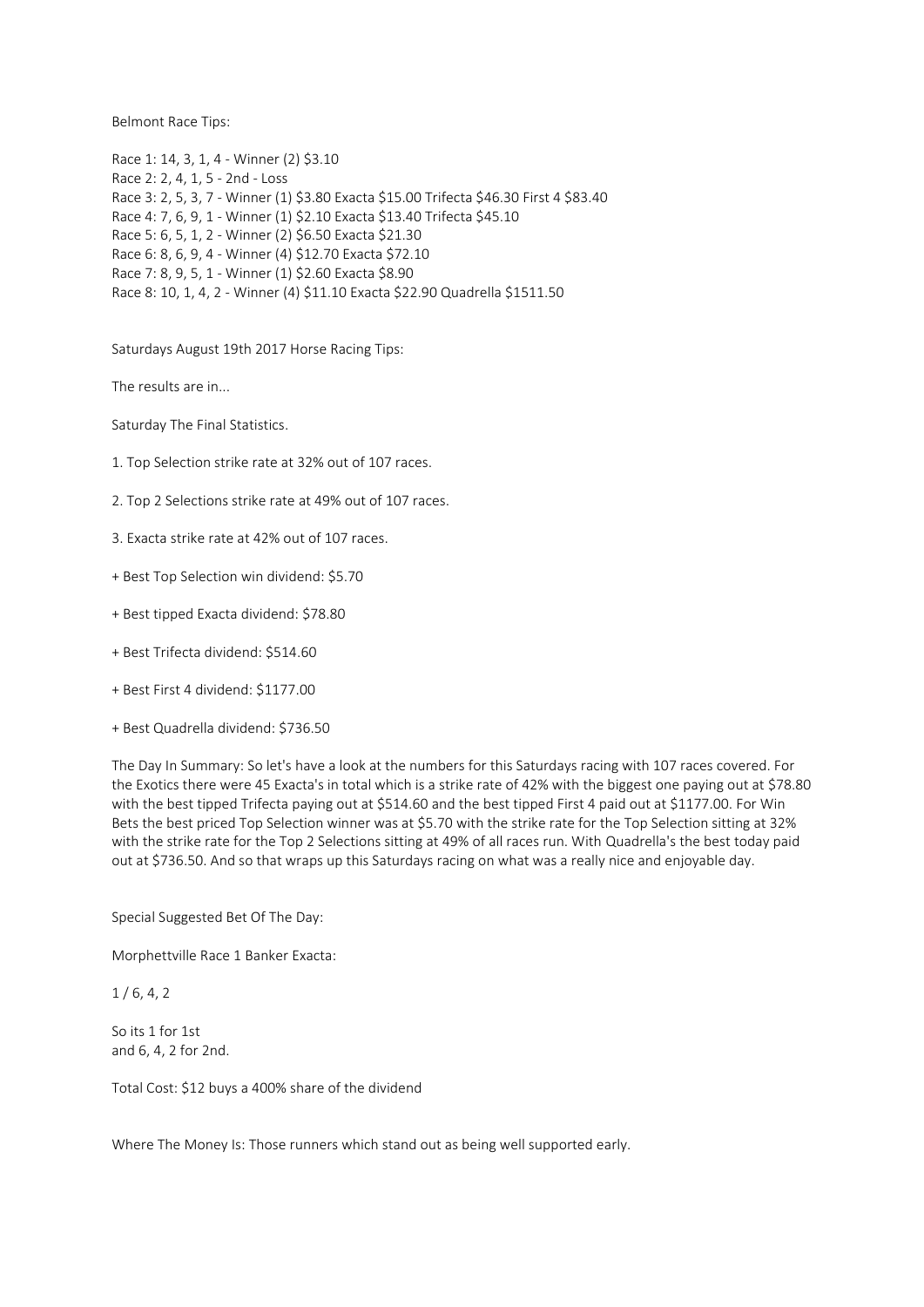Belmont Race Tips:

Race 1: 14, 3, 1, 4 - Winner (2) $3.10
Race 2: 2, 4, 1, 5 - 2nd - Loss
Race 3: 2, 5, 3, 7 - Winner (1) $3.80 Exacta $15.00 Trifecta $46.30 First 4 $83.40
Race 4: 7, 6, 9, 1 - Winner (1) $2.10 Exacta $13.40 Trifecta $45.10
Race 5: 6, 5, 1, 2 - Winner (2) $6.50 Exacta $21.30
Race 6: 8, 6, 9, 4 - Winner (4) $12.70 Exacta $72.10
Race 7: 8, 9, 5, 1 - Winner (1) $2.60 Exacta $8.90
Race 8: 10, 1, 4, 2 - Winner (4) $11.10 Exacta $22.90 Quadrella $1511.50

Saturdays August 19th 2017 Horse Racing Tips:

The results are in...

Saturday The Final Statistics.

1. Top Selection strike rate at 32% out of 107 races.

2. Top 2 Selections strike rate at 49% out of 107 races.

3. Exacta strike rate at 42% out of 107 races.

+ Best Top Selection win dividend: $5.70

+ Best tipped Exacta dividend: $78.80

+ Best Trifecta dividend: $514.60

+ Best First 4 dividend: $1177.00

+ Best Quadrella dividend: $736.50

The Day In Summary: So let's have a look at the numbers for this Saturdays racing with 107 races covered. For the Exotics there were 45 Exacta's in total which is a strike rate of 42% with the biggest one paying out at $78.80 with the best tipped Trifecta paying out at $514.60 and the best tipped First 4 paid out at $1177.00. For Win Bets the best priced Top Selection winner was at $5.70 with the strike rate for the Top Selection sitting at 32% with the strike rate for the Top 2 Selections sitting at 49% of all races run. With Quadrella's the best today paid out at $736.50. And so that wraps up this Saturdays racing on what was a really nice and enjoyable day.

Special Suggested Bet Of The Day:

Morphettville Race 1 Banker Exacta:

1 / 6, 4, 2

So its 1 for 1st
and 6, 4, 2 for 2nd.

Total Cost: $12 buys a 400% share of the dividend

Where The Money Is: Those runners which stand out as being well supported early.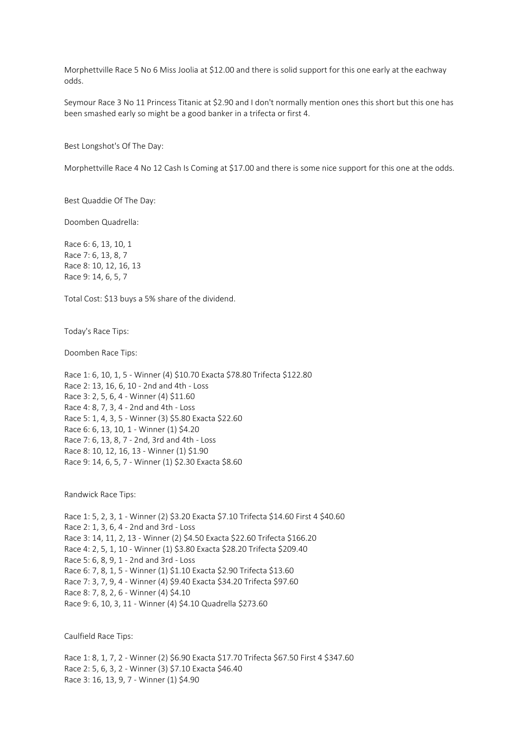Morphettville Race 5 No 6 Miss Joolia at $12.00 and there is solid support for this one early at the eachway odds.

Seymour Race 3 No 11 Princess Titanic at $2.90 and I don't normally mention ones this short but this one has been smashed early so might be a good banker in a trifecta or first 4.

Best Longshot's Of The Day:

Morphettville Race 4 No 12 Cash Is Coming at $17.00 and there is some nice support for this one at the odds.

Best Quaddie Of The Day:

Doomben Quadrella:

Race 6: 6, 13, 10, 1
Race 7: 6, 13, 8, 7
Race 8: 10, 12, 16, 13
Race 9: 14, 6, 5, 7

Total Cost: $13 buys a 5% share of the dividend.

Today's Race Tips:

Doomben Race Tips:

Race 1: 6, 10, 1, 5 - Winner (4) $10.70 Exacta $78.80 Trifecta $122.80
Race 2: 13, 16, 6, 10 - 2nd and 4th - Loss
Race 3: 2, 5, 6, 4 - Winner (4) $11.60
Race 4: 8, 7, 3, 4 - 2nd and 4th - Loss
Race 5: 1, 4, 3, 5 - Winner (3) $5.80 Exacta $22.60
Race 6: 6, 13, 10, 1 - Winner (1) $4.20
Race 7: 6, 13, 8, 7 - 2nd, 3rd and 4th - Loss
Race 8: 10, 12, 16, 13 - Winner (1) $1.90
Race 9: 14, 6, 5, 7 - Winner (1) $2.30 Exacta $8.60

Randwick Race Tips:

Race 1: 5, 2, 3, 1 - Winner (2) $3.20 Exacta $7.10 Trifecta $14.60 First 4 $40.60
Race 2: 1, 3, 6, 4 - 2nd and 3rd - Loss
Race 3: 14, 11, 2, 13 - Winner (2) $4.50 Exacta $22.60 Trifecta $166.20
Race 4: 2, 5, 1, 10 - Winner (1) $3.80 Exacta $28.20 Trifecta $209.40
Race 5: 6, 8, 9, 1 - 2nd and 3rd - Loss
Race 6: 7, 8, 1, 5 - Winner (1) $1.10 Exacta $2.90 Trifecta $13.60
Race 7: 3, 7, 9, 4 - Winner (4) $9.40 Exacta $34.20 Trifecta $97.60
Race 8: 7, 8, 2, 6 - Winner (4) $4.10
Race 9: 6, 10, 3, 11 - Winner (4) $4.10 Quadrella $273.60

Caulfield Race Tips:

Race 1: 8, 1, 7, 2 - Winner (2) $6.90 Exacta $17.70 Trifecta $67.50 First 4 $347.60
Race 2: 5, 6, 3, 2 - Winner (3) $7.10 Exacta $46.40
Race 3: 16, 13, 9, 7 - Winner (1) $4.90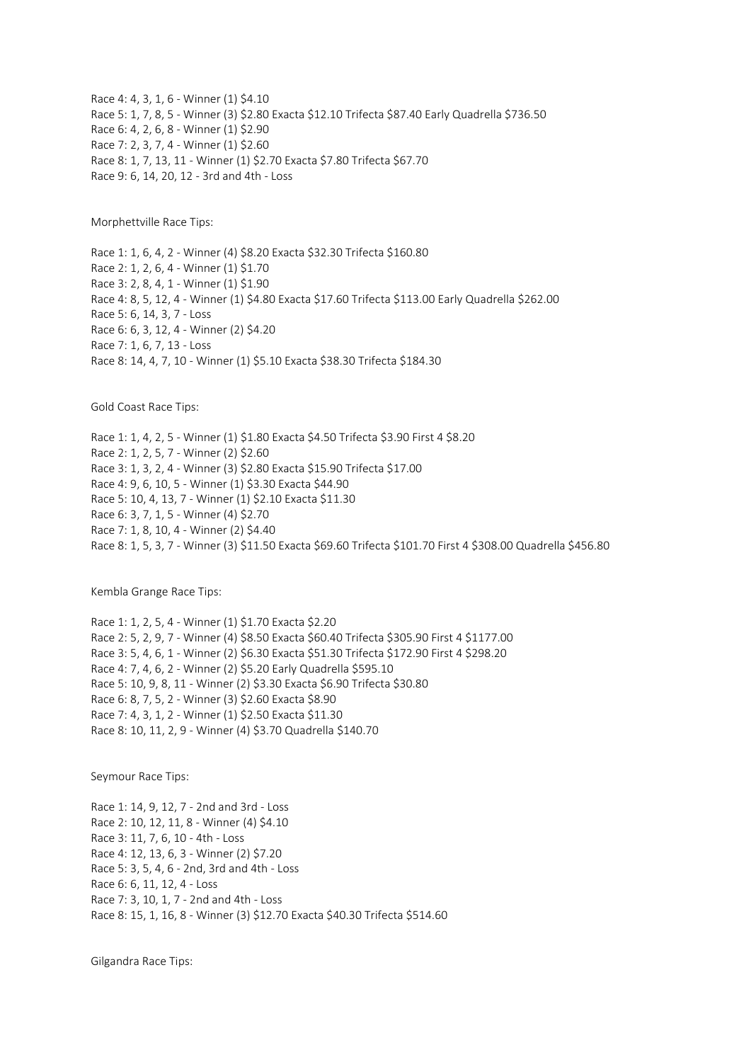Race 4: 4, 3, 1, 6 - Winner (1) $4.10
Race 5: 1, 7, 8, 5 - Winner (3) $2.80 Exacta $12.10 Trifecta $87.40 Early Quadrella $736.50
Race 6: 4, 2, 6, 8 - Winner (1) $2.90
Race 7: 2, 3, 7, 4 - Winner (1) $2.60
Race 8: 1, 7, 13, 11 - Winner (1) $2.70 Exacta $7.80 Trifecta $67.70
Race 9: 6, 14, 20, 12 - 3rd and 4th - Loss

Morphettville Race Tips:

Race 1: 1, 6, 4, 2 - Winner (4) $8.20 Exacta $32.30 Trifecta $160.80
Race 2: 1, 2, 6, 4 - Winner (1) $1.70
Race 3: 2, 8, 4, 1 - Winner (1) $1.90
Race 4: 8, 5, 12, 4 - Winner (1) $4.80 Exacta $17.60 Trifecta $113.00 Early Quadrella $262.00
Race 5: 6, 14, 3, 7 - Loss
Race 6: 6, 3, 12, 4 - Winner (2) $4.20
Race 7: 1, 6, 7, 13 - Loss
Race 8: 14, 4, 7, 10 - Winner (1) $5.10 Exacta $38.30 Trifecta $184.30

Gold Coast Race Tips:

Race 1: 1, 4, 2, 5 - Winner (1) $1.80 Exacta $4.50 Trifecta $3.90 First 4 $8.20
Race 2: 1, 2, 5, 7 - Winner (2) $2.60
Race 3: 1, 3, 2, 4 - Winner (3) $2.80 Exacta $15.90 Trifecta $17.00
Race 4: 9, 6, 10, 5 - Winner (1) $3.30 Exacta $44.90
Race 5: 10, 4, 13, 7 - Winner (1) $2.10 Exacta $11.30
Race 6: 3, 7, 1, 5 - Winner (4) $2.70
Race 7: 1, 8, 10, 4 - Winner (2) $4.40
Race 8: 1, 5, 3, 7 - Winner (3) $11.50 Exacta $69.60 Trifecta $101.70 First 4 $308.00 Quadrella $456.80

Kembla Grange Race Tips:

Race 1: 1, 2, 5, 4 - Winner (1) $1.70 Exacta $2.20
Race 2: 5, 2, 9, 7 - Winner (4) $8.50 Exacta $60.40 Trifecta $305.90 First 4 $1177.00
Race 3: 5, 4, 6, 1 - Winner (2) $6.30 Exacta $51.30 Trifecta $172.90 First 4 $298.20
Race 4: 7, 4, 6, 2 - Winner (2) $5.20 Early Quadrella $595.10
Race 5: 10, 9, 8, 11 - Winner (2) $3.30 Exacta $6.90 Trifecta $30.80
Race 6: 8, 7, 5, 2 - Winner (3) $2.60 Exacta $8.90
Race 7: 4, 3, 1, 2 - Winner (1) $2.50 Exacta $11.30
Race 8: 10, 11, 2, 9 - Winner (4) $3.70 Quadrella $140.70

Seymour Race Tips:

Race 1: 14, 9, 12, 7 - 2nd and 3rd - Loss
Race 2: 10, 12, 11, 8 - Winner (4) $4.10
Race 3: 11, 7, 6, 10 - 4th - Loss
Race 4: 12, 13, 6, 3 - Winner (2) $7.20
Race 5: 3, 5, 4, 6 - 2nd, 3rd and 4th - Loss
Race 6: 6, 11, 12, 4 - Loss
Race 7: 3, 10, 1, 7 - 2nd and 4th - Loss
Race 8: 15, 1, 16, 8 - Winner (3) $12.70 Exacta $40.30 Trifecta $514.60

Gilgandra Race Tips: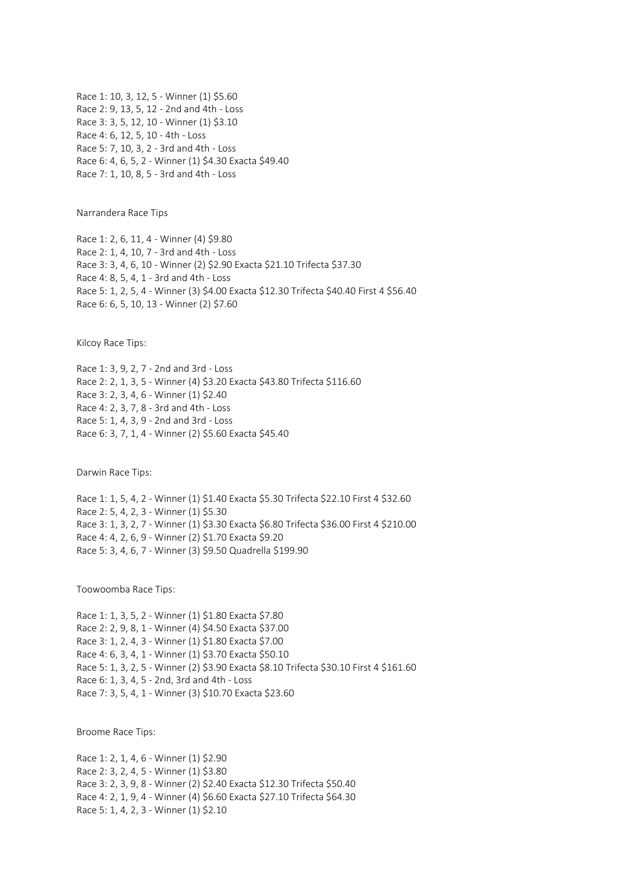Race 1: 10, 3, 12, 5 - Winner (1) $5.60
Race 2: 9, 13, 5, 12 - 2nd and 4th - Loss
Race 3: 3, 5, 12, 10 - Winner (1) $3.10
Race 4: 6, 12, 5, 10 - 4th - Loss
Race 5: 7, 10, 3, 2 - 3rd and 4th - Loss
Race 6: 4, 6, 5, 2 - Winner (1) $4.30 Exacta $49.40
Race 7: 1, 10, 8, 5 - 3rd and 4th - Loss

Narrandera Race Tips

Race 1: 2, 6, 11, 4 - Winner (4) $9.80
Race 2: 1, 4, 10, 7 - 3rd and 4th - Loss
Race 3: 3, 4, 6, 10 - Winner (2) $2.90 Exacta $21.10 Trifecta $37.30
Race 4: 8, 5, 4, 1 - 3rd and 4th - Loss
Race 5: 1, 2, 5, 4 - Winner (3) $4.00 Exacta $12.30 Trifecta $40.40 First 4 $56.40
Race 6: 6, 5, 10, 13 - Winner (2) $7.60

Kilcoy Race Tips:

Race 1: 3, 9, 2, 7 - 2nd and 3rd - Loss
Race 2: 2, 1, 3, 5 - Winner (4) $3.20 Exacta $43.80 Trifecta $116.60
Race 3: 2, 3, 4, 6 - Winner (1) $2.40
Race 4: 2, 3, 7, 8 - 3rd and 4th - Loss
Race 5: 1, 4, 3, 9 - 2nd and 3rd - Loss
Race 6: 3, 7, 1, 4 - Winner (2) $5.60 Exacta $45.40

Darwin Race Tips:

Race 1: 1, 5, 4, 2 - Winner (1) $1.40 Exacta $5.30 Trifecta $22.10 First 4 $32.60
Race 2: 5, 4, 2, 3 - Winner (1) $5.30
Race 3: 1, 3, 2, 7 - Winner (1) $3.30 Exacta $6.80 Trifecta $36.00 First 4 $210.00
Race 4: 4, 2, 6, 9 - Winner (2) $1.70 Exacta $9.20
Race 5: 3, 4, 6, 7 - Winner (3) $9.50 Quadrella $199.90

Toowoomba Race Tips:

Race 1: 1, 3, 5, 2 - Winner (1) $1.80 Exacta $7.80
Race 2: 2, 9, 8, 1 - Winner (4) $4.50 Exacta $37.00
Race 3: 1, 2, 4, 3 - Winner (1) $1.80 Exacta $7.00
Race 4: 6, 3, 4, 1 - Winner (1) $3.70 Exacta $50.10
Race 5: 1, 3, 2, 5 - Winner (2) $3.90 Exacta $8.10 Trifecta $30.10 First 4 $161.60
Race 6: 1, 3, 4, 5 - 2nd, 3rd and 4th - Loss
Race 7: 3, 5, 4, 1 - Winner (3) $10.70 Exacta $23.60

Broome Race Tips:

Race 1: 2, 1, 4, 6 - Winner (1) $2.90
Race 2: 3, 2, 4, 5 - Winner (1) $3.80
Race 3: 2, 3, 9, 8 - Winner (2) $2.40 Exacta $12.30 Trifecta $50.40
Race 4: 2, 1, 9, 4 - Winner (4) $6.60 Exacta $27.10 Trifecta $64.30
Race 5: 1, 4, 2, 3 - Winner (1) $2.10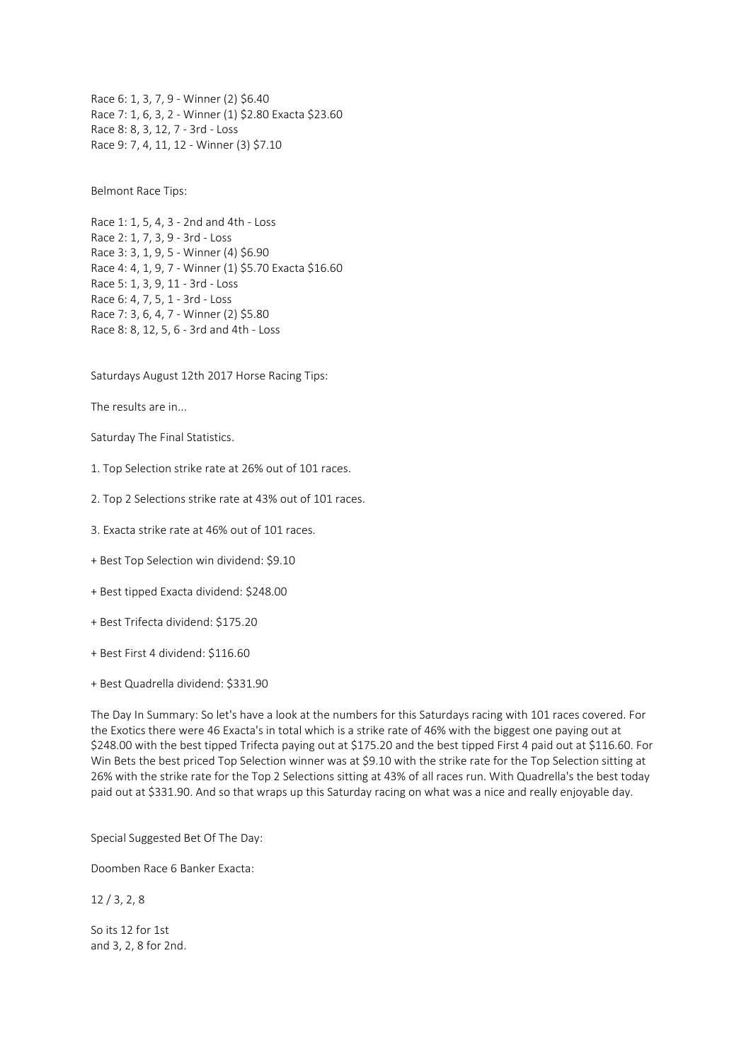Race 6: 1, 3, 7, 9 - Winner (2) $6.40
Race 7: 1, 6, 3, 2 - Winner (1) $2.80 Exacta $23.60
Race 8: 8, 3, 12, 7 - 3rd - Loss
Race 9: 7, 4, 11, 12 - Winner (3) $7.10

Belmont Race Tips:

Race 1: 1, 5, 4, 3 - 2nd and 4th - Loss
Race 2: 1, 7, 3, 9 - 3rd - Loss
Race 3: 3, 1, 9, 5 - Winner (4) $6.90
Race 4: 4, 1, 9, 7 - Winner (1) $5.70 Exacta $16.60
Race 5: 1, 3, 9, 11 - 3rd - Loss
Race 6: 4, 7, 5, 1 - 3rd - Loss
Race 7: 3, 6, 4, 7 - Winner (2) $5.80
Race 8: 8, 12, 5, 6 - 3rd and 4th - Loss

Saturdays August 12th 2017 Horse Racing Tips:

The results are in...

Saturday The Final Statistics.

1. Top Selection strike rate at 26% out of 101 races.

2. Top 2 Selections strike rate at 43% out of 101 races.

3. Exacta strike rate at 46% out of 101 races.

+ Best Top Selection win dividend: $9.10

+ Best tipped Exacta dividend: $248.00

+ Best Trifecta dividend: $175.20

+ Best First 4 dividend: $116.60

+ Best Quadrella dividend: $331.90

The Day In Summary: So let's have a look at the numbers for this Saturdays racing with 101 races covered. For the Exotics there were 46 Exacta's in total which is a strike rate of 46% with the biggest one paying out at $248.00 with the best tipped Trifecta paying out at $175.20 and the best tipped First 4 paid out at $116.60. For Win Bets the best priced Top Selection winner was at $9.10 with the strike rate for the Top Selection sitting at 26% with the strike rate for the Top 2 Selections sitting at 43% of all races run. With Quadrella's the best today paid out at $331.90. And so that wraps up this Saturday racing on what was a nice and really enjoyable day.

Special Suggested Bet Of The Day:

Doomben Race 6 Banker Exacta:

12 / 3, 2, 8

So its 12 for 1st
and 3, 2, 8 for 2nd.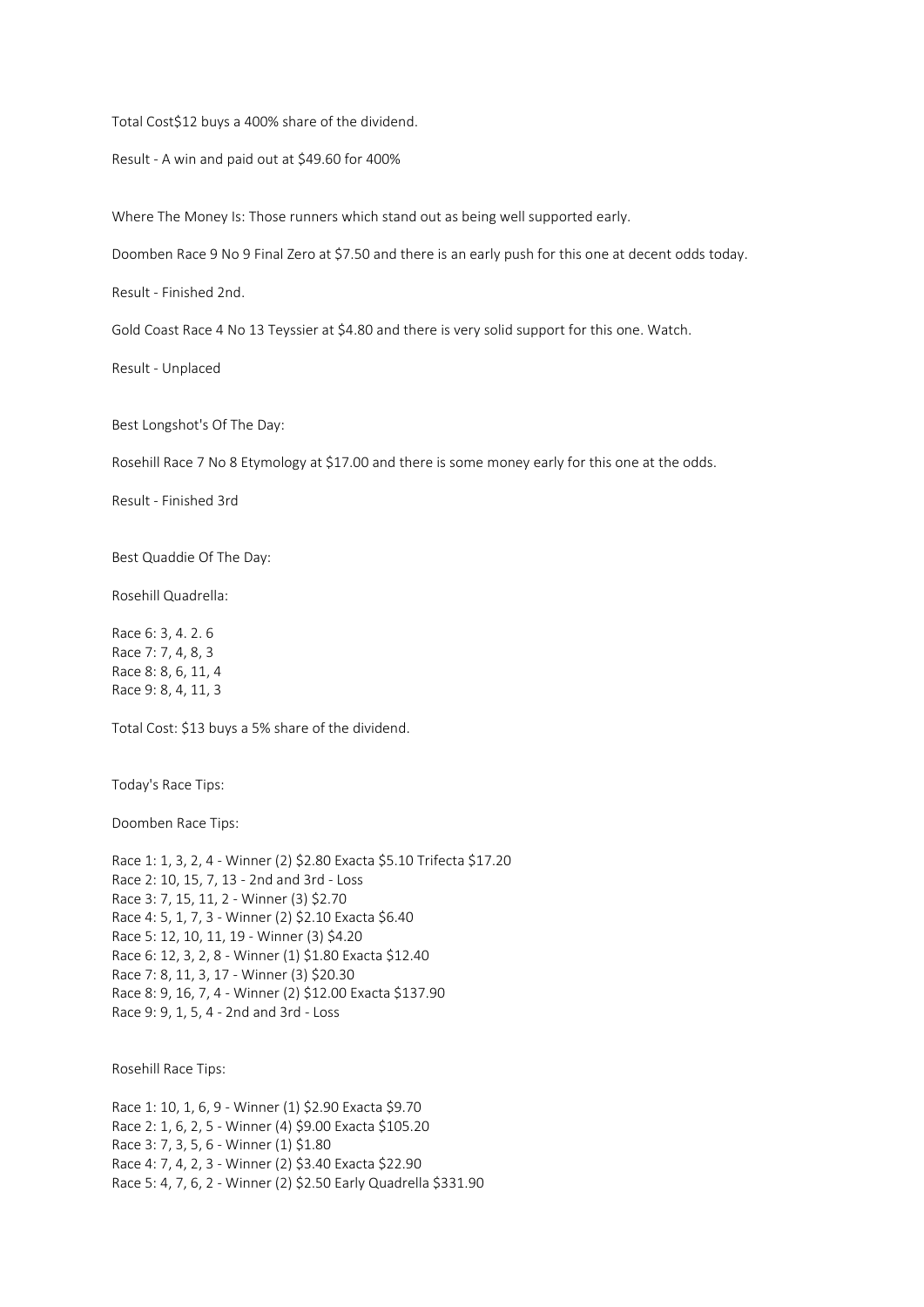Total Cost$12 buys a 400% share of the dividend.

Result - A win and paid out at $49.60 for 400%

Where The Money Is: Those runners which stand out as being well supported early.

Doomben Race 9 No 9 Final Zero at $7.50 and there is an early push for this one at decent odds today.

Result - Finished 2nd.

Gold Coast Race 4 No 13 Teyssier at $4.80 and there is very solid support for this one. Watch.

Result - Unplaced

Best Longshot's Of The Day:

Rosehill Race 7 No 8 Etymology at $17.00 and there is some money early for this one at the odds.

Result - Finished 3rd

Best Quaddie Of The Day:

Rosehill Quadrella:

Race 6: 3, 4. 2. 6
Race 7: 7, 4, 8, 3
Race 8: 8, 6, 11, 4
Race 9: 8, 4, 11, 3

Total Cost: $13 buys a 5% share of the dividend.

Today's Race Tips:

Doomben Race Tips:

Race 1: 1, 3, 2, 4 - Winner (2) $2.80 Exacta $5.10 Trifecta $17.20
Race 2: 10, 15, 7, 13 - 2nd and 3rd - Loss
Race 3: 7, 15, 11, 2 - Winner (3) $2.70
Race 4: 5, 1, 7, 3 - Winner (2) $2.10 Exacta $6.40
Race 5: 12, 10, 11, 19 - Winner (3) $4.20
Race 6: 12, 3, 2, 8 - Winner (1) $1.80 Exacta $12.40
Race 7: 8, 11, 3, 17 - Winner (3) $20.30
Race 8: 9, 16, 7, 4 - Winner (2) $12.00 Exacta $137.90
Race 9: 9, 1, 5, 4 - 2nd and 3rd - Loss

Rosehill Race Tips:

Race 1: 10, 1, 6, 9 - Winner (1) $2.90 Exacta $9.70
Race 2: 1, 6, 2, 5 - Winner (4) $9.00 Exacta $105.20
Race 3: 7, 3, 5, 6 - Winner (1) $1.80
Race 4: 7, 4, 2, 3 - Winner (2) $3.40 Exacta $22.90
Race 5: 4, 7, 6, 2 - Winner (2) $2.50 Early Quadrella $331.90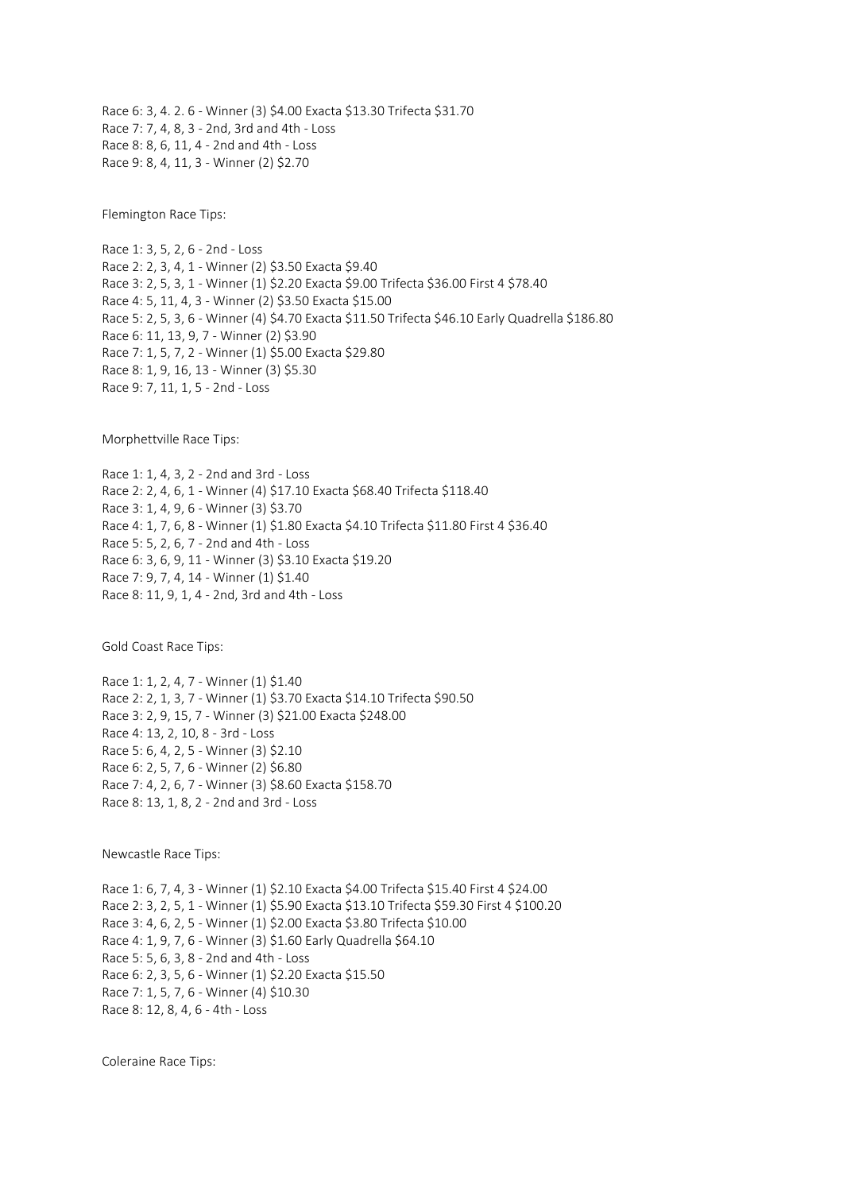Race 6: 3, 4. 2. 6 - Winner (3) $4.00 Exacta $13.30 Trifecta $31.70
Race 7: 7, 4, 8, 3 - 2nd, 3rd and 4th - Loss
Race 8: 8, 6, 11, 4 - 2nd and 4th - Loss
Race 9: 8, 4, 11, 3 - Winner (2) $2.70

Flemington Race Tips:

Race 1: 3, 5, 2, 6 - 2nd - Loss
Race 2: 2, 3, 4, 1 - Winner (2) $3.50 Exacta $9.40
Race 3: 2, 5, 3, 1 - Winner (1) $2.20 Exacta $9.00 Trifecta $36.00 First 4 $78.40
Race 4: 5, 11, 4, 3 - Winner (2) $3.50 Exacta $15.00
Race 5: 2, 5, 3, 6 - Winner (4) $4.70 Exacta $11.50 Trifecta $46.10 Early Quadrella $186.80
Race 6: 11, 13, 9, 7 - Winner (2) $3.90
Race 7: 1, 5, 7, 2 - Winner (1) $5.00 Exacta $29.80
Race 8: 1, 9, 16, 13 - Winner (3) $5.30
Race 9: 7, 11, 1, 5 - 2nd - Loss

Morphettville Race Tips:

Race 1: 1, 4, 3, 2 - 2nd and 3rd - Loss
Race 2: 2, 4, 6, 1 - Winner (4) $17.10 Exacta $68.40 Trifecta $118.40
Race 3: 1, 4, 9, 6 - Winner (3) $3.70
Race 4: 1, 7, 6, 8 - Winner (1) $1.80 Exacta $4.10 Trifecta $11.80 First 4 $36.40
Race 5: 5, 2, 6, 7 - 2nd and 4th - Loss
Race 6: 3, 6, 9, 11 - Winner (3) $3.10 Exacta $19.20
Race 7: 9, 7, 4, 14 - Winner (1) $1.40
Race 8: 11, 9, 1, 4 - 2nd, 3rd and 4th - Loss

Gold Coast Race Tips:

Race 1: 1, 2, 4, 7 - Winner (1) $1.40
Race 2: 2, 1, 3, 7 - Winner (1) $3.70 Exacta $14.10 Trifecta $90.50
Race 3: 2, 9, 15, 7 - Winner (3) $21.00 Exacta $248.00
Race 4: 13, 2, 10, 8 - 3rd - Loss
Race 5: 6, 4, 2, 5 - Winner (3) $2.10
Race 6: 2, 5, 7, 6 - Winner (2) $6.80
Race 7: 4, 2, 6, 7 - Winner (3) $8.60 Exacta $158.70
Race 8: 13, 1, 8, 2 - 2nd and 3rd - Loss

Newcastle Race Tips:

Race 1: 6, 7, 4, 3 - Winner (1) $2.10 Exacta $4.00 Trifecta $15.40 First 4 $24.00
Race 2: 3, 2, 5, 1 - Winner (1) $5.90 Exacta $13.10 Trifecta $59.30 First 4 $100.20
Race 3: 4, 6, 2, 5 - Winner (1) $2.00 Exacta $3.80 Trifecta $10.00
Race 4: 1, 9, 7, 6 - Winner (3) $1.60 Early Quadrella $64.10
Race 5: 5, 6, 3, 8 - 2nd and 4th - Loss
Race 6: 2, 3, 5, 6 - Winner (1) $2.20 Exacta $15.50
Race 7: 1, 5, 7, 6 - Winner (4) $10.30
Race 8: 12, 8, 4, 6 - 4th - Loss

Coleraine Race Tips: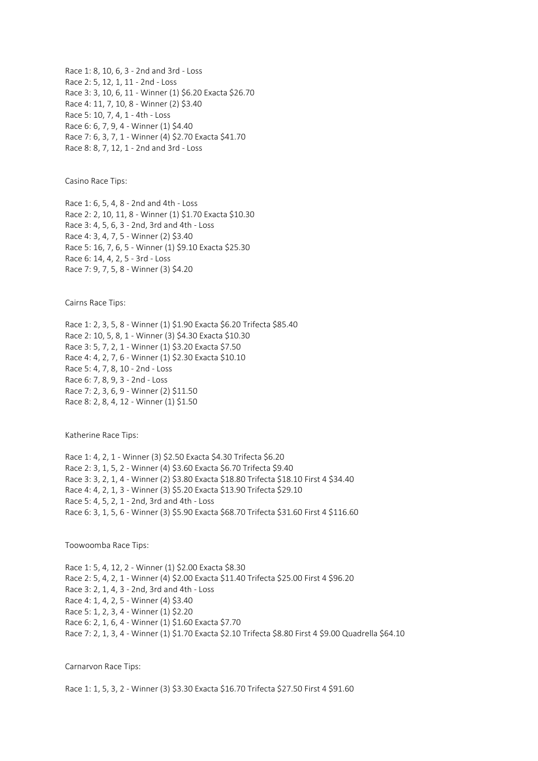Race 1: 8, 10, 6, 3 - 2nd and 3rd - Loss
Race 2: 5, 12, 1, 11 - 2nd - Loss
Race 3: 3, 10, 6, 11 - Winner (1) $6.20 Exacta $26.70
Race 4: 11, 7, 10, 8 - Winner (2) $3.40
Race 5: 10, 7, 4, 1 - 4th - Loss
Race 6: 6, 7, 9, 4 - Winner (1) $4.40
Race 7: 6, 3, 7, 1 - Winner (4) $2.70 Exacta $41.70
Race 8: 8, 7, 12, 1 - 2nd and 3rd - Loss

Casino Race Tips:

Race 1: 6, 5, 4, 8 - 2nd and 4th - Loss
Race 2: 2, 10, 11, 8 - Winner (1) $1.70 Exacta $10.30
Race 3: 4, 5, 6, 3 - 2nd, 3rd and 4th - Loss
Race 4: 3, 4, 7, 5 - Winner (2) $3.40
Race 5: 16, 7, 6, 5 - Winner (1) $9.10 Exacta $25.30
Race 6: 14, 4, 2, 5 - 3rd - Loss
Race 7: 9, 7, 5, 8 - Winner (3) $4.20

Cairns Race Tips:

Race 1: 2, 3, 5, 8 - Winner (1) $1.90 Exacta $6.20 Trifecta $85.40
Race 2: 10, 5, 8, 1 - Winner (3) $4.30 Exacta $10.30
Race 3: 5, 7, 2, 1 - Winner (1) $3.20 Exacta $7.50
Race 4: 4, 2, 7, 6 - Winner (1) $2.30 Exacta $10.10
Race 5: 4, 7, 8, 10 - 2nd - Loss
Race 6: 7, 8, 9, 3 - 2nd - Loss
Race 7: 2, 3, 6, 9 - Winner (2) $11.50
Race 8: 2, 8, 4, 12 - Winner (1) $1.50

Katherine Race Tips:

Race 1: 4, 2, 1 - Winner (3) $2.50 Exacta $4.30 Trifecta $6.20
Race 2: 3, 1, 5, 2 - Winner (4) $3.60 Exacta $6.70 Trifecta $9.40
Race 3: 3, 2, 1, 4 - Winner (2) $3.80 Exacta $18.80 Trifecta $18.10 First 4 $34.40
Race 4: 4, 2, 1, 3 - Winner (3) $5.20 Exacta $13.90 Trifecta $29.10
Race 5: 4, 5, 2, 1 - 2nd, 3rd and 4th - Loss
Race 6: 3, 1, 5, 6 - Winner (3) $5.90 Exacta $68.70 Trifecta $31.60 First 4 $116.60

Toowoomba Race Tips:

Race 1: 5, 4, 12, 2 - Winner (1) $2.00 Exacta $8.30
Race 2: 5, 4, 2, 1 - Winner (4) $2.00 Exacta $11.40 Trifecta $25.00 First 4 $96.20
Race 3: 2, 1, 4, 3 - 2nd, 3rd and 4th - Loss
Race 4: 1, 4, 2, 5 - Winner (4) $3.40
Race 5: 1, 2, 3, 4 - Winner (1) $2.20
Race 6: 2, 1, 6, 4 - Winner (1) $1.60 Exacta $7.70
Race 7: 2, 1, 3, 4 - Winner (1) $1.70 Exacta $2.10 Trifecta $8.80 First 4 $9.00 Quadrella $64.10

Carnarvon Race Tips:

Race 1: 1, 5, 3, 2 - Winner (3) $3.30 Exacta $16.70 Trifecta $27.50 First 4 $91.60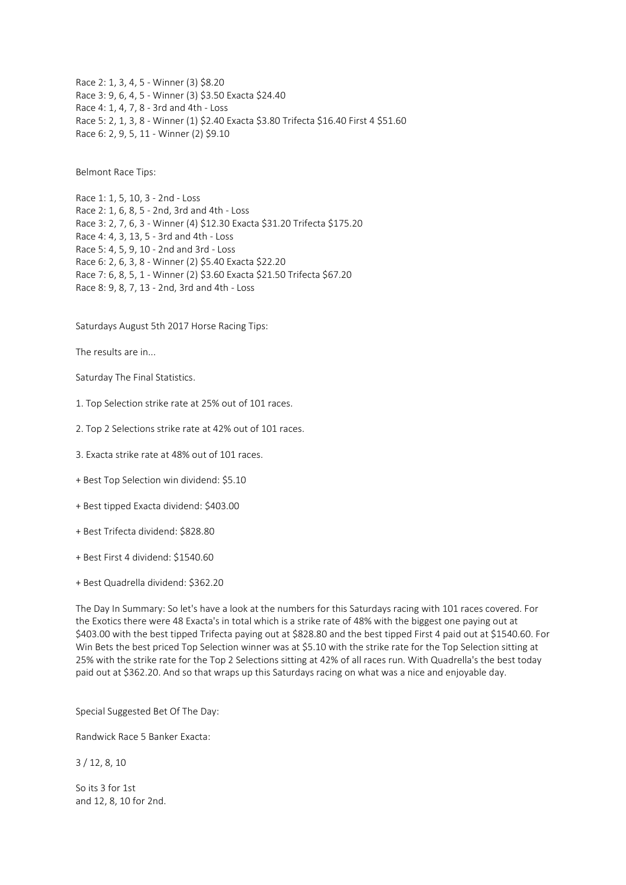Race 2: 1, 3, 4, 5 - Winner (3) $8.20
Race 3: 9, 6, 4, 5 - Winner (3) $3.50 Exacta $24.40
Race 4: 1, 4, 7, 8 - 3rd and 4th - Loss
Race 5: 2, 1, 3, 8 - Winner (1) $2.40 Exacta $3.80 Trifecta $16.40 First 4 $51.60
Race 6: 2, 9, 5, 11 - Winner (2) $9.10

Belmont Race Tips:

Race 1: 1, 5, 10, 3 - 2nd - Loss
Race 2: 1, 6, 8, 5 - 2nd, 3rd and 4th - Loss
Race 3: 2, 7, 6, 3 - Winner (4) $12.30 Exacta $31.20 Trifecta $175.20
Race 4: 4, 3, 13, 5 - 3rd and 4th - Loss
Race 5: 4, 5, 9, 10 - 2nd and 3rd - Loss
Race 6: 2, 6, 3, 8 - Winner (2) $5.40 Exacta $22.20
Race 7: 6, 8, 5, 1 - Winner (2) $3.60 Exacta $21.50 Trifecta $67.20
Race 8: 9, 8, 7, 13 - 2nd, 3rd and 4th - Loss

Saturdays August 5th 2017 Horse Racing Tips:

The results are in...

Saturday The Final Statistics.

1. Top Selection strike rate at 25% out of 101 races.

2. Top 2 Selections strike rate at 42% out of 101 races.

3. Exacta strike rate at 48% out of 101 races.

+ Best Top Selection win dividend: $5.10

+ Best tipped Exacta dividend: $403.00

+ Best Trifecta dividend: $828.80

+ Best First 4 dividend: $1540.60

+ Best Quadrella dividend: $362.20

The Day In Summary: So let's have a look at the numbers for this Saturdays racing with 101 races covered. For the Exotics there were 48 Exacta's in total which is a strike rate of 48% with the biggest one paying out at $403.00 with the best tipped Trifecta paying out at $828.80 and the best tipped First 4 paid out at $1540.60. For Win Bets the best priced Top Selection winner was at $5.10 with the strike rate for the Top Selection sitting at 25% with the strike rate for the Top 2 Selections sitting at 42% of all races run. With Quadrella's the best today paid out at $362.20. And so that wraps up this Saturdays racing on what was a nice and enjoyable day.

Special Suggested Bet Of The Day:

Randwick Race 5 Banker Exacta:

3 / 12, 8, 10

So its 3 for 1st
and 12, 8, 10 for 2nd.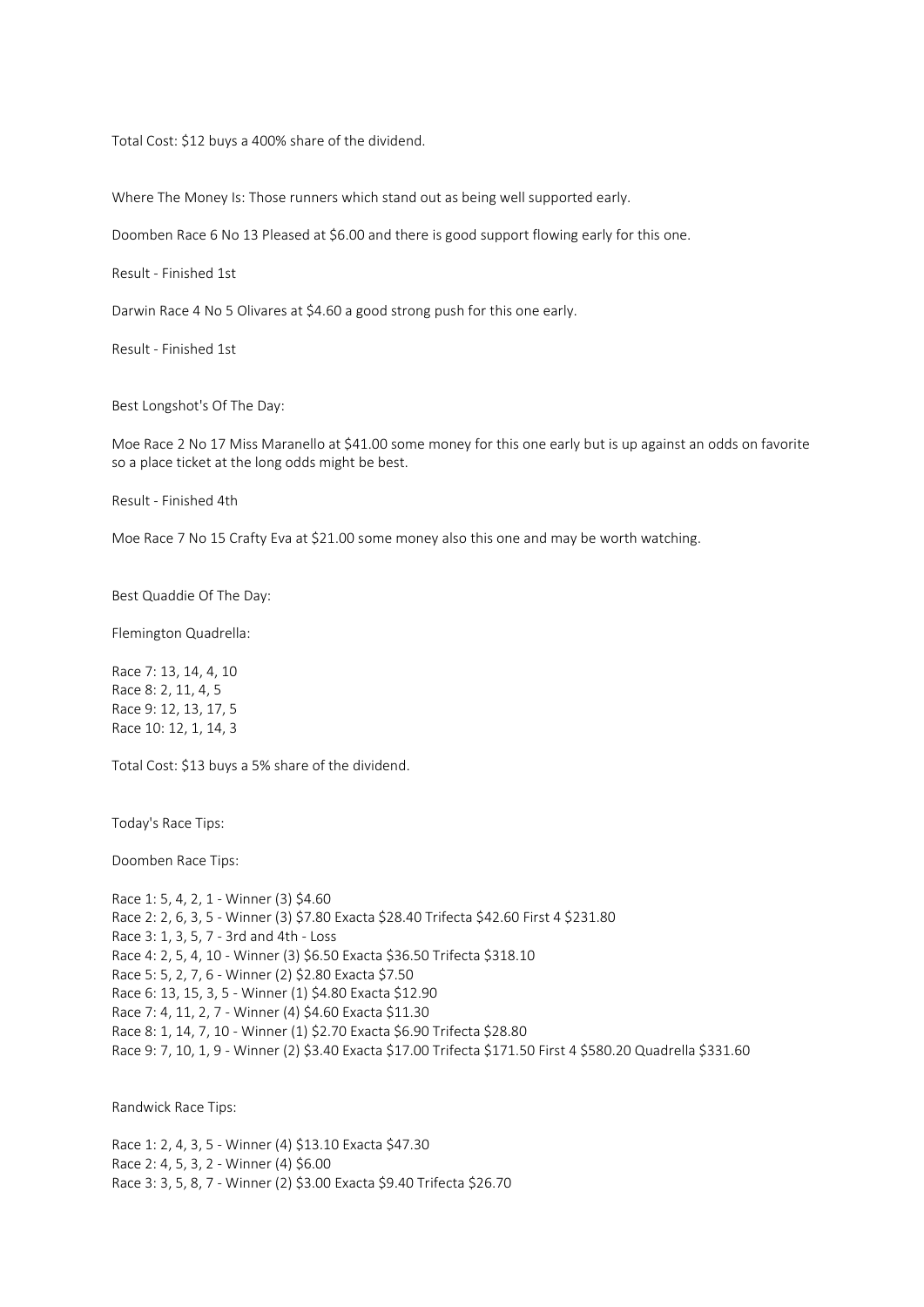Total Cost: $12 buys a 400% share of the dividend.

Where The Money Is: Those runners which stand out as being well supported early.

Doomben Race 6 No 13 Pleased at $6.00 and there is good support flowing early for this one.

Result - Finished 1st

Darwin Race 4 No 5 Olivares at $4.60 a good strong push for this one early.

Result - Finished 1st

Best Longshot's Of The Day:

Moe Race 2 No 17 Miss Maranello at $41.00 some money for this one early but is up against an odds on favorite so a place ticket at the long odds might be best.

Result - Finished 4th

Moe Race 7 No 15 Crafty Eva at $21.00 some money also this one and may be worth watching.

Best Quaddie Of The Day:

Flemington Quadrella:

Race 7: 13, 14, 4, 10
Race 8: 2, 11, 4, 5
Race 9: 12, 13, 17, 5
Race 10: 12, 1, 14, 3

Total Cost: $13 buys a 5% share of the dividend.

Today's Race Tips:

Doomben Race Tips:

Race 1: 5, 4, 2, 1 - Winner (3) $4.60
Race 2: 2, 6, 3, 5 - Winner (3) $7.80 Exacta $28.40 Trifecta $42.60 First 4 $231.80
Race 3: 1, 3, 5, 7 - 3rd and 4th - Loss
Race 4: 2, 5, 4, 10 - Winner (3) $6.50 Exacta $36.50 Trifecta $318.10
Race 5: 5, 2, 7, 6 - Winner (2) $2.80 Exacta $7.50
Race 6: 13, 15, 3, 5 - Winner (1) $4.80 Exacta $12.90
Race 7: 4, 11, 2, 7 - Winner (4) $4.60 Exacta $11.30
Race 8: 1, 14, 7, 10 - Winner (1) $2.70 Exacta $6.90 Trifecta $28.80
Race 9: 7, 10, 1, 9 - Winner (2) $3.40 Exacta $17.00 Trifecta $171.50 First 4 $580.20 Quadrella $331.60

Randwick Race Tips:

Race 1: 2, 4, 3, 5 - Winner (4) $13.10 Exacta $47.30
Race 2: 4, 5, 3, 2 - Winner (4) $6.00
Race 3: 3, 5, 8, 7 - Winner (2) $3.00 Exacta $9.40 Trifecta $26.70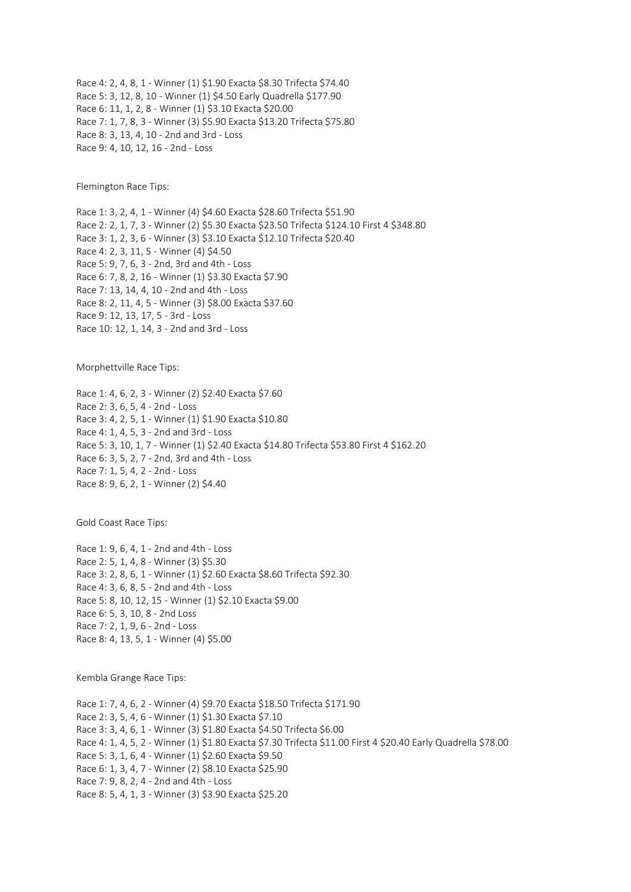Race 4: 2, 4, 8, 1 - Winner (1) $1.90 Exacta $8.30 Trifecta $74.40
Race 5: 3, 12, 8, 10 - Winner (1) $4.50 Early Quadrella $177.90
Race 6: 11, 1, 2, 8 - Winner (1) $3.10 Exacta $20.00
Race 7: 1, 7, 8, 3 - Winner (3) $5.90 Exacta $13.20 Trifecta $75.80
Race 8: 3, 13, 4, 10 - 2nd and 3rd - Loss
Race 9: 4, 10, 12, 16 - 2nd - Loss

Flemington Race Tips:

Race 1: 3, 2, 4, 1 - Winner (4) $4.60 Exacta $28.60 Trifecta $51.90
Race 2: 2, 1, 7, 3 - Winner (2) $5.30 Exacta $23.50 Trifecta $124.10 First 4 $348.80
Race 3: 1, 2, 3, 6 - Winner (3) $3.10 Exacta $12.10 Trifecta $20.40
Race 4: 2, 3, 11, 5 - Winner (4) $4.50
Race 5: 9, 7, 6, 3 - 2nd, 3rd and 4th - Loss
Race 6: 7, 8, 2, 16 - Winner (1) $3.30 Exacta $7.90
Race 7: 13, 14, 4, 10 - 2nd and 4th - Loss
Race 8: 2, 11, 4, 5 - Winner (3) $8.00 Exacta $37.60
Race 9: 12, 13, 17, 5 - 3rd - Loss
Race 10: 12, 1, 14, 3 - 2nd and 3rd - Loss

Morphettville Race Tips:

Race 1: 4, 6, 2, 3 - Winner (2) $2.40 Exacta $7.60
Race 2: 3, 6, 5, 4 - 2nd - Loss
Race 3: 4, 2, 5, 1 - Winner (1) $1.90 Exacta $10.80
Race 4: 1, 4, 5, 3 - 2nd and 3rd - Loss
Race 5: 3, 10, 1, 7 - Winner (1) $2.40 Exacta $14.80 Trifecta $53.80 First 4 $162.20
Race 6: 3, 5, 2, 7 - 2nd, 3rd and 4th - Loss
Race 7: 1, 5, 4, 2 - 2nd - Loss
Race 8: 9, 6, 2, 1 - Winner (2) $4.40

Gold Coast Race Tips:

Race 1: 9, 6, 4, 1 - 2nd and 4th - Loss
Race 2: 5, 1, 4, 8 - Winner (3) $5.30
Race 3: 2, 8, 6, 1 - Winner (1) $2.60 Exacta $8.60 Trifecta $92.30
Race 4: 3, 6, 8, 5 - 2nd and 4th - Loss
Race 5: 8, 10, 12, 15 - Winner (1) $2.10 Exacta $9.00
Race 6: 5, 3, 10, 8 - 2nd Loss
Race 7: 2, 1, 9, 6 - 2nd - Loss
Race 8: 4, 13, 5, 1 - Winner (4) $5.00

Kembla Grange Race Tips:

Race 1: 7, 4, 6, 2 - Winner (4) $9.70 Exacta $18.50 Trifecta $171.90
Race 2: 3, 5, 4, 6 - Winner (1) $1.30 Exacta $7.10
Race 3: 3, 4, 6, 1 - Winner (3) $1.80 Exacta $4.50 Trifecta $6.00
Race 4: 1, 4, 5, 2 - Winner (1) $1.80 Exacta $7.30 Trifecta $11.00 First 4 $20.40 Early Quadrella $78.00
Race 5: 3, 1, 6, 4 - Winner (1) $2.60 Exacta $9.50
Race 6: 1, 3, 4, 7 - Winner (2) $8.10 Exacta $25.90
Race 7: 9, 8, 2, 4 - 2nd and 4th - Loss
Race 8: 5, 4, 1, 3 - Winner (3) $3.90 Exacta $25.20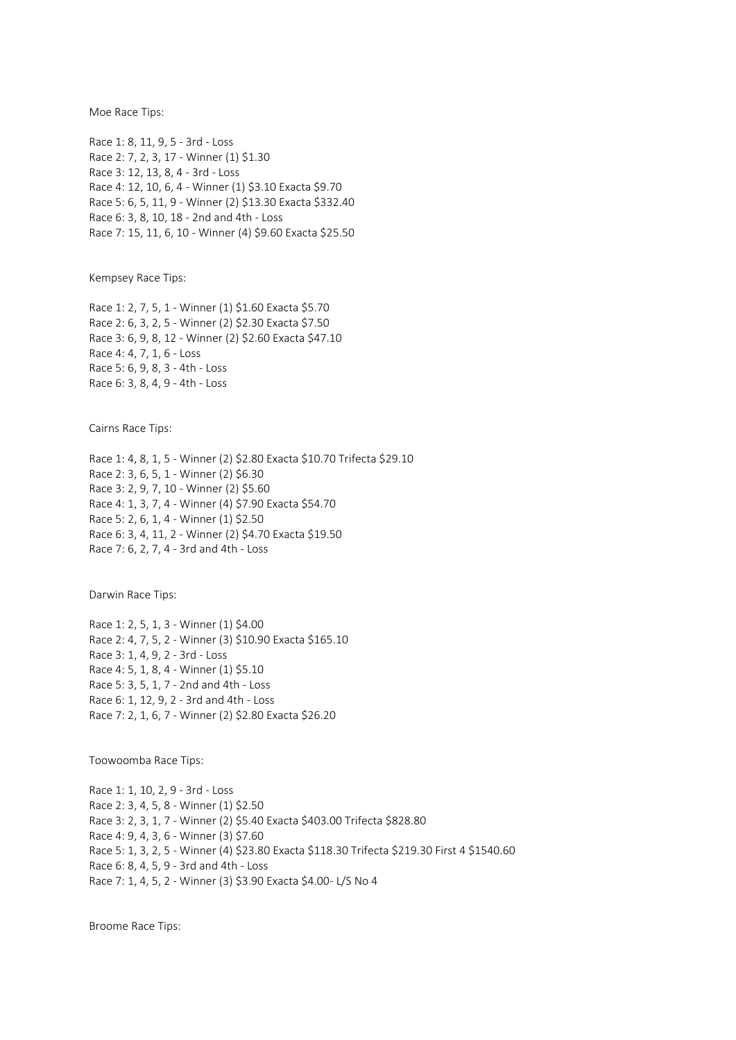Moe Race Tips:

Race 1: 8, 11, 9, 5 - 3rd - Loss
Race 2: 7, 2, 3, 17 - Winner (1) $1.30
Race 3: 12, 13, 8, 4 - 3rd - Loss
Race 4: 12, 10, 6, 4 - Winner (1) $3.10 Exacta $9.70
Race 5: 6, 5, 11, 9 - Winner (2) $13.30 Exacta $332.40
Race 6: 3, 8, 10, 18 - 2nd and 4th - Loss
Race 7: 15, 11, 6, 10 - Winner (4) $9.60 Exacta $25.50

Kempsey Race Tips:

Race 1: 2, 7, 5, 1 - Winner (1) $1.60 Exacta $5.70
Race 2: 6, 3, 2, 5 - Winner (2) $2.30 Exacta $7.50
Race 3: 6, 9, 8, 12 - Winner (2) $2.60 Exacta $47.10
Race 4: 4, 7, 1, 6 - Loss
Race 5: 6, 9, 8, 3 - 4th - Loss
Race 6: 3, 8, 4, 9 - 4th - Loss

Cairns Race Tips:

Race 1: 4, 8, 1, 5 - Winner (2) $2.80 Exacta $10.70 Trifecta $29.10
Race 2: 3, 6, 5, 1 - Winner (2) $6.30
Race 3: 2, 9, 7, 10 - Winner (2) $5.60
Race 4: 1, 3, 7, 4 - Winner (4) $7.90 Exacta $54.70
Race 5: 2, 6, 1, 4 - Winner (1) $2.50
Race 6: 3, 4, 11, 2 - Winner (2) $4.70 Exacta $19.50
Race 7: 6, 2, 7, 4 - 3rd and 4th - Loss

Darwin Race Tips:

Race 1: 2, 5, 1, 3 - Winner (1) $4.00
Race 2: 4, 7, 5, 2 - Winner (3) $10.90 Exacta $165.10
Race 3: 1, 4, 9, 2 - 3rd - Loss
Race 4: 5, 1, 8, 4 - Winner (1) $5.10
Race 5: 3, 5, 1, 7 - 2nd and 4th - Loss
Race 6: 1, 12, 9, 2 - 3rd and 4th - Loss
Race 7: 2, 1, 6, 7 - Winner (2) $2.80 Exacta $26.20

Toowoomba Race Tips:

Race 1: 1, 10, 2, 9 - 3rd - Loss
Race 2: 3, 4, 5, 8 - Winner (1) $2.50
Race 3: 2, 3, 1, 7 - Winner (2) $5.40 Exacta $403.00 Trifecta $828.80
Race 4: 9, 4, 3, 6 - Winner (3) $7.60
Race 5: 1, 3, 2, 5 - Winner (4) $23.80 Exacta $118.30 Trifecta $219.30 First 4 $1540.60
Race 6: 8, 4, 5, 9 - 3rd and 4th - Loss
Race 7: 1, 4, 5, 2 - Winner (3) $3.90 Exacta $4.00- L/S No 4

Broome Race Tips: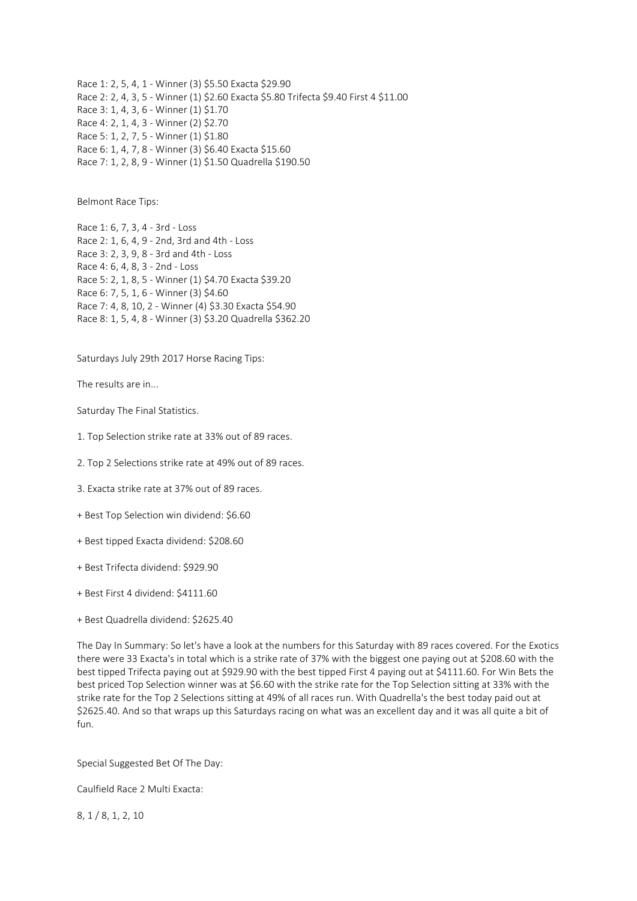Race 1: 2, 5, 4, 1 - Winner (3) $5.50 Exacta $29.90
Race 2: 2, 4, 3, 5 - Winner (1) $2.60 Exacta $5.80 Trifecta $9.40 First 4 $11.00
Race 3: 1, 4, 3, 6 - Winner (1) $1.70
Race 4: 2, 1, 4, 3 - Winner (2) $2.70
Race 5: 1, 2, 7, 5 - Winner (1) $1.80
Race 6: 1, 4, 7, 8 - Winner (3) $6.40 Exacta $15.60
Race 7: 1, 2, 8, 9 - Winner (1) $1.50 Quadrella $190.50

Belmont Race Tips:

Race 1: 6, 7, 3, 4 - 3rd - Loss
Race 2: 1, 6, 4, 9 - 2nd, 3rd and 4th - Loss
Race 3: 2, 3, 9, 8 - 3rd and 4th - Loss
Race 4: 6, 4, 8, 3 - 2nd - Loss
Race 5: 2, 1, 8, 5 - Winner (1) $4.70 Exacta $39.20
Race 6: 7, 5, 1, 6 - Winner (3) $4.60
Race 7: 4, 8, 10, 2 - Winner (4) $3.30 Exacta $54.90
Race 8: 1, 5, 4, 8 - Winner (3) $3.20 Quadrella $362.20

Saturdays July 29th 2017 Horse Racing Tips:

The results are in...

Saturday The Final Statistics.

1. Top Selection strike rate at 33% out of 89 races.

2. Top 2 Selections strike rate at 49% out of 89 races.

3. Exacta strike rate at 37% out of 89 races.

+ Best Top Selection win dividend: $6.60

+ Best tipped Exacta dividend: $208.60

+ Best Trifecta dividend: $929.90

+ Best First 4 dividend: $4111.60

+ Best Quadrella dividend: $2625.40

The Day In Summary: So let's have a look at the numbers for this Saturday with 89 races covered. For the Exotics there were 33 Exacta's in total which is a strike rate of 37% with the biggest one paying out at $208.60 with the best tipped Trifecta paying out at $929.90 with the best tipped First 4 paying out at $4111.60. For Win Bets the best priced Top Selection winner was at $6.60 with the strike rate for the Top Selection sitting at 33% with the strike rate for the Top 2 Selections sitting at 49% of all races run. With Quadrella's the best today paid out at $2625.40. And so that wraps up this Saturdays racing on what was an excellent day and it was all quite a bit of fun.

Special Suggested Bet Of The Day:

Caulfield Race 2 Multi Exacta:

8, 1 / 8, 1, 2, 10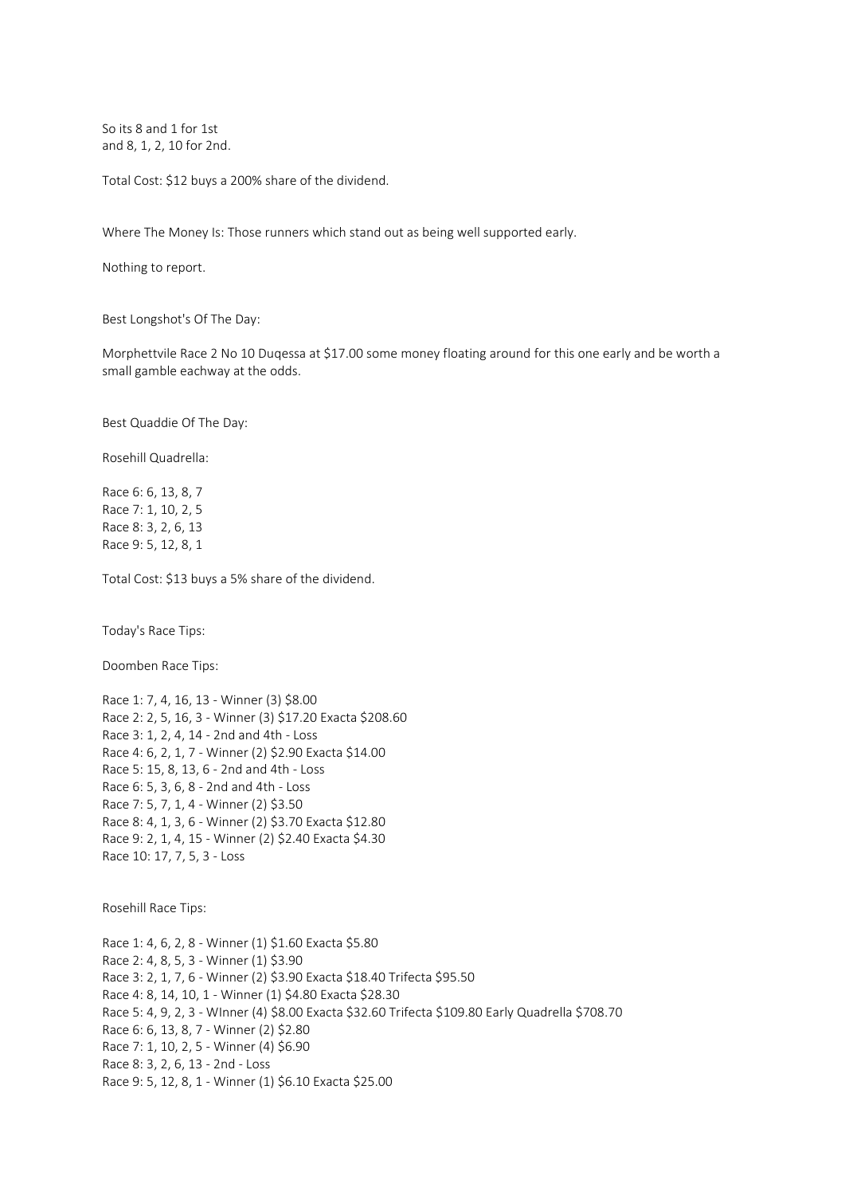So its 8 and 1 for 1st
and 8, 1, 2, 10 for 2nd.

Total Cost: $12 buys a 200% share of the dividend.

Where The Money Is: Those runners which stand out as being well supported early.

Nothing to report.

Best Longshot's Of The Day:

Morphettvile Race 2 No 10 Duqessa at $17.00 some money floating around for this one early and be worth a small gamble eachway at the odds.

Best Quaddie Of The Day:

Rosehill Quadrella:

Race 6: 6, 13, 8, 7
Race 7: 1, 10, 2, 5
Race 8: 3, 2, 6, 13
Race 9: 5, 12, 8, 1

Total Cost: $13 buys a 5% share of the dividend.

Today's Race Tips:

Doomben Race Tips:

Race 1: 7, 4, 16, 13 - Winner (3) $8.00
Race 2: 2, 5, 16, 3 - Winner (3) $17.20 Exacta $208.60
Race 3: 1, 2, 4, 14 - 2nd and 4th - Loss
Race 4: 6, 2, 1, 7 - Winner (2) $2.90 Exacta $14.00
Race 5: 15, 8, 13, 6 - 2nd and 4th - Loss
Race 6: 5, 3, 6, 8 - 2nd and 4th - Loss
Race 7: 5, 7, 1, 4 - Winner (2) $3.50
Race 8: 4, 1, 3, 6 - Winner (2) $3.70 Exacta $12.80
Race 9: 2, 1, 4, 15 - Winner (2) $2.40 Exacta $4.30
Race 10: 17, 7, 5, 3 - Loss

Rosehill Race Tips:

Race 1: 4, 6, 2, 8 - Winner (1) $1.60 Exacta $5.80
Race 2: 4, 8, 5, 3 - Winner (1) $3.90
Race 3: 2, 1, 7, 6 - Winner (2) $3.90 Exacta $18.40 Trifecta $95.50
Race 4: 8, 14, 10, 1 - Winner (1) $4.80 Exacta $28.30
Race 5: 4, 9, 2, 3 - WInner (4) $8.00 Exacta $32.60 Trifecta $109.80 Early Quadrella $708.70
Race 6: 6, 13, 8, 7 - Winner (2) $2.80
Race 7: 1, 10, 2, 5 - Winner (4) $6.90
Race 8: 3, 2, 6, 13 - 2nd - Loss
Race 9: 5, 12, 8, 1 - Winner (1) $6.10 Exacta $25.00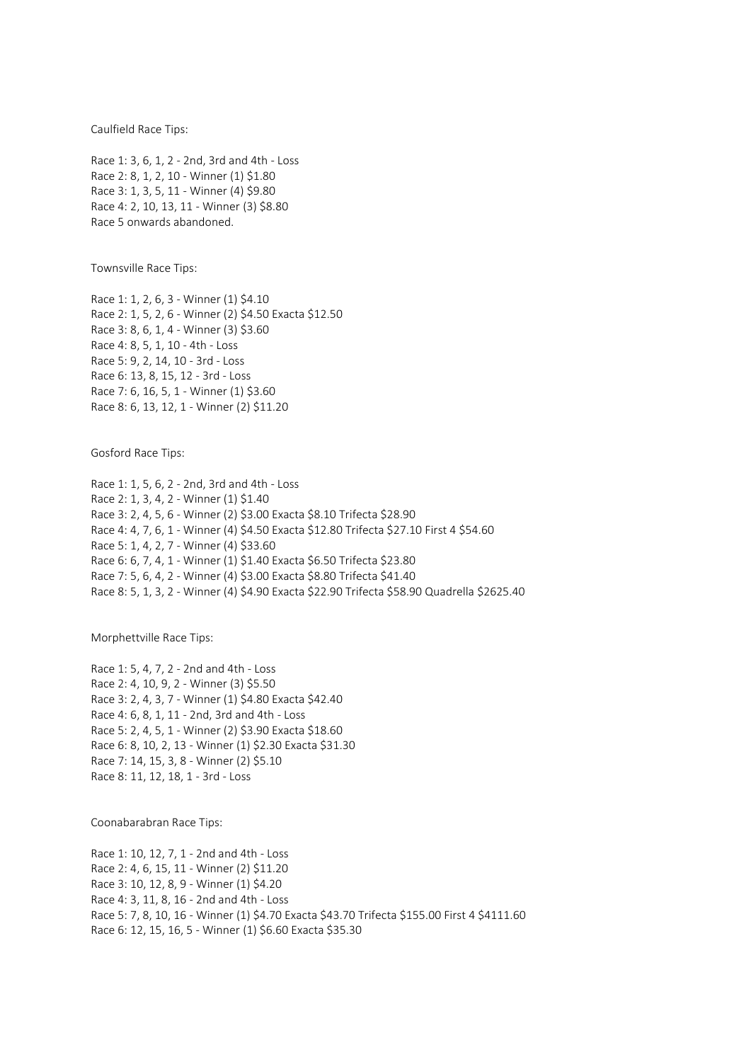Caulfield Race Tips:

Race 1: 3, 6, 1, 2 - 2nd, 3rd and 4th - Loss
Race 2: 8, 1, 2, 10 - Winner (1) $1.80
Race 3: 1, 3, 5, 11 - Winner (4) $9.80
Race 4: 2, 10, 13, 11 - Winner (3) $8.80
Race 5 onwards abandoned.

Townsville Race Tips:

Race 1: 1, 2, 6, 3 - Winner (1) $4.10
Race 2: 1, 5, 2, 6 - Winner (2) $4.50 Exacta $12.50
Race 3: 8, 6, 1, 4 - Winner (3) $3.60
Race 4: 8, 5, 1, 10 - 4th - Loss
Race 5: 9, 2, 14, 10 - 3rd - Loss
Race 6: 13, 8, 15, 12 - 3rd - Loss
Race 7: 6, 16, 5, 1 - Winner (1) $3.60
Race 8: 6, 13, 12, 1 - Winner (2) $11.20

Gosford Race Tips:

Race 1: 1, 5, 6, 2 - 2nd, 3rd and 4th - Loss
Race 2: 1, 3, 4, 2 - Winner (1) $1.40
Race 3: 2, 4, 5, 6 - Winner (2) $3.00 Exacta $8.10 Trifecta $28.90
Race 4: 4, 7, 6, 1 - Winner (4) $4.50 Exacta $12.80 Trifecta $27.10 First 4 $54.60
Race 5: 1, 4, 2, 7 - Winner (4) $33.60
Race 6: 6, 7, 4, 1 - Winner (1) $1.40 Exacta $6.50 Trifecta $23.80
Race 7: 5, 6, 4, 2 - Winner (4) $3.00 Exacta $8.80 Trifecta $41.40
Race 8: 5, 1, 3, 2 - Winner (4) $4.90 Exacta $22.90 Trifecta $58.90 Quadrella $2625.40

Morphettville Race Tips:

Race 1: 5, 4, 7, 2 - 2nd and 4th - Loss
Race 2: 4, 10, 9, 2 - Winner (3) $5.50
Race 3: 2, 4, 3, 7 - Winner (1) $4.80 Exacta $42.40
Race 4: 6, 8, 1, 11 - 2nd, 3rd and 4th - Loss
Race 5: 2, 4, 5, 1 - Winner (2) $3.90 Exacta $18.60
Race 6: 8, 10, 2, 13 - Winner (1) $2.30 Exacta $31.30
Race 7: 14, 15, 3, 8 - Winner (2) $5.10
Race 8: 11, 12, 18, 1 - 3rd - Loss

Coonabarabran Race Tips:

Race 1: 10, 12, 7, 1 - 2nd and 4th - Loss
Race 2: 4, 6, 15, 11 - Winner (2) $11.20
Race 3: 10, 12, 8, 9 - Winner (1) $4.20
Race 4: 3, 11, 8, 16 - 2nd and 4th - Loss
Race 5: 7, 8, 10, 16 - Winner (1) $4.70 Exacta $43.70 Trifecta $155.00 First 4 $4111.60
Race 6: 12, 15, 16, 5 - Winner (1) $6.60 Exacta $35.30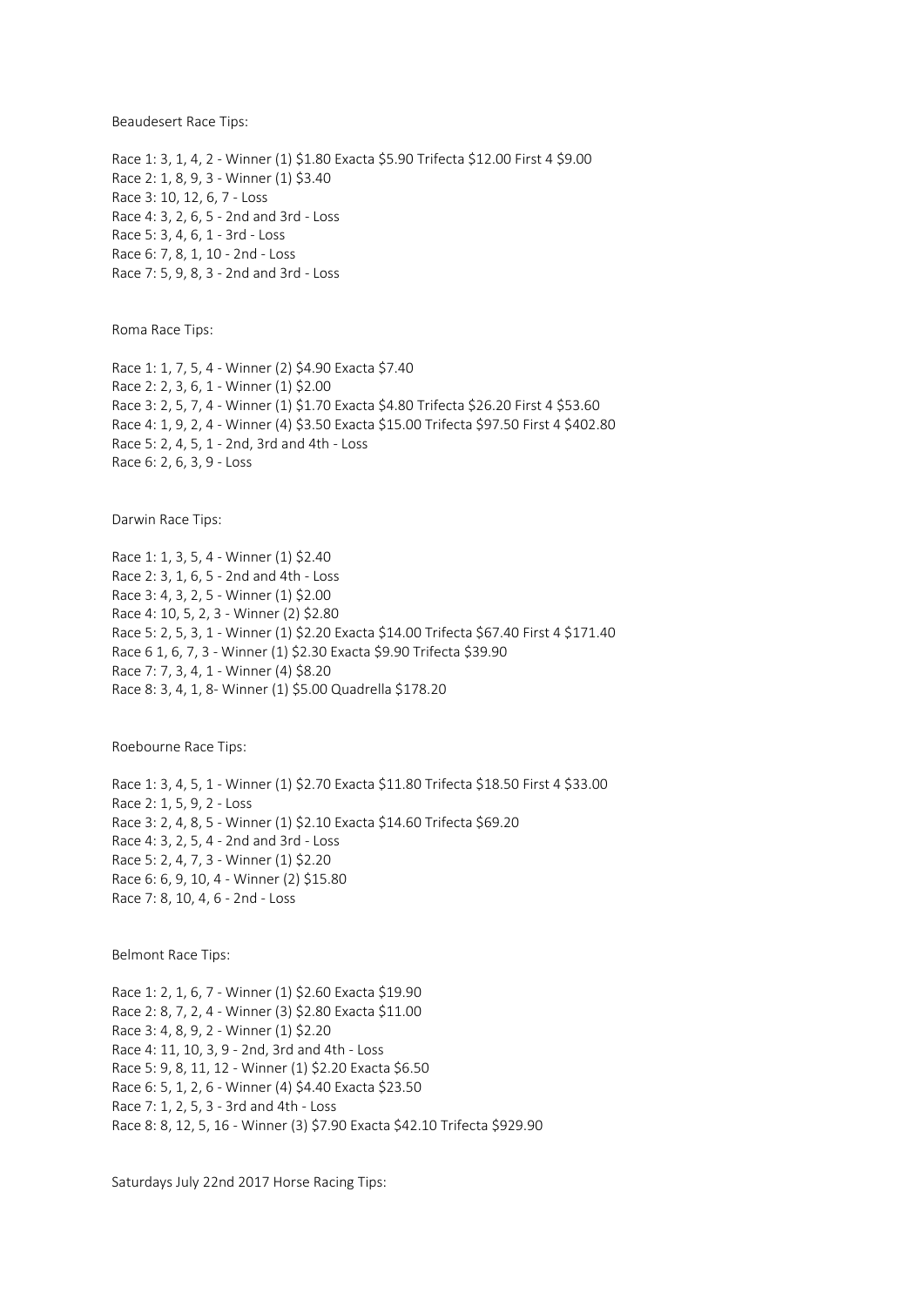Beaudesert Race Tips:

Race 1: 3, 1, 4, 2 - Winner (1) $1.80 Exacta $5.90 Trifecta $12.00 First 4 $9.00
Race 2: 1, 8, 9, 3 - Winner (1) $3.40
Race 3: 10, 12, 6, 7 - Loss
Race 4: 3, 2, 6, 5 - 2nd and 3rd - Loss
Race 5: 3, 4, 6, 1 - 3rd - Loss
Race 6: 7, 8, 1, 10 - 2nd - Loss
Race 7: 5, 9, 8, 3 - 2nd and 3rd - Loss

Roma Race Tips:

Race 1: 1, 7, 5, 4 - Winner (2) $4.90 Exacta $7.40
Race 2: 2, 3, 6, 1 - Winner (1) $2.00
Race 3: 2, 5, 7, 4 - Winner (1) $1.70 Exacta $4.80 Trifecta $26.20 First 4 $53.60
Race 4: 1, 9, 2, 4 - Winner (4) $3.50 Exacta $15.00 Trifecta $97.50 First 4 $402.80
Race 5: 2, 4, 5, 1 - 2nd, 3rd and 4th - Loss
Race 6: 2, 6, 3, 9 - Loss

Darwin Race Tips:

Race 1: 1, 3, 5, 4 - Winner (1) $2.40
Race 2: 3, 1, 6, 5 - 2nd and 4th - Loss
Race 3: 4, 3, 2, 5 - Winner (1) $2.00
Race 4: 10, 5, 2, 3 - Winner (2) $2.80
Race 5: 2, 5, 3, 1 - Winner (1) $2.20 Exacta $14.00 Trifecta $67.40 First 4 $171.40
Race 6 1, 6, 7, 3 - Winner (1) $2.30 Exacta $9.90 Trifecta $39.90
Race 7: 7, 3, 4, 1 - Winner (4) $8.20
Race 8: 3, 4, 1, 8- Winner (1) $5.00 Quadrella $178.20

Roebourne Race Tips:

Race 1: 3, 4, 5, 1 - Winner (1) $2.70 Exacta $11.80 Trifecta $18.50 First 4 $33.00
Race 2: 1, 5, 9, 2 - Loss
Race 3: 2, 4, 8, 5 - Winner (1) $2.10 Exacta $14.60 Trifecta $69.20
Race 4: 3, 2, 5, 4 - 2nd and 3rd - Loss
Race 5: 2, 4, 7, 3 - Winner (1) $2.20
Race 6: 6, 9, 10, 4 - Winner (2) $15.80
Race 7: 8, 10, 4, 6 - 2nd - Loss

Belmont Race Tips:

Race 1: 2, 1, 6, 7 - Winner (1) $2.60 Exacta $19.90
Race 2: 8, 7, 2, 4 - Winner (3) $2.80 Exacta $11.00
Race 3: 4, 8, 9, 2 - Winner (1) $2.20
Race 4: 11, 10, 3, 9 - 2nd, 3rd and 4th - Loss
Race 5: 9, 8, 11, 12 - Winner (1) $2.20 Exacta $6.50
Race 6: 5, 1, 2, 6 - Winner (4) $4.40 Exacta $23.50
Race 7: 1, 2, 5, 3 - 3rd and 4th - Loss
Race 8: 8, 12, 5, 16 - Winner (3) $7.90 Exacta $42.10 Trifecta $929.90

Saturdays July 22nd 2017 Horse Racing Tips: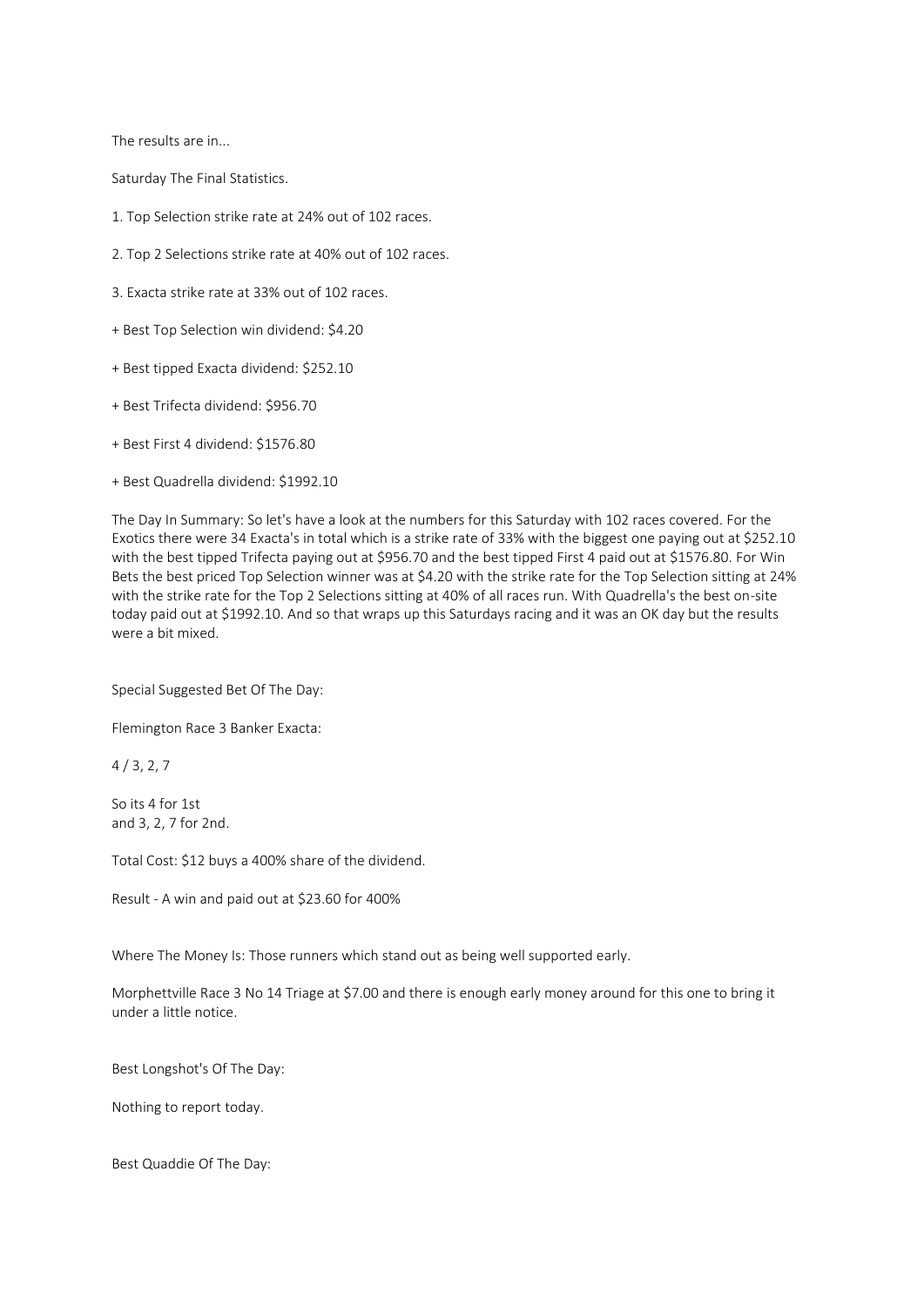The results are in...

Saturday The Final Statistics.

1. Top Selection strike rate at 24% out of 102 races.

2. Top 2 Selections strike rate at 40% out of 102 races.

3. Exacta strike rate at 33% out of 102 races.

+ Best Top Selection win dividend: $4.20

+ Best tipped Exacta dividend: $252.10

+ Best Trifecta dividend: $956.70

+ Best First 4 dividend: $1576.80

+ Best Quadrella dividend: $1992.10

The Day In Summary: So let's have a look at the numbers for this Saturday with 102 races covered. For the Exotics there were 34 Exacta's in total which is a strike rate of 33% with the biggest one paying out at $252.10 with the best tipped Trifecta paying out at $956.70 and the best tipped First 4 paid out at $1576.80. For Win Bets the best priced Top Selection winner was at $4.20 with the strike rate for the Top Selection sitting at 24% with the strike rate for the Top 2 Selections sitting at 40% of all races run. With Quadrella's the best on-site today paid out at $1992.10. And so that wraps up this Saturdays racing and it was an OK day but the results were a bit mixed.

Special Suggested Bet Of The Day:

Flemington Race 3 Banker Exacta:

4 / 3, 2, 7

So its 4 for 1st
and 3, 2, 7 for 2nd.

Total Cost: $12 buys a 400% share of the dividend.

Result - A win and paid out at $23.60 for 400%

Where The Money Is: Those runners which stand out as being well supported early.

Morphettville Race 3 No 14 Triage at $7.00 and there is enough early money around for this one to bring it under a little notice.

Best Longshot's Of The Day:

Nothing to report today.

Best Quaddie Of The Day: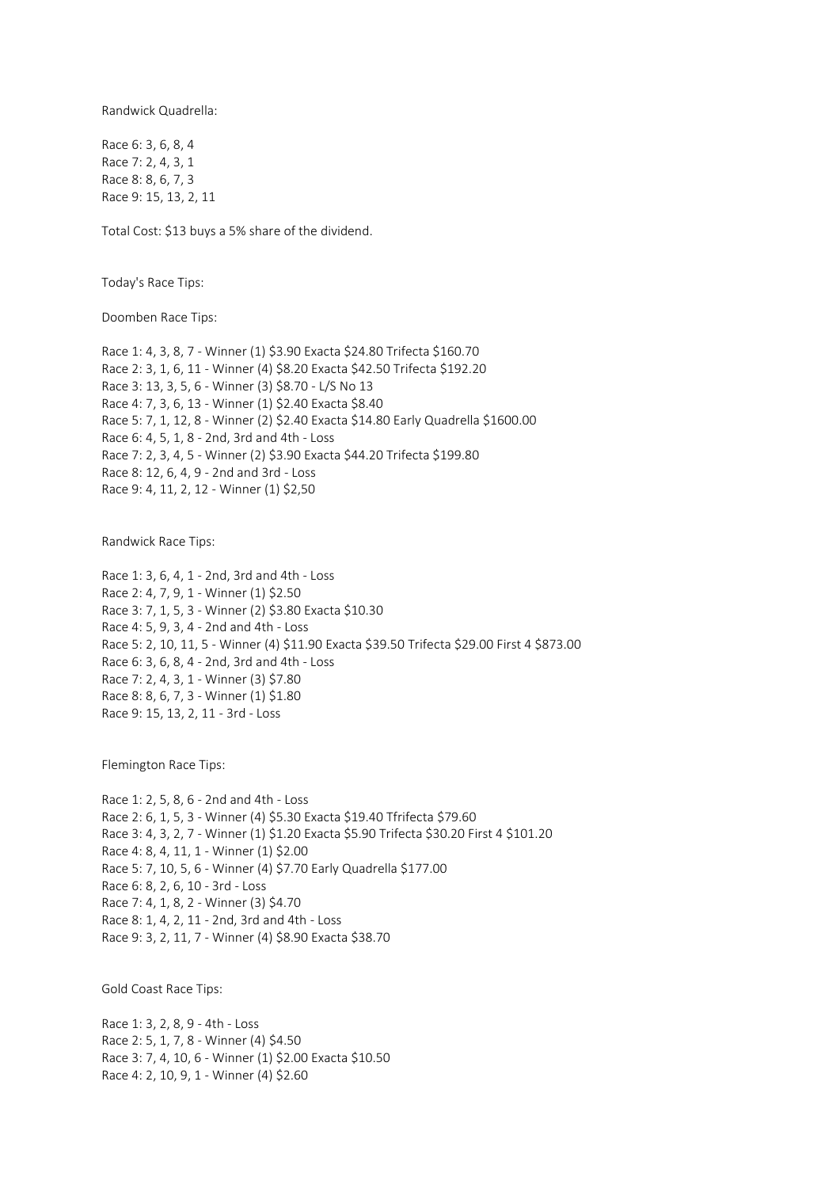Randwick Quadrella:

Race 6: 3, 6, 8, 4
Race 7: 2, 4, 3, 1
Race 8: 8, 6, 7, 3
Race 9: 15, 13, 2, 11

Total Cost: $13 buys a 5% share of the dividend.

Today's Race Tips:

Doomben Race Tips:

Race 1: 4, 3, 8, 7 - Winner (1) $3.90 Exacta $24.80 Trifecta $160.70
Race 2: 3, 1, 6, 11 - Winner (4) $8.20 Exacta $42.50 Trifecta $192.20
Race 3: 13, 3, 5, 6 - Winner (3) $8.70 - L/S No 13
Race 4: 7, 3, 6, 13 - Winner (1) $2.40 Exacta $8.40
Race 5: 7, 1, 12, 8 - Winner (2) $2.40 Exacta $14.80 Early Quadrella $1600.00
Race 6: 4, 5, 1, 8 - 2nd, 3rd and 4th - Loss
Race 7: 2, 3, 4, 5 - Winner (2) $3.90 Exacta $44.20 Trifecta $199.80
Race 8: 12, 6, 4, 9 - 2nd and 3rd - Loss
Race 9: 4, 11, 2, 12 - Winner (1) $2,50

Randwick Race Tips:

Race 1: 3, 6, 4, 1 - 2nd, 3rd and 4th - Loss
Race 2: 4, 7, 9, 1 - Winner (1) $2.50
Race 3: 7, 1, 5, 3 - Winner (2) $3.80 Exacta $10.30
Race 4: 5, 9, 3, 4 - 2nd and 4th - Loss
Race 5: 2, 10, 11, 5 - Winner (4) $11.90 Exacta $39.50 Trifecta $29.00 First 4 $873.00
Race 6: 3, 6, 8, 4 - 2nd, 3rd and 4th - Loss
Race 7: 2, 4, 3, 1 - Winner (3) $7.80
Race 8: 8, 6, 7, 3 - Winner (1) $1.80
Race 9: 15, 13, 2, 11 - 3rd - Loss

Flemington Race Tips:

Race 1: 2, 5, 8, 6 - 2nd and 4th - Loss
Race 2: 6, 1, 5, 3 - Winner (4) $5.30 Exacta $19.40 Tfrifecta $79.60
Race 3: 4, 3, 2, 7 - Winner (1) $1.20 Exacta $5.90 Trifecta $30.20 First 4 $101.20
Race 4: 8, 4, 11, 1 - Winner (1) $2.00
Race 5: 7, 10, 5, 6 - Winner (4) $7.70 Early Quadrella $177.00
Race 6: 8, 2, 6, 10 - 3rd - Loss
Race 7: 4, 1, 8, 2 - Winner (3) $4.70
Race 8: 1, 4, 2, 11 - 2nd, 3rd and 4th - Loss
Race 9: 3, 2, 11, 7 - Winner (4) $8.90 Exacta $38.70

Gold Coast Race Tips:

Race 1: 3, 2, 8, 9 - 4th - Loss
Race 2: 5, 1, 7, 8 - Winner (4) $4.50
Race 3: 7, 4, 10, 6 - Winner (1) $2.00 Exacta $10.50
Race 4: 2, 10, 9, 1 - Winner (4) $2.60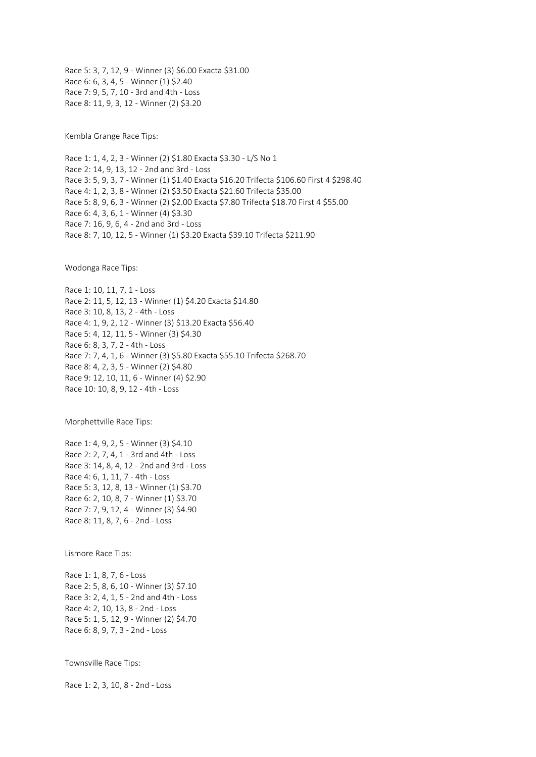Race 5: 3, 7, 12, 9 - Winner (3) $6.00 Exacta $31.00
Race 6: 6, 3, 4, 5 - Winner (1) $2.40
Race 7: 9, 5, 7, 10 - 3rd and 4th - Loss
Race 8: 11, 9, 3, 12 - Winner (2) $3.20

Kembla Grange Race Tips:

Race 1: 1, 4, 2, 3 - Winner (2) $1.80 Exacta $3.30 - L/S No 1
Race 2: 14, 9, 13, 12 - 2nd and 3rd - Loss
Race 3: 5, 9, 3, 7 - Winner (1) $1.40 Exacta $16.20 Trifecta $106.60 First 4 $298.40
Race 4: 1, 2, 3, 8 - Winner (2) $3.50 Exacta $21.60 Trifecta $35.00
Race 5: 8, 9, 6, 3 - Winner (2) $2.00 Exacta $7.80 Trifecta $18.70 First 4 $55.00
Race 6: 4, 3, 6, 1 - Winner (4) $3.30
Race 7: 16, 9, 6, 4 - 2nd and 3rd - Loss
Race 8: 7, 10, 12, 5 - Winner (1) $3.20 Exacta $39.10 Trifecta $211.90

Wodonga Race Tips:

Race 1: 10, 11, 7, 1 - Loss
Race 2: 11, 5, 12, 13 - Winner (1) $4.20 Exacta $14.80
Race 3: 10, 8, 13, 2 - 4th - Loss
Race 4: 1, 9, 2, 12 - Winner (3) $13.20 Exacta $56.40
Race 5: 4, 12, 11, 5 - Winner (3) $4.30
Race 6: 8, 3, 7, 2 - 4th - Loss
Race 7: 7, 4, 1, 6 - Winner (3) $5.80 Exacta $55.10 Trifecta $268.70
Race 8: 4, 2, 3, 5 - Winner (2) $4.80
Race 9: 12, 10, 11, 6 - Winner (4) $2.90
Race 10: 10, 8, 9, 12 - 4th - Loss

Morphettville Race Tips:

Race 1: 4, 9, 2, 5 - Winner (3) $4.10
Race 2: 2, 7, 4, 1 - 3rd and 4th - Loss
Race 3: 14, 8, 4, 12 - 2nd and 3rd - Loss
Race 4: 6, 1, 11, 7 - 4th - Loss
Race 5: 3, 12, 8, 13 - Winner (1) $3.70
Race 6: 2, 10, 8, 7 - Winner (1) $3.70
Race 7: 7, 9, 12, 4 - Winner (3) $4.90
Race 8: 11, 8, 7, 6 - 2nd - Loss

Lismore Race Tips:

Race 1: 1, 8, 7, 6 - Loss
Race 2: 5, 8, 6, 10 - Winner (3) $7.10
Race 3: 2, 4, 1, 5 - 2nd and 4th - Loss
Race 4: 2, 10, 13, 8 - 2nd - Loss
Race 5: 1, 5, 12, 9 - Winner (2) $4.70
Race 6: 8, 9, 7, 3 - 2nd - Loss

Townsville Race Tips:

Race 1: 2, 3, 10, 8 - 2nd - Loss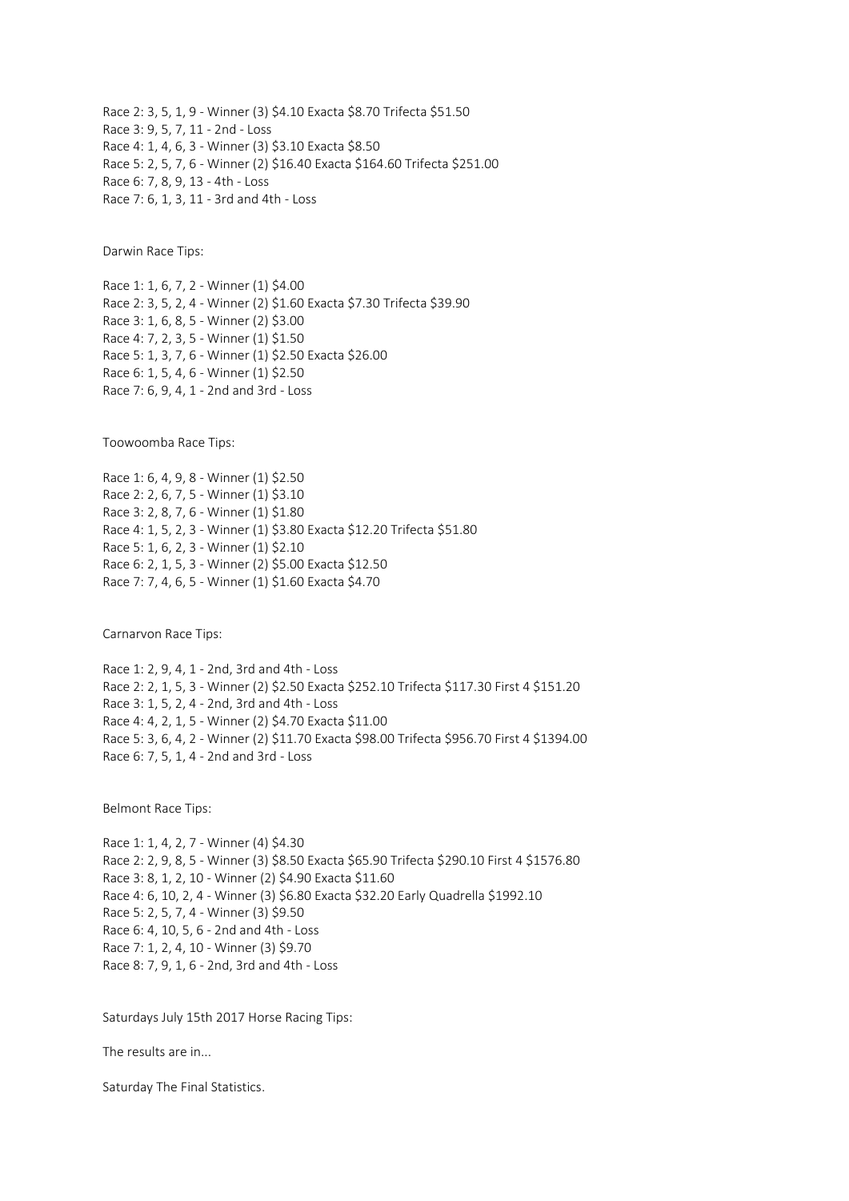Race 2: 3, 5, 1, 9 - Winner (3) $4.10 Exacta $8.70 Trifecta $51.50
Race 3: 9, 5, 7, 11 - 2nd - Loss
Race 4: 1, 4, 6, 3 - Winner (3) $3.10 Exacta $8.50
Race 5: 2, 5, 7, 6 - Winner (2) $16.40 Exacta $164.60 Trifecta $251.00
Race 6: 7, 8, 9, 13 - 4th - Loss
Race 7: 6, 1, 3, 11 - 3rd and 4th - Loss

Darwin Race Tips:

Race 1: 1, 6, 7, 2 - Winner (1) $4.00
Race 2: 3, 5, 2, 4 - Winner (2) $1.60 Exacta $7.30 Trifecta $39.90
Race 3: 1, 6, 8, 5 - Winner (2) $3.00
Race 4: 7, 2, 3, 5 - Winner (1) $1.50
Race 5: 1, 3, 7, 6 - Winner (1) $2.50 Exacta $26.00
Race 6: 1, 5, 4, 6 - Winner (1) $2.50
Race 7: 6, 9, 4, 1 - 2nd and 3rd - Loss

Toowoomba Race Tips:

Race 1: 6, 4, 9, 8 - Winner (1) $2.50
Race 2: 2, 6, 7, 5 - Winner (1) $3.10
Race 3: 2, 8, 7, 6 - Winner (1) $1.80
Race 4: 1, 5, 2, 3 - Winner (1) $3.80 Exacta $12.20 Trifecta $51.80
Race 5: 1, 6, 2, 3 - Winner (1) $2.10
Race 6: 2, 1, 5, 3 - Winner (2) $5.00 Exacta $12.50
Race 7: 7, 4, 6, 5 - Winner (1) $1.60 Exacta $4.70

Carnarvon Race Tips:

Race 1: 2, 9, 4, 1 - 2nd, 3rd and 4th - Loss
Race 2: 2, 1, 5, 3 - Winner (2) $2.50 Exacta $252.10 Trifecta $117.30 First 4 $151.20
Race 3: 1, 5, 2, 4 - 2nd, 3rd and 4th - Loss
Race 4: 4, 2, 1, 5 - Winner (2) $4.70 Exacta $11.00
Race 5: 3, 6, 4, 2 - Winner (2) $11.70 Exacta $98.00 Trifecta $956.70 First 4 $1394.00
Race 6: 7, 5, 1, 4 - 2nd and 3rd - Loss

Belmont Race Tips:

Race 1: 1, 4, 2, 7 - Winner (4) $4.30
Race 2: 2, 9, 8, 5 - Winner (3) $8.50 Exacta $65.90 Trifecta $290.10 First 4 $1576.80
Race 3: 8, 1, 2, 10 - Winner (2) $4.90 Exacta $11.60
Race 4: 6, 10, 2, 4 - Winner (3) $6.80 Exacta $32.20 Early Quadrella $1992.10
Race 5: 2, 5, 7, 4 - Winner (3) $9.50
Race 6: 4, 10, 5, 6 - 2nd and 4th - Loss
Race 7: 1, 2, 4, 10 - Winner (3) $9.70
Race 8: 7, 9, 1, 6 - 2nd, 3rd and 4th - Loss

Saturdays July 15th 2017 Horse Racing Tips:

The results are in...

Saturday The Final Statistics.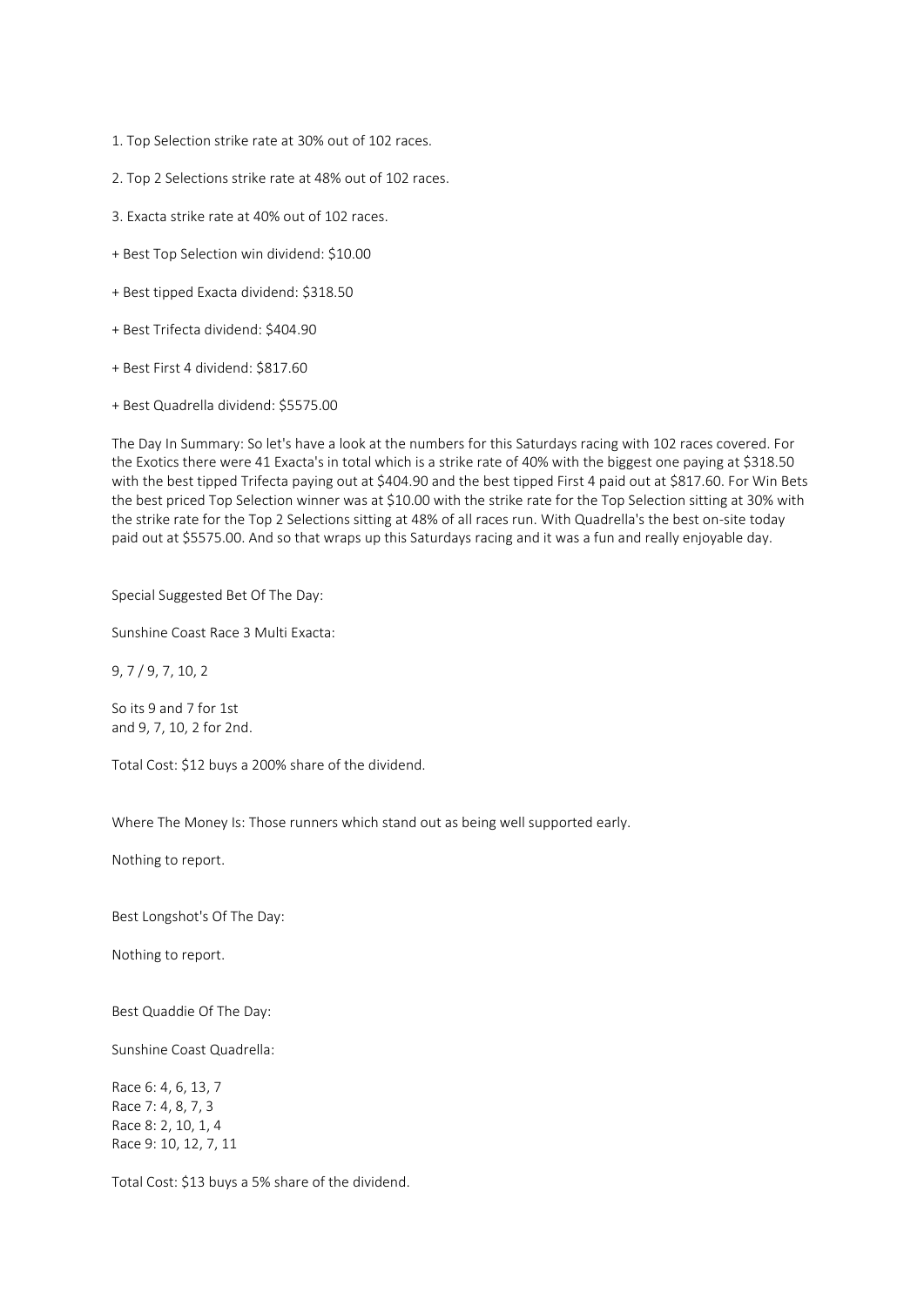1. Top Selection strike rate at 30% out of 102 races.

2. Top 2 Selections strike rate at 48% out of 102 races.

3. Exacta strike rate at 40% out of 102 races.

+ Best Top Selection win dividend: $10.00

+ Best tipped Exacta dividend: $318.50

+ Best Trifecta dividend: $404.90

+ Best First 4 dividend: $817.60

+ Best Quadrella dividend: $5575.00

The Day In Summary: So let's have a look at the numbers for this Saturdays racing with 102 races covered. For the Exotics there were 41 Exacta's in total which is a strike rate of 40% with the biggest one paying at $318.50 with the best tipped Trifecta paying out at $404.90 and the best tipped First 4 paid out at $817.60. For Win Bets the best priced Top Selection winner was at $10.00 with the strike rate for the Top Selection sitting at 30% with the strike rate for the Top 2 Selections sitting at 48% of all races run. With Quadrella's the best on-site today paid out at $5575.00. And so that wraps up this Saturdays racing and it was a fun and really enjoyable day.

Special Suggested Bet Of The Day:

Sunshine Coast Race 3 Multi Exacta:

9, 7 / 9, 7, 10, 2

So its 9 and 7 for 1st
and 9, 7, 10, 2 for 2nd.

Total Cost: $12 buys a 200% share of the dividend.

Where The Money Is: Those runners which stand out as being well supported early.

Nothing to report.

Best Longshot's Of The Day:

Nothing to report.

Best Quaddie Of The Day:

Sunshine Coast Quadrella:

Race 6: 4, 6, 13, 7
Race 7: 4, 8, 7, 3
Race 8: 2, 10, 1, 4
Race 9: 10, 12, 7, 11

Total Cost: $13 buys a 5% share of the dividend.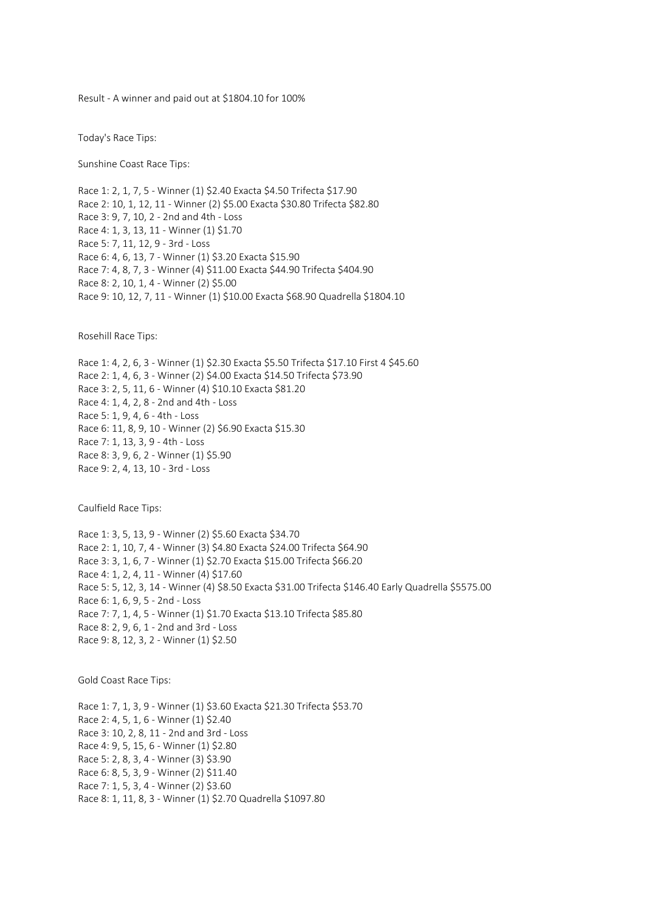Result - A winner and paid out at $1804.10 for 100%

Today's Race Tips:

Sunshine Coast Race Tips:

Race 1: 2, 1, 7, 5 - Winner (1) $2.40 Exacta $4.50 Trifecta $17.90
Race 2: 10, 1, 12, 11 - Winner (2) $5.00 Exacta $30.80 Trifecta $82.80
Race 3: 9, 7, 10, 2 - 2nd and 4th - Loss
Race 4: 1, 3, 13, 11 - Winner (1) $1.70
Race 5: 7, 11, 12, 9 - 3rd - Loss
Race 6: 4, 6, 13, 7 - Winner (1) $3.20 Exacta $15.90
Race 7: 4, 8, 7, 3 - Winner (4) $11.00 Exacta $44.90 Trifecta $404.90
Race 8: 2, 10, 1, 4 - Winner (2) $5.00
Race 9: 10, 12, 7, 11 - Winner (1) $10.00 Exacta $68.90 Quadrella $1804.10

Rosehill Race Tips:

Race 1: 4, 2, 6, 3 - Winner (1) $2.30 Exacta $5.50 Trifecta $17.10 First 4 $45.60
Race 2: 1, 4, 6, 3 - Winner (2) $4.00 Exacta $14.50 Trifecta $73.90
Race 3: 2, 5, 11, 6 - Winner (4) $10.10 Exacta $81.20
Race 4: 1, 4, 2, 8 - 2nd and 4th - Loss
Race 5: 1, 9, 4, 6 - 4th - Loss
Race 6: 11, 8, 9, 10 - Winner (2) $6.90 Exacta $15.30
Race 7: 1, 13, 3, 9 - 4th - Loss
Race 8: 3, 9, 6, 2 - Winner (1) $5.90
Race 9: 2, 4, 13, 10 - 3rd - Loss

Caulfield Race Tips:

Race 1: 3, 5, 13, 9 - Winner (2) $5.60 Exacta $34.70
Race 2: 1, 10, 7, 4 - Winner (3) $4.80 Exacta $24.00 Trifecta $64.90
Race 3: 3, 1, 6, 7 - Winner (1) $2.70 Exacta $15.00 Trifecta $66.20
Race 4: 1, 2, 4, 11 - Winner (4) $17.60
Race 5: 5, 12, 3, 14 - Winner (4) $8.50 Exacta $31.00 Trifecta $146.40 Early Quadrella $5575.00
Race 6: 1, 6, 9, 5 - 2nd - Loss
Race 7: 7, 1, 4, 5 - Winner (1) $1.70 Exacta $13.10 Trifecta $85.80
Race 8: 2, 9, 6, 1 - 2nd and 3rd - Loss
Race 9: 8, 12, 3, 2 - Winner (1) $2.50

Gold Coast Race Tips:

Race 1: 7, 1, 3, 9 - Winner (1) $3.60 Exacta $21.30 Trifecta $53.70
Race 2: 4, 5, 1, 6 - Winner (1) $2.40
Race 3: 10, 2, 8, 11 - 2nd and 3rd - Loss
Race 4: 9, 5, 15, 6 - Winner (1) $2.80
Race 5: 2, 8, 3, 4 - Winner (3) $3.90
Race 6: 8, 5, 3, 9 - Winner (2) $11.40
Race 7: 1, 5, 3, 4 - Winner (2) $3.60
Race 8: 1, 11, 8, 3 - Winner (1) $2.70 Quadrella $1097.80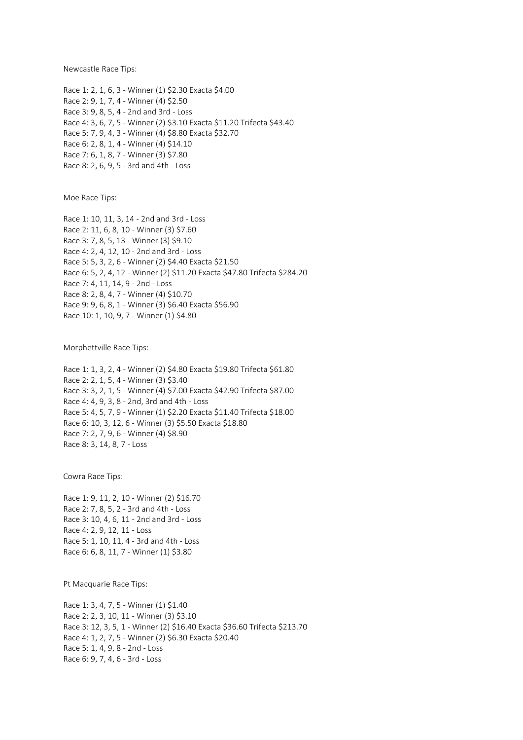Newcastle Race Tips:

Race 1: 2, 1, 6, 3 - Winner (1) $2.30 Exacta $4.00
Race 2: 9, 1, 7, 4 - Winner (4) $2.50
Race 3: 9, 8, 5, 4 - 2nd and 3rd - Loss
Race 4: 3, 6, 7, 5 - Winner (2) $3.10 Exacta $11.20 Trifecta $43.40
Race 5: 7, 9, 4, 3 - Winner (4) $8.80 Exacta $32.70
Race 6: 2, 8, 1, 4 - Winner (4) $14.10
Race 7: 6, 1, 8, 7 - Winner (3) $7.80
Race 8: 2, 6, 9, 5 - 3rd and 4th - Loss

Moe Race Tips:

Race 1: 10, 11, 3, 14 - 2nd and 3rd - Loss
Race 2: 11, 6, 8, 10 - Winner (3) $7.60
Race 3: 7, 8, 5, 13 - Winner (3) $9.10
Race 4: 2, 4, 12, 10 - 2nd and 3rd - Loss
Race 5: 5, 3, 2, 6 - Winner (2) $4.40 Exacta $21.50
Race 6: 5, 2, 4, 12 - Winner (2) $11.20 Exacta $47.80 Trifecta $284.20
Race 7: 4, 11, 14, 9 - 2nd - Loss
Race 8: 2, 8, 4, 7 - Winner (4) $10.70
Race 9: 9, 6, 8, 1 - Winner (3) $6.40 Exacta $56.90
Race 10: 1, 10, 9, 7 - Winner (1) $4.80

Morphettville Race Tips:

Race 1: 1, 3, 2, 4 - Winner (2) $4.80 Exacta $19.80 Trifecta $61.80
Race 2: 2, 1, 5, 4 - Winner (3) $3.40
Race 3: 3, 2, 1, 5 - Winner (4) $7.00 Exacta $42.90 Trifecta $87.00
Race 4: 4, 9, 3, 8 - 2nd, 3rd and 4th - Loss
Race 5: 4, 5, 7, 9 - Winner (1) $2.20 Exacta $11.40 Trifecta $18.00
Race 6: 10, 3, 12, 6 - Winner (3) $5.50 Exacta $18.80
Race 7: 2, 7, 9, 6 - Winner (4) $8.90
Race 8: 3, 14, 8, 7 - Loss

Cowra Race Tips:

Race 1: 9, 11, 2, 10 - Winner (2) $16.70
Race 2: 7, 8, 5, 2 - 3rd and 4th - Loss
Race 3: 10, 4, 6, 11 - 2nd and 3rd - Loss
Race 4: 2, 9, 12, 11 - Loss
Race 5: 1, 10, 11, 4 - 3rd and 4th - Loss
Race 6: 6, 8, 11, 7 - Winner (1) $3.80

Pt Macquarie Race Tips:

Race 1: 3, 4, 7, 5 - Winner (1) $1.40
Race 2: 2, 3, 10, 11 - Winner (3) $3.10
Race 3: 12, 3, 5, 1 - Winner (2) $16.40 Exacta $36.60 Trifecta $213.70
Race 4: 1, 2, 7, 5 - Winner (2) $6.30 Exacta $20.40
Race 5: 1, 4, 9, 8 - 2nd - Loss
Race 6: 9, 7, 4, 6 - 3rd - Loss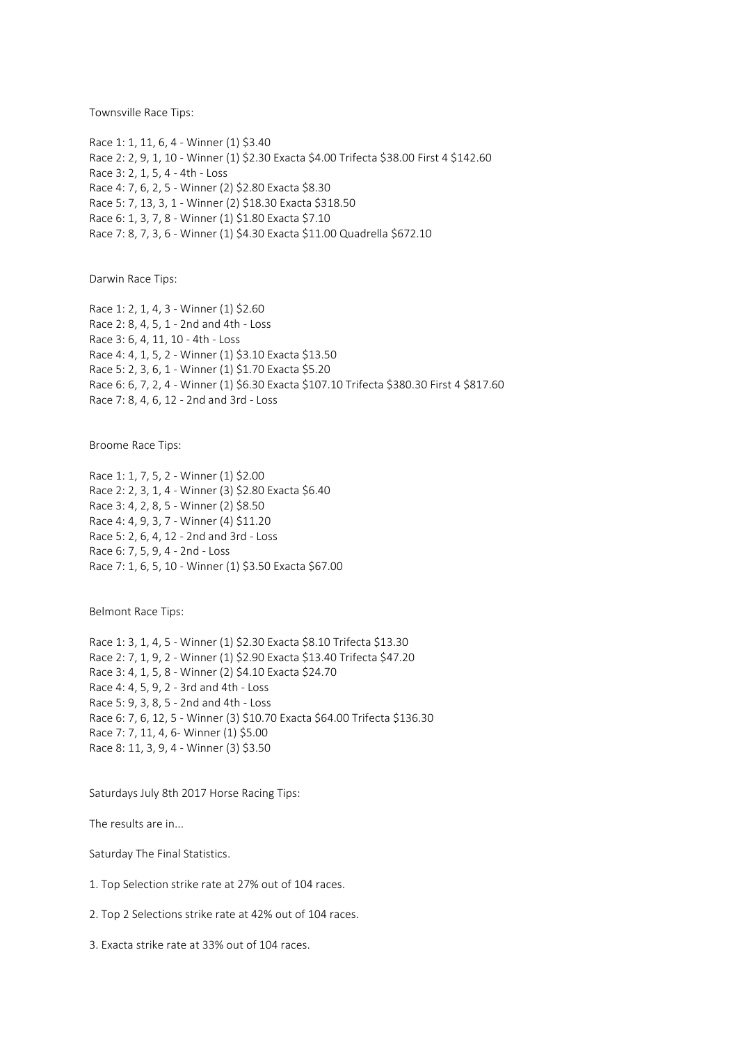Townsville Race Tips:

Race 1: 1, 11, 6, 4 - Winner (1) $3.40
Race 2: 2, 9, 1, 10 - Winner (1) $2.30 Exacta $4.00 Trifecta $38.00 First 4 $142.60
Race 3: 2, 1, 5, 4 - 4th - Loss
Race 4: 7, 6, 2, 5 - Winner (2) $2.80 Exacta $8.30
Race 5: 7, 13, 3, 1 - Winner (2) $18.30 Exacta $318.50
Race 6: 1, 3, 7, 8 - Winner (1) $1.80 Exacta $7.10
Race 7: 8, 7, 3, 6 - Winner (1) $4.30 Exacta $11.00 Quadrella $672.10

Darwin Race Tips:

Race 1: 2, 1, 4, 3 - Winner (1) $2.60
Race 2: 8, 4, 5, 1 - 2nd and 4th - Loss
Race 3: 6, 4, 11, 10 - 4th - Loss
Race 4: 4, 1, 5, 2 - Winner (1) $3.10 Exacta $13.50
Race 5: 2, 3, 6, 1 - Winner (1) $1.70 Exacta $5.20
Race 6: 6, 7, 2, 4 - Winner (1) $6.30 Exacta $107.10 Trifecta $380.30 First 4 $817.60
Race 7: 8, 4, 6, 12 - 2nd and 3rd - Loss

Broome Race Tips:

Race 1: 1, 7, 5, 2 - Winner (1) $2.00
Race 2: 2, 3, 1, 4 - Winner (3) $2.80 Exacta $6.40
Race 3: 4, 2, 8, 5 - Winner (2) $8.50
Race 4: 4, 9, 3, 7 - Winner (4) $11.20
Race 5: 2, 6, 4, 12 - 2nd and 3rd - Loss
Race 6: 7, 5, 9, 4 - 2nd - Loss
Race 7: 1, 6, 5, 10 - Winner (1) $3.50 Exacta $67.00

Belmont Race Tips:

Race 1: 3, 1, 4, 5 - Winner (1) $2.30 Exacta $8.10 Trifecta $13.30
Race 2: 7, 1, 9, 2 - Winner (1) $2.90 Exacta $13.40 Trifecta $47.20
Race 3: 4, 1, 5, 8 - Winner (2) $4.10 Exacta $24.70
Race 4: 4, 5, 9, 2 - 3rd and 4th - Loss
Race 5: 9, 3, 8, 5 - 2nd and 4th - Loss
Race 6: 7, 6, 12, 5 - Winner (3) $10.70 Exacta $64.00 Trifecta $136.30
Race 7: 7, 11, 4, 6- Winner (1) $5.00
Race 8: 11, 3, 9, 4 - Winner (3) $3.50

Saturdays July 8th 2017 Horse Racing Tips:

The results are in...

Saturday The Final Statistics.

1. Top Selection strike rate at 27% out of 104 races.

2. Top 2 Selections strike rate at 42% out of 104 races.

3. Exacta strike rate at 33% out of 104 races.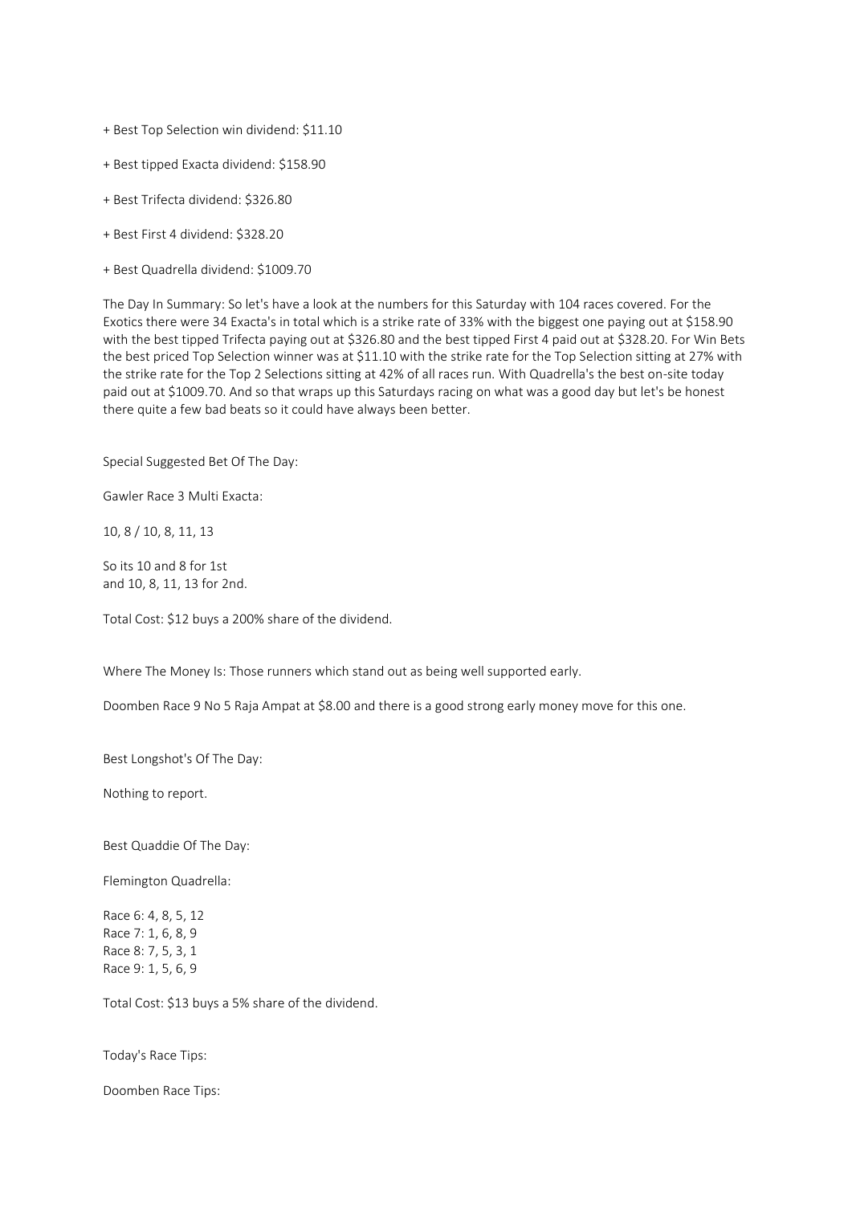+ Best Top Selection win dividend: $11.10

+ Best tipped Exacta dividend: $158.90

+ Best Trifecta dividend: $326.80

+ Best First 4 dividend: $328.20

+ Best Quadrella dividend: $1009.70

The Day In Summary: So let's have a look at the numbers for this Saturday with 104 races covered. For the Exotics there were 34 Exacta's in total which is a strike rate of 33% with the biggest one paying out at $158.90 with the best tipped Trifecta paying out at $326.80 and the best tipped First 4 paid out at $328.20. For Win Bets the best priced Top Selection winner was at $11.10 with the strike rate for the Top Selection sitting at 27% with the strike rate for the Top 2 Selections sitting at 42% of all races run. With Quadrella's the best on-site today paid out at $1009.70. And so that wraps up this Saturdays racing on what was a good day but let's be honest there quite a few bad beats so it could have always been better.

Special Suggested Bet Of The Day:

Gawler Race 3 Multi Exacta:

10, 8 / 10, 8, 11, 13

So its 10 and 8 for 1st
and 10, 8, 11, 13 for 2nd.

Total Cost: $12 buys a 200% share of the dividend.

Where The Money Is: Those runners which stand out as being well supported early.

Doomben Race 9 No 5 Raja Ampat at $8.00 and there is a good strong early money move for this one.

Best Longshot's Of The Day:

Nothing to report.

Best Quaddie Of The Day:

Flemington Quadrella:

Race 6: 4, 8, 5, 12
Race 7: 1, 6, 8, 9
Race 8: 7, 5, 3, 1
Race 9: 1, 5, 6, 9

Total Cost: $13 buys a 5% share of the dividend.

Today's Race Tips:

Doomben Race Tips: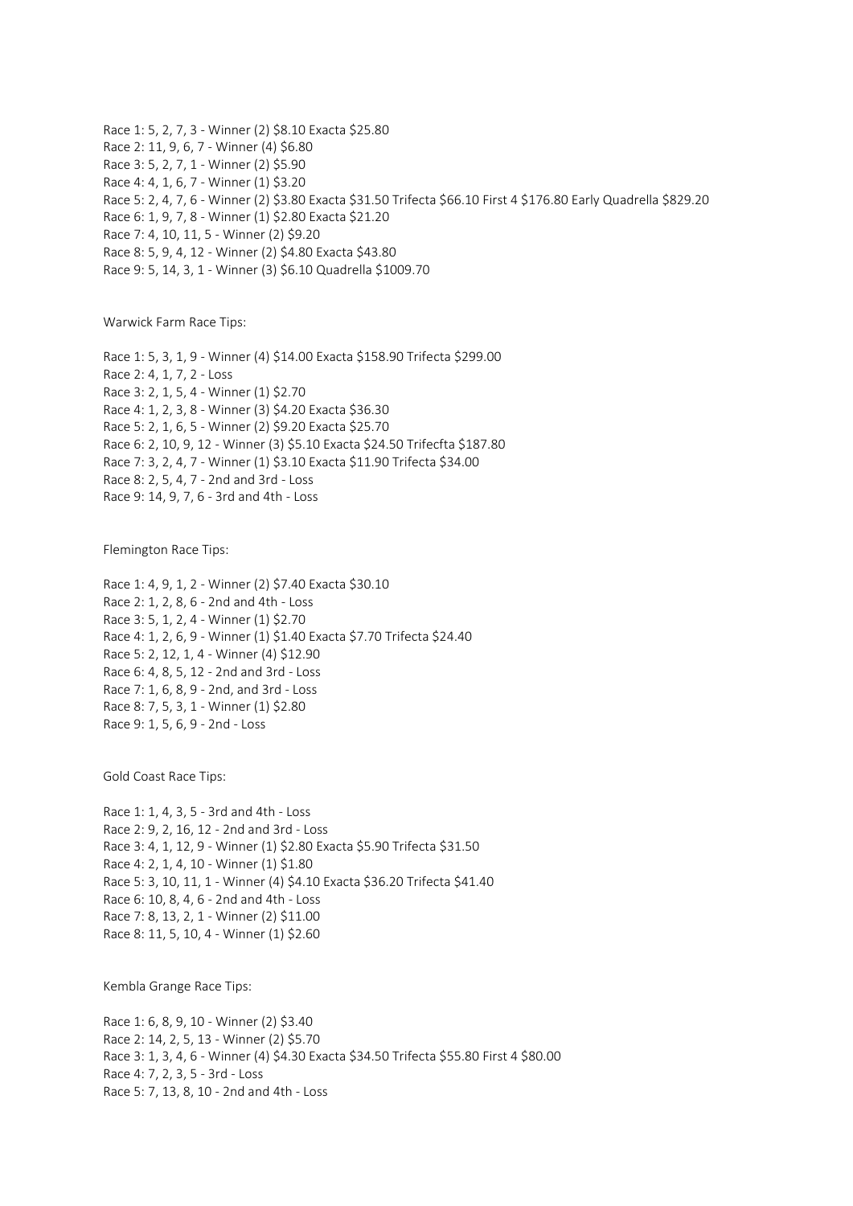Race 1: 5, 2, 7, 3 - Winner (2) $8.10 Exacta $25.80
Race 2: 11, 9, 6, 7 - Winner (4) $6.80
Race 3: 5, 2, 7, 1 - Winner (2) $5.90
Race 4: 4, 1, 6, 7 - Winner (1) $3.20
Race 5: 2, 4, 7, 6 - Winner (2) $3.80 Exacta $31.50 Trifecta $66.10 First 4 $176.80 Early Quadrella $829.20
Race 6: 1, 9, 7, 8 - Winner (1) $2.80 Exacta $21.20
Race 7: 4, 10, 11, 5 - Winner (2) $9.20
Race 8: 5, 9, 4, 12 - Winner (2) $4.80 Exacta $43.80
Race 9: 5, 14, 3, 1 - Winner (3) $6.10 Quadrella $1009.70

Warwick Farm Race Tips:

Race 1: 5, 3, 1, 9 - Winner (4) $14.00 Exacta $158.90 Trifecta $299.00
Race 2: 4, 1, 7, 2 - Loss
Race 3: 2, 1, 5, 4 - Winner (1) $2.70
Race 4: 1, 2, 3, 8 - Winner (3) $4.20 Exacta $36.30
Race 5: 2, 1, 6, 5 - Winner (2) $9.20 Exacta $25.70
Race 6: 2, 10, 9, 12 - Winner (3) $5.10 Exacta $24.50 Trifecfta $187.80
Race 7: 3, 2, 4, 7 - Winner (1) $3.10 Exacta $11.90 Trifecta $34.00
Race 8: 2, 5, 4, 7 - 2nd and 3rd - Loss
Race 9: 14, 9, 7, 6 - 3rd and 4th - Loss

Flemington Race Tips:

Race 1: 4, 9, 1, 2 - Winner (2) $7.40 Exacta $30.10
Race 2: 1, 2, 8, 6 - 2nd and 4th - Loss
Race 3: 5, 1, 2, 4 - Winner (1) $2.70
Race 4: 1, 2, 6, 9 - Winner (1) $1.40 Exacta $7.70 Trifecta $24.40
Race 5: 2, 12, 1, 4 - Winner (4) $12.90
Race 6: 4, 8, 5, 12 - 2nd and 3rd - Loss
Race 7: 1, 6, 8, 9 - 2nd, and 3rd - Loss
Race 8: 7, 5, 3, 1 - Winner (1) $2.80
Race 9: 1, 5, 6, 9 - 2nd - Loss

Gold Coast Race Tips:

Race 1: 1, 4, 3, 5 - 3rd and 4th - Loss
Race 2: 9, 2, 16, 12 - 2nd and 3rd - Loss
Race 3: 4, 1, 12, 9 - Winner (1) $2.80 Exacta $5.90 Trifecta $31.50
Race 4: 2, 1, 4, 10 - Winner (1) $1.80
Race 5: 3, 10, 11, 1 - Winner (4) $4.10 Exacta $36.20 Trifecta $41.40
Race 6: 10, 8, 4, 6 - 2nd and 4th - Loss
Race 7: 8, 13, 2, 1 - Winner (2) $11.00
Race 8: 11, 5, 10, 4 - Winner (1) $2.60

Kembla Grange Race Tips:

Race 1: 6, 8, 9, 10 - Winner (2) $3.40
Race 2: 14, 2, 5, 13 - Winner (2) $5.70
Race 3: 1, 3, 4, 6 - Winner (4) $4.30 Exacta $34.50 Trifecta $55.80 First 4 $80.00
Race 4: 7, 2, 3, 5 - 3rd - Loss
Race 5: 7, 13, 8, 10 - 2nd and 4th - Loss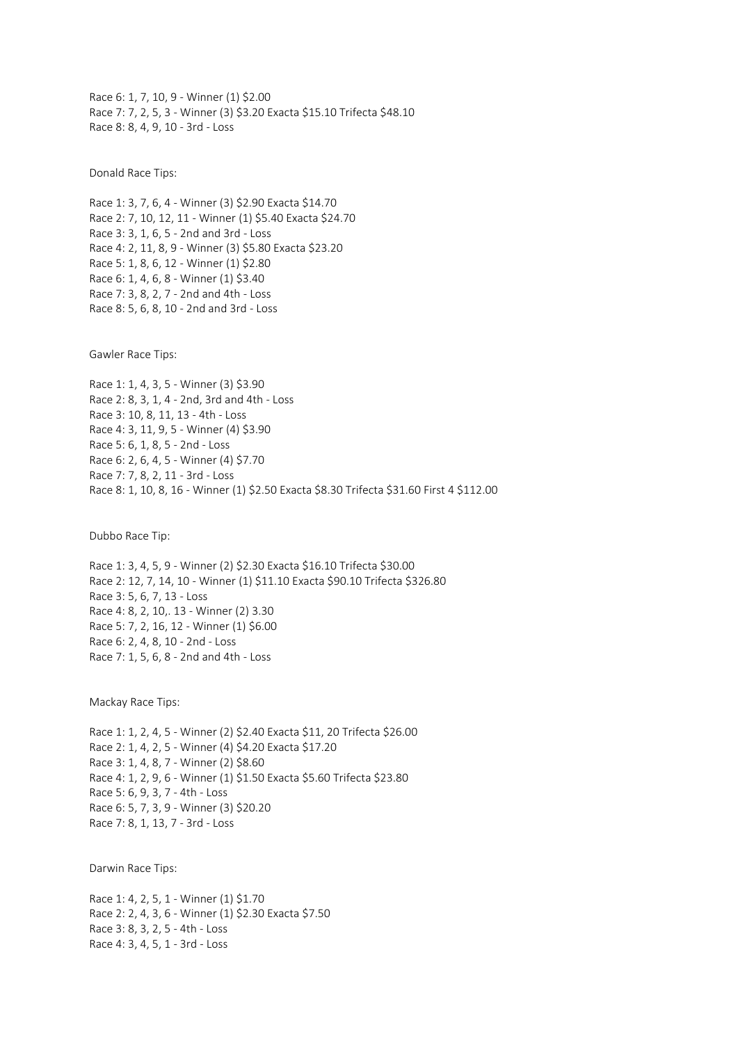Race 6: 1, 7, 10, 9 - Winner (1) $2.00
Race 7: 7, 2, 5, 3 - Winner (3) $3.20 Exacta $15.10 Trifecta $48.10
Race 8: 8, 4, 9, 10 - 3rd - Loss

Donald Race Tips:

Race 1: 3, 7, 6, 4 - Winner (3) $2.90 Exacta $14.70
Race 2: 7, 10, 12, 11 - Winner (1) $5.40 Exacta $24.70
Race 3: 3, 1, 6, 5 - 2nd and 3rd - Loss
Race 4: 2, 11, 8, 9 - Winner (3) $5.80 Exacta $23.20
Race 5: 1, 8, 6, 12 - Winner (1) $2.80
Race 6: 1, 4, 6, 8 - Winner (1) $3.40
Race 7: 3, 8, 2, 7 - 2nd and 4th - Loss
Race 8: 5, 6, 8, 10 - 2nd and 3rd - Loss

Gawler Race Tips:

Race 1: 1, 4, 3, 5 - Winner (3) $3.90
Race 2: 8, 3, 1, 4 - 2nd, 3rd and 4th - Loss
Race 3: 10, 8, 11, 13 - 4th - Loss
Race 4: 3, 11, 9, 5 - Winner (4) $3.90
Race 5: 6, 1, 8, 5 - 2nd - Loss
Race 6: 2, 6, 4, 5 - Winner (4) $7.70
Race 7: 7, 8, 2, 11 - 3rd - Loss
Race 8: 1, 10, 8, 16 - Winner (1) $2.50 Exacta $8.30 Trifecta $31.60 First 4 $112.00

Dubbo Race Tip:

Race 1: 3, 4, 5, 9 - Winner (2) $2.30 Exacta $16.10 Trifecta $30.00
Race 2: 12, 7, 14, 10 - Winner (1) $11.10 Exacta $90.10 Trifecta $326.80
Race 3: 5, 6, 7, 13 - Loss
Race 4: 8, 2, 10,. 13 - Winner (2) 3.30
Race 5: 7, 2, 16, 12 - Winner (1) $6.00
Race 6: 2, 4, 8, 10 - 2nd - Loss
Race 7: 1, 5, 6, 8 - 2nd and 4th - Loss

Mackay Race Tips:

Race 1: 1, 2, 4, 5 - Winner (2) $2.40 Exacta $11, 20 Trifecta $26.00
Race 2: 1, 4, 2, 5 - Winner (4) $4.20 Exacta $17.20
Race 3: 1, 4, 8, 7 - Winner (2) $8.60
Race 4: 1, 2, 9, 6 - Winner (1) $1.50 Exacta $5.60 Trifecta $23.80
Race 5: 6, 9, 3, 7 - 4th - Loss
Race 6: 5, 7, 3, 9 - Winner (3) $20.20
Race 7: 8, 1, 13, 7 - 3rd - Loss

Darwin Race Tips:

Race 1: 4, 2, 5, 1 - Winner (1) $1.70
Race 2: 2, 4, 3, 6 - Winner (1) $2.30 Exacta $7.50
Race 3: 8, 3, 2, 5 - 4th - Loss
Race 4: 3, 4, 5, 1 - 3rd - Loss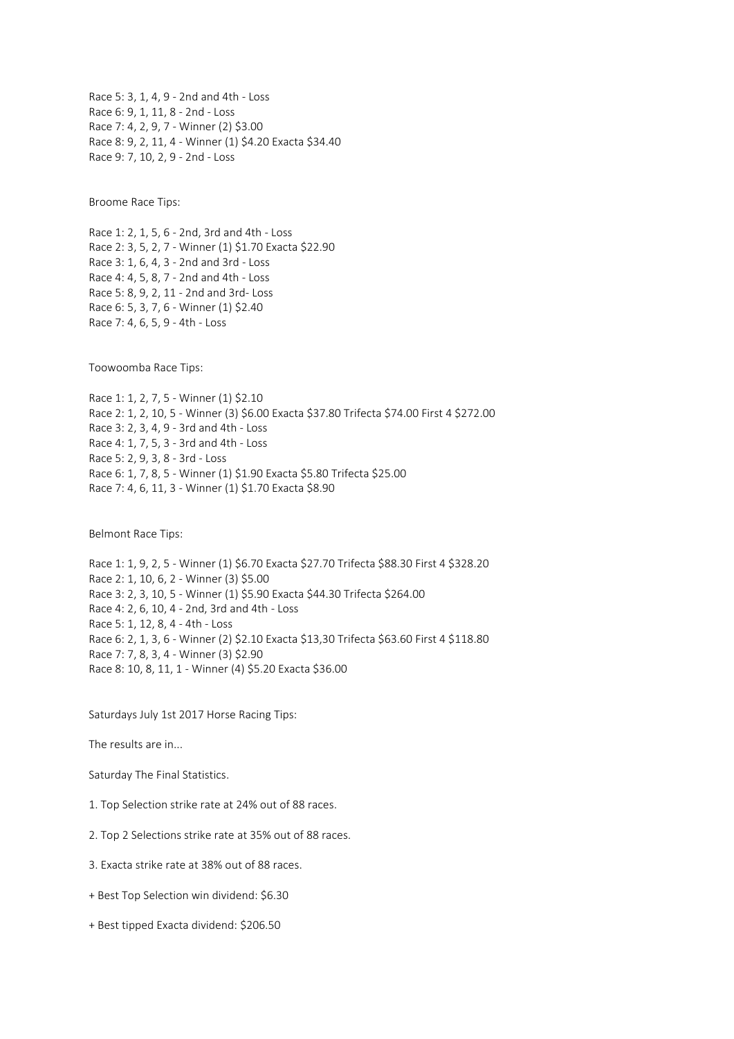Race 5: 3, 1, 4, 9 - 2nd and 4th - Loss
Race 6: 9, 1, 11, 8 - 2nd - Loss
Race 7: 4, 2, 9, 7 - Winner (2) $3.00
Race 8: 9, 2, 11, 4 - Winner (1) $4.20 Exacta $34.40
Race 9: 7, 10, 2, 9 - 2nd - Loss

Broome Race Tips:

Race 1: 2, 1, 5, 6 - 2nd, 3rd and 4th - Loss
Race 2: 3, 5, 2, 7 - Winner (1) $1.70 Exacta $22.90
Race 3: 1, 6, 4, 3 - 2nd and 3rd - Loss
Race 4: 4, 5, 8, 7 - 2nd and 4th - Loss
Race 5: 8, 9, 2, 11 - 2nd and 3rd- Loss
Race 6: 5, 3, 7, 6 - Winner (1) $2.40
Race 7: 4, 6, 5, 9 - 4th - Loss

Toowoomba Race Tips:

Race 1: 1, 2, 7, 5 - Winner (1) $2.10
Race 2: 1, 2, 10, 5 - Winner (3) $6.00 Exacta $37.80 Trifecta $74.00 First 4 $272.00
Race 3: 2, 3, 4, 9 - 3rd and 4th - Loss
Race 4: 1, 7, 5, 3 - 3rd and 4th - Loss
Race 5: 2, 9, 3, 8 - 3rd - Loss
Race 6: 1, 7, 8, 5 - Winner (1) $1.90 Exacta $5.80 Trifecta $25.00
Race 7: 4, 6, 11, 3 - Winner (1) $1.70 Exacta $8.90

Belmont Race Tips:

Race 1: 1, 9, 2, 5 - Winner (1) $6.70 Exacta $27.70 Trifecta $88.30 First 4 $328.20
Race 2: 1, 10, 6, 2 - Winner (3) $5.00
Race 3: 2, 3, 10, 5 - Winner (1) $5.90 Exacta $44.30 Trifecta $264.00
Race 4: 2, 6, 10, 4 - 2nd, 3rd and 4th - Loss
Race 5: 1, 12, 8, 4 - 4th - Loss
Race 6: 2, 1, 3, 6 - Winner (2) $2.10 Exacta $13,30 Trifecta $63.60 First 4 $118.80
Race 7: 7, 8, 3, 4 - Winner (3) $2.90
Race 8: 10, 8, 11, 1 - Winner (4) $5.20 Exacta $36.00

Saturdays July 1st 2017 Horse Racing Tips:

The results are in...

Saturday The Final Statistics.

1. Top Selection strike rate at 24% out of 88 races.

2. Top 2 Selections strike rate at 35% out of 88 races.

3. Exacta strike rate at 38% out of 88 races.

+ Best Top Selection win dividend: $6.30

+ Best tipped Exacta dividend: $206.50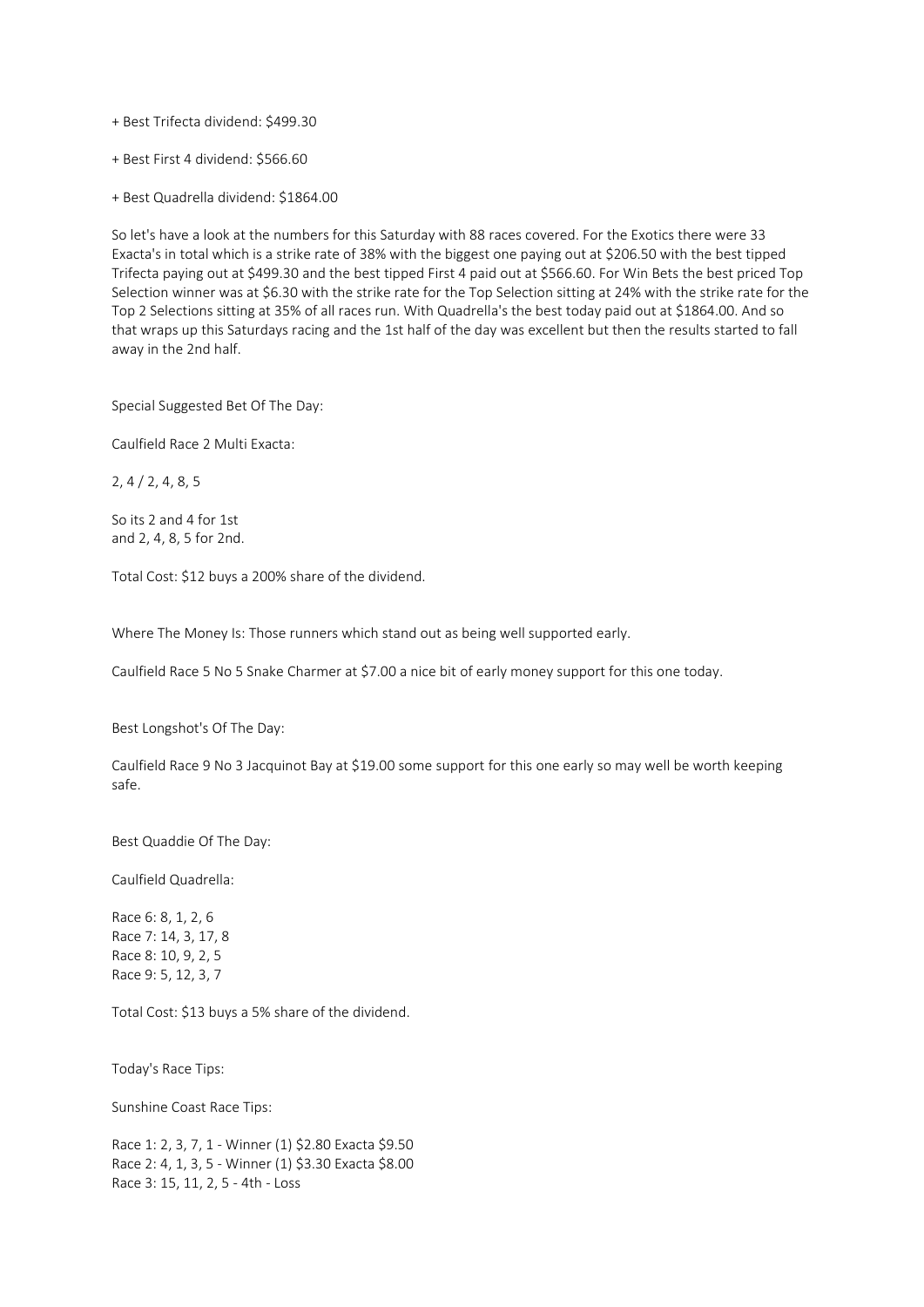+ Best Trifecta dividend: $499.30

+ Best First 4 dividend: $566.60

+ Best Quadrella dividend: $1864.00

So let's have a look at the numbers for this Saturday with 88 races covered. For the Exotics there were 33 Exacta's in total which is a strike rate of 38% with the biggest one paying out at $206.50 with the best tipped Trifecta paying out at $499.30 and the best tipped First 4 paid out at $566.60. For Win Bets the best priced Top Selection winner was at $6.30 with the strike rate for the Top Selection sitting at 24% with the strike rate for the Top 2 Selections sitting at 35% of all races run. With Quadrella's the best today paid out at $1864.00. And so that wraps up this Saturdays racing and the 1st half of the day was excellent but then the results started to fall away in the 2nd half.

Special Suggested Bet Of The Day:

Caulfield Race 2 Multi Exacta:

2, 4 / 2, 4, 8, 5

So its 2 and 4 for 1st
and 2, 4, 8, 5 for 2nd.

Total Cost: $12 buys a 200% share of the dividend.

Where The Money Is: Those runners which stand out as being well supported early.

Caulfield Race 5 No 5 Snake Charmer at $7.00 a nice bit of early money support for this one today.

Best Longshot's Of The Day:

Caulfield Race 9 No 3 Jacquinot Bay at $19.00 some support for this one early so may well be worth keeping safe.

Best Quaddie Of The Day:

Caulfield Quadrella:

Race 6: 8, 1, 2, 6
Race 7: 14, 3, 17, 8
Race 8: 10, 9, 2, 5
Race 9: 5, 12, 3, 7

Total Cost: $13 buys a 5% share of the dividend.

Today's Race Tips:

Sunshine Coast Race Tips:

Race 1: 2, 3, 7, 1 - Winner (1) $2.80 Exacta $9.50
Race 2: 4, 1, 3, 5 - Winner (1) $3.30 Exacta $8.00
Race 3: 15, 11, 2, 5 - 4th - Loss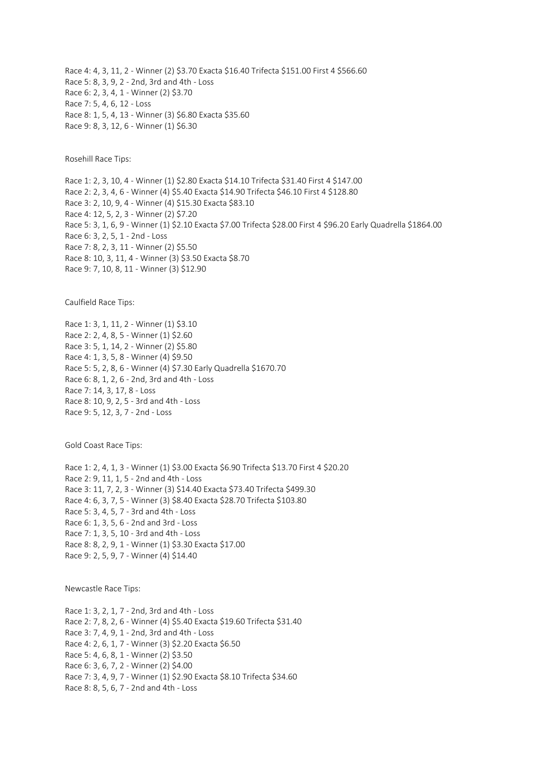Race 4: 4, 3, 11, 2 - Winner (2) $3.70 Exacta $16.40 Trifecta $151.00 First 4 $566.60
Race 5: 8, 3, 9, 2 - 2nd, 3rd and 4th - Loss
Race 6: 2, 3, 4, 1 - Winner (2) $3.70
Race 7: 5, 4, 6, 12 - Loss
Race 8: 1, 5, 4, 13 - Winner (3) $6.80 Exacta $35.60
Race 9: 8, 3, 12, 6 - Winner (1) $6.30

Rosehill Race Tips:

Race 1: 2, 3, 10, 4 - Winner (1) $2.80 Exacta $14.10 Trifecta $31.40 First 4 $147.00
Race 2: 2, 3, 4, 6 - Winner (4) $5.40 Exacta $14.90 Trifecta $46.10 First 4 $128.80
Race 3: 2, 10, 9, 4 - Winner (4) $15.30 Exacta $83.10
Race 4: 12, 5, 2, 3 - Winner (2) $7.20
Race 5: 3, 1, 6, 9 - Winner (1) $2.10 Exacta $7.00 Trifecta $28.00 First 4 $96.20 Early Quadrella $1864.00
Race 6: 3, 2, 5, 1 - 2nd - Loss
Race 7: 8, 2, 3, 11 - Winner (2) $5.50
Race 8: 10, 3, 11, 4 - Winner (3) $3.50 Exacta $8.70
Race 9: 7, 10, 8, 11 - Winner (3) $12.90

Caulfield Race Tips:

Race 1: 3, 1, 11, 2 - Winner (1) $3.10
Race 2: 2, 4, 8, 5 - Winner (1) $2.60
Race 3: 5, 1, 14, 2 - Winner (2) $5.80
Race 4: 1, 3, 5, 8 - Winner (4) $9.50
Race 5: 5, 2, 8, 6 - Winner (4) $7.30 Early Quadrella $1670.70
Race 6: 8, 1, 2, 6 - 2nd, 3rd and 4th - Loss
Race 7: 14, 3, 17, 8 - Loss
Race 8: 10, 9, 2, 5 - 3rd and 4th - Loss
Race 9: 5, 12, 3, 7 - 2nd - Loss

Gold Coast Race Tips:

Race 1: 2, 4, 1, 3 - Winner (1) $3.00 Exacta $6.90 Trifecta $13.70 First 4 $20.20
Race 2: 9, 11, 1, 5 - 2nd and 4th - Loss
Race 3: 11, 7, 2, 3 - Winner (3) $14.40 Exacta $73.40 Trifecta $499.30
Race 4: 6, 3, 7, 5 - Winner (3) $8.40 Exacta $28.70 Trifecta $103.80
Race 5: 3, 4, 5, 7 - 3rd and 4th - Loss
Race 6: 1, 3, 5, 6 - 2nd and 3rd - Loss
Race 7: 1, 3, 5, 10 - 3rd and 4th - Loss
Race 8: 8, 2, 9, 1 - Winner (1) $3.30 Exacta $17.00
Race 9: 2, 5, 9, 7 - Winner (4) $14.40

Newcastle Race Tips:

Race 1: 3, 2, 1, 7 - 2nd, 3rd and 4th - Loss
Race 2: 7, 8, 2, 6 - Winner (4) $5.40 Exacta $19.60 Trifecta $31.40
Race 3: 7, 4, 9, 1 - 2nd, 3rd and 4th - Loss
Race 4: 2, 6, 1, 7 - Winner (3) $2.20 Exacta $6.50
Race 5: 4, 6, 8, 1 - Winner (2) $3.50
Race 6: 3, 6, 7, 2 - Winner (2) $4.00
Race 7: 3, 4, 9, 7 - Winner (1) $2.90 Exacta $8.10 Trifecta $34.60
Race 8: 8, 5, 6, 7 - 2nd and 4th - Loss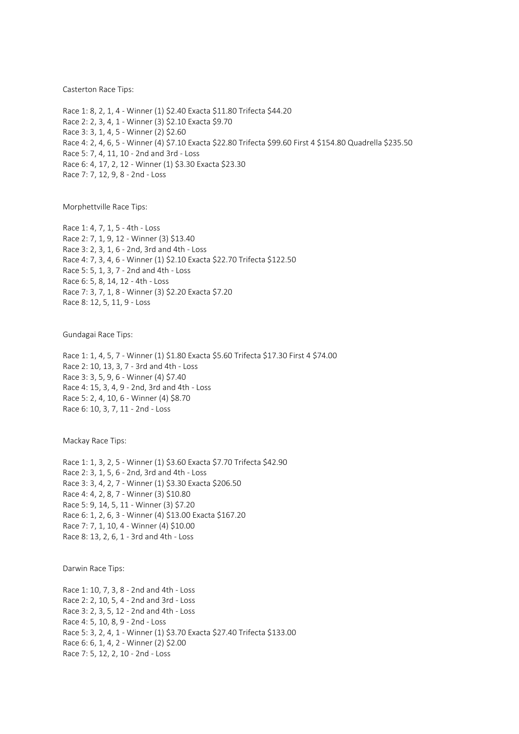Casterton Race Tips:

Race 1: 8, 2, 1, 4 - Winner (1) $2.40 Exacta $11.80 Trifecta $44.20
Race 2: 2, 3, 4, 1 - Winner (3) $2.10 Exacta $9.70
Race 3: 3, 1, 4, 5 - Winner (2) $2.60
Race 4: 2, 4, 6, 5 - Winner (4) $7.10 Exacta $22.80 Trifecta $99.60 First 4 $154.80 Quadrella $235.50
Race 5: 7, 4, 11, 10 - 2nd and 3rd - Loss
Race 6: 4, 17, 2, 12 - Winner (1) $3.30 Exacta $23.30
Race 7: 7, 12, 9, 8 - 2nd - Loss

Morphettville Race Tips:

Race 1: 4, 7, 1, 5 - 4th - Loss
Race 2: 7, 1, 9, 12 - Winner (3) $13.40
Race 3: 2, 3, 1, 6 - 2nd, 3rd and 4th - Loss
Race 4: 7, 3, 4, 6 - Winner (1) $2.10 Exacta $22.70 Trifecta $122.50
Race 5: 5, 1, 3, 7 - 2nd and 4th - Loss
Race 6: 5, 8, 14, 12 - 4th - Loss
Race 7: 3, 7, 1, 8 - Winner (3) $2.20 Exacta $7.20
Race 8: 12, 5, 11, 9 - Loss

Gundagai Race Tips:

Race 1: 1, 4, 5, 7 - Winner (1) $1.80 Exacta $5.60 Trifecta $17.30 First 4 $74.00
Race 2: 10, 13, 3, 7 - 3rd and 4th - Loss
Race 3: 3, 5, 9, 6 - Winner (4) $7.40
Race 4: 15, 3, 4, 9 - 2nd, 3rd and 4th - Loss
Race 5: 2, 4, 10, 6 - Winner (4) $8.70
Race 6: 10, 3, 7, 11 - 2nd - Loss

Mackay Race Tips:

Race 1: 1, 3, 2, 5 - Winner (1) $3.60 Exacta $7.70 Trifecta $42.90
Race 2: 3, 1, 5, 6 - 2nd, 3rd and 4th - Loss
Race 3: 3, 4, 2, 7 - Winner (1) $3.30 Exacta $206.50
Race 4: 4, 2, 8, 7 - Winner (3) $10.80
Race 5: 9, 14, 5, 11 - Winner (3) $7.20
Race 6: 1, 2, 6, 3 - Winner (4) $13.00 Exacta $167.20
Race 7: 7, 1, 10, 4 - Winner (4) $10.00
Race 8: 13, 2, 6, 1 - 3rd and 4th - Loss

Darwin Race Tips:

Race 1: 10, 7, 3, 8 - 2nd and 4th - Loss
Race 2: 2, 10, 5, 4 - 2nd and 3rd - Loss
Race 3: 2, 3, 5, 12 - 2nd and 4th - Loss
Race 4: 5, 10, 8, 9 - 2nd - Loss
Race 5: 3, 2, 4, 1 - Winner (1) $3.70 Exacta $27.40 Trifecta $133.00
Race 6: 6, 1, 4, 2 - Winner (2) $2.00
Race 7: 5, 12, 2, 10 - 2nd - Loss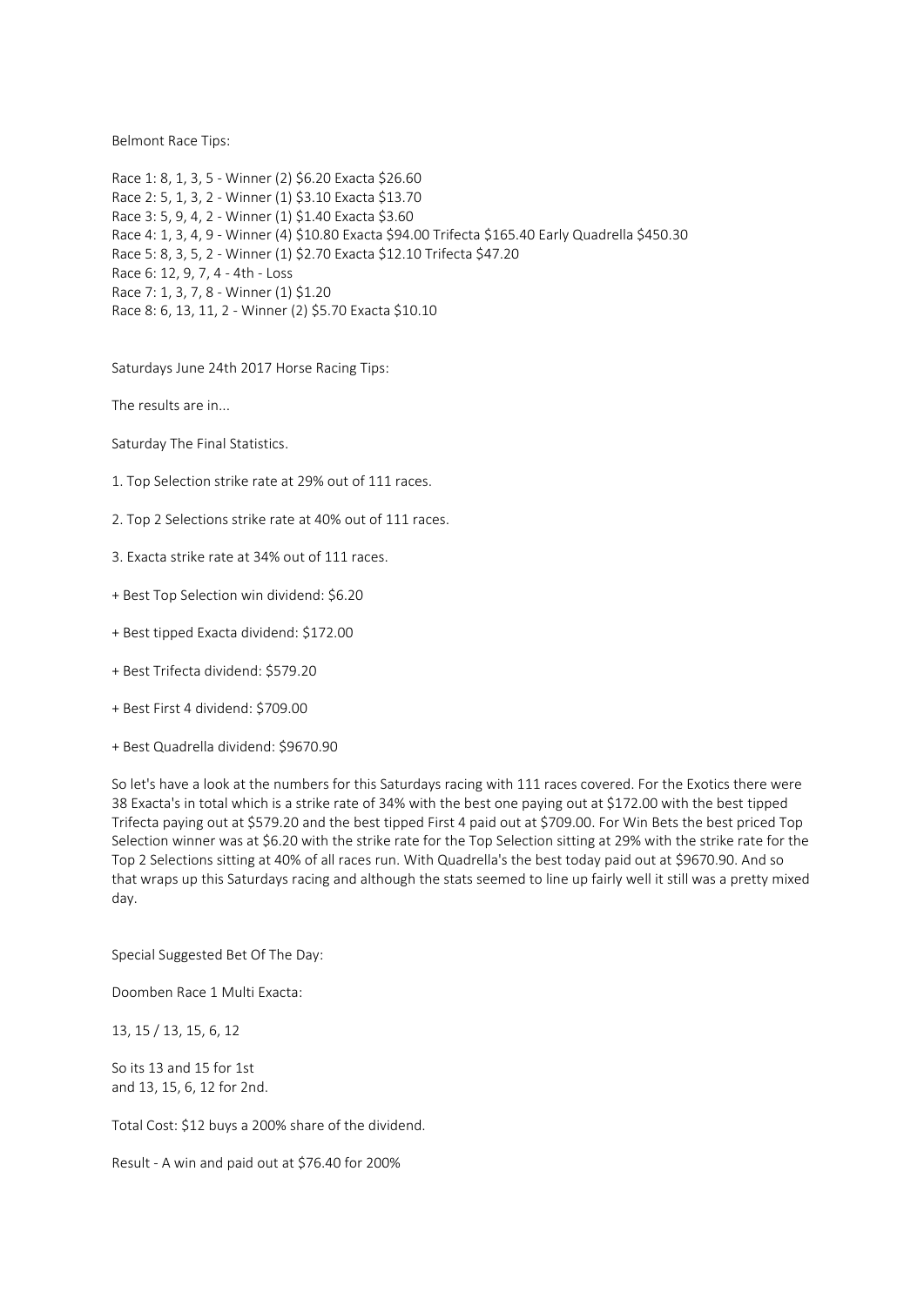Belmont Race Tips:

Race 1: 8, 1, 3, 5 - Winner (2) $6.20 Exacta $26.60
Race 2: 5, 1, 3, 2 - Winner (1) $3.10 Exacta $13.70
Race 3: 5, 9, 4, 2 - Winner (1) $1.40 Exacta $3.60
Race 4: 1, 3, 4, 9 - Winner (4) $10.80 Exacta $94.00 Trifecta $165.40 Early Quadrella $450.30
Race 5: 8, 3, 5, 2 - Winner (1) $2.70 Exacta $12.10 Trifecta $47.20
Race 6: 12, 9, 7, 4 - 4th - Loss
Race 7: 1, 3, 7, 8 - Winner (1) $1.20
Race 8: 6, 13, 11, 2 - Winner (2) $5.70 Exacta $10.10

Saturdays June 24th 2017 Horse Racing Tips:

The results are in...

Saturday The Final Statistics.

1. Top Selection strike rate at 29% out of 111 races.

2. Top 2 Selections strike rate at 40% out of 111 races.

3. Exacta strike rate at 34% out of 111 races.

+ Best Top Selection win dividend: $6.20

+ Best tipped Exacta dividend: $172.00

+ Best Trifecta dividend: $579.20

+ Best First 4 dividend: $709.00

+ Best Quadrella dividend: $9670.90

So let's have a look at the numbers for this Saturdays racing with 111 races covered. For the Exotics there were 38 Exacta's in total which is a strike rate of 34% with the best one paying out at $172.00 with the best tipped Trifecta paying out at $579.20 and the best tipped First 4 paid out at $709.00. For Win Bets the best priced Top Selection winner was at $6.20 with the strike rate for the Top Selection sitting at 29% with the strike rate for the Top 2 Selections sitting at 40% of all races run. With Quadrella's the best today paid out at $9670.90. And so that wraps up this Saturdays racing and although the stats seemed to line up fairly well it still was a pretty mixed day.

Special Suggested Bet Of The Day:

Doomben Race 1 Multi Exacta:

13, 15 / 13, 15, 6, 12

So its 13 and 15 for 1st
and 13, 15, 6, 12 for 2nd.

Total Cost: $12 buys a 200% share of the dividend.

Result - A win and paid out at $76.40 for 200%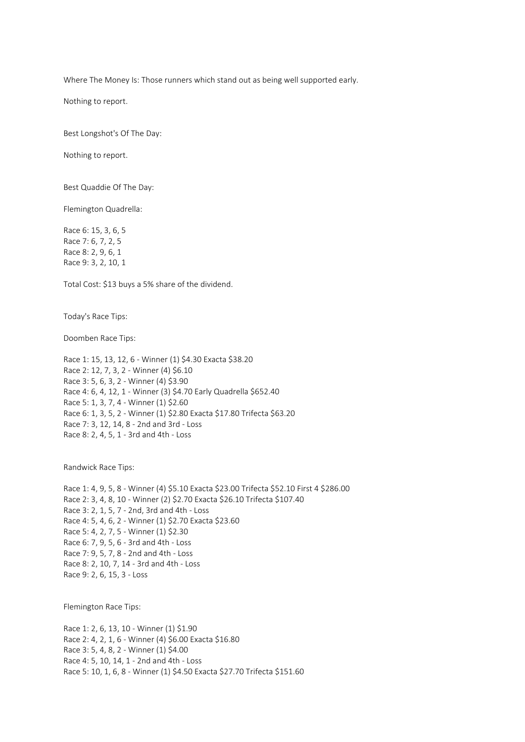Where The Money Is: Those runners which stand out as being well supported early.

Nothing to report.

Best Longshot's Of The Day:

Nothing to report.

Best Quaddie Of The Day:

Flemington Quadrella:

Race 6: 15, 3, 6, 5
Race 7: 6, 7, 2, 5
Race 8: 2, 9, 6, 1
Race 9: 3, 2, 10, 1

Total Cost: $13 buys a 5% share of the dividend.

Today's Race Tips:

Doomben Race Tips:

Race 1: 15, 13, 12, 6 - Winner (1) $4.30 Exacta $38.20
Race 2: 12, 7, 3, 2 - Winner (4) $6.10
Race 3: 5, 6, 3, 2 - Winner (4) $3.90
Race 4: 6, 4, 12, 1 - Winner (3) $4.70 Early Quadrella $652.40
Race 5: 1, 3, 7, 4 - Winner (1) $2.60
Race 6: 1, 3, 5, 2 - Winner (1) $2.80 Exacta $17.80 Trifecta $63.20
Race 7: 3, 12, 14, 8 - 2nd and 3rd - Loss
Race 8: 2, 4, 5, 1 - 3rd and 4th - Loss

Randwick Race Tips:

Race 1: 4, 9, 5, 8 - Winner (4) $5.10 Exacta $23.00 Trifecta $52.10 First 4 $286.00
Race 2: 3, 4, 8, 10 - Winner (2) $2.70 Exacta $26.10 Trifecta $107.40
Race 3: 2, 1, 5, 7 - 2nd, 3rd and 4th - Loss
Race 4: 5, 4, 6, 2 - Winner (1) $2.70 Exacta $23.60
Race 5: 4, 2, 7, 5 - Winner (1) $2.30
Race 6: 7, 9, 5, 6 - 3rd and 4th - Loss
Race 7: 9, 5, 7, 8 - 2nd and 4th - Loss
Race 8: 2, 10, 7, 14 - 3rd and 4th - Loss
Race 9: 2, 6, 15, 3 - Loss

Flemington Race Tips:

Race 1: 2, 6, 13, 10 - Winner (1) $1.90
Race 2: 4, 2, 1, 6 - Winner (4) $6.00 Exacta $16.80
Race 3: 5, 4, 8, 2 - Winner (1) $4.00
Race 4: 5, 10, 14, 1 - 2nd and 4th - Loss
Race 5: 10, 1, 6, 8 - Winner (1) $4.50 Exacta $27.70 Trifecta $151.60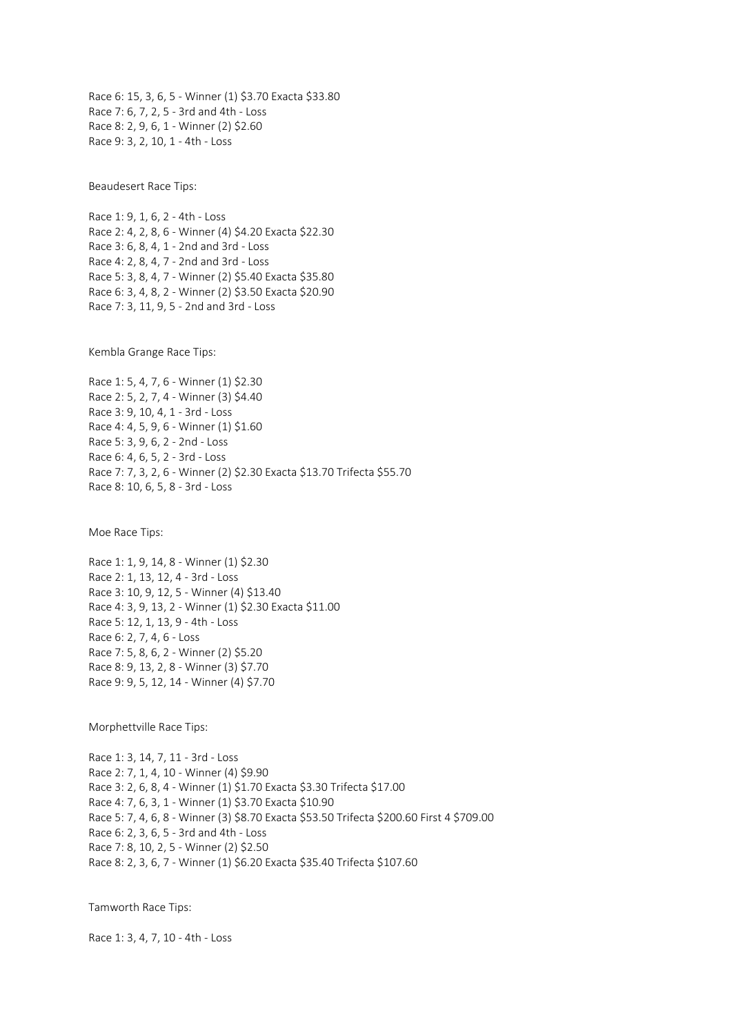Race 6: 15, 3, 6, 5 - Winner (1) $3.70 Exacta $33.80
Race 7: 6, 7, 2, 5 - 3rd and 4th - Loss
Race 8: 2, 9, 6, 1 - Winner (2) $2.60
Race 9: 3, 2, 10, 1 - 4th - Loss

Beaudesert Race Tips:

Race 1: 9, 1, 6, 2 - 4th - Loss
Race 2: 4, 2, 8, 6 - Winner (4) $4.20 Exacta $22.30
Race 3: 6, 8, 4, 1 - 2nd and 3rd - Loss
Race 4: 2, 8, 4, 7 - 2nd and 3rd - Loss
Race 5: 3, 8, 4, 7 - Winner (2) $5.40 Exacta $35.80
Race 6: 3, 4, 8, 2 - Winner (2) $3.50 Exacta $20.90
Race 7: 3, 11, 9, 5 - 2nd and 3rd - Loss

Kembla Grange Race Tips:

Race 1: 5, 4, 7, 6 - Winner (1) $2.30
Race 2: 5, 2, 7, 4 - Winner (3) $4.40
Race 3: 9, 10, 4, 1 - 3rd - Loss
Race 4: 4, 5, 9, 6 - Winner (1) $1.60
Race 5: 3, 9, 6, 2 - 2nd - Loss
Race 6: 4, 6, 5, 2 - 3rd - Loss
Race 7: 7, 3, 2, 6 - Winner (2) $2.30 Exacta $13.70 Trifecta $55.70
Race 8: 10, 6, 5, 8 - 3rd - Loss

Moe Race Tips:

Race 1: 1, 9, 14, 8 - Winner (1) $2.30
Race 2: 1, 13, 12, 4 - 3rd - Loss
Race 3: 10, 9, 12, 5 - Winner (4) $13.40
Race 4: 3, 9, 13, 2 - Winner (1) $2.30 Exacta $11.00
Race 5: 12, 1, 13, 9 - 4th - Loss
Race 6: 2, 7, 4, 6 - Loss
Race 7: 5, 8, 6, 2 - Winner (2) $5.20
Race 8: 9, 13, 2, 8 - Winner (3) $7.70
Race 9: 9, 5, 12, 14 - Winner (4) $7.70

Morphettville Race Tips:

Race 1: 3, 14, 7, 11 - 3rd - Loss
Race 2: 7, 1, 4, 10 - Winner (4) $9.90
Race 3: 2, 6, 8, 4 - Winner (1) $1.70 Exacta $3.30 Trifecta $17.00
Race 4: 7, 6, 3, 1 - Winner (1) $3.70 Exacta $10.90
Race 5: 7, 4, 6, 8 - Winner (3) $8.70 Exacta $53.50 Trifecta $200.60 First 4 $709.00
Race 6: 2, 3, 6, 5 - 3rd and 4th - Loss
Race 7: 8, 10, 2, 5 - Winner (2) $2.50
Race 8: 2, 3, 6, 7 - Winner (1) $6.20 Exacta $35.40 Trifecta $107.60

Tamworth Race Tips:

Race 1: 3, 4, 7, 10 - 4th - Loss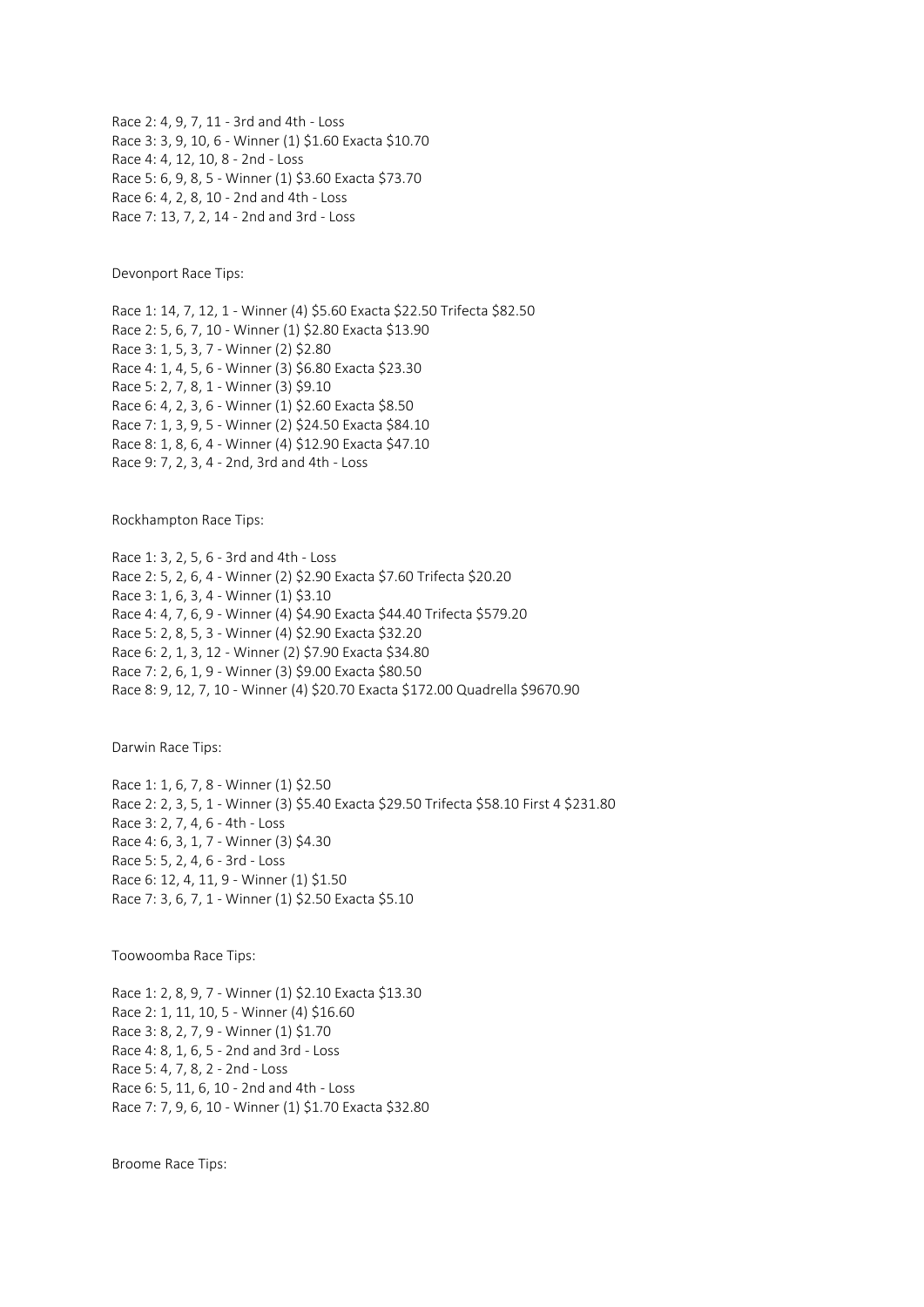Race 2: 4, 9, 7, 11 - 3rd and 4th - Loss
Race 3: 3, 9, 10, 6 - Winner (1) $1.60 Exacta $10.70
Race 4: 4, 12, 10, 8 - 2nd - Loss
Race 5: 6, 9, 8, 5 - Winner (1) $3.60 Exacta $73.70
Race 6: 4, 2, 8, 10 - 2nd and 4th - Loss
Race 7: 13, 7, 2, 14 - 2nd and 3rd - Loss

Devonport Race Tips:

Race 1: 14, 7, 12, 1 - Winner (4) $5.60 Exacta $22.50 Trifecta $82.50
Race 2: 5, 6, 7, 10 - Winner (1) $2.80 Exacta $13.90
Race 3: 1, 5, 3, 7 - Winner (2) $2.80
Race 4: 1, 4, 5, 6 - Winner (3) $6.80 Exacta $23.30
Race 5: 2, 7, 8, 1 - Winner (3) $9.10
Race 6: 4, 2, 3, 6 - Winner (1) $2.60 Exacta $8.50
Race 7: 1, 3, 9, 5 - Winner (2) $24.50 Exacta $84.10
Race 8: 1, 8, 6, 4 - Winner (4) $12.90 Exacta $47.10
Race 9: 7, 2, 3, 4 - 2nd, 3rd and 4th - Loss

Rockhampton Race Tips:

Race 1: 3, 2, 5, 6 - 3rd and 4th - Loss
Race 2: 5, 2, 6, 4 - Winner (2) $2.90 Exacta $7.60 Trifecta $20.20
Race 3: 1, 6, 3, 4 - Winner (1) $3.10
Race 4: 4, 7, 6, 9 - Winner (4) $4.90 Exacta $44.40 Trifecta $579.20
Race 5: 2, 8, 5, 3 - Winner (4) $2.90 Exacta $32.20
Race 6: 2, 1, 3, 12 - Winner (2) $7.90 Exacta $34.80
Race 7: 2, 6, 1, 9 - Winner (3) $9.00 Exacta $80.50
Race 8: 9, 12, 7, 10 - Winner (4) $20.70 Exacta $172.00 Quadrella $9670.90

Darwin Race Tips:

Race 1: 1, 6, 7, 8 - Winner (1) $2.50
Race 2: 2, 3, 5, 1 - Winner (3) $5.40 Exacta $29.50 Trifecta $58.10 First 4 $231.80
Race 3: 2, 7, 4, 6 - 4th - Loss
Race 4: 6, 3, 1, 7 - Winner (3) $4.30
Race 5: 5, 2, 4, 6 - 3rd - Loss
Race 6: 12, 4, 11, 9 - Winner (1) $1.50
Race 7: 3, 6, 7, 1 - Winner (1) $2.50 Exacta $5.10

Toowoomba Race Tips:

Race 1: 2, 8, 9, 7 - Winner (1) $2.10 Exacta $13.30
Race 2: 1, 11, 10, 5 - Winner (4) $16.60
Race 3: 8, 2, 7, 9 - Winner (1) $1.70
Race 4: 8, 1, 6, 5 - 2nd and 3rd - Loss
Race 5: 4, 7, 8, 2 - 2nd - Loss
Race 6: 5, 11, 6, 10 - 2nd and 4th - Loss
Race 7: 7, 9, 6, 10 - Winner (1) $1.70 Exacta $32.80

Broome Race Tips: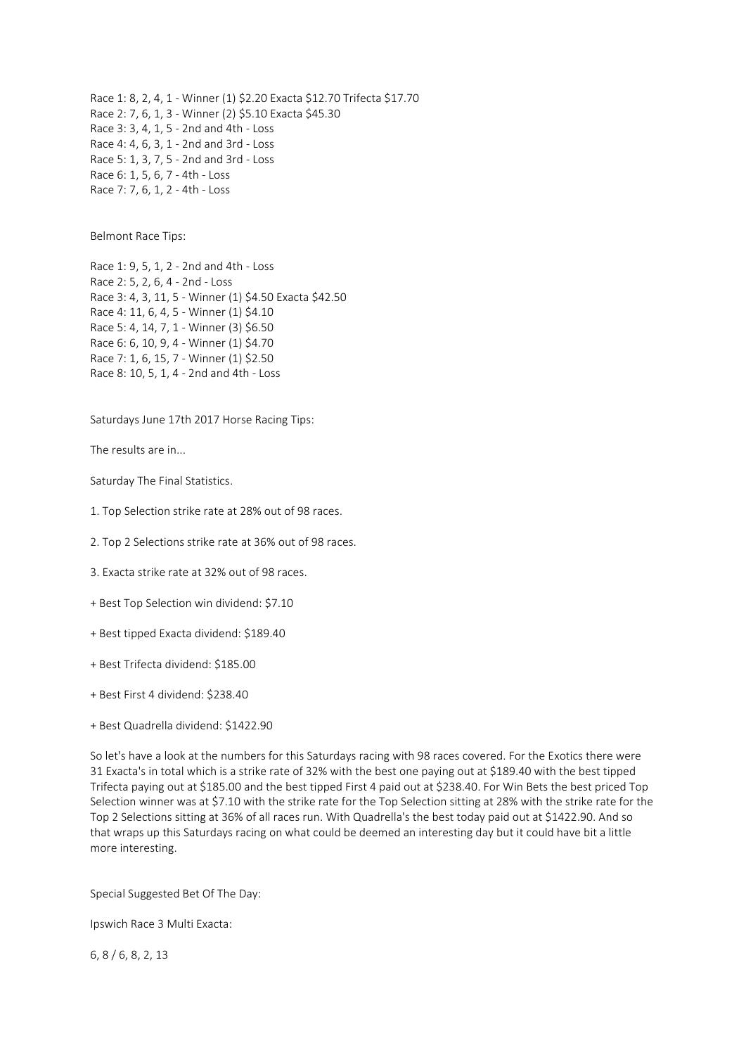Race 1: 8, 2, 4, 1 - Winner (1) $2.20 Exacta $12.70 Trifecta $17.70
Race 2: 7, 6, 1, 3 - Winner (2) $5.10 Exacta $45.30
Race 3: 3, 4, 1, 5 - 2nd and 4th - Loss
Race 4: 4, 6, 3, 1 - 2nd and 3rd - Loss
Race 5: 1, 3, 7, 5 - 2nd and 3rd - Loss
Race 6: 1, 5, 6, 7 - 4th - Loss
Race 7: 7, 6, 1, 2 - 4th - Loss

Belmont Race Tips:

Race 1: 9, 5, 1, 2 - 2nd and 4th - Loss
Race 2: 5, 2, 6, 4 - 2nd - Loss
Race 3: 4, 3, 11, 5 - Winner (1) $4.50 Exacta $42.50
Race 4: 11, 6, 4, 5 - Winner (1) $4.10
Race 5: 4, 14, 7, 1 - Winner (3) $6.50
Race 6: 6, 10, 9, 4 - Winner (1) $4.70
Race 7: 1, 6, 15, 7 - Winner (1) $2.50
Race 8: 10, 5, 1, 4 - 2nd and 4th - Loss

Saturdays June 17th 2017 Horse Racing Tips:

The results are in...

Saturday The Final Statistics.

1. Top Selection strike rate at 28% out of 98 races.

2. Top 2 Selections strike rate at 36% out of 98 races.

3. Exacta strike rate at 32% out of 98 races.

+ Best Top Selection win dividend: $7.10

+ Best tipped Exacta dividend: $189.40

+ Best Trifecta dividend: $185.00

+ Best First 4 dividend: $238.40

+ Best Quadrella dividend: $1422.90

So let's have a look at the numbers for this Saturdays racing with 98 races covered. For the Exotics there were 31 Exacta's in total which is a strike rate of 32% with the best one paying out at $189.40 with the best tipped Trifecta paying out at $185.00 and the best tipped First 4 paid out at $238.40. For Win Bets the best priced Top Selection winner was at $7.10 with the strike rate for the Top Selection sitting at 28% with the strike rate for the Top 2 Selections sitting at 36% of all races run. With Quadrella's the best today paid out at $1422.90. And so that wraps up this Saturdays racing on what could be deemed an interesting day but it could have bit a little more interesting.

Special Suggested Bet Of The Day:

Ipswich Race 3 Multi Exacta:

6, 8 / 6, 8, 2, 13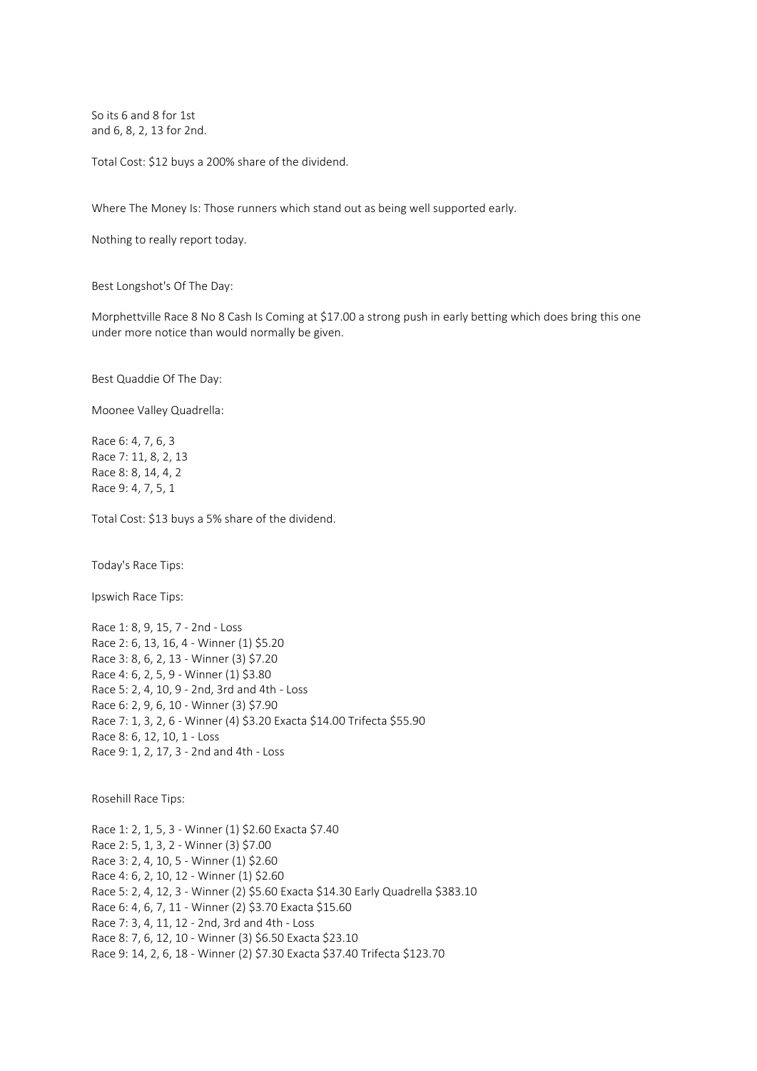So its 6 and 8 for 1st
and 6, 8, 2, 13 for 2nd.

Total Cost: $12 buys a 200% share of the dividend.

Where The Money Is: Those runners which stand out as being well supported early.

Nothing to really report today.

Best Longshot's Of The Day:

Morphettville Race 8 No 8 Cash Is Coming at $17.00 a strong push in early betting which does bring this one under more notice than would normally be given.

Best Quaddie Of The Day:

Moonee Valley Quadrella:

Race 6: 4, 7, 6, 3
Race 7: 11, 8, 2, 13
Race 8: 8, 14, 4, 2
Race 9: 4, 7, 5, 1

Total Cost: $13 buys a 5% share of the dividend.

Today's Race Tips:

Ipswich Race Tips:

Race 1: 8, 9, 15, 7 - 2nd - Loss
Race 2: 6, 13, 16, 4 - Winner (1) $5.20
Race 3: 8, 6, 2, 13 - Winner (3) $7.20
Race 4: 6, 2, 5, 9 - Winner (1) $3.80
Race 5: 2, 4, 10, 9 - 2nd, 3rd and 4th - Loss
Race 6: 2, 9, 6, 10 - Winner (3) $7.90
Race 7: 1, 3, 2, 6 - Winner (4) $3.20 Exacta $14.00 Trifecta $55.90
Race 8: 6, 12, 10, 1 - Loss
Race 9: 1, 2, 17, 3 - 2nd and 4th - Loss

Rosehill Race Tips:

Race 1: 2, 1, 5, 3 - Winner (1) $2.60 Exacta $7.40
Race 2: 5, 1, 3, 2 - Winner (3) $7.00
Race 3: 2, 4, 10, 5 - Winner (1) $2.60
Race 4: 6, 2, 10, 12 - Winner (1) $2.60
Race 5: 2, 4, 12, 3 - Winner (2) $5.60 Exacta $14.30 Early Quadrella $383.10
Race 6: 4, 6, 7, 11 - Winner (2) $3.70 Exacta $15.60
Race 7: 3, 4, 11, 12 - 2nd, 3rd and 4th - Loss
Race 8: 7, 6, 12, 10 - Winner (3) $6.50 Exacta $23.10
Race 9: 14, 2, 6, 18 - Winner (2) $7.30 Exacta $37.40 Trifecta $123.70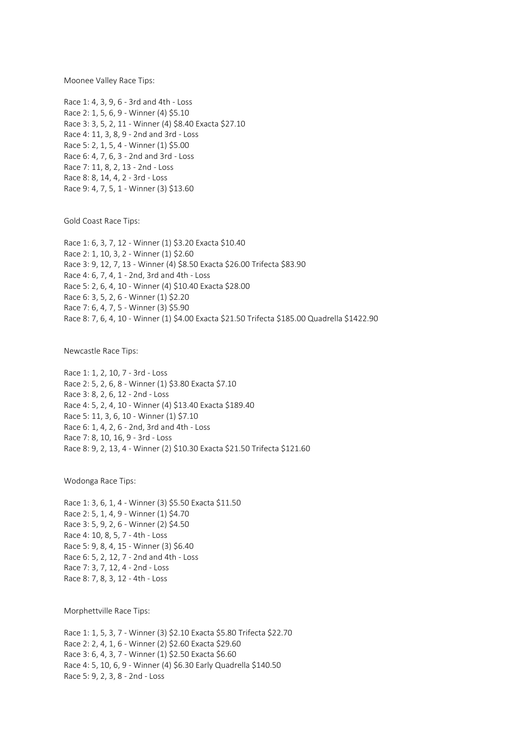Moonee Valley Race Tips:

Race 1: 4, 3, 9, 6 - 3rd and 4th - Loss
Race 2: 1, 5, 6, 9 - Winner (4) $5.10
Race 3: 3, 5, 2, 11 - Winner (4) $8.40 Exacta $27.10
Race 4: 11, 3, 8, 9 - 2nd and 3rd - Loss
Race 5: 2, 1, 5, 4 - Winner (1) $5.00
Race 6: 4, 7, 6, 3 - 2nd and 3rd - Loss
Race 7: 11, 8, 2, 13 - 2nd - Loss
Race 8: 8, 14, 4, 2 - 3rd - Loss
Race 9: 4, 7, 5, 1 - Winner (3) $13.60

Gold Coast Race Tips:

Race 1: 6, 3, 7, 12 - Winner (1) $3.20 Exacta $10.40
Race 2: 1, 10, 3, 2 - Winner (1) $2.60
Race 3: 9, 12, 7, 13 - Winner (4) $8.50 Exacta $26.00 Trifecta $83.90
Race 4: 6, 7, 4, 1 - 2nd, 3rd and 4th - Loss
Race 5: 2, 6, 4, 10 - Winner (4) $10.40 Exacta $28.00
Race 6: 3, 5, 2, 6 - Winner (1) $2.20
Race 7: 6, 4, 7, 5 - Winner (3) $5.90
Race 8: 7, 6, 4, 10 - Winner (1) $4.00 Exacta $21.50 Trifecta $185.00 Quadrella $1422.90

Newcastle Race Tips:

Race 1: 1, 2, 10, 7 - 3rd - Loss
Race 2: 5, 2, 6, 8 - Winner (1) $3.80 Exacta $7.10
Race 3: 8, 2, 6, 12 - 2nd - Loss
Race 4: 5, 2, 4, 10 - Winner (4) $13.40 Exacta $189.40
Race 5: 11, 3, 6, 10 - Winner (1) $7.10
Race 6: 1, 4, 2, 6 - 2nd, 3rd and 4th - Loss
Race 7: 8, 10, 16, 9 - 3rd - Loss
Race 8: 9, 2, 13, 4 - Winner (2) $10.30 Exacta $21.50 Trifecta $121.60

Wodonga Race Tips:

Race 1: 3, 6, 1, 4 - Winner (3) $5.50 Exacta $11.50
Race 2: 5, 1, 4, 9 - Winner (1) $4.70
Race 3: 5, 9, 2, 6 - Winner (2) $4.50
Race 4: 10, 8, 5, 7 - 4th - Loss
Race 5: 9, 8, 4, 15 - Winner (3) $6.40
Race 6: 5, 2, 12, 7 - 2nd and 4th - Loss
Race 7: 3, 7, 12, 4 - 2nd - Loss
Race 8: 7, 8, 3, 12 - 4th - Loss

Morphettville Race Tips:

Race 1: 1, 5, 3, 7 - Winner (3) $2.10 Exacta $5.80 Trifecta $22.70
Race 2: 2, 4, 1, 6 - Winner (2) $2.60 Exacta $29.60
Race 3: 6, 4, 3, 7 - Winner (1) $2.50 Exacta $6.60
Race 4: 5, 10, 6, 9 - Winner (4) $6.30 Early Quadrella $140.50
Race 5: 9, 2, 3, 8 - 2nd - Loss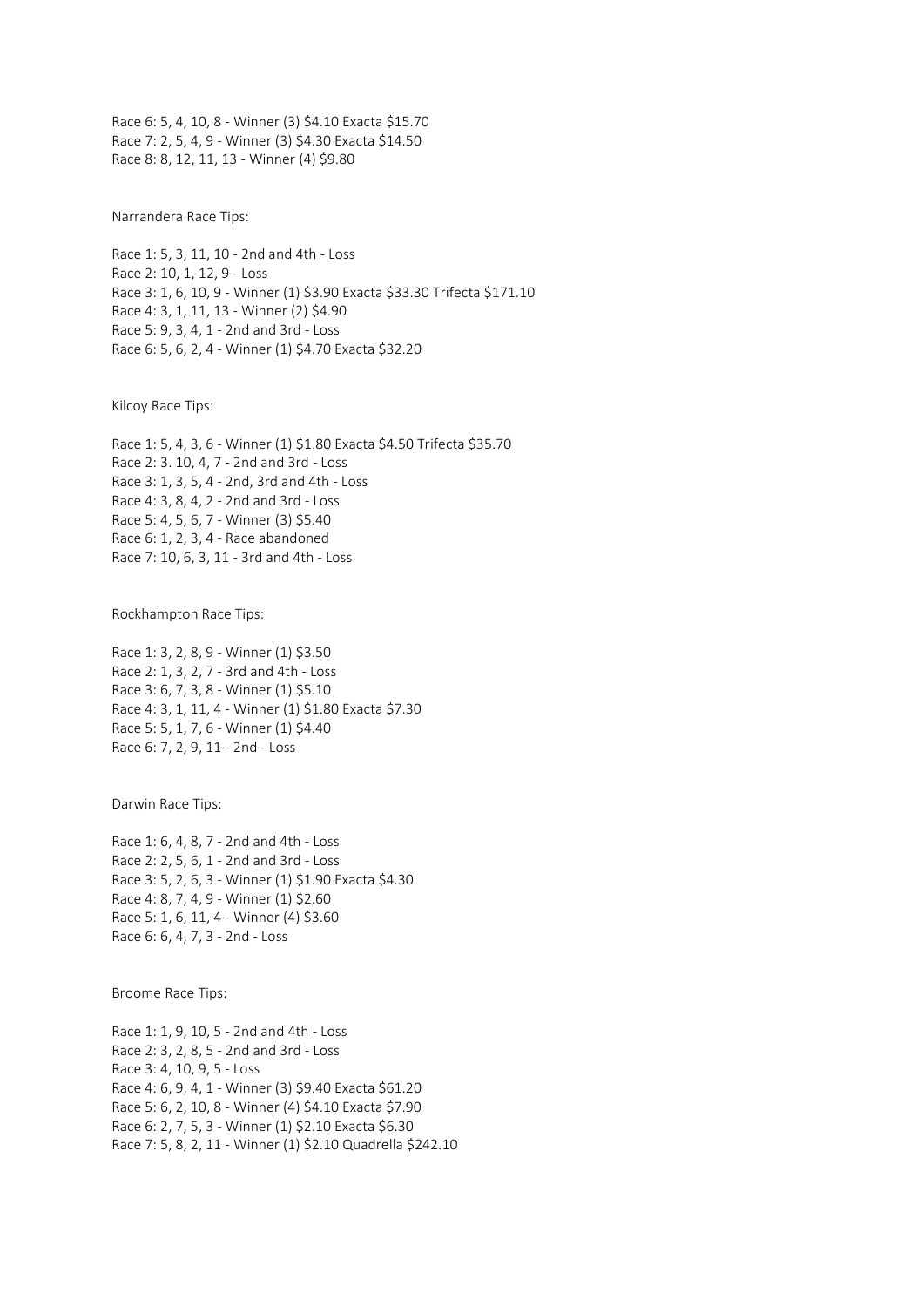Race 6: 5, 4, 10, 8 - Winner (3) \$4.10 Exacta \$15.70
Race 7: 2, 5, 4, 9 - Winner (3) \$4.30 Exacta \$14.50
Race 8: 8, 12, 11, 13 - Winner (4) \$9.80

Narrandera Race Tips:

Race 1: 5, 3, 11, 10 - 2nd and 4th - Loss
Race 2: 10, 1, 12, 9 - Loss
Race 3: 1, 6, 10, 9 - Winner (1) \$3.90 Exacta \$33.30 Trifecta \$171.10
Race 4: 3, 1, 11, 13 - Winner (2) \$4.90
Race 5: 9, 3, 4, 1 - 2nd and 3rd - Loss
Race 6: 5, 6, 2, 4 - Winner (1) \$4.70 Exacta \$32.20

Kilcoy Race Tips:

Race 1: 5, 4, 3, 6 - Winner (1) \$1.80 Exacta \$4.50 Trifecta \$35.70
Race 2: 3. 10, 4, 7 - 2nd and 3rd - Loss
Race 3: 1, 3, 5, 4 - 2nd, 3rd and 4th - Loss
Race 4: 3, 8, 4, 2 - 2nd and 3rd - Loss
Race 5: 4, 5, 6, 7 - Winner (3) \$5.40
Race 6: 1, 2, 3, 4 - Race abandoned
Race 7: 10, 6, 3, 11 - 3rd and 4th - Loss

Rockhampton Race Tips:

Race 1: 3, 2, 8, 9 - Winner (1) \$3.50
Race 2: 1, 3, 2, 7 - 3rd and 4th - Loss
Race 3: 6, 7, 3, 8 - Winner (1) \$5.10
Race 4: 3, 1, 11, 4 - Winner (1) \$1.80 Exacta \$7.30
Race 5: 5, 1, 7, 6 - Winner (1) \$4.40
Race 6: 7, 2, 9, 11 - 2nd - Loss

Darwin Race Tips:

Race 1: 6, 4, 8, 7 - 2nd and 4th - Loss
Race 2: 2, 5, 6, 1 - 2nd and 3rd - Loss
Race 3: 5, 2, 6, 3 - Winner (1) \$1.90 Exacta \$4.30
Race 4: 8, 7, 4, 9 - Winner (1) \$2.60
Race 5: 1, 6, 11, 4 - Winner (4) \$3.60
Race 6: 6, 4, 7, 3 - 2nd - Loss

Broome Race Tips:

Race 1: 1, 9, 10, 5 - 2nd and 4th - Loss
Race 2: 3, 2, 8, 5 - 2nd and 3rd - Loss
Race 3: 4, 10, 9, 5 - Loss
Race 4: 6, 9, 4, 1 - Winner (3) \$9.40 Exacta \$61.20
Race 5: 6, 2, 10, 8 - Winner (4) \$4.10 Exacta \$7.90
Race 6: 2, 7, 5, 3 - Winner (1) \$2.10 Exacta \$6.30
Race 7: 5, 8, 2, 11 - Winner (1) \$2.10 Quadrella \$242.10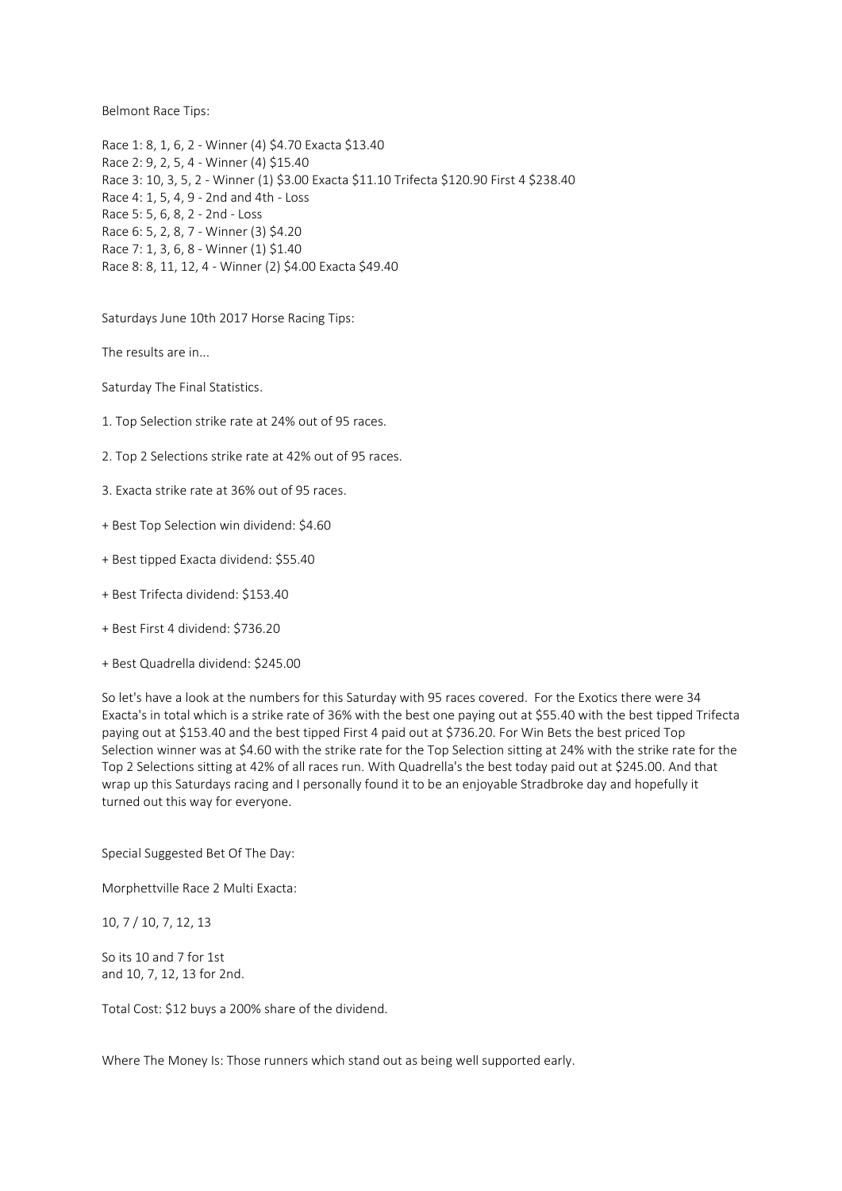Belmont Race Tips:

Race 1: 8, 1, 6, 2 - Winner (4) $4.70 Exacta $13.40
Race 2: 9, 2, 5, 4 - Winner (4) $15.40
Race 3: 10, 3, 5, 2 - Winner (1) $3.00 Exacta $11.10 Trifecta $120.90 First 4 $238.40
Race 4: 1, 5, 4, 9 - 2nd and 4th - Loss
Race 5: 5, 6, 8, 2 - 2nd - Loss
Race 6: 5, 2, 8, 7 - Winner (3) $4.20
Race 7: 1, 3, 6, 8 - Winner (1) $1.40
Race 8: 8, 11, 12, 4 - Winner (2) $4.00 Exacta $49.40

Saturdays June 10th 2017 Horse Racing Tips:

The results are in...

Saturday The Final Statistics.

1. Top Selection strike rate at 24% out of 95 races.

2. Top 2 Selections strike rate at 42% out of 95 races.

3. Exacta strike rate at 36% out of 95 races.

+ Best Top Selection win dividend: $4.60

+ Best tipped Exacta dividend: $55.40

+ Best Trifecta dividend: $153.40

+ Best First 4 dividend: $736.20

+ Best Quadrella dividend: $245.00

So let's have a look at the numbers for this Saturday with 95 races covered. For the Exotics there were 34 Exacta's in total which is a strike rate of 36% with the best one paying out at $55.40 with the best tipped Trifecta paying out at $153.40 and the best tipped First 4 paid out at $736.20. For Win Bets the best priced Top Selection winner was at $4.60 with the strike rate for the Top Selection sitting at 24% with the strike rate for the Top 2 Selections sitting at 42% of all races run. With Quadrella's the best today paid out at $245.00. And that wrap up this Saturdays racing and I personally found it to be an enjoyable Stradbroke day and hopefully it turned out this way for everyone.

Special Suggested Bet Of The Day:

Morphettville Race 2 Multi Exacta:

10, 7 / 10, 7, 12, 13

So its 10 and 7 for 1st
and 10, 7, 12, 13 for 2nd.

Total Cost: $12 buys a 200% share of the dividend.

Where The Money Is: Those runners which stand out as being well supported early.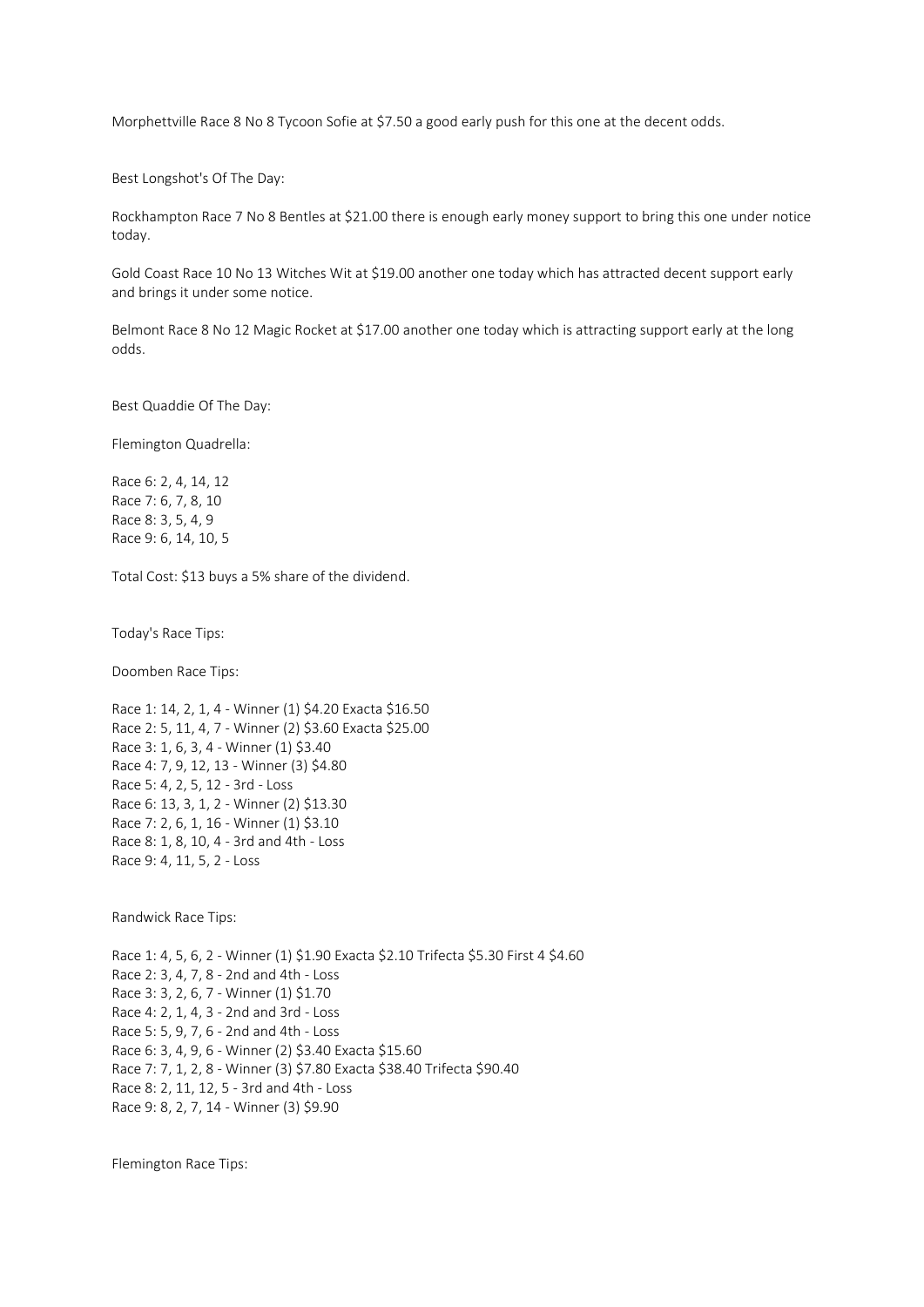Morphettville Race 8 No 8 Tycoon Sofie at $7.50 a good early push for this one at the decent odds.

Best Longshot's Of The Day:

Rockhampton Race 7 No 8 Bentles at $21.00 there is enough early money support to bring this one under notice today.

Gold Coast Race 10 No 13 Witches Wit at $19.00 another one today which has attracted decent support early and brings it under some notice.

Belmont Race 8 No 12 Magic Rocket at $17.00 another one today which is attracting support early at the long odds.

Best Quaddie Of The Day:

Flemington Quadrella:

Race 6: 2, 4, 14, 12
Race 7: 6, 7, 8, 10
Race 8: 3, 5, 4, 9
Race 9: 6, 14, 10, 5

Total Cost: $13 buys a 5% share of the dividend.

Today's Race Tips:

Doomben Race Tips:

Race 1: 14, 2, 1, 4 - Winner (1) $4.20 Exacta $16.50
Race 2: 5, 11, 4, 7 - Winner (2) $3.60 Exacta $25.00
Race 3: 1, 6, 3, 4 - Winner (1) $3.40
Race 4: 7, 9, 12, 13 - Winner (3) $4.80
Race 5: 4, 2, 5, 12 - 3rd - Loss
Race 6: 13, 3, 1, 2 - Winner (2) $13.30
Race 7: 2, 6, 1, 16 - Winner (1) $3.10
Race 8: 1, 8, 10, 4 - 3rd and 4th - Loss
Race 9: 4, 11, 5, 2 - Loss

Randwick Race Tips:

Race 1: 4, 5, 6, 2 - Winner (1) $1.90 Exacta $2.10 Trifecta $5.30 First 4 $4.60
Race 2: 3, 4, 7, 8 - 2nd and 4th - Loss
Race 3: 3, 2, 6, 7 - Winner (1) $1.70
Race 4: 2, 1, 4, 3 - 2nd and 3rd - Loss
Race 5: 5, 9, 7, 6 - 2nd and 4th - Loss
Race 6: 3, 4, 9, 6 - Winner (2) $3.40 Exacta $15.60
Race 7: 7, 1, 2, 8 - Winner (3) $7.80 Exacta $38.40 Trifecta $90.40
Race 8: 2, 11, 12, 5 - 3rd and 4th - Loss
Race 9: 8, 2, 7, 14 - Winner (3) $9.90

Flemington Race Tips: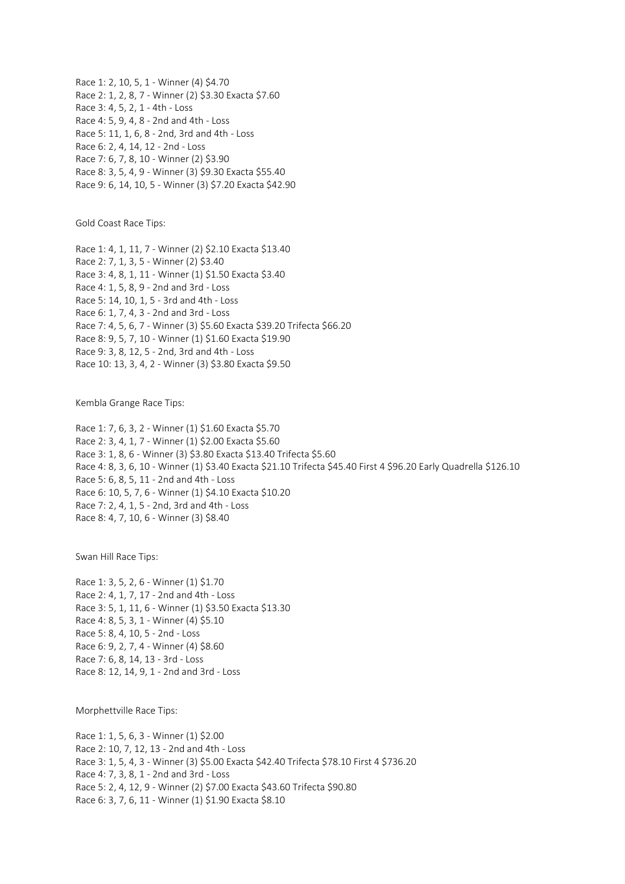Race 1: 2, 10, 5, 1 - Winner (4) $4.70
Race 2: 1, 2, 8, 7 - Winner (2) $3.30 Exacta $7.60
Race 3: 4, 5, 2, 1 - 4th - Loss
Race 4: 5, 9, 4, 8 - 2nd and 4th - Loss
Race 5: 11, 1, 6, 8 - 2nd, 3rd and 4th - Loss
Race 6: 2, 4, 14, 12 - 2nd - Loss
Race 7: 6, 7, 8, 10 - Winner (2) $3.90
Race 8: 3, 5, 4, 9 - Winner (3) $9.30 Exacta $55.40
Race 9: 6, 14, 10, 5 - Winner (3) $7.20 Exacta $42.90

Gold Coast Race Tips:

Race 1: 4, 1, 11, 7 - Winner (2) $2.10 Exacta $13.40
Race 2: 7, 1, 3, 5 - Winner (2) $3.40
Race 3: 4, 8, 1, 11 - Winner (1) $1.50 Exacta $3.40
Race 4: 1, 5, 8, 9 - 2nd and 3rd - Loss
Race 5: 14, 10, 1, 5 - 3rd and 4th - Loss
Race 6: 1, 7, 4, 3 - 2nd and 3rd - Loss
Race 7: 4, 5, 6, 7 - Winner (3) $5.60 Exacta $39.20 Trifecta $66.20
Race 8: 9, 5, 7, 10 - Winner (1) $1.60 Exacta $19.90
Race 9: 3, 8, 12, 5 - 2nd, 3rd and 4th - Loss
Race 10: 13, 3, 4, 2 - Winner (3) $3.80 Exacta $9.50

Kembla Grange Race Tips:

Race 1: 7, 6, 3, 2 - Winner (1) $1.60 Exacta $5.70
Race 2: 3, 4, 1, 7 - Winner (1) $2.00 Exacta $5.60
Race 3: 1, 8, 6 - Winner (3) $3.80 Exacta $13.40 Trifecta $5.60
Race 4: 8, 3, 6, 10 - Winner (1) $3.40 Exacta $21.10 Trifecta $45.40 First 4 $96.20 Early Quadrella $126.10
Race 5: 6, 8, 5, 11 - 2nd and 4th - Loss
Race 6: 10, 5, 7, 6 - Winner (1) $4.10 Exacta $10.20
Race 7: 2, 4, 1, 5 - 2nd, 3rd and 4th - Loss
Race 8: 4, 7, 10, 6 - Winner (3) $8.40

Swan Hill Race Tips:

Race 1: 3, 5, 2, 6 - Winner (1) $1.70
Race 2: 4, 1, 7, 17 - 2nd and 4th - Loss
Race 3: 5, 1, 11, 6 - Winner (1) $3.50 Exacta $13.30
Race 4: 8, 5, 3, 1 - Winner (4) $5.10
Race 5: 8, 4, 10, 5 - 2nd - Loss
Race 6: 9, 2, 7, 4 - Winner (4) $8.60
Race 7: 6, 8, 14, 13 - 3rd - Loss
Race 8: 12, 14, 9, 1 - 2nd and 3rd - Loss

Morphettville Race Tips:

Race 1: 1, 5, 6, 3 - Winner (1) $2.00
Race 2: 10, 7, 12, 13 - 2nd and 4th - Loss
Race 3: 1, 5, 4, 3 - Winner (3) $5.00 Exacta $42.40 Trifecta $78.10 First 4 $736.20
Race 4: 7, 3, 8, 1 - 2nd and 3rd - Loss
Race 5: 2, 4, 12, 9 - Winner (2) $7.00 Exacta $43.60 Trifecta $90.80
Race 6: 3, 7, 6, 11 - Winner (1) $1.90 Exacta $8.10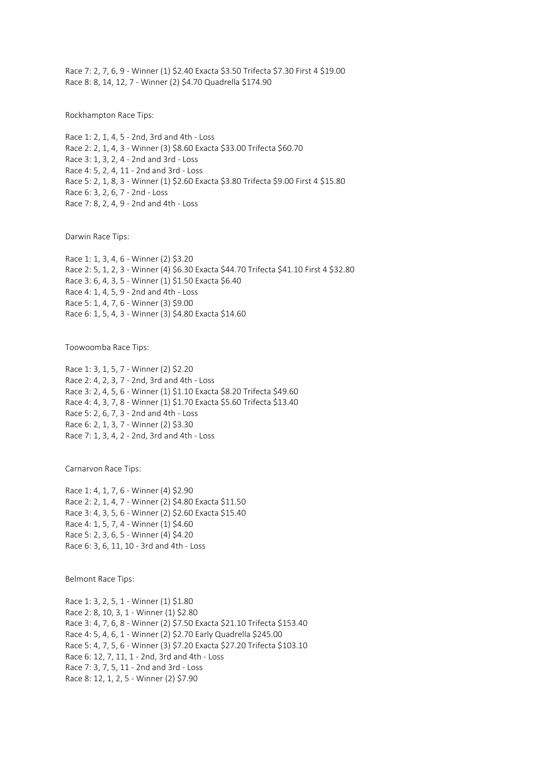Race 7: 2, 7, 6, 9 - Winner (1) $2.40 Exacta $3.50 Trifecta $7.30 First 4 $19.00
Race 8: 8, 14, 12, 7 - Winner (2) $4.70 Quadrella $174.90

Rockhampton Race Tips:

Race 1: 2, 1, 4, 5 - 2nd, 3rd and 4th - Loss
Race 2: 2, 1, 4, 3 - Winner (3) $8.60 Exacta $33.00 Trifecta $60.70
Race 3: 1, 3, 2, 4 - 2nd and 3rd - Loss
Race 4: 5, 2, 4, 11 - 2nd and 3rd - Loss
Race 5: 2, 1, 8, 3 - Winner (1) $2.60 Exacta $3.80 Trifecta $9.00 First 4 $15.80
Race 6: 3, 2, 6, 7 - 2nd - Loss
Race 7: 8, 2, 4, 9 - 2nd and 4th - Loss

Darwin Race Tips:

Race 1: 1, 3, 4, 6 - Winner (2) $3.20
Race 2: 5, 1, 2, 3 - Winner (4) $6.30 Exacta $44.70 Trifecta $41.10 First 4 $32.80
Race 3: 6, 4, 3, 5 - Winner (1) $1.50 Exacta $6.40
Race 4: 1, 4, 5, 9 - 2nd and 4th - Loss
Race 5: 1, 4, 7, 6 - Winner (3) $9.00
Race 6: 1, 5, 4, 3 - Winner (3) $4.80 Exacta $14.60

Toowoomba Race Tips:

Race 1: 3, 1, 5, 7 - Winner (2) $2.20
Race 2: 4, 2, 3, 7 - 2nd, 3rd and 4th - Loss
Race 3: 2, 4, 5, 6 - Winner (1) $1.10 Exacta $8.20 Trifecta $49.60
Race 4: 4, 3, 7, 8 - Winner (1) $1.70 Exacta $5.60 Trifecta $13.40
Race 5: 2, 6, 7, 3 - 2nd and 4th - Loss
Race 6: 2, 1, 3, 7 - Winner (2) $3.30
Race 7: 1, 3, 4, 2 - 2nd, 3rd and 4th - Loss

Carnarvon Race Tips:

Race 1: 4, 1, 7, 6 - Winner (4) $2.90
Race 2: 2, 1, 4, 7 - Winner (2) $4.80 Exacta $11.50
Race 3: 4, 3, 5, 6 - Winner (2) $2.60 Exacta $15.40
Race 4: 1, 5, 7, 4 - Winner (1) $4.60
Race 5: 2, 3, 6, 5 - Winner (4) $4.20
Race 6: 3, 6, 11, 10 - 3rd and 4th - Loss

Belmont Race Tips:

Race 1: 3, 2, 5, 1 - Winner (1) $1.80
Race 2: 8, 10, 3, 1 - Winner (1) $2.80
Race 3: 4, 7, 6, 8 - Winner (2) $7.50 Exacta $21.10 Trifecta $153.40
Race 4: 5, 4, 6, 1 - Winner (2) $2.70 Early Quadrella $245.00
Race 5: 4, 7, 5, 6 - Winner (3) $7.20 Exacta $27.20 Trifecta $103.10
Race 6: 12, 7, 11, 1 - 2nd, 3rd and 4th - Loss
Race 7: 3, 7, 5, 11 - 2nd and 3rd - Loss
Race 8: 12, 1, 2, 5 - Winner (2) $7.90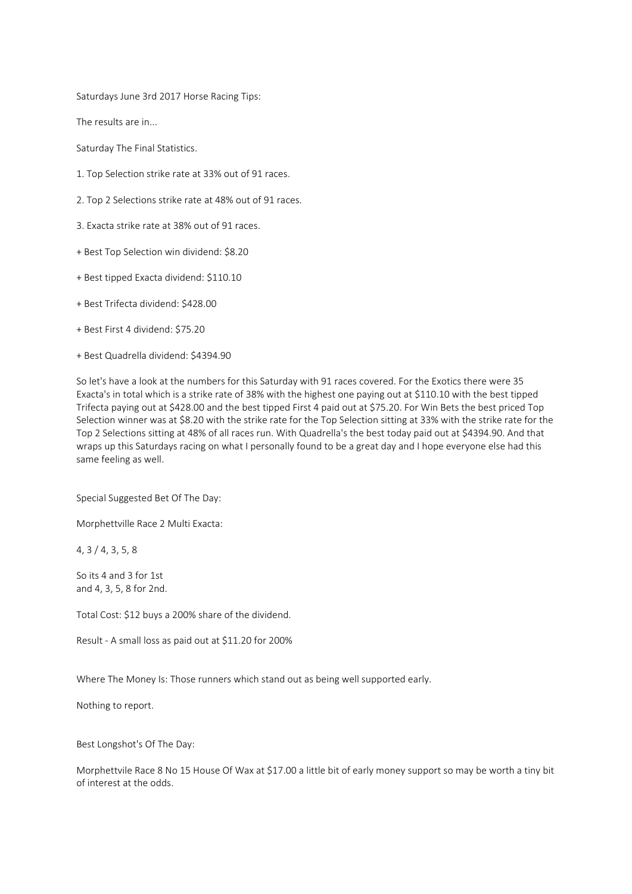Saturdays June 3rd 2017 Horse Racing Tips:

The results are in...

Saturday The Final Statistics.

1. Top Selection strike rate at 33% out of 91 races.

2. Top 2 Selections strike rate at 48% out of 91 races.

3. Exacta strike rate at 38% out of 91 races.

+ Best Top Selection win dividend: $8.20

+ Best tipped Exacta dividend: $110.10

+ Best Trifecta dividend: $428.00

+ Best First 4 dividend: $75.20

+ Best Quadrella dividend: $4394.90

So let's have a look at the numbers for this Saturday with 91 races covered. For the Exotics there were 35 Exacta's in total which is a strike rate of 38% with the highest one paying out at $110.10 with the best tipped Trifecta paying out at $428.00 and the best tipped First 4 paid out at $75.20. For Win Bets the best priced Top Selection winner was at $8.20 with the strike rate for the Top Selection sitting at 33% with the strike rate for the Top 2 Selections sitting at 48% of all races run. With Quadrella's the best today paid out at $4394.90. And that wraps up this Saturdays racing on what I personally found to be a great day and I hope everyone else had this same feeling as well.

Special Suggested Bet Of The Day:

Morphettville Race 2 Multi Exacta:

4, 3 / 4, 3, 5, 8

So its 4 and 3 for 1st
and 4, 3, 5, 8 for 2nd.

Total Cost: $12 buys a 200% share of the dividend.

Result - A small loss as paid out at $11.20 for 200%

Where The Money Is: Those runners which stand out as being well supported early.

Nothing to report.

Best Longshot's Of The Day:

Morphettvile Race 8 No 15 House Of Wax at $17.00 a little bit of early money support so may be worth a tiny bit of interest at the odds.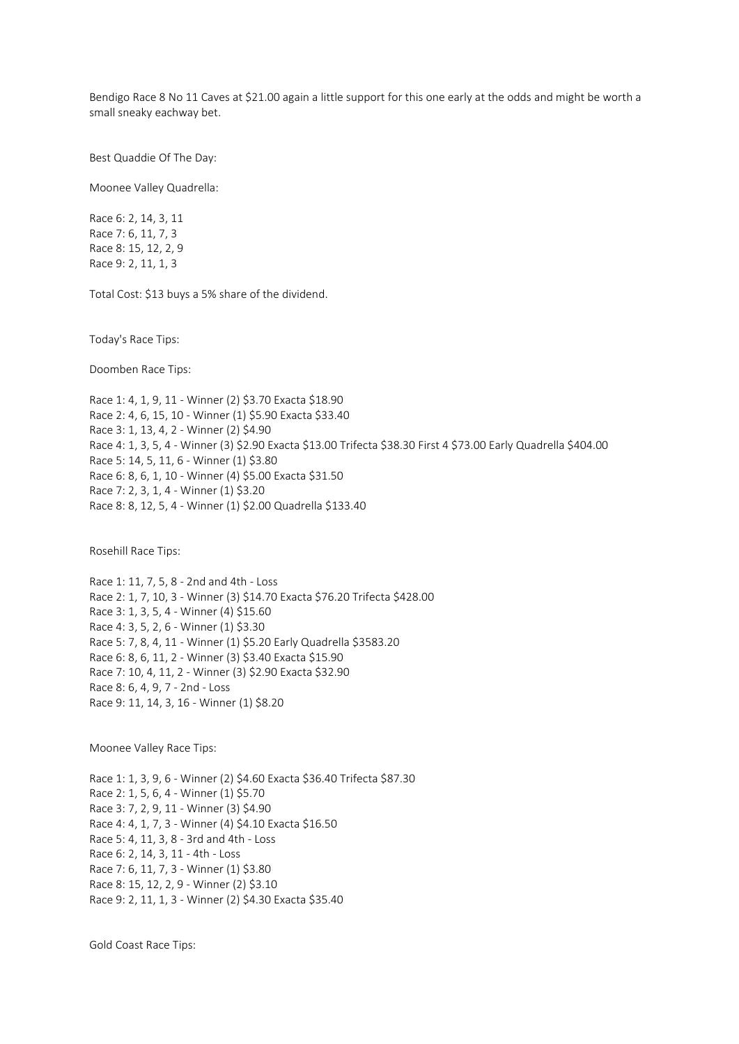Bendigo Race 8 No 11 Caves at $21.00 again a little support for this one early at the odds and might be worth a small sneaky eachway bet.

Best Quaddie Of The Day:

Moonee Valley Quadrella:

Race 6: 2, 14, 3, 11
Race 7: 6, 11, 7, 3
Race 8: 15, 12, 2, 9
Race 9: 2, 11, 1, 3

Total Cost: $13 buys a 5% share of the dividend.

Today's Race Tips:

Doomben Race Tips:

Race 1: 4, 1, 9, 11 - Winner (2) $3.70 Exacta $18.90
Race 2: 4, 6, 15, 10 - Winner (1) $5.90 Exacta $33.40
Race 3: 1, 13, 4, 2 - Winner (2) $4.90
Race 4: 1, 3, 5, 4 - Winner (3) $2.90 Exacta $13.00 Trifecta $38.30 First 4 $73.00 Early Quadrella $404.00
Race 5: 14, 5, 11, 6 - Winner (1) $3.80
Race 6: 8, 6, 1, 10 - Winner (4) $5.00 Exacta $31.50
Race 7: 2, 3, 1, 4 - Winner (1) $3.20
Race 8: 8, 12, 5, 4 - Winner (1) $2.00 Quadrella $133.40

Rosehill Race Tips:

Race 1: 11, 7, 5, 8 - 2nd and 4th - Loss
Race 2: 1, 7, 10, 3 - Winner (3) $14.70 Exacta $76.20 Trifecta $428.00
Race 3: 1, 3, 5, 4 - Winner (4) $15.60
Race 4: 3, 5, 2, 6 - Winner (1) $3.30
Race 5: 7, 8, 4, 11 - Winner (1) $5.20 Early Quadrella $3583.20
Race 6: 8, 6, 11, 2 - Winner (3) $3.40 Exacta $15.90
Race 7: 10, 4, 11, 2 - Winner (3) $2.90 Exacta $32.90
Race 8: 6, 4, 9, 7 - 2nd - Loss
Race 9: 11, 14, 3, 16 - Winner (1) $8.20

Moonee Valley Race Tips:

Race 1: 1, 3, 9, 6 - Winner (2) $4.60 Exacta $36.40 Trifecta $87.30
Race 2: 1, 5, 6, 4 - Winner (1) $5.70
Race 3: 7, 2, 9, 11 - Winner (3) $4.90
Race 4: 4, 1, 7, 3 - Winner (4) $4.10 Exacta $16.50
Race 5: 4, 11, 3, 8 - 3rd and 4th - Loss
Race 6: 2, 14, 3, 11 - 4th - Loss
Race 7: 6, 11, 7, 3 - Winner (1) $3.80
Race 8: 15, 12, 2, 9 - Winner (2) $3.10
Race 9: 2, 11, 1, 3 - Winner (2) $4.30 Exacta $35.40

Gold Coast Race Tips: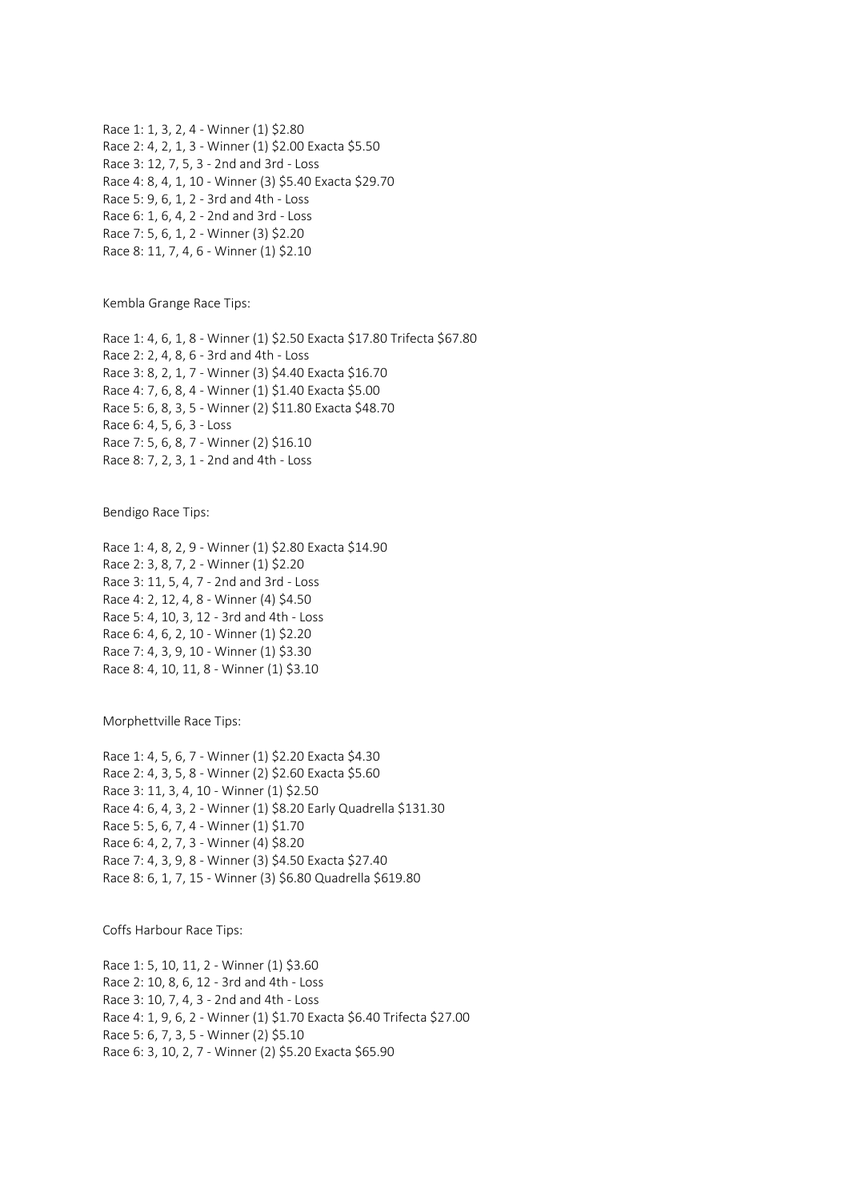Race 1: 1, 3, 2, 4 - Winner (1) $2.80
Race 2: 4, 2, 1, 3 - Winner (1) $2.00 Exacta $5.50
Race 3: 12, 7, 5, 3 - 2nd and 3rd - Loss
Race 4: 8, 4, 1, 10 - Winner (3) $5.40 Exacta $29.70
Race 5: 9, 6, 1, 2 - 3rd and 4th - Loss
Race 6: 1, 6, 4, 2 - 2nd and 3rd - Loss
Race 7: 5, 6, 1, 2 - Winner (3) $2.20
Race 8: 11, 7, 4, 6 - Winner (1) $2.10

Kembla Grange Race Tips:

Race 1: 4, 6, 1, 8 - Winner (1) $2.50 Exacta $17.80 Trifecta $67.80
Race 2: 2, 4, 8, 6 - 3rd and 4th - Loss
Race 3: 8, 2, 1, 7 - Winner (3) $4.40 Exacta $16.70
Race 4: 7, 6, 8, 4 - Winner (1) $1.40 Exacta $5.00
Race 5: 6, 8, 3, 5 - Winner (2) $11.80 Exacta $48.70
Race 6: 4, 5, 6, 3 - Loss
Race 7: 5, 6, 8, 7 - Winner (2) $16.10
Race 8: 7, 2, 3, 1 - 2nd and 4th - Loss

Bendigo Race Tips:

Race 1: 4, 8, 2, 9 - Winner (1) $2.80 Exacta $14.90
Race 2: 3, 8, 7, 2 - Winner (1) $2.20
Race 3: 11, 5, 4, 7 - 2nd and 3rd - Loss
Race 4: 2, 12, 4, 8 - Winner (4) $4.50
Race 5: 4, 10, 3, 12 - 3rd and 4th - Loss
Race 6: 4, 6, 2, 10 - Winner (1) $2.20
Race 7: 4, 3, 9, 10 - Winner (1) $3.30
Race 8: 4, 10, 11, 8 - Winner (1) $3.10

Morphettville Race Tips:

Race 1: 4, 5, 6, 7 - Winner (1) $2.20 Exacta $4.30
Race 2: 4, 3, 5, 8 - Winner (2) $2.60 Exacta $5.60
Race 3: 11, 3, 4, 10 - Winner (1) $2.50
Race 4: 6, 4, 3, 2 - Winner (1) $8.20 Early Quadrella $131.30
Race 5: 5, 6, 7, 4 - Winner (1) $1.70
Race 6: 4, 2, 7, 3 - Winner (4) $8.20
Race 7: 4, 3, 9, 8 - Winner (3) $4.50 Exacta $27.40
Race 8: 6, 1, 7, 15 - Winner (3) $6.80 Quadrella $619.80

Coffs Harbour Race Tips:

Race 1: 5, 10, 11, 2 - Winner (1) $3.60
Race 2: 10, 8, 6, 12 - 3rd and 4th - Loss
Race 3: 10, 7, 4, 3 - 2nd and 4th - Loss
Race 4: 1, 9, 6, 2 - Winner (1) $1.70 Exacta $6.40 Trifecta $27.00
Race 5: 6, 7, 3, 5 - Winner (2) $5.10
Race 6: 3, 10, 2, 7 - Winner (2) $5.20 Exacta $65.90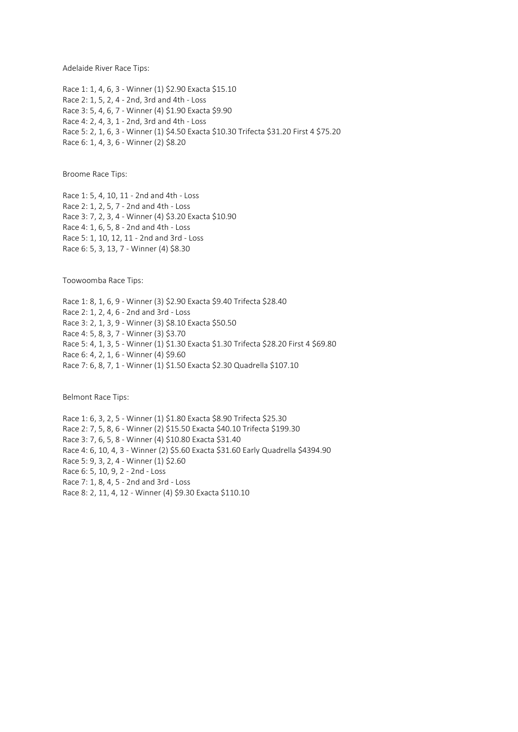Adelaide River Race Tips:

Race 1: 1, 4, 6, 3 - Winner (1) $2.90 Exacta $15.10
Race 2: 1, 5, 2, 4 - 2nd, 3rd and 4th - Loss
Race 3: 5, 4, 6, 7 - Winner (4) $1.90 Exacta $9.90
Race 4: 2, 4, 3, 1 - 2nd, 3rd and 4th - Loss
Race 5: 2, 1, 6, 3 - Winner (1) $4.50 Exacta $10.30 Trifecta $31.20 First 4 $75.20
Race 6: 1, 4, 3, 6 - Winner (2) $8.20

Broome Race Tips:

Race 1: 5, 4, 10, 11 - 2nd and 4th - Loss
Race 2: 1, 2, 5, 7 - 2nd and 4th - Loss
Race 3: 7, 2, 3, 4 - Winner (4) $3.20 Exacta $10.90
Race 4: 1, 6, 5, 8 - 2nd and 4th - Loss
Race 5: 1, 10, 12, 11 - 2nd and 3rd - Loss
Race 6: 5, 3, 13, 7 - Winner (4) $8.30

Toowoomba Race Tips:

Race 1: 8, 1, 6, 9 - Winner (3) $2.90 Exacta $9.40 Trifecta $28.40
Race 2: 1, 2, 4, 6 - 2nd and 3rd - Loss
Race 3: 2, 1, 3, 9 - Winner (3) $8.10 Exacta $50.50
Race 4: 5, 8, 3, 7 - Winner (3) $3.70
Race 5: 4, 1, 3, 5 - Winner (1) $1.30 Exacta $1.30 Trifecta $28.20 First 4 $69.80
Race 6: 4, 2, 1, 6 - Winner (4) $9.60
Race 7: 6, 8, 7, 1 - Winner (1) $1.50 Exacta $2.30 Quadrella $107.10

Belmont Race Tips:

Race 1: 6, 3, 2, 5 - Winner (1) $1.80 Exacta $8.90 Trifecta $25.30
Race 2: 7, 5, 8, 6 - Winner (2) $15.50 Exacta $40.10 Trifecta $199.30
Race 3: 7, 6, 5, 8 - Winner (4) $10.80 Exacta $31.40
Race 4: 6, 10, 4, 3 - Winner (2) $5.60 Exacta $31.60 Early Quadrella $4394.90
Race 5: 9, 3, 2, 4 - Winner (1) $2.60
Race 6: 5, 10, 9, 2 - 2nd - Loss
Race 7: 1, 8, 4, 5 - 2nd and 3rd - Loss
Race 8: 2, 11, 4, 12 - Winner (4) $9.30 Exacta $110.10